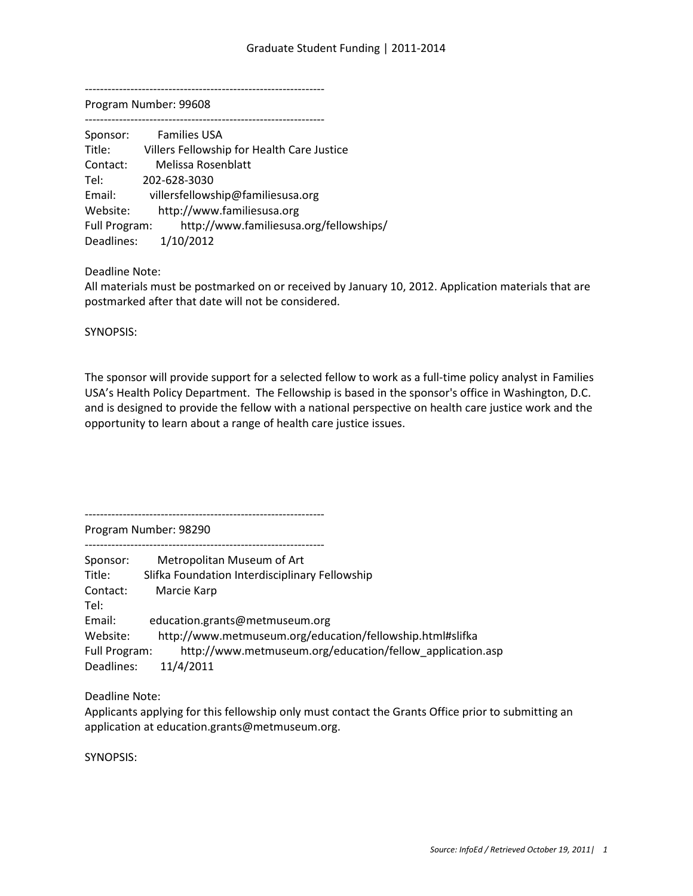---------------------------------------------------------------
Program Number: 99608
---------------------------------------------------------------

Sponsor: Families USA
Title: Villers Fellowship for Health Care Justice
Contact: Melissa Rosenblatt
Tel: 202-628-3030
Email: villersfellowship@familiesusa.org
Website: http://www.familiesusa.org
Full Program: http://www.familiesusa.org/fellowships/
Deadlines: 1/10/2012

Deadline Note:
All materials must be postmarked on or received by January 10, 2012. Application materials that are postmarked after that date will not be considered.

SYNOPSIS:

The sponsor will provide support for a selected fellow to work as a full-time policy analyst in Families USA's Health Policy Department. The Fellowship is based in the sponsor's office in Washington, D.C. and is designed to provide the fellow with a national perspective on health care justice work and the opportunity to learn about a range of health care justice issues.

---------------------------------------------------------------
Program Number: 98290
---------------------------------------------------------------

Sponsor: Metropolitan Museum of Art
Title: Slifka Foundation Interdisciplinary Fellowship
Contact: Marcie Karp
Tel:
Email: education.grants@metmuseum.org
Website: http://www.metmuseum.org/education/fellowship.html#slifka
Full Program: http://www.metmuseum.org/education/fellow_application.asp
Deadlines: 11/4/2011

Deadline Note:
Applicants applying for this fellowship only must contact the Grants Office prior to submitting an application at education.grants@metmuseum.org.

SYNOPSIS: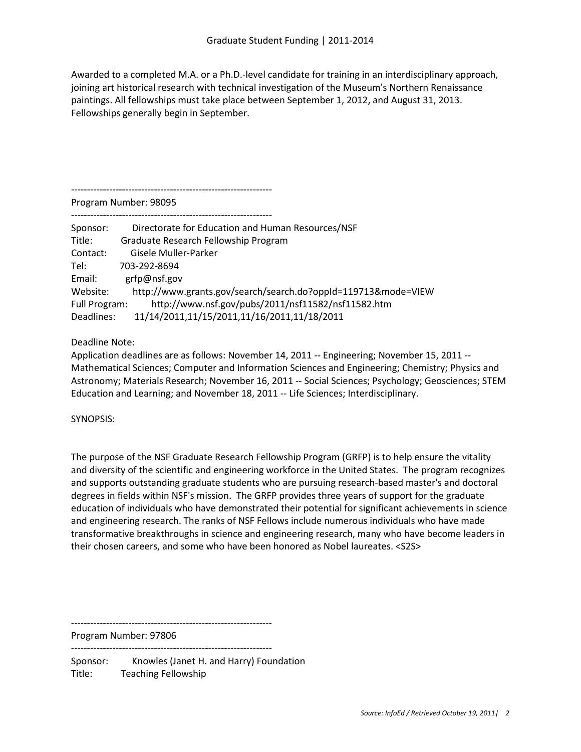Awarded to a completed M.A. or a Ph.D.-level candidate for training in an interdisciplinary approach, joining art historical research with technical investigation of the Museum's Northern Renaissance paintings. All fellowships must take place between September 1, 2012, and August 31, 2013. Fellowships generally begin in September.

---------------------------------------------------------------

Program Number: 98095

---------------------------------------------------------------

Sponsor: Directorate for Education and Human Resources/NSF
Title: Graduate Research Fellowship Program
Contact: Gisele Muller-Parker
Tel: 703-292-8694
Email: grfp@nsf.gov
Website: http://www.grants.gov/search/search.do?oppId=119713&mode=VIEW
Full Program: http://www.nsf.gov/pubs/2011/nsf11582/nsf11582.htm
Deadlines: 11/14/2011,11/15/2011,11/16/2011,11/18/2011

Deadline Note:
Application deadlines are as follows: November 14, 2011 -- Engineering; November 15, 2011 -- Mathematical Sciences; Computer and Information Sciences and Engineering; Chemistry; Physics and Astronomy; Materials Research; November 16, 2011 -- Social Sciences; Psychology; Geosciences; STEM Education and Learning; and November 18, 2011 -- Life Sciences; Interdisciplinary.

SYNOPSIS:

The purpose of the NSF Graduate Research Fellowship Program (GRFP) is to help ensure the vitality and diversity of the scientific and engineering workforce in the United States. The program recognizes and supports outstanding graduate students who are pursuing research-based master's and doctoral degrees in fields within NSF's mission. The GRFP provides three years of support for the graduate education of individuals who have demonstrated their potential for significant achievements in science and engineering research. The ranks of NSF Fellows include numerous individuals who have made transformative breakthroughs in science and engineering research, many who have become leaders in their chosen careers, and some who have been honored as Nobel laureates. <S2S>

---------------------------------------------------------------

Program Number: 97806

---------------------------------------------------------------

Sponsor: Knowles (Janet H. and Harry) Foundation
Title: Teaching Fellowship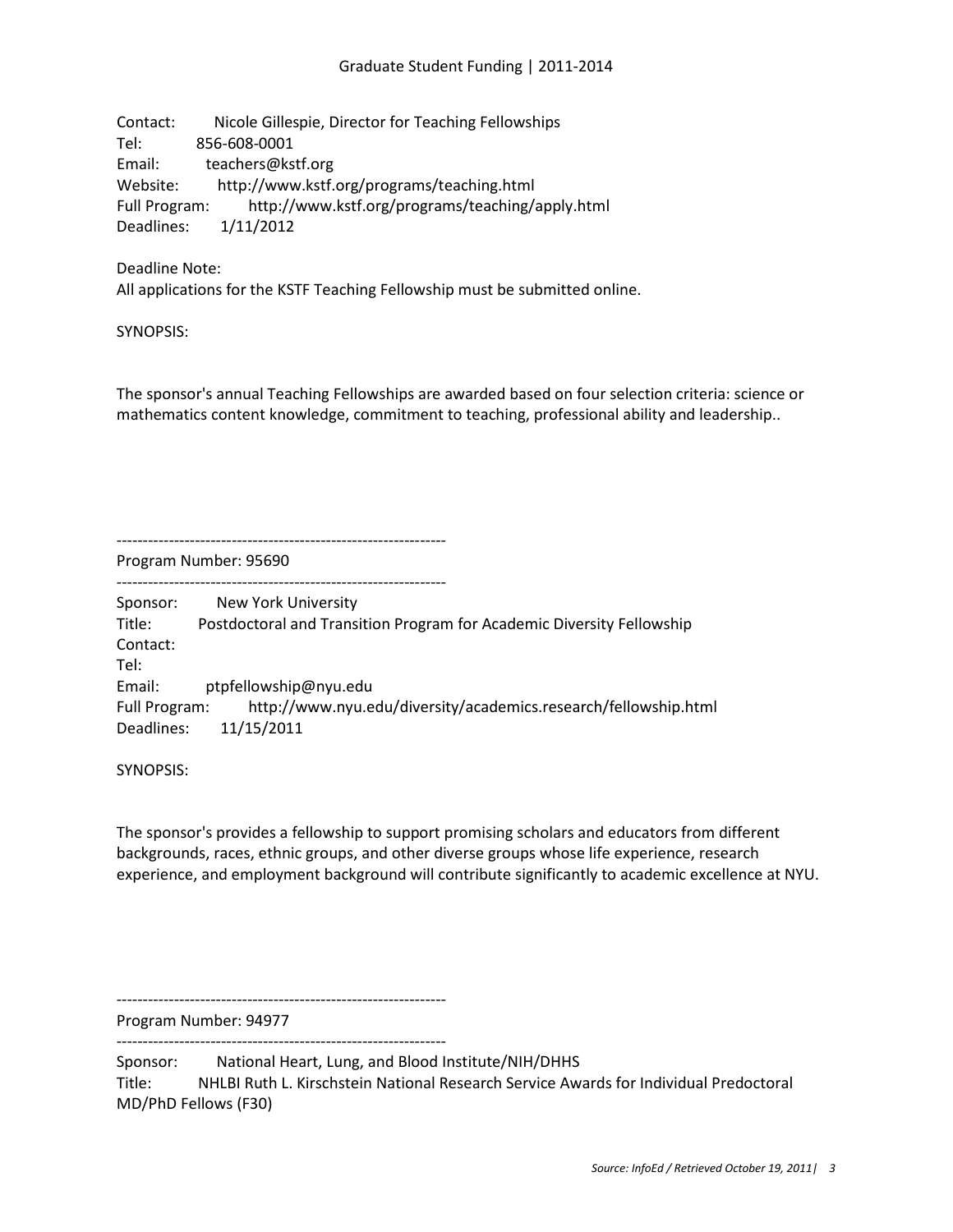Contact: Nicole Gillespie, Director for Teaching Fellowships
Tel: 856-608-0001
Email: teachers@kstf.org
Website: http://www.kstf.org/programs/teaching.html
Full Program: http://www.kstf.org/programs/teaching/apply.html
Deadlines: 1/11/2012

Deadline Note:
All applications for the KSTF Teaching Fellowship must be submitted online.

SYNOPSIS:

The sponsor's annual Teaching Fellowships are awarded based on four selection criteria: science or mathematics content knowledge, commitment to teaching, professional ability and leadership..

---------------------------------------------------------------
Program Number: 95690
---------------------------------------------------------------
Sponsor: New York University
Title: Postdoctoral and Transition Program for Academic Diversity Fellowship
Contact:
Tel:
Email: ptpfellowship@nyu.edu
Full Program: http://www.nyu.edu/diversity/academics.research/fellowship.html
Deadlines: 11/15/2011

SYNOPSIS:

The sponsor's provides a fellowship to support promising scholars and educators from different backgrounds, races, ethnic groups, and other diverse groups whose life experience, research experience, and employment background will contribute significantly to academic excellence at NYU.

---------------------------------------------------------------
Program Number: 94977
---------------------------------------------------------------
Sponsor: National Heart, Lung, and Blood Institute/NIH/DHHS
Title: NHLBI Ruth L. Kirschstein National Research Service Awards for Individual Predoctoral MD/PhD Fellows (F30)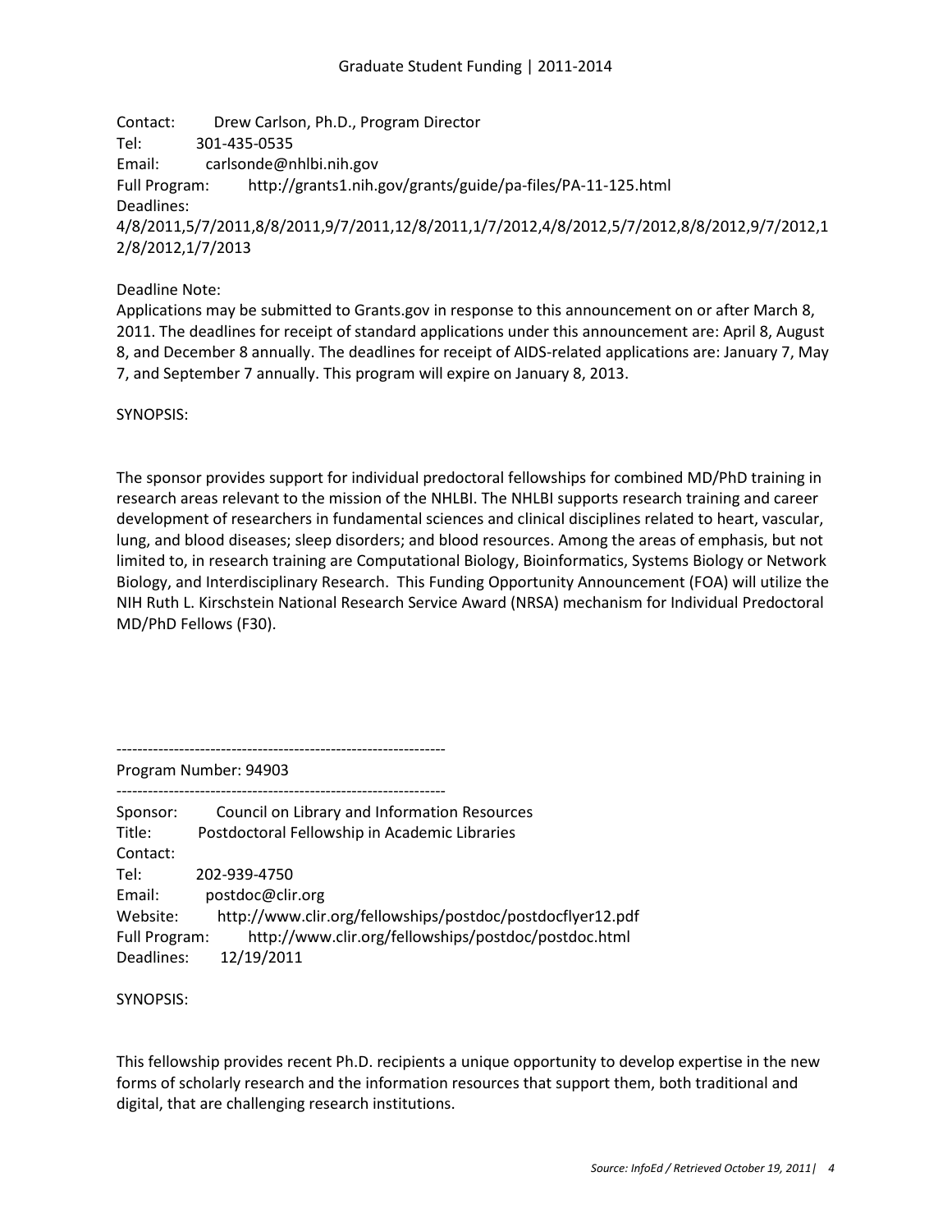Contact: Drew Carlson, Ph.D., Program Director
Tel: 301-435-0535
Email: carlsonde@nhlbi.nih.gov
Full Program: http://grants1.nih.gov/grants/guide/pa-files/PA-11-125.html
Deadlines:
4/8/2011,5/7/2011,8/8/2011,9/7/2011,12/8/2011,1/7/2012,4/8/2012,5/7/2012,8/8/2012,9/7/2012,12/8/2012,1/7/2013

Deadline Note:
Applications may be submitted to Grants.gov in response to this announcement on or after March 8, 2011. The deadlines for receipt of standard applications under this announcement are: April 8, August 8, and December 8 annually. The deadlines for receipt of AIDS-related applications are: January 7, May 7, and September 7 annually. This program will expire on January 8, 2013.

SYNOPSIS:

The sponsor provides support for individual predoctoral fellowships for combined MD/PhD training in research areas relevant to the mission of the NHLBI. The NHLBI supports research training and career development of researchers in fundamental sciences and clinical disciplines related to heart, vascular, lung, and blood diseases; sleep disorders; and blood resources. Among the areas of emphasis, but not limited to, in research training are Computational Biology, Bioinformatics, Systems Biology or Network Biology, and Interdisciplinary Research. This Funding Opportunity Announcement (FOA) will utilize the NIH Ruth L. Kirschstein National Research Service Award (NRSA) mechanism for Individual Predoctoral MD/PhD Fellows (F30).

---------------------------------------------------------------
Program Number: 94903
---------------------------------------------------------------

Sponsor: Council on Library and Information Resources
Title: Postdoctoral Fellowship in Academic Libraries
Contact:
Tel: 202-939-4750
Email: postdoc@clir.org
Website: http://www.clir.org/fellowships/postdoc/postdocflyer12.pdf
Full Program: http://www.clir.org/fellowships/postdoc/postdoc.html
Deadlines: 12/19/2011

SYNOPSIS:

This fellowship provides recent Ph.D. recipients a unique opportunity to develop expertise in the new forms of scholarly research and the information resources that support them, both traditional and digital, that are challenging research institutions.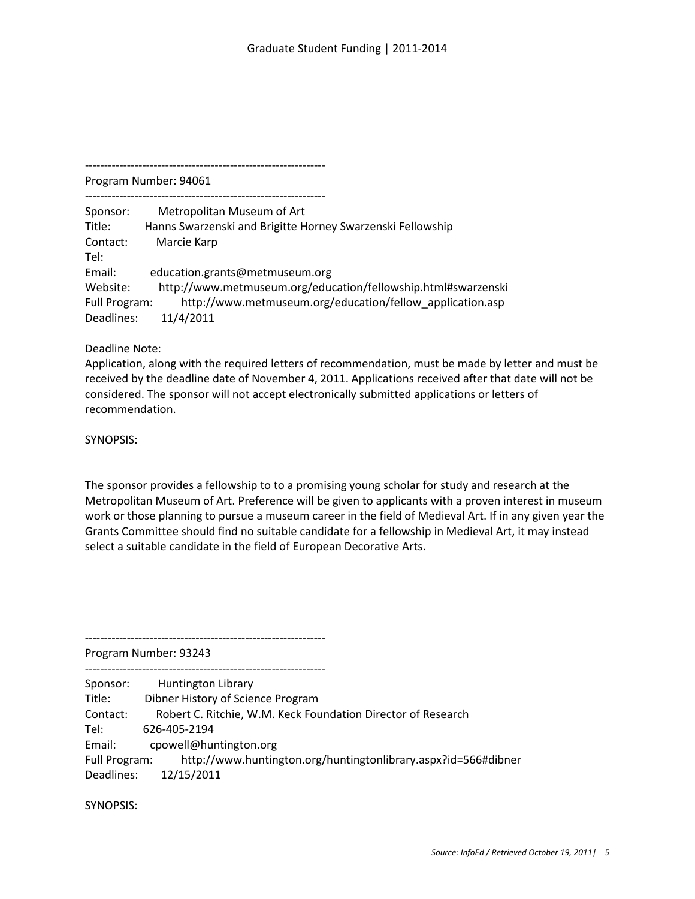---------------------------------------------------------------

Program Number: 94061

---------------------------------------------------------------

Sponsor: Metropolitan Museum of Art
Title: Hanns Swarzenski and Brigitte Horney Swarzenski Fellowship
Contact: Marcie Karp
Tel:
Email: education.grants@metmuseum.org
Website: http://www.metmuseum.org/education/fellowship.html#swarzenski
Full Program: http://www.metmuseum.org/education/fellow_application.asp
Deadlines: 11/4/2011

Deadline Note:
Application, along with the required letters of recommendation, must be made by letter and must be received by the deadline date of November 4, 2011. Applications received after that date will not be considered. The sponsor will not accept electronically submitted applications or letters of recommendation.

SYNOPSIS:

The sponsor provides a fellowship to to a promising young scholar for study and research at the Metropolitan Museum of Art. Preference will be given to applicants with a proven interest in museum work or those planning to pursue a museum career in the field of Medieval Art. If in any given year the Grants Committee should find no suitable candidate for a fellowship in Medieval Art, it may instead select a suitable candidate in the field of European Decorative Arts.

---------------------------------------------------------------

Program Number: 93243

---------------------------------------------------------------

Sponsor: Huntington Library
Title: Dibner History of Science Program
Contact: Robert C. Ritchie, W.M. Keck Foundation Director of Research
Tel: 626-405-2194
Email: cpowell@huntington.org
Full Program: http://www.huntington.org/huntingtonlibrary.aspx?id=566#dibner
Deadlines: 12/15/2011

SYNOPSIS: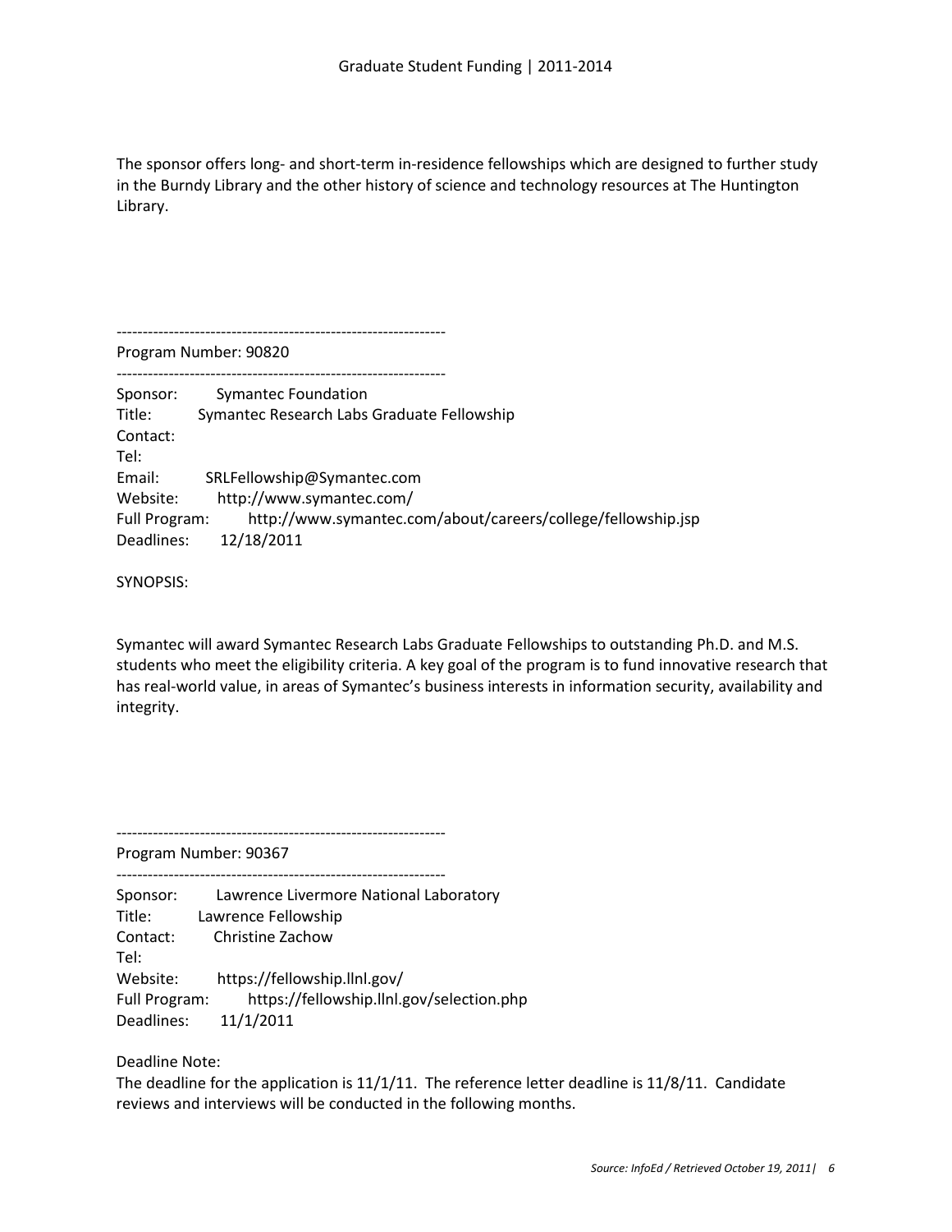The sponsor offers long- and short-term in-residence fellowships which are designed to further study in the Burndy Library and the other history of science and technology resources at The Huntington Library.

---------------------------------------------------------------

Program Number: 90820

---------------------------------------------------------------

Sponsor: Symantec Foundation
Title: Symantec Research Labs Graduate Fellowship
Contact:
Tel:
Email: SRLFellowship@Symantec.com
Website: http://www.symantec.com/
Full Program: http://www.symantec.com/about/careers/college/fellowship.jsp
Deadlines: 12/18/2011

SYNOPSIS:

Symantec will award Symantec Research Labs Graduate Fellowships to outstanding Ph.D. and M.S. students who meet the eligibility criteria. A key goal of the program is to fund innovative research that has real-world value, in areas of Symantec's business interests in information security, availability and integrity.

---------------------------------------------------------------

Program Number: 90367

---------------------------------------------------------------

Sponsor: Lawrence Livermore National Laboratory
Title: Lawrence Fellowship
Contact: Christine Zachow
Tel:
Website: https://fellowship.llnl.gov/
Full Program: https://fellowship.llnl.gov/selection.php
Deadlines: 11/1/2011

Deadline Note:
The deadline for the application is 11/1/11. The reference letter deadline is 11/8/11. Candidate reviews and interviews will be conducted in the following months.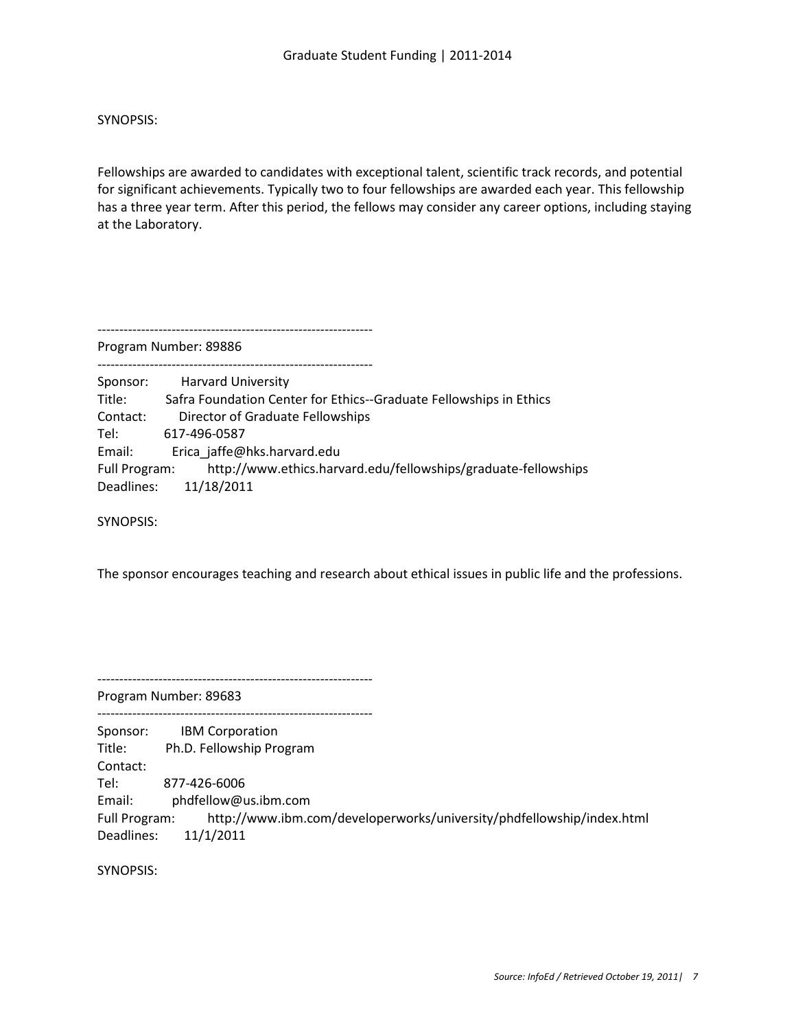SYNOPSIS:

Fellowships are awarded to candidates with exceptional talent, scientific track records, and potential for significant achievements. Typically two to four fellowships are awarded each year. This fellowship has a three year term. After this period, the fellows may consider any career options, including staying at the Laboratory.

---------------------------------------------------------------
Program Number: 89886
---------------------------------------------------------------

Sponsor: Harvard University
Title: Safra Foundation Center for Ethics--Graduate Fellowships in Ethics
Contact: Director of Graduate Fellowships
Tel: 617-496-0587
Email: Erica_jaffe@hks.harvard.edu
Full Program: http://www.ethics.harvard.edu/fellowships/graduate-fellowships
Deadlines: 11/18/2011

SYNOPSIS:

The sponsor encourages teaching and research about ethical issues in public life and the professions.

---------------------------------------------------------------
Program Number: 89683
---------------------------------------------------------------

Sponsor: IBM Corporation
Title: Ph.D. Fellowship Program
Contact:
Tel: 877-426-6006
Email: phdfellow@us.ibm.com
Full Program: http://www.ibm.com/developerworks/university/phdfellowship/index.html
Deadlines: 11/1/2011

SYNOPSIS: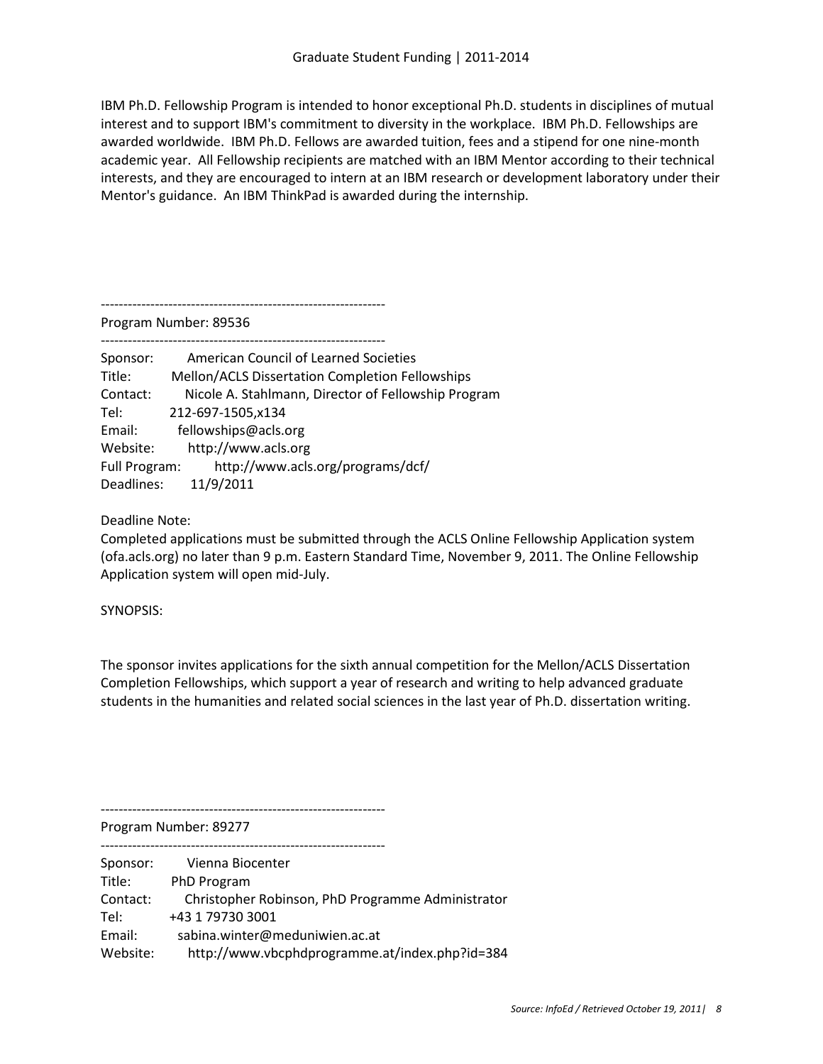IBM Ph.D. Fellowship Program is intended to honor exceptional Ph.D. students in disciplines of mutual interest and to support IBM's commitment to diversity in the workplace. IBM Ph.D. Fellowships are awarded worldwide. IBM Ph.D. Fellows are awarded tuition, fees and a stipend for one nine-month academic year. All Fellowship recipients are matched with an IBM Mentor according to their technical interests, and they are encouraged to intern at an IBM research or development laboratory under their Mentor's guidance. An IBM ThinkPad is awarded during the internship.

---------------------------------------------------------------

Program Number: 89536

---------------------------------------------------------------

Sponsor: American Council of Learned Societies
Title: Mellon/ACLS Dissertation Completion Fellowships
Contact: Nicole A. Stahlmann, Director of Fellowship Program
Tel: 212-697-1505,x134
Email: fellowships@acls.org
Website: http://www.acls.org
Full Program: http://www.acls.org/programs/dcf/
Deadlines: 11/9/2011

Deadline Note:
Completed applications must be submitted through the ACLS Online Fellowship Application system (ofa.acls.org) no later than 9 p.m. Eastern Standard Time, November 9, 2011. The Online Fellowship Application system will open mid-July.

SYNOPSIS:

The sponsor invites applications for the sixth annual competition for the Mellon/ACLS Dissertation Completion Fellowships, which support a year of research and writing to help advanced graduate students in the humanities and related social sciences in the last year of Ph.D. dissertation writing.

---------------------------------------------------------------

Program Number: 89277

---------------------------------------------------------------

Sponsor: Vienna Biocenter
Title: PhD Program
Contact: Christopher Robinson, PhD Programme Administrator
Tel: +43 1 79730 3001
Email: sabina.winter@meduniwien.ac.at
Website: http://www.vbcphdprogramme.at/index.php?id=384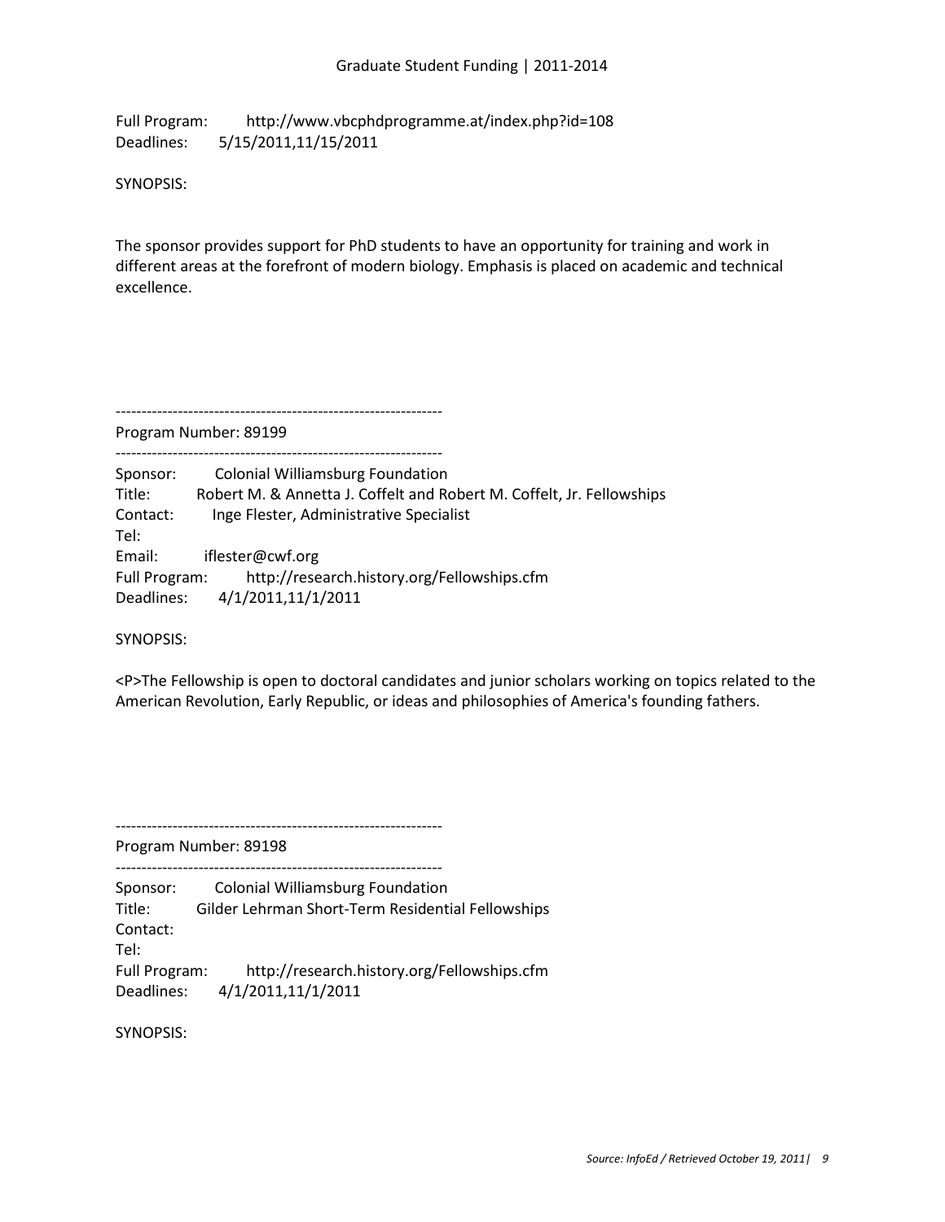Full Program: http://www.vbcphdprogramme.at/index.php?id=108
Deadlines: 5/15/2011,11/15/2011

SYNOPSIS:

The sponsor provides support for PhD students to have an opportunity for training and work in different areas at the forefront of modern biology. Emphasis is placed on academic and technical excellence.

--------------------------------------------------------------

Program Number: 89199

--------------------------------------------------------------

Sponsor: Colonial Williamsburg Foundation
Title: Robert M. & Annetta J. Coffelt and Robert M. Coffelt, Jr. Fellowships
Contact: Inge Flester, Administrative Specialist
Tel:
Email: iflester@cwf.org
Full Program: http://research.history.org/Fellowships.cfm
Deadlines: 4/1/2011,11/1/2011

SYNOPSIS:

<P>The Fellowship is open to doctoral candidates and junior scholars working on topics related to the American Revolution, Early Republic, or ideas and philosophies of America's founding fathers.

--------------------------------------------------------------

Program Number: 89198

--------------------------------------------------------------

Sponsor: Colonial Williamsburg Foundation
Title: Gilder Lehrman Short-Term Residential Fellowships
Contact:
Tel:
Full Program: http://research.history.org/Fellowships.cfm
Deadlines: 4/1/2011,11/1/2011

SYNOPSIS: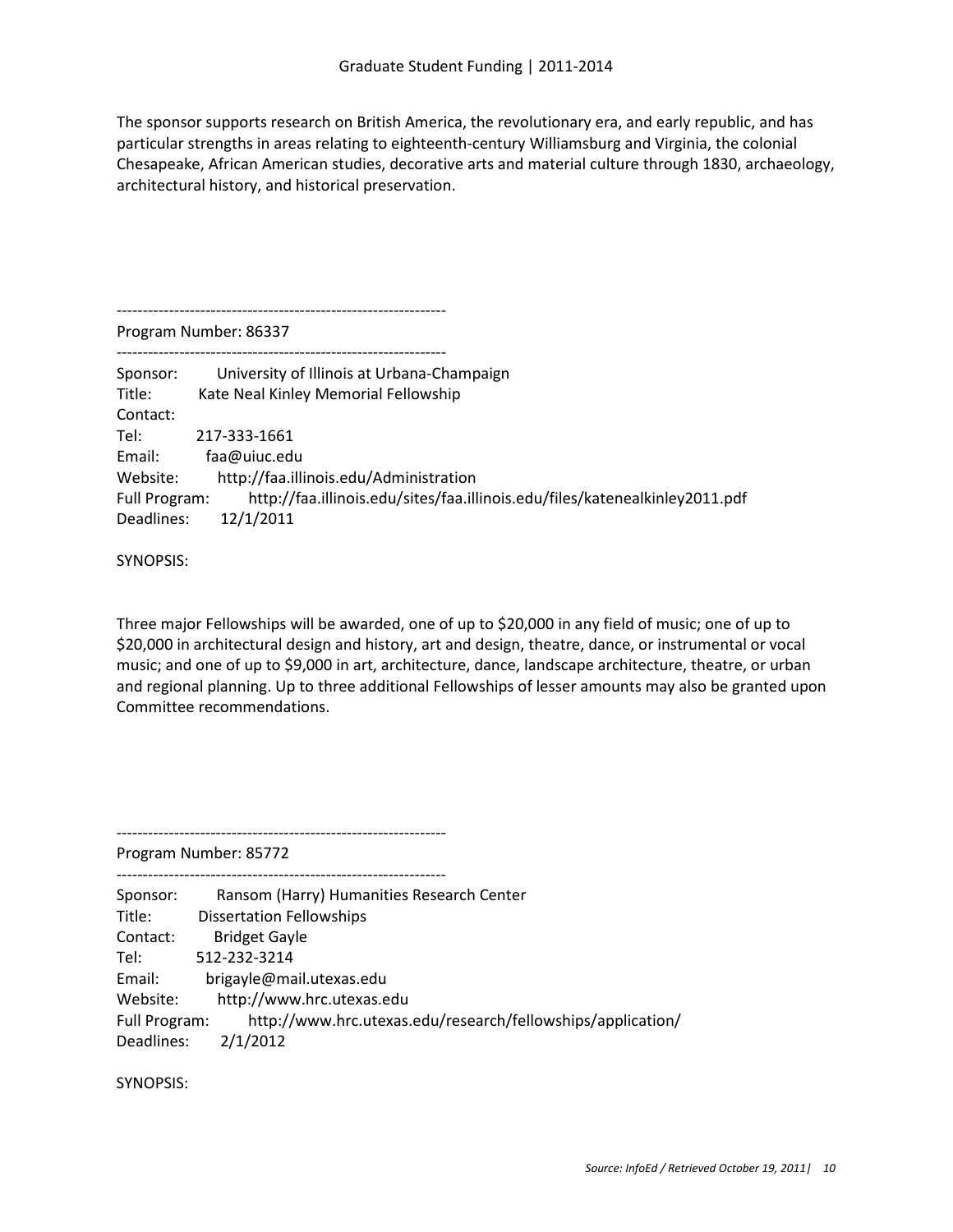The sponsor supports research on British America, the revolutionary era, and early republic, and has particular strengths in areas relating to eighteenth-century Williamsburg and Virginia, the colonial Chesapeake, African American studies, decorative arts and material culture through 1830, archaeology, architectural history, and historical preservation.

---------------------------------------------------------------

Program Number: 86337

---------------------------------------------------------------

Sponsor: University of Illinois at Urbana-Champaign
Title: Kate Neal Kinley Memorial Fellowship
Contact:
Tel: 217-333-1661
Email: faa@uiuc.edu
Website: http://faa.illinois.edu/Administration
Full Program: http://faa.illinois.edu/sites/faa.illinois.edu/files/katenealkinley2011.pdf
Deadlines: 12/1/2011

SYNOPSIS:

Three major Fellowships will be awarded, one of up to $20,000 in any field of music; one of up to $20,000 in architectural design and history, art and design, theatre, dance, or instrumental or vocal music; and one of up to $9,000 in art, architecture, dance, landscape architecture, theatre, or urban and regional planning. Up to three additional Fellowships of lesser amounts may also be granted upon Committee recommendations.

---------------------------------------------------------------

Program Number: 85772

---------------------------------------------------------------

Sponsor: Ransom (Harry) Humanities Research Center
Title: Dissertation Fellowships
Contact: Bridget Gayle
Tel: 512-232-3214
Email: brigayle@mail.utexas.edu
Website: http://www.hrc.utexas.edu
Full Program: http://www.hrc.utexas.edu/research/fellowships/application/
Deadlines: 2/1/2012

SYNOPSIS: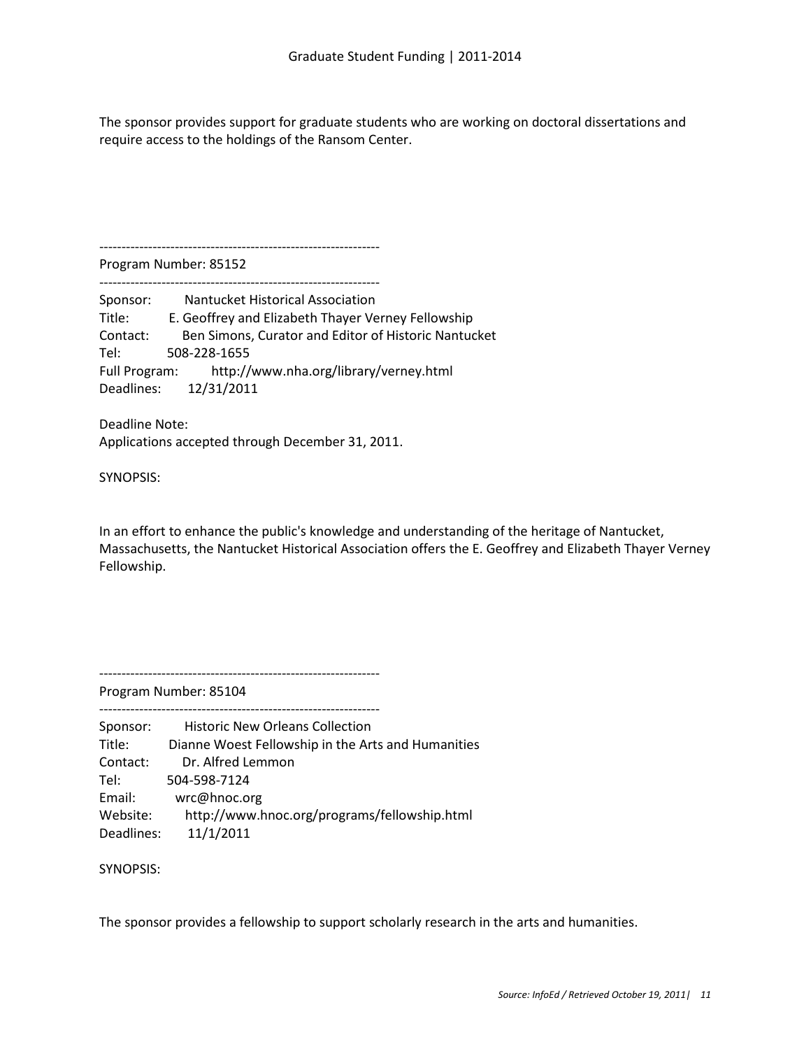The sponsor provides support for graduate students who are working on doctoral dissertations and require access to the holdings of the Ransom Center.

---------------------------------------------------------------

Program Number: 85152

---------------------------------------------------------------

Sponsor: Nantucket Historical Association
Title: E. Geoffrey and Elizabeth Thayer Verney Fellowship
Contact: Ben Simons, Curator and Editor of Historic Nantucket
Tel: 508-228-1655
Full Program: http://www.nha.org/library/verney.html
Deadlines: 12/31/2011

Deadline Note:
Applications accepted through December 31, 2011.

SYNOPSIS:

In an effort to enhance the public's knowledge and understanding of the heritage of Nantucket, Massachusetts, the Nantucket Historical Association offers the E. Geoffrey and Elizabeth Thayer Verney Fellowship.

---------------------------------------------------------------

Program Number: 85104

---------------------------------------------------------------

Sponsor: Historic New Orleans Collection
Title: Dianne Woest Fellowship in the Arts and Humanities
Contact: Dr. Alfred Lemmon
Tel: 504-598-7124
Email: wrc@hnoc.org
Website: http://www.hnoc.org/programs/fellowship.html
Deadlines: 11/1/2011

SYNOPSIS:

The sponsor provides a fellowship to support scholarly research in the arts and humanities.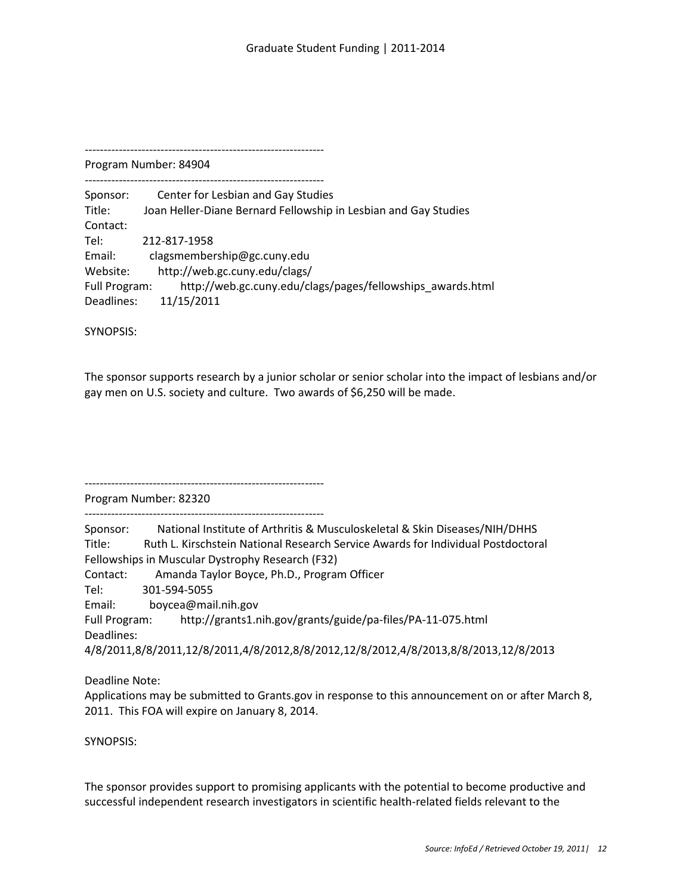---------------------------------------------------------------

Program Number: 84904

---------------------------------------------------------------

Sponsor: Center for Lesbian and Gay Studies
Title: Joan Heller-Diane Bernard Fellowship in Lesbian and Gay Studies
Contact:
Tel: 212-817-1958
Email: clagsmembership@gc.cuny.edu
Website: http://web.gc.cuny.edu/clags/
Full Program: http://web.gc.cuny.edu/clags/pages/fellowships_awards.html
Deadlines: 11/15/2011

SYNOPSIS:

The sponsor supports research by a junior scholar or senior scholar into the impact of lesbians and/or gay men on U.S. society and culture. Two awards of $6,250 will be made.

---------------------------------------------------------------

Program Number: 82320

---------------------------------------------------------------

Sponsor: National Institute of Arthritis & Musculoskeletal & Skin Diseases/NIH/DHHS
Title: Ruth L. Kirschstein National Research Service Awards for Individual Postdoctoral Fellowships in Muscular Dystrophy Research (F32)
Contact: Amanda Taylor Boyce, Ph.D., Program Officer
Tel: 301-594-5055
Email: boycea@mail.nih.gov
Full Program: http://grants1.nih.gov/grants/guide/pa-files/PA-11-075.html
Deadlines:
4/8/2011,8/8/2011,12/8/2011,4/8/2012,8/8/2012,12/8/2012,4/8/2013,8/8/2013,12/8/2013

Deadline Note:
Applications may be submitted to Grants.gov in response to this announcement on or after March 8, 2011. This FOA will expire on January 8, 2014.

SYNOPSIS:

The sponsor provides support to promising applicants with the potential to become productive and successful independent research investigators in scientific health-related fields relevant to the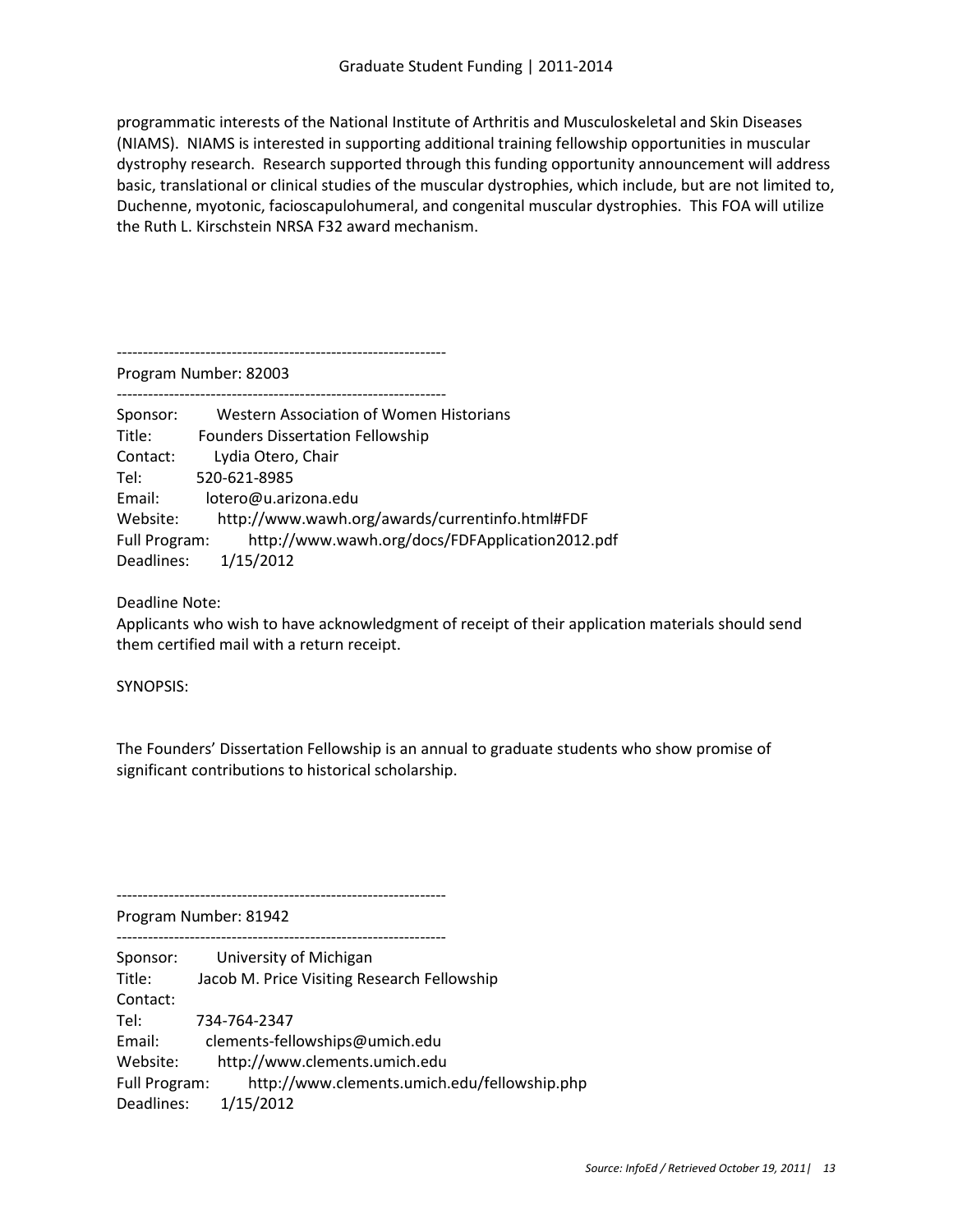programmatic interests of the National Institute of Arthritis and Musculoskeletal and Skin Diseases (NIAMS). NIAMS is interested in supporting additional training fellowship opportunities in muscular dystrophy research. Research supported through this funding opportunity announcement will address basic, translational or clinical studies of the muscular dystrophies, which include, but are not limited to, Duchenne, myotonic, facioscapulohumeral, and congenital muscular dystrophies. This FOA will utilize the Ruth L. Kirschstein NRSA F32 award mechanism.

---------------------------------------------------------------

Program Number: 82003

---------------------------------------------------------------

Sponsor: Western Association of Women Historians
Title: Founders Dissertation Fellowship
Contact: Lydia Otero, Chair
Tel: 520-621-8985
Email: lotero@u.arizona.edu
Website: http://www.wawh.org/awards/currentinfo.html#FDF
Full Program: http://www.wawh.org/docs/FDFApplication2012.pdf
Deadlines: 1/15/2012

Deadline Note:
Applicants who wish to have acknowledgment of receipt of their application materials should send them certified mail with a return receipt.

SYNOPSIS:

The Founders' Dissertation Fellowship is an annual to graduate students who show promise of significant contributions to historical scholarship.

---------------------------------------------------------------

Program Number: 81942

---------------------------------------------------------------

Sponsor: University of Michigan
Title: Jacob M. Price Visiting Research Fellowship
Contact:
Tel: 734-764-2347
Email: clements-fellowships@umich.edu
Website: http://www.clements.umich.edu
Full Program: http://www.clements.umich.edu/fellowship.php
Deadlines: 1/15/2012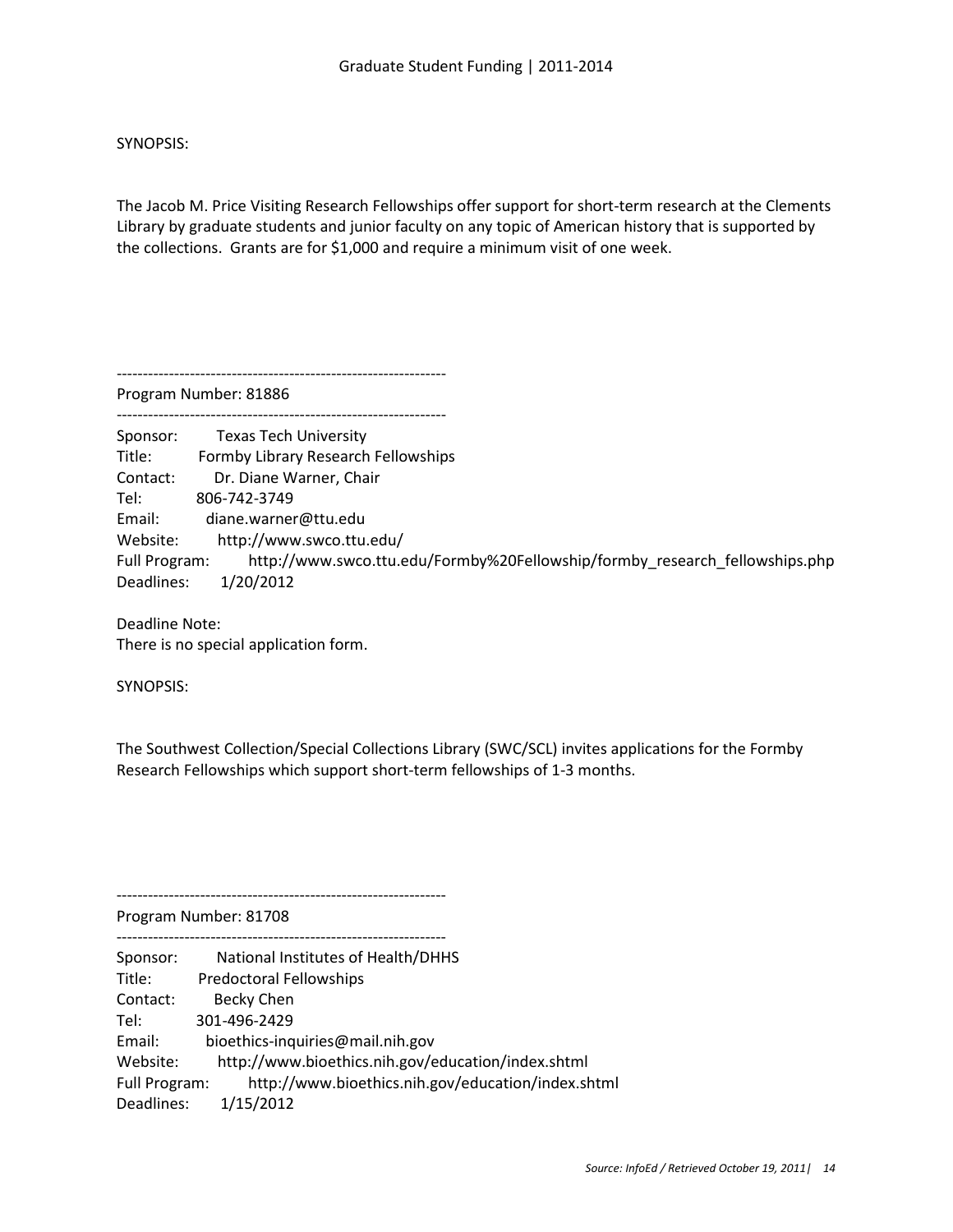SYNOPSIS:

The Jacob M. Price Visiting Research Fellowships offer support for short-term research at the Clements Library by graduate students and junior faculty on any topic of American history that is supported by the collections. Grants are for $1,000 and require a minimum visit of one week.

---------------------------------------------------------------

Program Number: 81886

---------------------------------------------------------------

Sponsor: Texas Tech University  
Title: Formby Library Research Fellowships  
Contact: Dr. Diane Warner, Chair  
Tel: 806-742-3749  
Email: diane.warner@ttu.edu  
Website: http://www.swco.ttu.edu/  
Full Program: http://www.swco.ttu.edu/Formby%20Fellowship/formby_research_fellowships.php  
Deadlines: 1/20/2012

Deadline Note:  
There is no special application form.

SYNOPSIS:

The Southwest Collection/Special Collections Library (SWC/SCL) invites applications for the Formby Research Fellowships which support short-term fellowships of 1-3 months.

---------------------------------------------------------------

Program Number: 81708

---------------------------------------------------------------

Sponsor: National Institutes of Health/DHHS  
Title: Predoctoral Fellowships  
Contact: Becky Chen  
Tel: 301-496-2429  
Email: bioethics-inquiries@mail.nih.gov  
Website: http://www.bioethics.nih.gov/education/index.shtml  
Full Program: http://www.bioethics.nih.gov/education/index.shtml  
Deadlines: 1/15/2012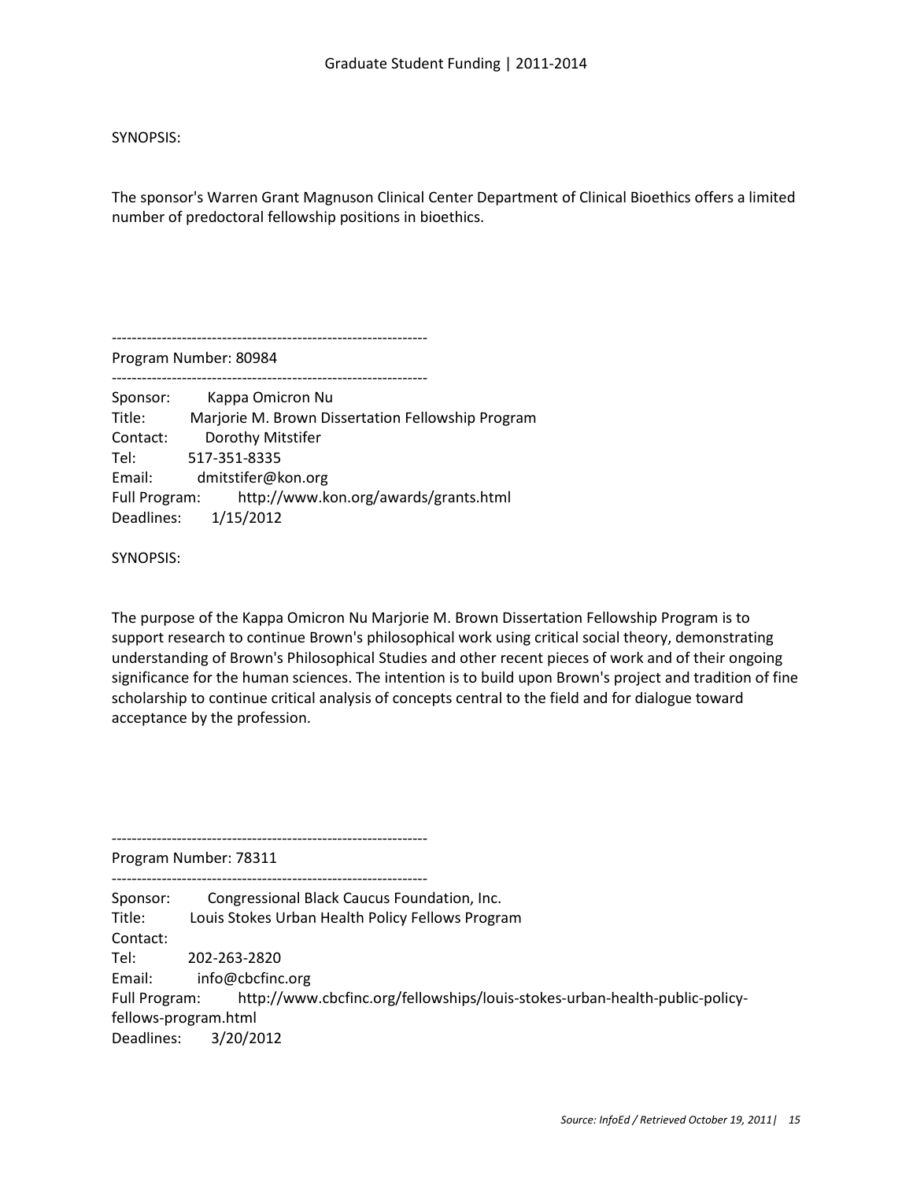SYNOPSIS:

The sponsor's Warren Grant Magnuson Clinical Center Department of Clinical Bioethics offers a limited number of predoctoral fellowship positions in bioethics.

---------------------------------------------------------------
Program Number: 80984
---------------------------------------------------------------

Sponsor: Kappa Omicron Nu
Title: Marjorie M. Brown Dissertation Fellowship Program
Contact: Dorothy Mitstifer
Tel: 517-351-8335
Email: dmitstifer@kon.org
Full Program: http://www.kon.org/awards/grants.html
Deadlines: 1/15/2012

SYNOPSIS:

The purpose of the Kappa Omicron Nu Marjorie M. Brown Dissertation Fellowship Program is to support research to continue Brown's philosophical work using critical social theory, demonstrating understanding of Brown's Philosophical Studies and other recent pieces of work and of their ongoing significance for the human sciences. The intention is to build upon Brown's project and tradition of fine scholarship to continue critical analysis of concepts central to the field and for dialogue toward acceptance by the profession.

---------------------------------------------------------------
Program Number: 78311
---------------------------------------------------------------

Sponsor: Congressional Black Caucus Foundation, Inc.
Title: Louis Stokes Urban Health Policy Fellows Program
Contact:
Tel: 202-263-2820
Email: info@cbcfinc.org
Full Program: http://www.cbcfinc.org/fellowships/louis-stokes-urban-health-public-policy-fellows-program.html
Deadlines: 3/20/2012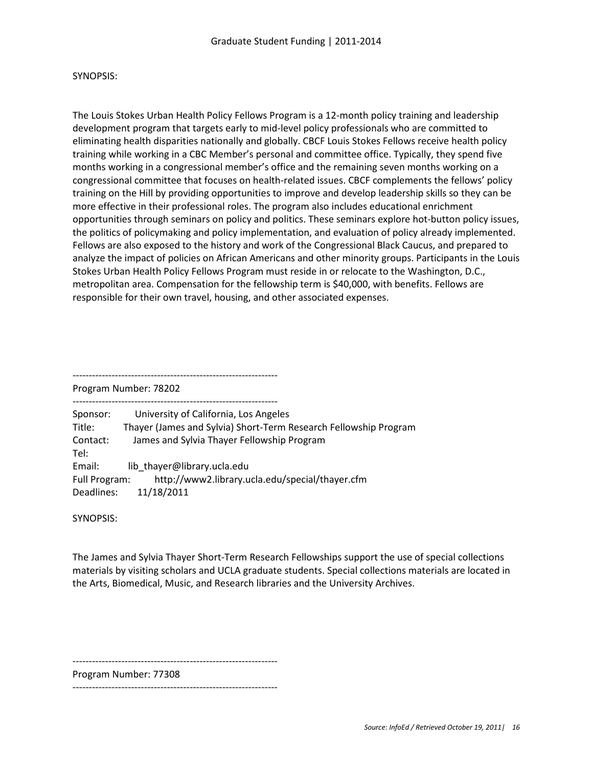SYNOPSIS:

The Louis Stokes Urban Health Policy Fellows Program is a 12-month policy training and leadership development program that targets early to mid-level policy professionals who are committed to eliminating health disparities nationally and globally. CBCF Louis Stokes Fellows receive health policy training while working in a CBC Member's personal and committee office. Typically, they spend five months working in a congressional member's office and the remaining seven months working on a congressional committee that focuses on health-related issues. CBCF complements the fellows' policy training on the Hill by providing opportunities to improve and develop leadership skills so they can be more effective in their professional roles. The program also includes educational enrichment opportunities through seminars on policy and politics. These seminars explore hot-button policy issues, the politics of policymaking and policy implementation, and evaluation of policy already implemented. Fellows are also exposed to the history and work of the Congressional Black Caucus, and prepared to analyze the impact of policies on African Americans and other minority groups. Participants in the Louis Stokes Urban Health Policy Fellows Program must reside in or relocate to the Washington, D.C., metropolitan area. Compensation for the fellowship term is $40,000, with benefits. Fellows are responsible for their own travel, housing, and other associated expenses.

---------------------------------------------------------------

Program Number: 78202

---------------------------------------------------------------

Sponsor: University of California, Los Angeles
Title: Thayer (James and Sylvia) Short-Term Research Fellowship Program
Contact: James and Sylvia Thayer Fellowship Program
Tel:
Email: lib_thayer@library.ucla.edu
Full Program: http://www2.library.ucla.edu/special/thayer.cfm
Deadlines: 11/18/2011

SYNOPSIS:

The James and Sylvia Thayer Short-Term Research Fellowships support the use of special collections materials by visiting scholars and UCLA graduate students. Special collections materials are located in the Arts, Biomedical, Music, and Research libraries and the University Archives.

---------------------------------------------------------------

Program Number: 77308

---------------------------------------------------------------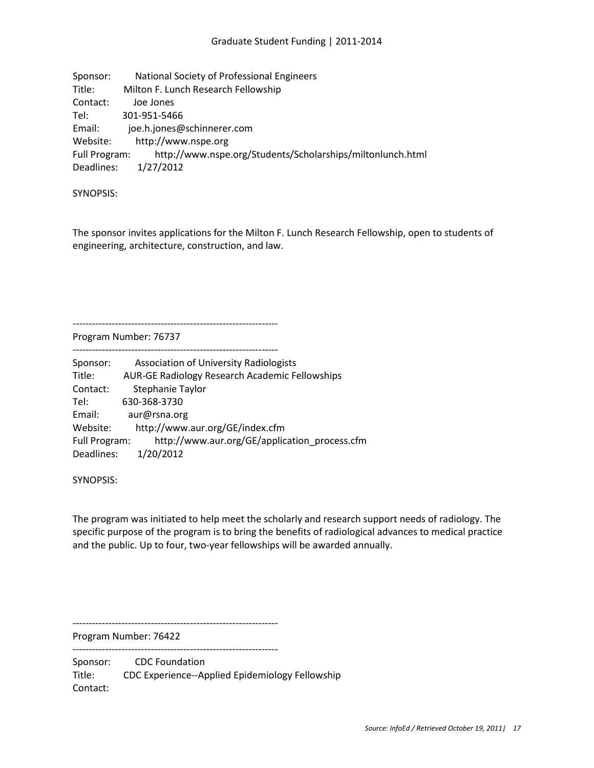Sponsor: National Society of Professional Engineers
Title: Milton F. Lunch Research Fellowship
Contact: Joe Jones
Tel: 301-951-5466
Email: joe.h.jones@schinnerer.com
Website: http://www.nspe.org
Full Program: http://www.nspe.org/Students/Scholarships/miltonlunch.html
Deadlines: 1/27/2012

SYNOPSIS:

The sponsor invites applications for the Milton F. Lunch Research Fellowship, open to students of engineering, architecture, construction, and law.

---------------------------------------------------------------
Program Number: 76737
---------------------------------------------------------------

Sponsor: Association of University Radiologists
Title: AUR-GE Radiology Research Academic Fellowships
Contact: Stephanie Taylor
Tel: 630-368-3730
Email: aur@rsna.org
Website: http://www.aur.org/GE/index.cfm
Full Program: http://www.aur.org/GE/application_process.cfm
Deadlines: 1/20/2012

SYNOPSIS:

The program was initiated to help meet the scholarly and research support needs of radiology. The specific purpose of the program is to bring the benefits of radiological advances to medical practice and the public. Up to four, two-year fellowships will be awarded annually.

---------------------------------------------------------------
Program Number: 76422
---------------------------------------------------------------

Sponsor: CDC Foundation
Title: CDC Experience--Applied Epidemiology Fellowship
Contact: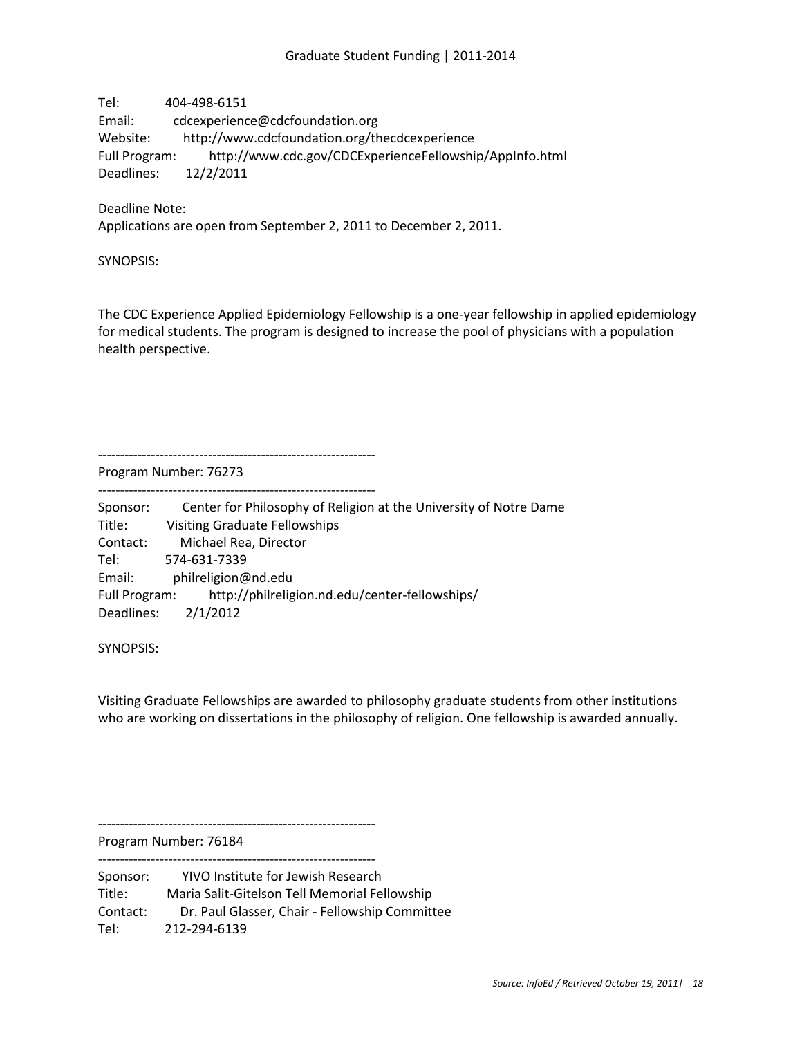Tel: 404-498-6151
Email: cdcexperience@cdcfoundation.org
Website: http://www.cdcfoundation.org/thecdcexperience
Full Program: http://www.cdc.gov/CDCExperienceFellowship/AppInfo.html
Deadlines: 12/2/2011

Deadline Note:
Applications are open from September 2, 2011 to December 2, 2011.

SYNOPSIS:

The CDC Experience Applied Epidemiology Fellowship is a one-year fellowship in applied epidemiology for medical students. The program is designed to increase the pool of physicians with a population health perspective.

---------------------------------------------------------------
Program Number: 76273
---------------------------------------------------------------
Sponsor: Center for Philosophy of Religion at the University of Notre Dame
Title: Visiting Graduate Fellowships
Contact: Michael Rea, Director
Tel: 574-631-7339
Email: philreligion@nd.edu
Full Program: http://philreligion.nd.edu/center-fellowships/
Deadlines: 2/1/2012

SYNOPSIS:

Visiting Graduate Fellowships are awarded to philosophy graduate students from other institutions who are working on dissertations in the philosophy of religion. One fellowship is awarded annually.

---------------------------------------------------------------
Program Number: 76184
---------------------------------------------------------------
Sponsor: YIVO Institute for Jewish Research
Title: Maria Salit-Gitelson Tell Memorial Fellowship
Contact: Dr. Paul Glasser, Chair - Fellowship Committee
Tel: 212-294-6139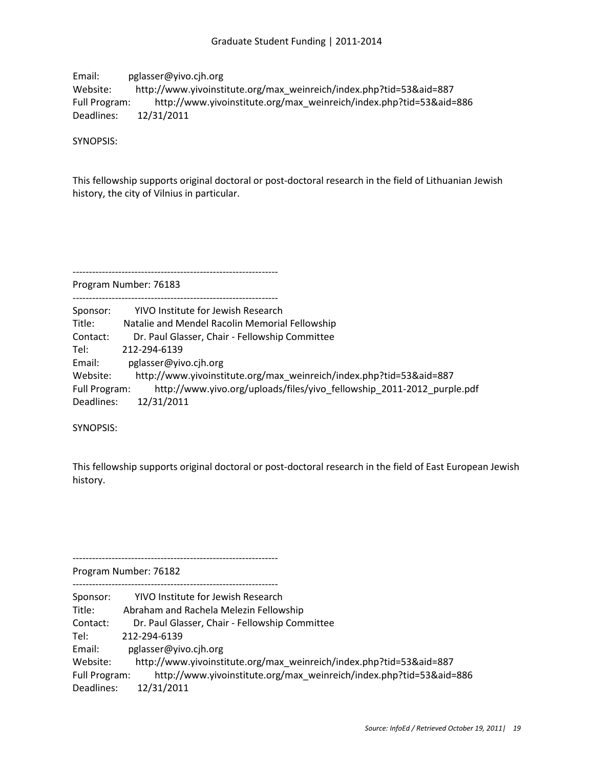Email: pglasser@yivo.cjh.org
Website: http://www.yivoinstitute.org/max_weinreich/index.php?tid=53&aid=887
Full Program: http://www.yivoinstitute.org/max_weinreich/index.php?tid=53&aid=886
Deadlines: 12/31/2011

SYNOPSIS:

This fellowship supports original doctoral or post-doctoral research in the field of Lithuanian Jewish history, the city of Vilnius in particular.

---------------------------------------------------------------

Program Number: 76183

---------------------------------------------------------------

Sponsor: YIVO Institute for Jewish Research
Title: Natalie and Mendel Racolin Memorial Fellowship
Contact: Dr. Paul Glasser, Chair - Fellowship Committee
Tel: 212-294-6139
Email: pglasser@yivo.cjh.org
Website: http://www.yivoinstitute.org/max_weinreich/index.php?tid=53&aid=887
Full Program: http://www.yivo.org/uploads/files/yivo_fellowship_2011-2012_purple.pdf
Deadlines: 12/31/2011

SYNOPSIS:

This fellowship supports original doctoral or post-doctoral research in the field of East European Jewish history.

---------------------------------------------------------------

Program Number: 76182

---------------------------------------------------------------

Sponsor: YIVO Institute for Jewish Research
Title: Abraham and Rachela Melezin Fellowship
Contact: Dr. Paul Glasser, Chair - Fellowship Committee
Tel: 212-294-6139
Email: pglasser@yivo.cjh.org
Website: http://www.yivoinstitute.org/max_weinreich/index.php?tid=53&aid=887
Full Program: http://www.yivoinstitute.org/max_weinreich/index.php?tid=53&aid=886
Deadlines: 12/31/2011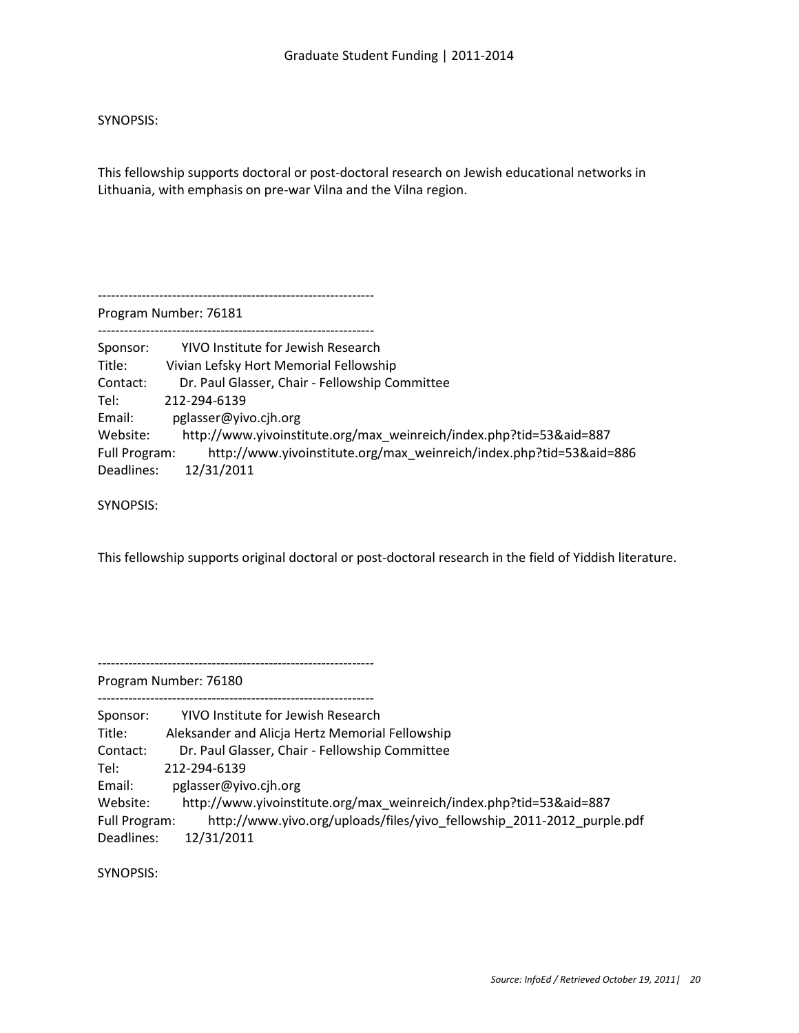SYNOPSIS:

This fellowship supports doctoral or post-doctoral research on Jewish educational networks in Lithuania, with emphasis on pre-war Vilna and the Vilna region.

---------------------------------------------------------------

Program Number: 76181

---------------------------------------------------------------

Sponsor: YIVO Institute for Jewish Research
Title: Vivian Lefsky Hort Memorial Fellowship
Contact: Dr. Paul Glasser, Chair - Fellowship Committee
Tel: 212-294-6139
Email: pglasser@yivo.cjh.org
Website: http://www.yivoinstitute.org/max_weinreich/index.php?tid=53&aid=887
Full Program: http://www.yivoinstitute.org/max_weinreich/index.php?tid=53&aid=886
Deadlines: 12/31/2011

SYNOPSIS:

This fellowship supports original doctoral or post-doctoral research in the field of Yiddish literature.

---------------------------------------------------------------

Program Number: 76180

---------------------------------------------------------------

Sponsor: YIVO Institute for Jewish Research
Title: Aleksander and Alicja Hertz Memorial Fellowship
Contact: Dr. Paul Glasser, Chair - Fellowship Committee
Tel: 212-294-6139
Email: pglasser@yivo.cjh.org
Website: http://www.yivoinstitute.org/max_weinreich/index.php?tid=53&aid=887
Full Program: http://www.yivo.org/uploads/files/yivo_fellowship_2011-2012_purple.pdf
Deadlines: 12/31/2011

SYNOPSIS: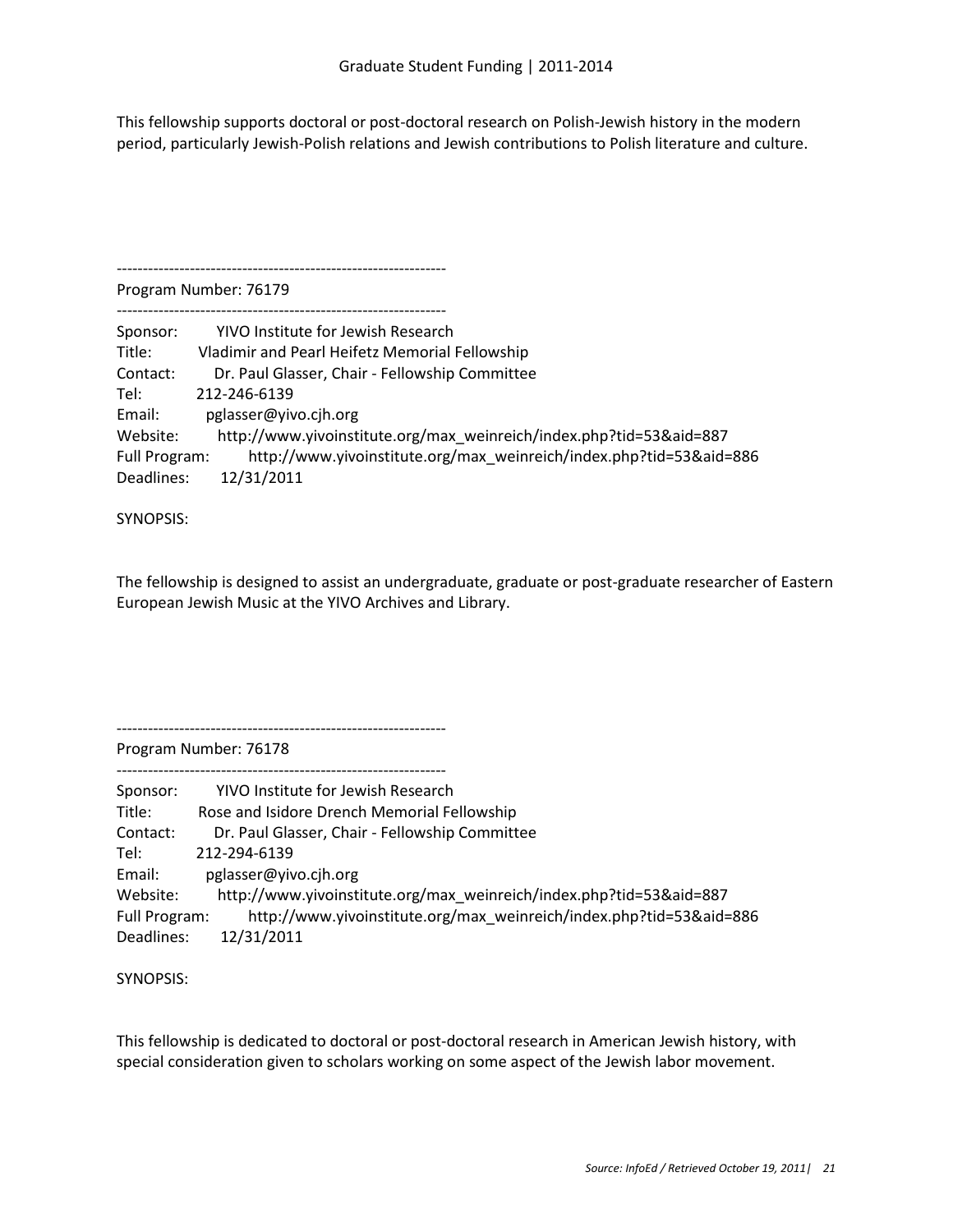This fellowship supports doctoral or post-doctoral research on Polish-Jewish history in the modern period, particularly Jewish-Polish relations and Jewish contributions to Polish literature and culture.

---------------------------------------------------------------

Program Number: 76179

---------------------------------------------------------------

Sponsor: YIVO Institute for Jewish Research
Title: Vladimir and Pearl Heifetz Memorial Fellowship
Contact: Dr. Paul Glasser, Chair - Fellowship Committee
Tel: 212-246-6139
Email: pglasser@yivo.cjh.org
Website: http://www.yivoinstitute.org/max_weinreich/index.php?tid=53&aid=887
Full Program: http://www.yivoinstitute.org/max_weinreich/index.php?tid=53&aid=886
Deadlines: 12/31/2011

SYNOPSIS:

The fellowship is designed to assist an undergraduate, graduate or post-graduate researcher of Eastern European Jewish Music at the YIVO Archives and Library.

---------------------------------------------------------------

Program Number: 76178

---------------------------------------------------------------

Sponsor: YIVO Institute for Jewish Research
Title: Rose and Isidore Drench Memorial Fellowship
Contact: Dr. Paul Glasser, Chair - Fellowship Committee
Tel: 212-294-6139
Email: pglasser@yivo.cjh.org
Website: http://www.yivoinstitute.org/max_weinreich/index.php?tid=53&aid=887
Full Program: http://www.yivoinstitute.org/max_weinreich/index.php?tid=53&aid=886
Deadlines: 12/31/2011

SYNOPSIS:

This fellowship is dedicated to doctoral or post-doctoral research in American Jewish history, with special consideration given to scholars working on some aspect of the Jewish labor movement.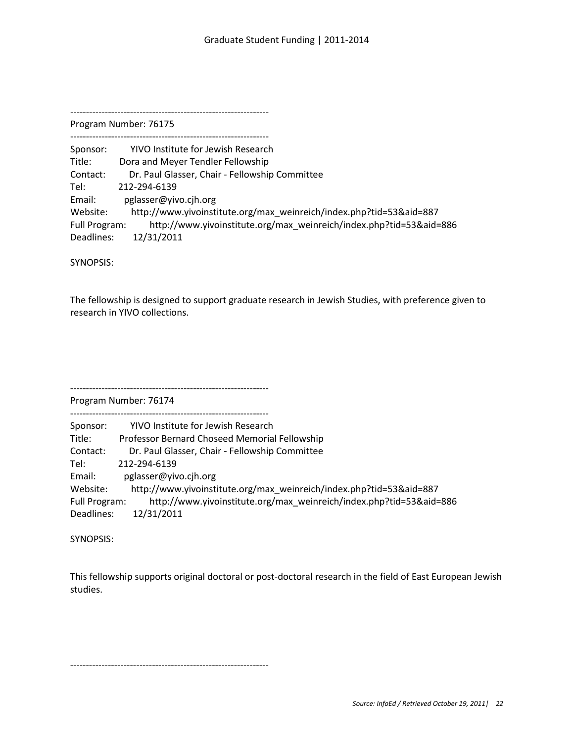---------------------------------------------------------------
Program Number: 76175
---------------------------------------------------------------

Sponsor: YIVO Institute for Jewish Research
Title: Dora and Meyer Tendler Fellowship
Contact: Dr. Paul Glasser, Chair - Fellowship Committee
Tel: 212-294-6139
Email: pglasser@yivo.cjh.org
Website: http://www.yivoinstitute.org/max_weinreich/index.php?tid=53&aid=887
Full Program: http://www.yivoinstitute.org/max_weinreich/index.php?tid=53&aid=886
Deadlines: 12/31/2011

SYNOPSIS:

The fellowship is designed to support graduate research in Jewish Studies, with preference given to research in YIVO collections.

---------------------------------------------------------------
Program Number: 76174
---------------------------------------------------------------

Sponsor: YIVO Institute for Jewish Research
Title: Professor Bernard Choseed Memorial Fellowship
Contact: Dr. Paul Glasser, Chair - Fellowship Committee
Tel: 212-294-6139
Email: pglasser@yivo.cjh.org
Website: http://www.yivoinstitute.org/max_weinreich/index.php?tid=53&aid=887
Full Program: http://www.yivoinstitute.org/max_weinreich/index.php?tid=53&aid=886
Deadlines: 12/31/2011

SYNOPSIS:

This fellowship supports original doctoral or post-doctoral research in the field of East European Jewish studies.

---------------------------------------------------------------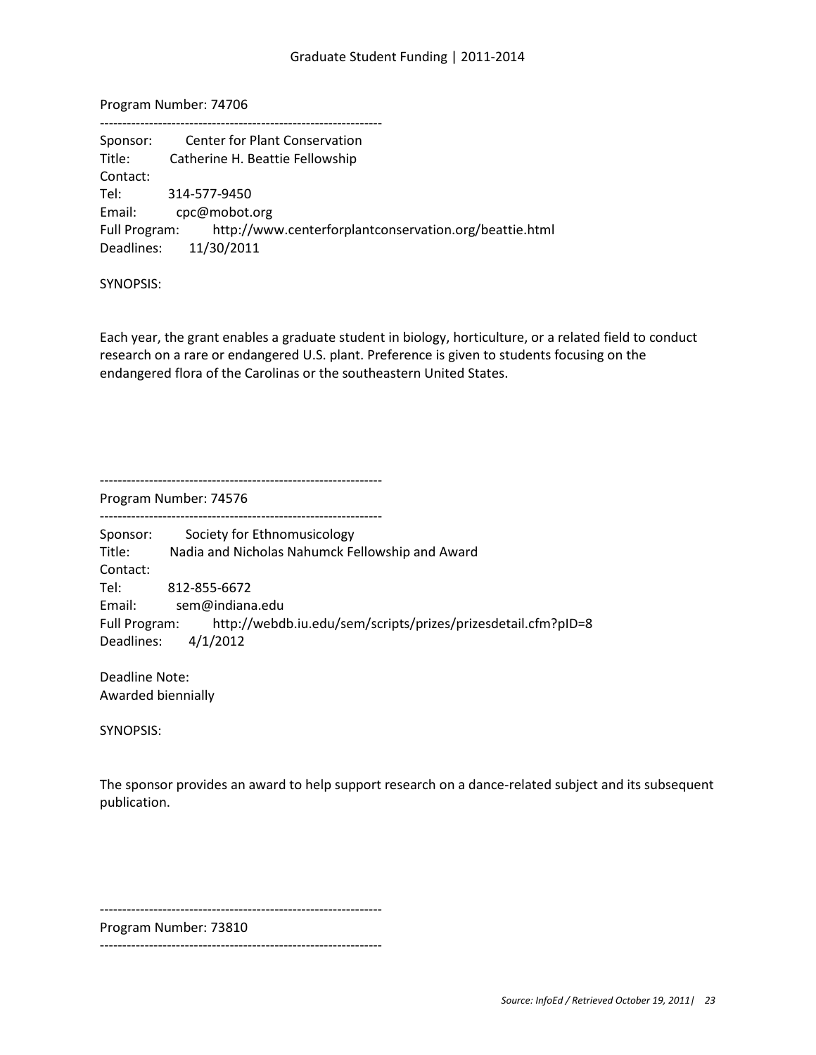Program Number: 74706

---------------------------------------------------------------

Sponsor: Center for Plant Conservation
Title: Catherine H. Beattie Fellowship
Contact:
Tel: 314-577-9450
Email: cpc@mobot.org
Full Program: http://www.centerforplantconservation.org/beattie.html
Deadlines: 11/30/2011

SYNOPSIS:

Each year, the grant enables a graduate student in biology, horticulture, or a related field to conduct research on a rare or endangered U.S. plant. Preference is given to students focusing on the endangered flora of the Carolinas or the southeastern United States.

---------------------------------------------------------------

Program Number: 74576

---------------------------------------------------------------

Sponsor: Society for Ethnomusicology
Title: Nadia and Nicholas Nahumck Fellowship and Award
Contact:
Tel: 812-855-6672
Email: sem@indiana.edu
Full Program: http://webdb.iu.edu/sem/scripts/prizes/prizesdetail.cfm?pID=8
Deadlines: 4/1/2012

Deadline Note:
Awarded biennially

SYNOPSIS:

The sponsor provides an award to help support research on a dance-related subject and its subsequent publication.

---------------------------------------------------------------

Program Number: 73810

---------------------------------------------------------------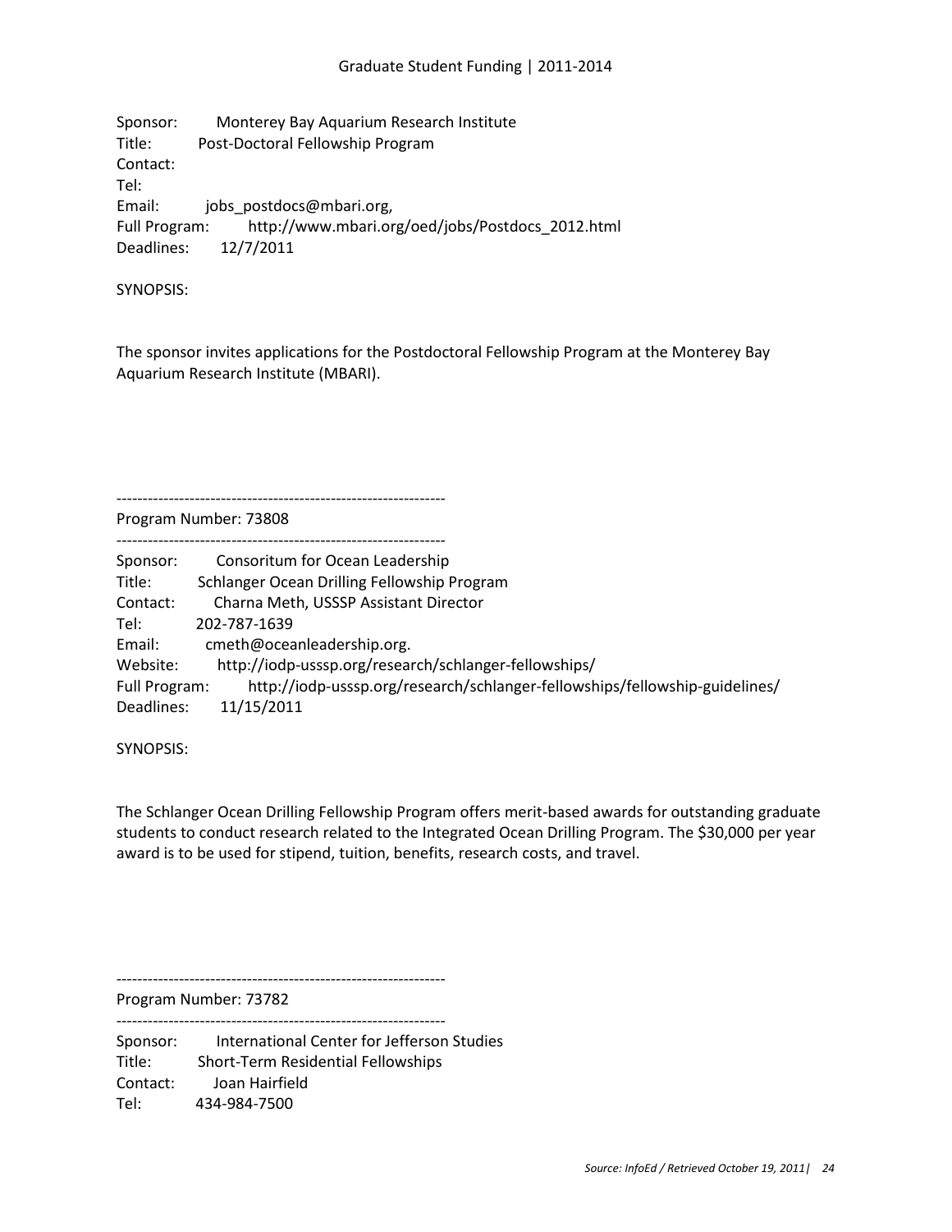Sponsor: Monterey Bay Aquarium Research Institute
Title: Post-Doctoral Fellowship Program
Contact:
Tel:
Email: jobs_postdocs@mbari.org,
Full Program: http://www.mbari.org/oed/jobs/Postdocs_2012.html
Deadlines: 12/7/2011

SYNOPSIS:

The sponsor invites applications for the Postdoctoral Fellowship Program at the Monterey Bay Aquarium Research Institute (MBARI).

---------------------------------------------------------------

Program Number: 73808

---------------------------------------------------------------

Sponsor: Consoritum for Ocean Leadership
Title: Schlanger Ocean Drilling Fellowship Program
Contact: Charna Meth, USSSP Assistant Director
Tel: 202-787-1639
Email: cmeth@oceanleadership.org.
Website: http://iodp-usssp.org/research/schlanger-fellowships/
Full Program: http://iodp-usssp.org/research/schlanger-fellowships/fellowship-guidelines/
Deadlines: 11/15/2011

SYNOPSIS:

The Schlanger Ocean Drilling Fellowship Program offers merit-based awards for outstanding graduate students to conduct research related to the Integrated Ocean Drilling Program. The $30,000 per year award is to be used for stipend, tuition, benefits, research costs, and travel.

---------------------------------------------------------------

Program Number: 73782

---------------------------------------------------------------

Sponsor: International Center for Jefferson Studies
Title: Short-Term Residential Fellowships
Contact: Joan Hairfield
Tel: 434-984-7500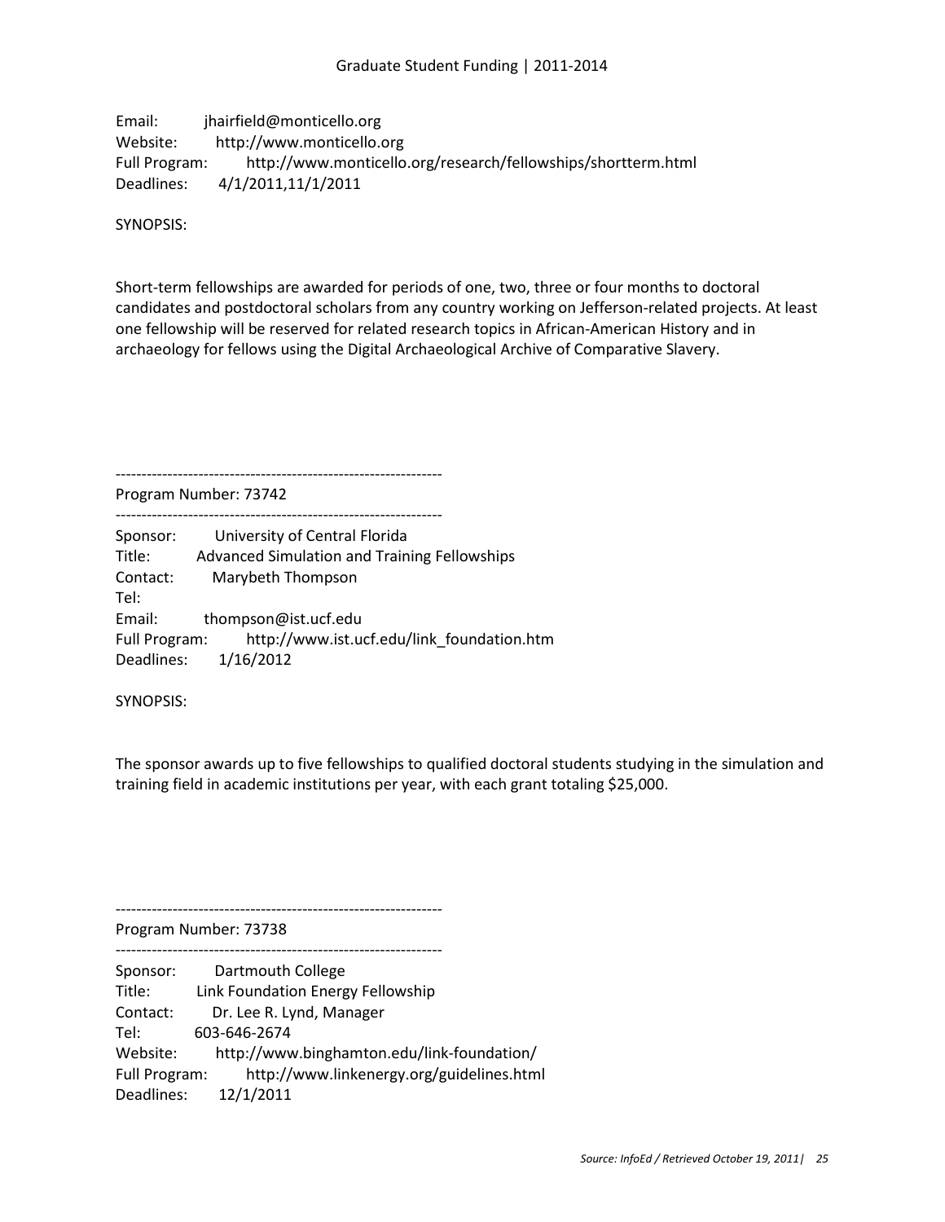Email: jhairfield@monticello.org
Website: http://www.monticello.org
Full Program: http://www.monticello.org/research/fellowships/shortterm.html
Deadlines: 4/1/2011,11/1/2011

SYNOPSIS:

Short-term fellowships are awarded for periods of one, two, three or four months to doctoral candidates and postdoctoral scholars from any country working on Jefferson-related projects. At least one fellowship will be reserved for related research topics in African-American History and in archaeology for fellows using the Digital Archaeological Archive of Comparative Slavery.

--------------------------------------------------------------

Program Number: 73742

--------------------------------------------------------------

Sponsor: University of Central Florida
Title: Advanced Simulation and Training Fellowships
Contact: Marybeth Thompson
Tel:
Email: thompson@ist.ucf.edu
Full Program: http://www.ist.ucf.edu/link_foundation.htm
Deadlines: 1/16/2012

SYNOPSIS:

The sponsor awards up to five fellowships to qualified doctoral students studying in the simulation and training field in academic institutions per year, with each grant totaling $25,000.

--------------------------------------------------------------

Program Number: 73738

--------------------------------------------------------------

Sponsor: Dartmouth College
Title: Link Foundation Energy Fellowship
Contact: Dr. Lee R. Lynd, Manager
Tel: 603-646-2674
Website: http://www.binghamton.edu/link-foundation/
Full Program: http://www.linkenergy.org/guidelines.html
Deadlines: 12/1/2011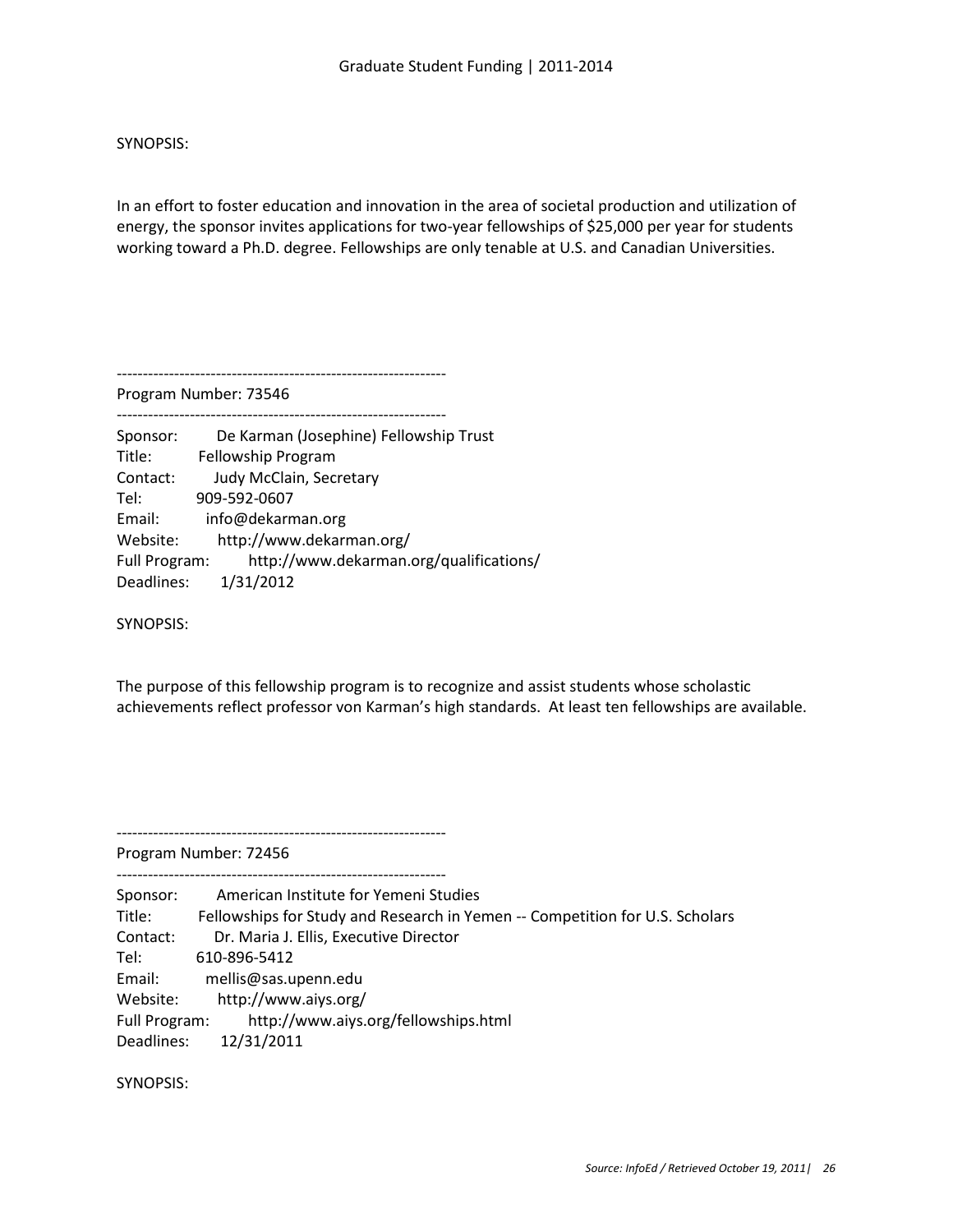SYNOPSIS:

In an effort to foster education and innovation in the area of societal production and utilization of energy, the sponsor invites applications for two-year fellowships of $25,000 per year for students working toward a Ph.D. degree. Fellowships are only tenable at U.S. and Canadian Universities.

---------------------------------------------------------------
Program Number: 73546
---------------------------------------------------------------

Sponsor: De Karman (Josephine) Fellowship Trust
Title: Fellowship Program
Contact: Judy McClain, Secretary
Tel: 909-592-0607
Email: info@dekarman.org
Website: http://www.dekarman.org/
Full Program: http://www.dekarman.org/qualifications/
Deadlines: 1/31/2012

SYNOPSIS:

The purpose of this fellowship program is to recognize and assist students whose scholastic achievements reflect professor von Karman's high standards. At least ten fellowships are available.

---------------------------------------------------------------
Program Number: 72456
---------------------------------------------------------------

Sponsor: American Institute for Yemeni Studies
Title: Fellowships for Study and Research in Yemen -- Competition for U.S. Scholars
Contact: Dr. Maria J. Ellis, Executive Director
Tel: 610-896-5412
Email: mellis@sas.upenn.edu
Website: http://www.aiys.org/
Full Program: http://www.aiys.org/fellowships.html
Deadlines: 12/31/2011

SYNOPSIS: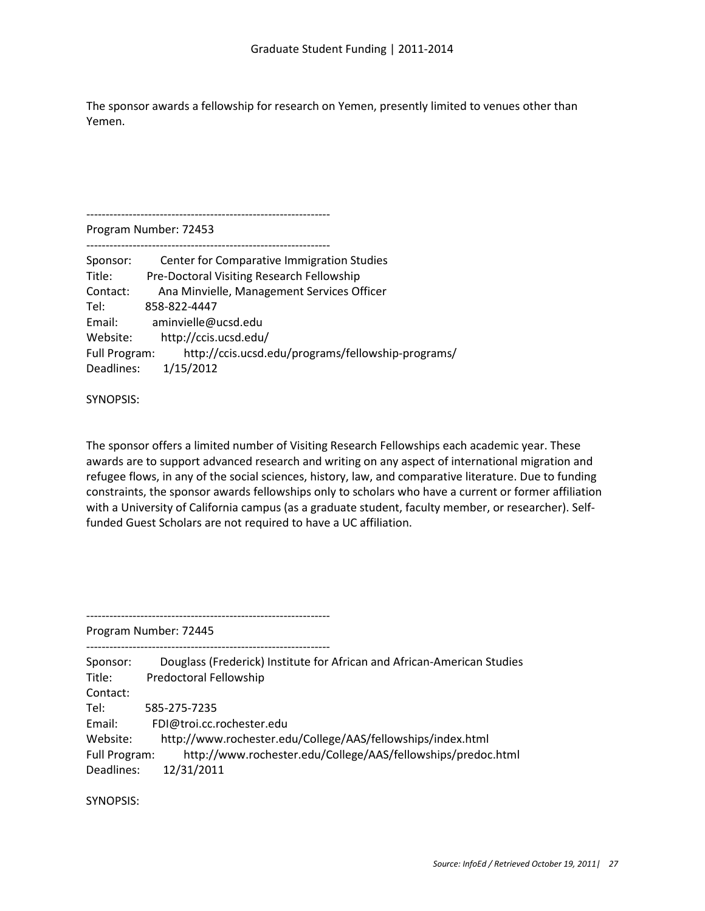The sponsor awards a fellowship for research on Yemen, presently limited to venues other than Yemen.

---------------------------------------------------------------

Program Number: 72453

---------------------------------------------------------------

Sponsor: Center for Comparative Immigration Studies
Title: Pre-Doctoral Visiting Research Fellowship
Contact: Ana Minvielle, Management Services Officer
Tel: 858-822-4447
Email: aminvielle@ucsd.edu
Website: http://ccis.ucsd.edu/
Full Program: http://ccis.ucsd.edu/programs/fellowship-programs/
Deadlines: 1/15/2012

SYNOPSIS:

The sponsor offers a limited number of Visiting Research Fellowships each academic year. These awards are to support advanced research and writing on any aspect of international migration and refugee flows, in any of the social sciences, history, law, and comparative literature. Due to funding constraints, the sponsor awards fellowships only to scholars who have a current or former affiliation with a University of California campus (as a graduate student, faculty member, or researcher). Self-funded Guest Scholars are not required to have a UC affiliation.

---------------------------------------------------------------

Program Number: 72445

---------------------------------------------------------------

Sponsor: Douglass (Frederick) Institute for African and African-American Studies
Title: Predoctoral Fellowship
Contact:
Tel: 585-275-7235
Email: FDI@troi.cc.rochester.edu
Website: http://www.rochester.edu/College/AAS/fellowships/index.html
Full Program: http://www.rochester.edu/College/AAS/fellowships/predoc.html
Deadlines: 12/31/2011

SYNOPSIS: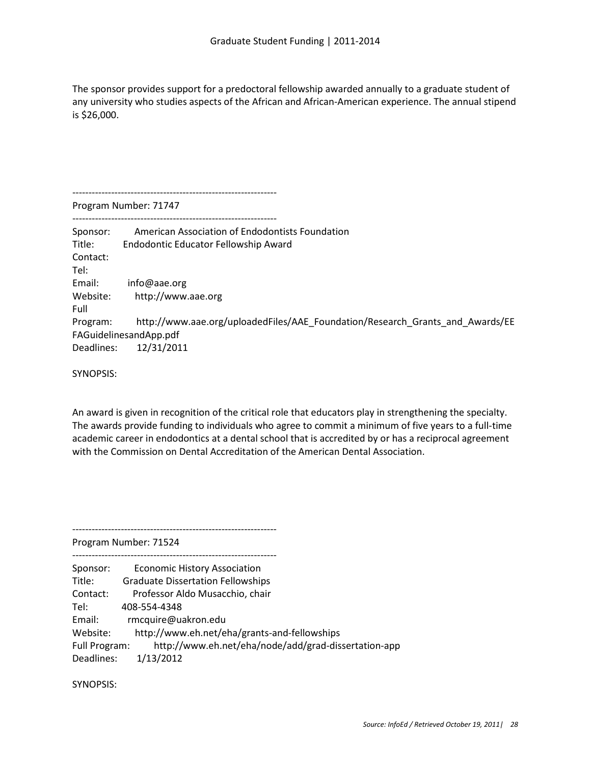The sponsor provides support for a predoctoral fellowship awarded annually to a graduate student of any university who studies aspects of the African and African-American experience. The annual stipend is $26,000.

---------------------------------------------------------------

Program Number: 71747

---------------------------------------------------------------

Sponsor: American Association of Endodontists Foundation
Title: Endodontic Educator Fellowship Award
Contact:
Tel:
Email: info@aae.org
Website: http://www.aae.org
Full Program: http://www.aae.org/uploadedFiles/AAE_Foundation/Research_Grants_and_Awards/EEFAGuidelinesandApp.pdf
Deadlines: 12/31/2011

SYNOPSIS:

An award is given in recognition of the critical role that educators play in strengthening the specialty. The awards provide funding to individuals who agree to commit a minimum of five years to a full-time academic career in endodontics at a dental school that is accredited by or has a reciprocal agreement with the Commission on Dental Accreditation of the American Dental Association.

---------------------------------------------------------------

Program Number: 71524

---------------------------------------------------------------

Sponsor: Economic History Association
Title: Graduate Dissertation Fellowships
Contact: Professor Aldo Musacchio, chair
Tel: 408-554-4348
Email: rmcquire@uakron.edu
Website: http://www.eh.net/eha/grants-and-fellowships
Full Program: http://www.eh.net/eha/node/add/grad-dissertation-app
Deadlines: 1/13/2012

SYNOPSIS: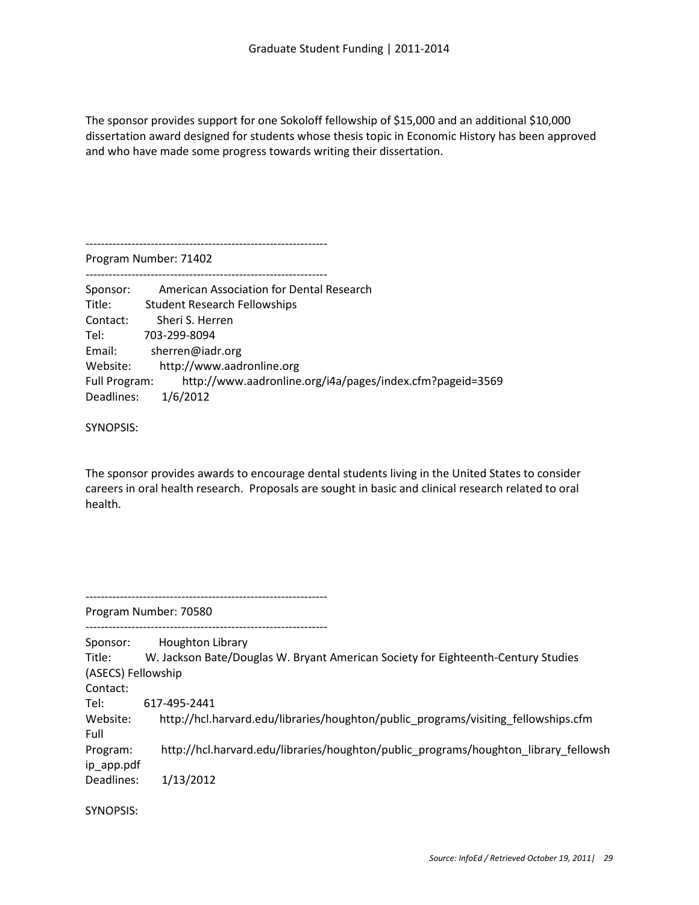The sponsor provides support for one Sokoloff fellowship of $15,000 and an additional $10,000 dissertation award designed for students whose thesis topic in Economic History has been approved and who have made some progress towards writing their dissertation.

---------------------------------------------------------------

Program Number: 71402

---------------------------------------------------------------

Sponsor: American Association for Dental Research
Title: Student Research Fellowships
Contact: Sheri S. Herren
Tel: 703-299-8094
Email: sherren@iadr.org
Website: http://www.aadronline.org
Full Program: http://www.aadronline.org/i4a/pages/index.cfm?pageid=3569
Deadlines: 1/6/2012

SYNOPSIS:

The sponsor provides awards to encourage dental students living in the United States to consider careers in oral health research. Proposals are sought in basic and clinical research related to oral health.

---------------------------------------------------------------

Program Number: 70580

---------------------------------------------------------------

Sponsor: Houghton Library
Title: W. Jackson Bate/Douglas W. Bryant American Society for Eighteenth-Century Studies (ASECS) Fellowship
Contact:
Tel: 617-495-2441
Website: http://hcl.harvard.edu/libraries/houghton/public_programs/visiting_fellowships.cfm
Full Program: http://hcl.harvard.edu/libraries/houghton/public_programs/houghton_library_fellowship_app.pdf
Deadlines: 1/13/2012

SYNOPSIS: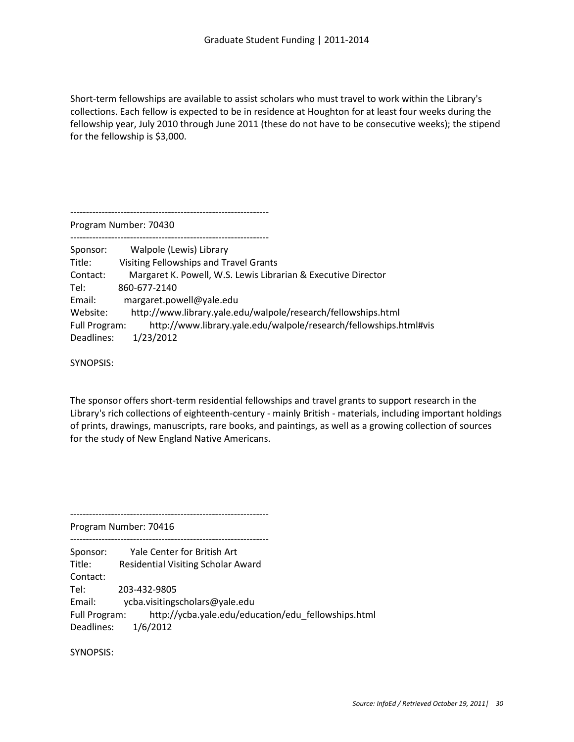Short-term fellowships are available to assist scholars who must travel to work within the Library's collections. Each fellow is expected to be in residence at Houghton for at least four weeks during the fellowship year, July 2010 through June 2011 (these do not have to be consecutive weeks); the stipend for the fellowship is $3,000.

---------------------------------------------------------------

Program Number: 70430

---------------------------------------------------------------

Sponsor: Walpole (Lewis) Library
Title: Visiting Fellowships and Travel Grants
Contact: Margaret K. Powell, W.S. Lewis Librarian & Executive Director
Tel: 860-677-2140
Email: margaret.powell@yale.edu
Website: http://www.library.yale.edu/walpole/research/fellowships.html
Full Program: http://www.library.yale.edu/walpole/research/fellowships.html#vis
Deadlines: 1/23/2012

SYNOPSIS:

The sponsor offers short-term residential fellowships and travel grants to support research in the Library's rich collections of eighteenth-century - mainly British - materials, including important holdings of prints, drawings, manuscripts, rare books, and paintings, as well as a growing collection of sources for the study of New England Native Americans.

---------------------------------------------------------------

Program Number: 70416

---------------------------------------------------------------

Sponsor: Yale Center for British Art
Title: Residential Visiting Scholar Award
Contact:
Tel: 203-432-9805
Email: ycba.visitingscholars@yale.edu
Full Program: http://ycba.yale.edu/education/edu_fellowships.html
Deadlines: 1/6/2012

SYNOPSIS: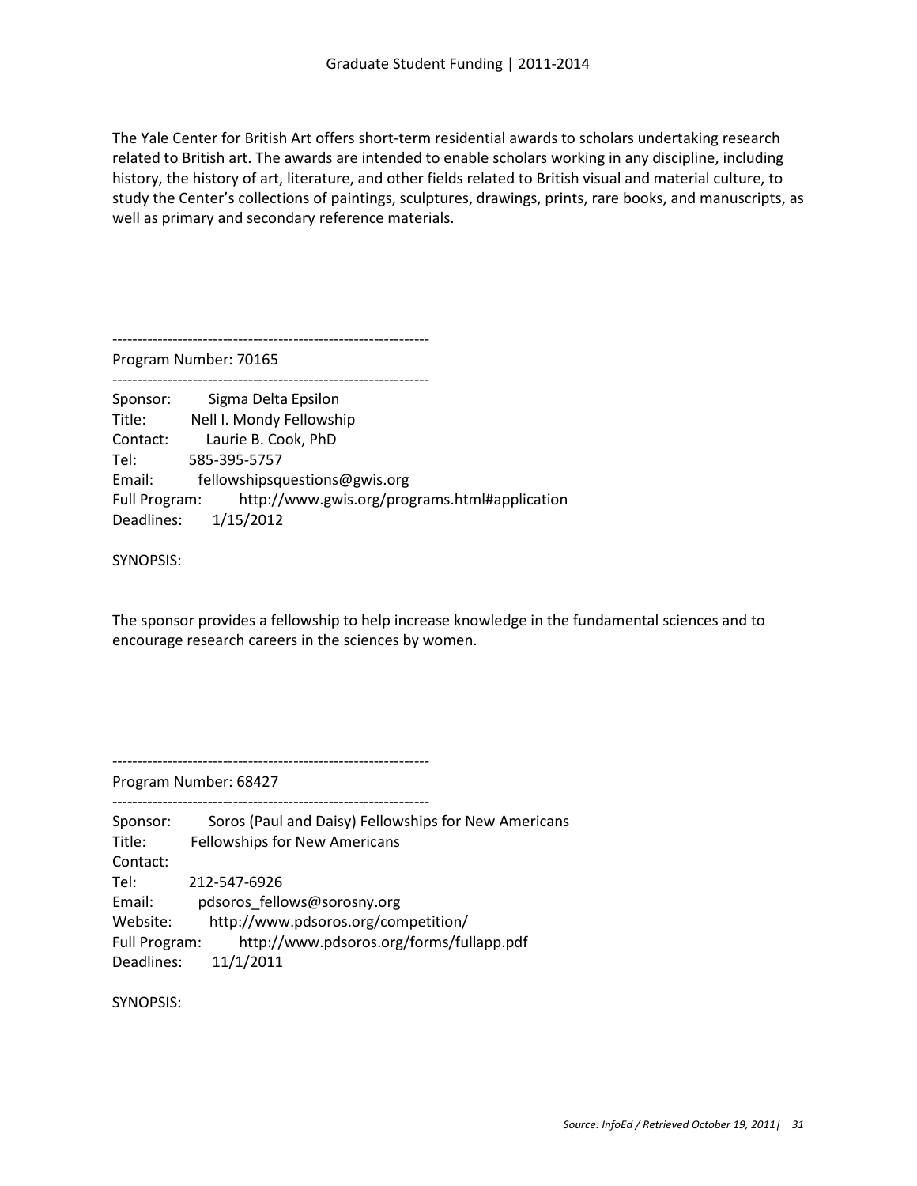The Yale Center for British Art offers short-term residential awards to scholars undertaking research related to British art. The awards are intended to enable scholars working in any discipline, including history, the history of art, literature, and other fields related to British visual and material culture, to study the Center's collections of paintings, sculptures, drawings, prints, rare books, and manuscripts, as well as primary and secondary reference materials.

---------------------------------------------------------------

Program Number: 70165

---------------------------------------------------------------

Sponsor: Sigma Delta Epsilon
Title: Nell I. Mondy Fellowship
Contact: Laurie B. Cook, PhD
Tel: 585-395-5757
Email: fellowshipsquestions@gwis.org
Full Program: http://www.gwis.org/programs.html#application
Deadlines: 1/15/2012

SYNOPSIS:

The sponsor provides a fellowship to help increase knowledge in the fundamental sciences and to encourage research careers in the sciences by women.

---------------------------------------------------------------

Program Number: 68427

---------------------------------------------------------------

Sponsor: Soros (Paul and Daisy) Fellowships for New Americans
Title: Fellowships for New Americans
Contact:
Tel: 212-547-6926
Email: pdsoros_fellows@sorosny.org
Website: http://www.pdsoros.org/competition/
Full Program: http://www.pdsoros.org/forms/fullapp.pdf
Deadlines: 11/1/2011

SYNOPSIS: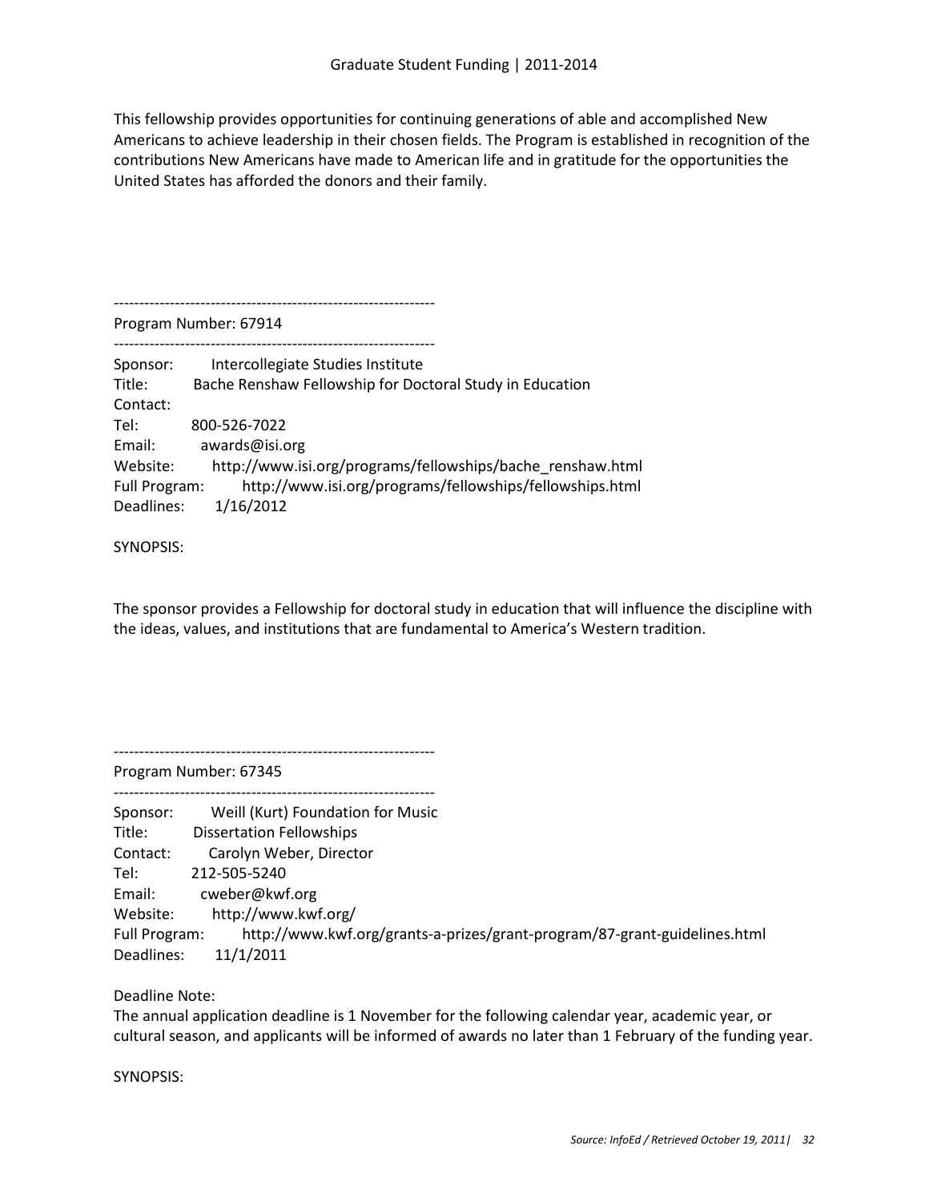This fellowship provides opportunities for continuing generations of able and accomplished New Americans to achieve leadership in their chosen fields. The Program is established in recognition of the contributions New Americans have made to American life and in gratitude for the opportunities the United States has afforded the donors and their family.

---------------------------------------------------------------

Program Number: 67914

---------------------------------------------------------------

Sponsor: Intercollegiate Studies Institute
Title: Bache Renshaw Fellowship for Doctoral Study in Education
Contact:
Tel: 800-526-7022
Email: awards@isi.org
Website: http://www.isi.org/programs/fellowships/bache_renshaw.html
Full Program: http://www.isi.org/programs/fellowships/fellowships.html
Deadlines: 1/16/2012

SYNOPSIS:

The sponsor provides a Fellowship for doctoral study in education that will influence the discipline with the ideas, values, and institutions that are fundamental to America's Western tradition.

---------------------------------------------------------------

Program Number: 67345

---------------------------------------------------------------

Sponsor: Weill (Kurt) Foundation for Music
Title: Dissertation Fellowships
Contact: Carolyn Weber, Director
Tel: 212-505-5240
Email: cweber@kwf.org
Website: http://www.kwf.org/
Full Program: http://www.kwf.org/grants-a-prizes/grant-program/87-grant-guidelines.html
Deadlines: 11/1/2011

Deadline Note:
The annual application deadline is 1 November for the following calendar year, academic year, or cultural season, and applicants will be informed of awards no later than 1 February of the funding year.

SYNOPSIS: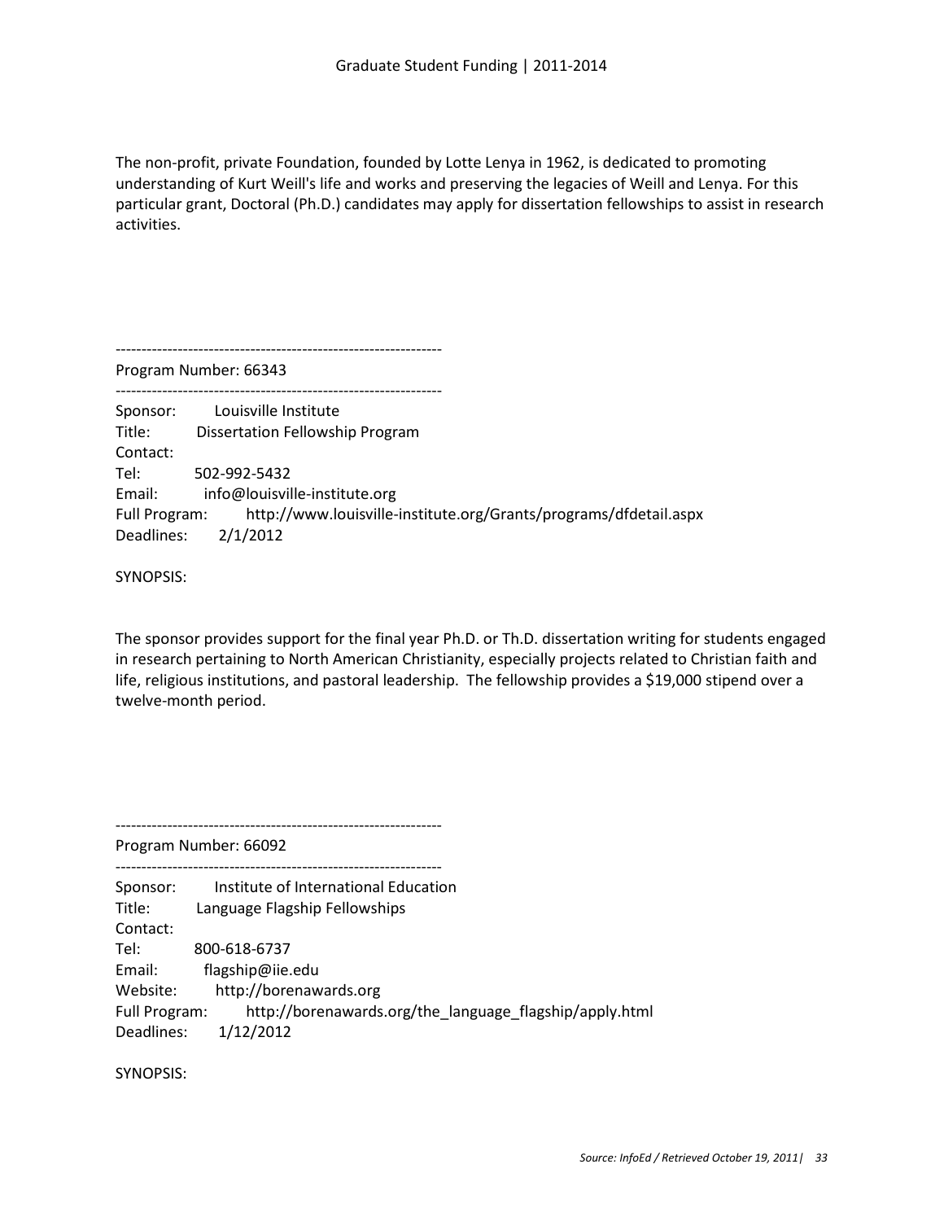The non-profit, private Foundation, founded by Lotte Lenya in 1962, is dedicated to promoting understanding of Kurt Weill's life and works and preserving the legacies of Weill and Lenya. For this particular grant, Doctoral (Ph.D.) candidates may apply for dissertation fellowships to assist in research activities.

---------------------------------------------------------------

Program Number: 66343

---------------------------------------------------------------

Sponsor: Louisville Institute
Title: Dissertation Fellowship Program
Contact:
Tel: 502-992-5432
Email: info@louisville-institute.org
Full Program: http://www.louisville-institute.org/Grants/programs/dfdetail.aspx
Deadlines: 2/1/2012

SYNOPSIS:

The sponsor provides support for the final year Ph.D. or Th.D. dissertation writing for students engaged in research pertaining to North American Christianity, especially projects related to Christian faith and life, religious institutions, and pastoral leadership. The fellowship provides a $19,000 stipend over a twelve-month period.

---------------------------------------------------------------

Program Number: 66092

---------------------------------------------------------------

Sponsor: Institute of International Education
Title: Language Flagship Fellowships
Contact:
Tel: 800-618-6737
Email: flagship@iie.edu
Website: http://borenawards.org
Full Program: http://borenawards.org/the_language_flagship/apply.html
Deadlines: 1/12/2012

SYNOPSIS: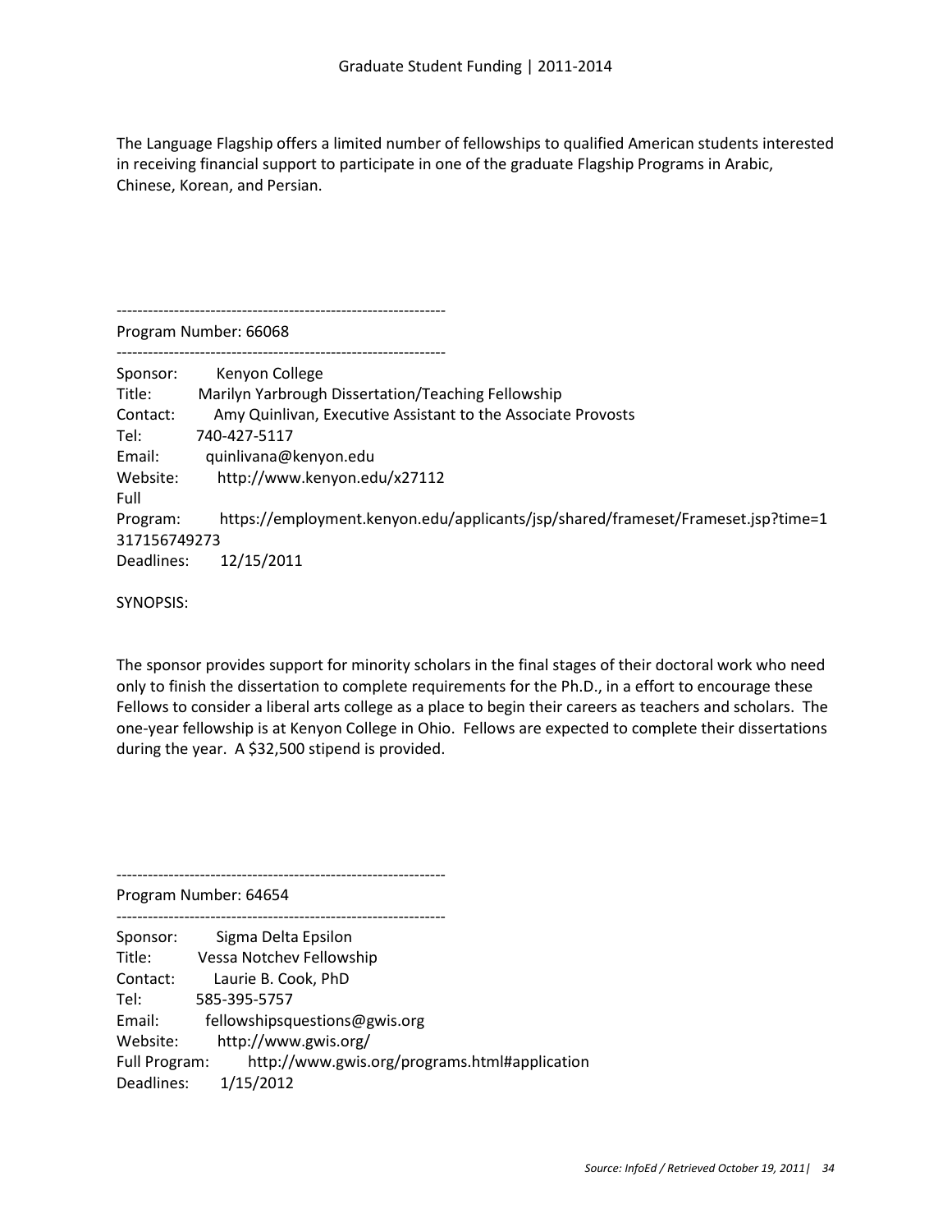The Language Flagship offers a limited number of fellowships to qualified American students interested in receiving financial support to participate in one of the graduate Flagship Programs in Arabic, Chinese, Korean, and Persian.

---------------------------------------------------------------

Program Number: 66068

---------------------------------------------------------------

Sponsor: Kenyon College
Title: Marilyn Yarbrough Dissertation/Teaching Fellowship
Contact: Amy Quinlivan, Executive Assistant to the Associate Provosts
Tel: 740-427-5117
Email: quinlivana@kenyon.edu
Website: http://www.kenyon.edu/x27112
Full Program: https://employment.kenyon.edu/applicants/jsp/shared/frameset/Frameset.jsp?time=1317156749273
Deadlines: 12/15/2011

SYNOPSIS:

The sponsor provides support for minority scholars in the final stages of their doctoral work who need only to finish the dissertation to complete requirements for the Ph.D., in a effort to encourage these Fellows to consider a liberal arts college as a place to begin their careers as teachers and scholars. The one-year fellowship is at Kenyon College in Ohio. Fellows are expected to complete their dissertations during the year. A $32,500 stipend is provided.

---------------------------------------------------------------

Program Number: 64654

---------------------------------------------------------------

Sponsor: Sigma Delta Epsilon
Title: Vessa Notchev Fellowship
Contact: Laurie B. Cook, PhD
Tel: 585-395-5757
Email: fellowshipsquestions@gwis.org
Website: http://www.gwis.org/
Full Program: http://www.gwis.org/programs.html#application
Deadlines: 1/15/2012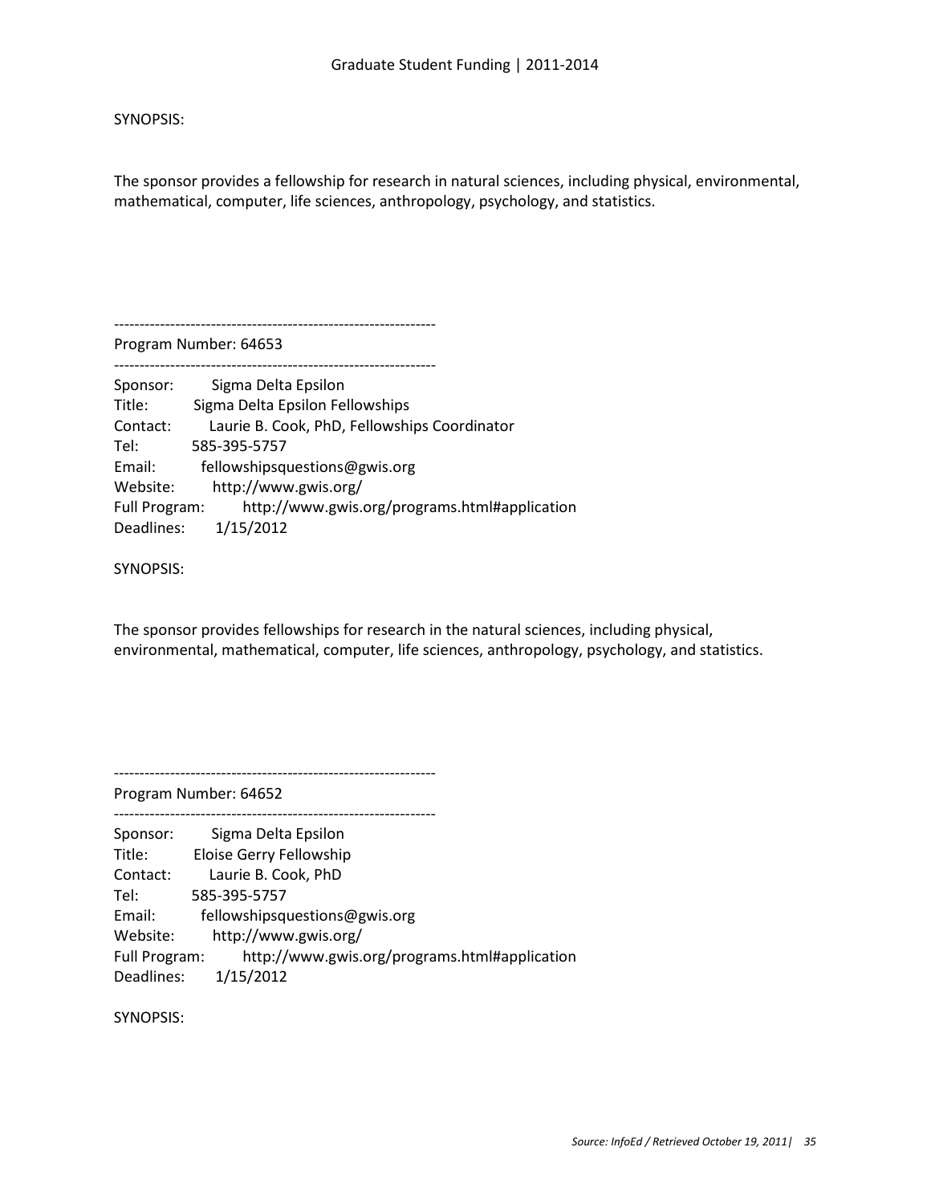SYNOPSIS:

The sponsor provides a fellowship for research in natural sciences, including physical, environmental, mathematical, computer, life sciences, anthropology, psychology, and statistics.

--------------------------------------------------------------
Program Number: 64653
--------------------------------------------------------------

Sponsor: Sigma Delta Epsilon
Title: Sigma Delta Epsilon Fellowships
Contact: Laurie B. Cook, PhD, Fellowships Coordinator
Tel: 585-395-5757
Email: fellowshipsquestions@gwis.org
Website: http://www.gwis.org/
Full Program: http://www.gwis.org/programs.html#application
Deadlines: 1/15/2012

SYNOPSIS:

The sponsor provides fellowships for research in the natural sciences, including physical, environmental, mathematical, computer, life sciences, anthropology, psychology, and statistics.

--------------------------------------------------------------
Program Number: 64652
--------------------------------------------------------------

Sponsor: Sigma Delta Epsilon
Title: Eloise Gerry Fellowship
Contact: Laurie B. Cook, PhD
Tel: 585-395-5757
Email: fellowshipsquestions@gwis.org
Website: http://www.gwis.org/
Full Program: http://www.gwis.org/programs.html#application
Deadlines: 1/15/2012

SYNOPSIS: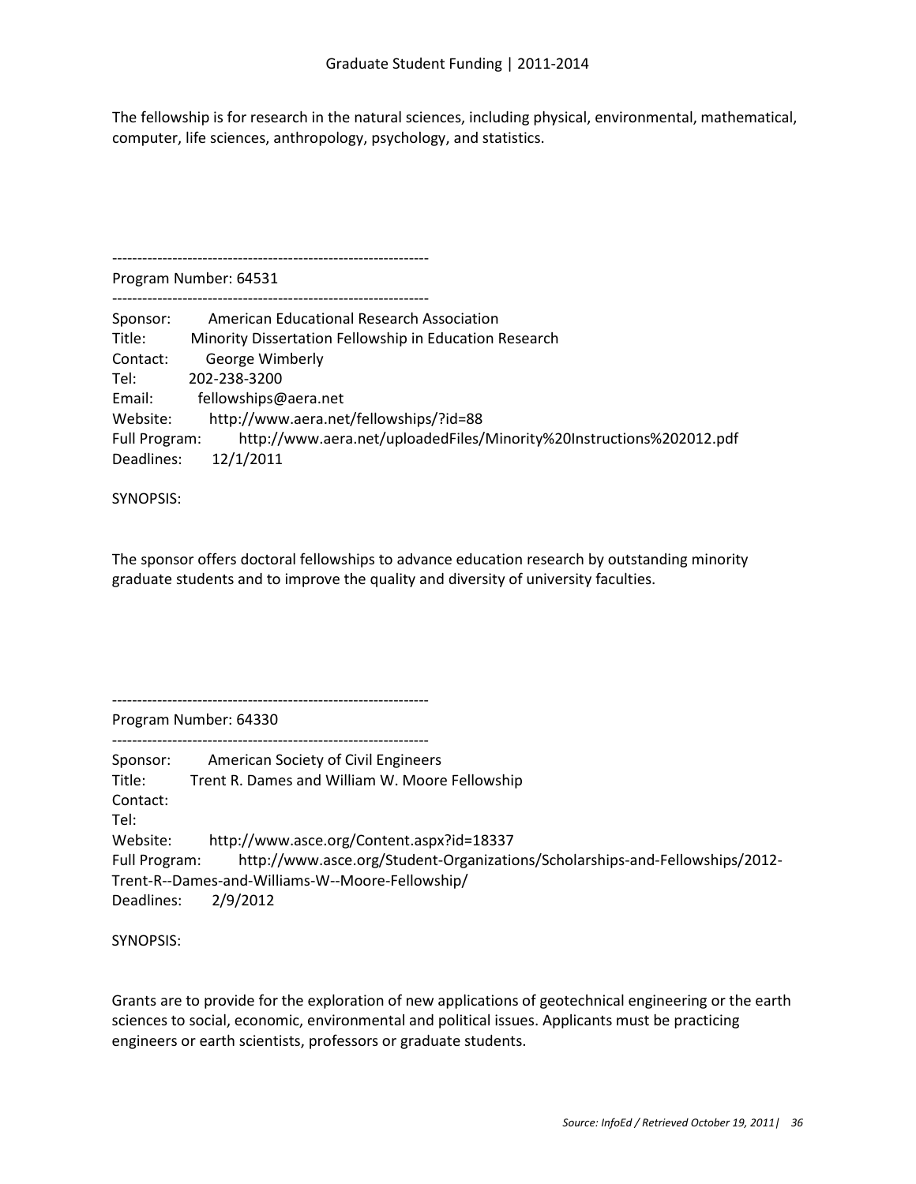The fellowship is for research in the natural sciences, including physical, environmental, mathematical, computer, life sciences, anthropology, psychology, and statistics.

---------------------------------------------------------------
Program Number: 64531
---------------------------------------------------------------

Sponsor: American Educational Research Association
Title: Minority Dissertation Fellowship in Education Research
Contact: George Wimberly
Tel: 202-238-3200
Email: fellowships@aera.net
Website: http://www.aera.net/fellowships/?id=88
Full Program: http://www.aera.net/uploadedFiles/Minority%20Instructions%202012.pdf
Deadlines: 12/1/2011

SYNOPSIS:

The sponsor offers doctoral fellowships to advance education research by outstanding minority graduate students and to improve the quality and diversity of university faculties.

---------------------------------------------------------------
Program Number: 64330
---------------------------------------------------------------

Sponsor: American Society of Civil Engineers
Title: Trent R. Dames and William W. Moore Fellowship
Contact:
Tel:
Website: http://www.asce.org/Content.aspx?id=18337
Full Program: http://www.asce.org/Student-Organizations/Scholarships-and-Fellowships/2012-Trent-R--Dames-and-Williams-W--Moore-Fellowship/
Deadlines: 2/9/2012

SYNOPSIS:

Grants are to provide for the exploration of new applications of geotechnical engineering or the earth sciences to social, economic, environmental and political issues. Applicants must be practicing engineers or earth scientists, professors or graduate students.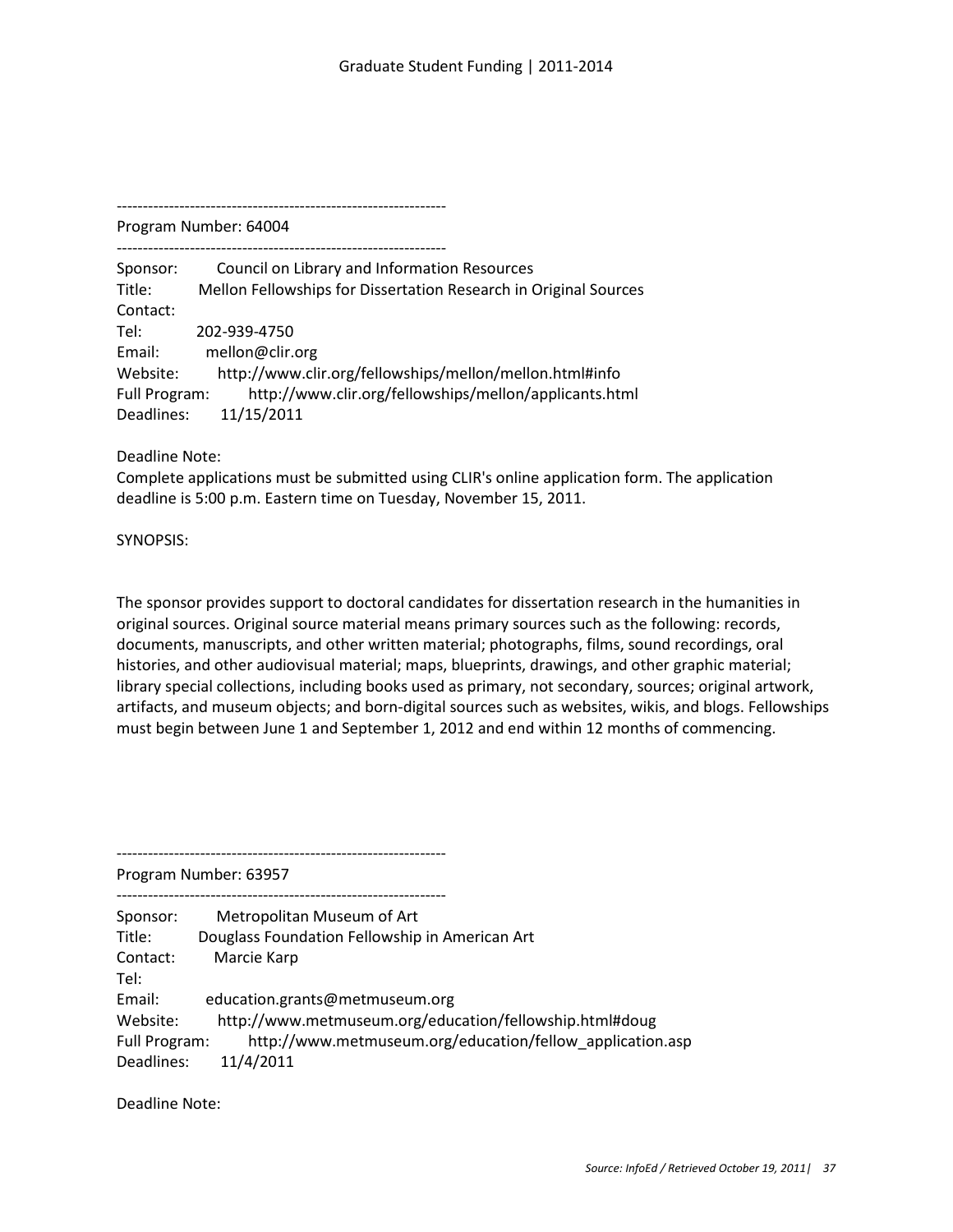---------------------------------------------------------------

Program Number: 64004

---------------------------------------------------------------

Sponsor: Council on Library and Information Resources
Title: Mellon Fellowships for Dissertation Research in Original Sources
Contact:
Tel: 202-939-4750
Email: mellon@clir.org
Website: http://www.clir.org/fellowships/mellon/mellon.html#info
Full Program: http://www.clir.org/fellowships/mellon/applicants.html
Deadlines: 11/15/2011

Deadline Note:
Complete applications must be submitted using CLIR's online application form. The application deadline is 5:00 p.m. Eastern time on Tuesday, November 15, 2011.

SYNOPSIS:

The sponsor provides support to doctoral candidates for dissertation research in the humanities in original sources. Original source material means primary sources such as the following: records, documents, manuscripts, and other written material; photographs, films, sound recordings, oral histories, and other audiovisual material; maps, blueprints, drawings, and other graphic material; library special collections, including books used as primary, not secondary, sources; original artwork, artifacts, and museum objects; and born-digital sources such as websites, wikis, and blogs. Fellowships must begin between June 1 and September 1, 2012 and end within 12 months of commencing.

---------------------------------------------------------------

Program Number: 63957

---------------------------------------------------------------

Sponsor: Metropolitan Museum of Art
Title: Douglass Foundation Fellowship in American Art
Contact: Marcie Karp
Tel:
Email: education.grants@metmuseum.org
Website: http://www.metmuseum.org/education/fellowship.html#doug
Full Program: http://www.metmuseum.org/education/fellow_application.asp
Deadlines: 11/4/2011

Deadline Note: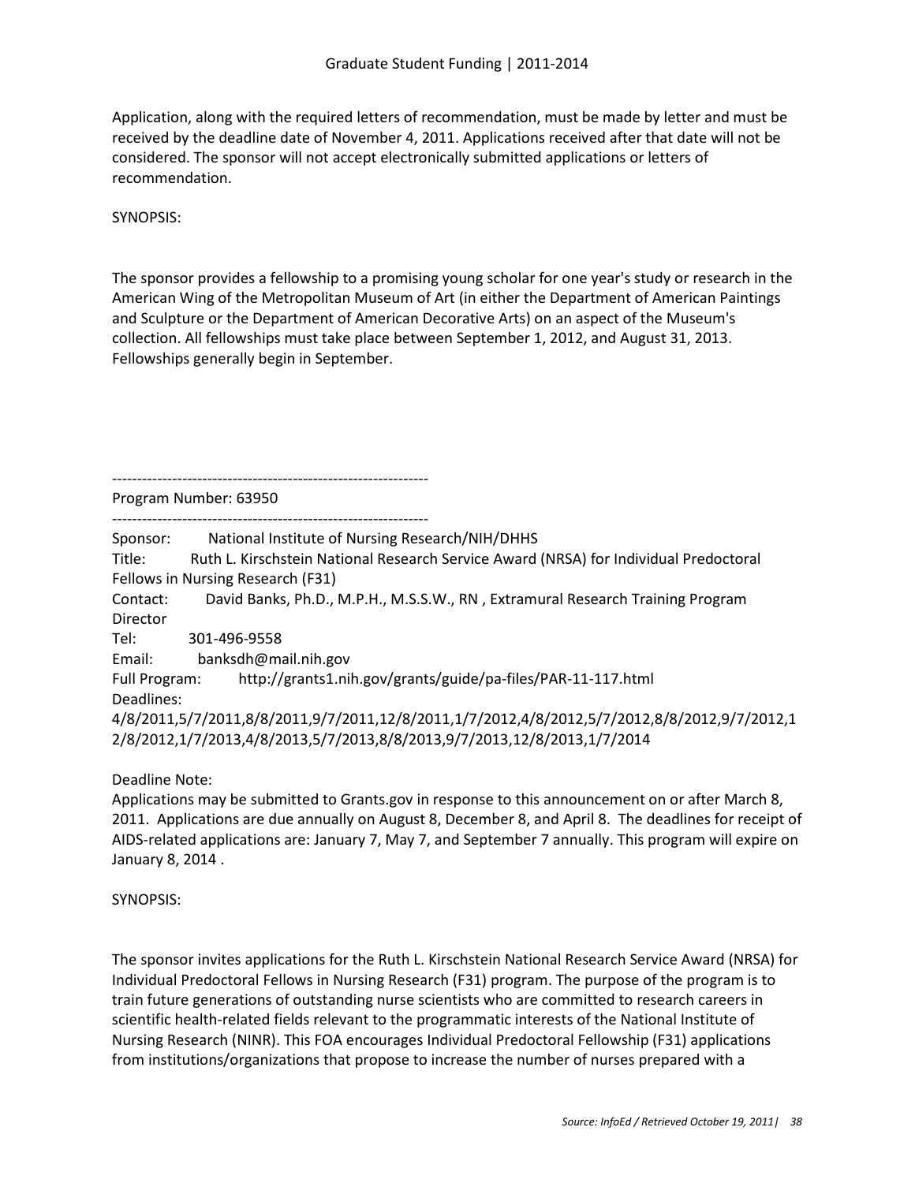Application, along with the required letters of recommendation, must be made by letter and must be received by the deadline date of November 4, 2011. Applications received after that date will not be considered. The sponsor will not accept electronically submitted applications or letters of recommendation.

SYNOPSIS:

The sponsor provides a fellowship to a promising young scholar for one year's study or research in the American Wing of the Metropolitan Museum of Art (in either the Department of American Paintings and Sculpture or the Department of American Decorative Arts) on an aspect of the Museum's collection. All fellowships must take place between September 1, 2012, and August 31, 2013. Fellowships generally begin in September.

---------------------------------------------------------------

Program Number: 63950

---------------------------------------------------------------

Sponsor: National Institute of Nursing Research/NIH/DHHS
Title: Ruth L. Kirschstein National Research Service Award (NRSA) for Individual Predoctoral Fellows in Nursing Research (F31)
Contact: David Banks, Ph.D., M.P.H., M.S.S.W., RN , Extramural Research Training Program Director
Tel: 301-496-9558
Email: banksdh@mail.nih.gov
Full Program: http://grants1.nih.gov/grants/guide/pa-files/PAR-11-117.html
Deadlines:
4/8/2011,5/7/2011,8/8/2011,9/7/2011,12/8/2011,1/7/2012,4/8/2012,5/7/2012,8/8/2012,9/7/2012,12/8/2012,1/7/2013,4/8/2013,5/7/2013,8/8/2013,9/7/2013,12/8/2013,1/7/2014

Deadline Note:
Applications may be submitted to Grants.gov in response to this announcement on or after March 8, 2011. Applications are due annually on August 8, December 8, and April 8. The deadlines for receipt of AIDS-related applications are: January 7, May 7, and September 7 annually. This program will expire on January 8, 2014 .

SYNOPSIS:

The sponsor invites applications for the Ruth L. Kirschstein National Research Service Award (NRSA) for Individual Predoctoral Fellows in Nursing Research (F31) program. The purpose of the program is to train future generations of outstanding nurse scientists who are committed to research careers in scientific health-related fields relevant to the programmatic interests of the National Institute of Nursing Research (NINR). This FOA encourages Individual Predoctoral Fellowship (F31) applications from institutions/organizations that propose to increase the number of nurses prepared with a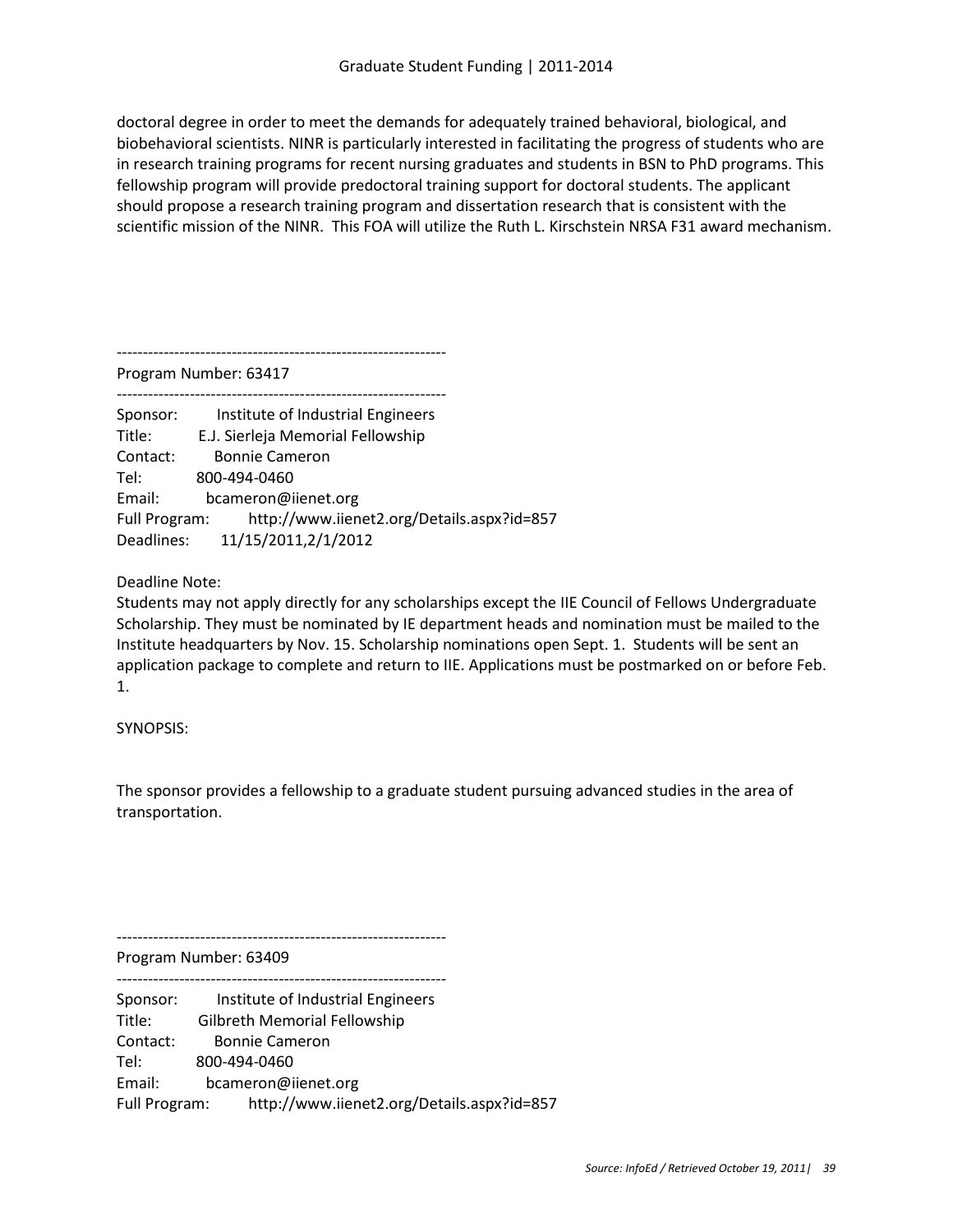doctoral degree in order to meet the demands for adequately trained behavioral, biological, and biobehavioral scientists. NINR is particularly interested in facilitating the progress of students who are in research training programs for recent nursing graduates and students in BSN to PhD programs. This fellowship program will provide predoctoral training support for doctoral students. The applicant should propose a research training program and dissertation research that is consistent with the scientific mission of the NINR. This FOA will utilize the Ruth L. Kirschstein NRSA F31 award mechanism.

--------------------------------------------------------------

Program Number: 63417

--------------------------------------------------------------

Sponsor: Institute of Industrial Engineers
Title: E.J. Sierleja Memorial Fellowship
Contact: Bonnie Cameron
Tel: 800-494-0460
Email: bcameron@iienet.org
Full Program: http://www.iienet2.org/Details.aspx?id=857
Deadlines: 11/15/2011,2/1/2012

Deadline Note:
Students may not apply directly for any scholarships except the IIE Council of Fellows Undergraduate Scholarship. They must be nominated by IE department heads and nomination must be mailed to the Institute headquarters by Nov. 15. Scholarship nominations open Sept. 1. Students will be sent an application package to complete and return to IIE. Applications must be postmarked on or before Feb. 1.

SYNOPSIS:

The sponsor provides a fellowship to a graduate student pursuing advanced studies in the area of transportation.

--------------------------------------------------------------

Program Number: 63409

--------------------------------------------------------------

Sponsor: Institute of Industrial Engineers
Title: Gilbreth Memorial Fellowship
Contact: Bonnie Cameron
Tel: 800-494-0460
Email: bcameron@iienet.org
Full Program: http://www.iienet2.org/Details.aspx?id=857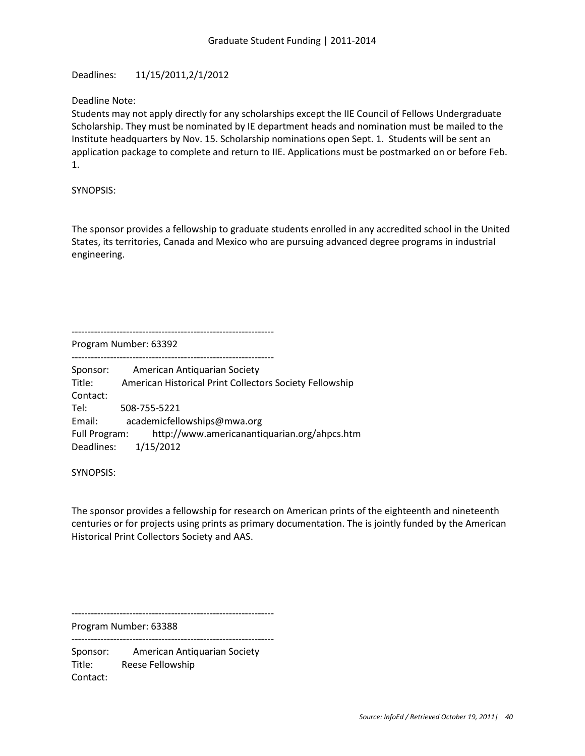Deadlines: 11/15/2011,2/1/2012

Deadline Note:
Students may not apply directly for any scholarships except the IIE Council of Fellows Undergraduate Scholarship. They must be nominated by IE department heads and nomination must be mailed to the Institute headquarters by Nov. 15. Scholarship nominations open Sept. 1. Students will be sent an application package to complete and return to IIE. Applications must be postmarked on or before Feb. 1.

SYNOPSIS:

The sponsor provides a fellowship to graduate students enrolled in any accredited school in the United States, its territories, Canada and Mexico who are pursuing advanced degree programs in industrial engineering.

---------------------------------------------------------------
Program Number: 63392
---------------------------------------------------------------

Sponsor: American Antiquarian Society
Title: American Historical Print Collectors Society Fellowship
Contact:
Tel: 508-755-5221
Email: academicfellowships@mwa.org
Full Program: http://www.americanantiquarian.org/ahpcs.htm
Deadlines: 1/15/2012

SYNOPSIS:

The sponsor provides a fellowship for research on American prints of the eighteenth and nineteenth centuries or for projects using prints as primary documentation. The is jointly funded by the American Historical Print Collectors Society and AAS.

---------------------------------------------------------------
Program Number: 63388
---------------------------------------------------------------

Sponsor: American Antiquarian Society
Title: Reese Fellowship
Contact: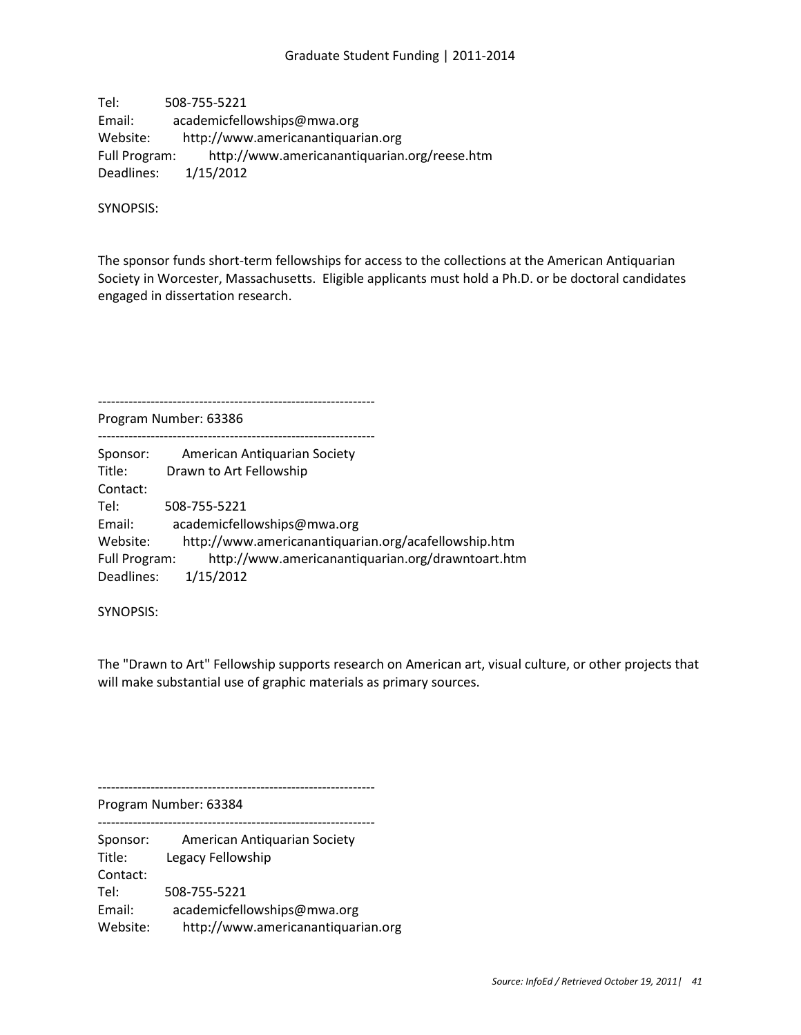Tel: 508-755-5221
Email: academicfellowships@mwa.org
Website: http://www.americanantiquarian.org
Full Program: http://www.americanantiquarian.org/reese.htm
Deadlines: 1/15/2012

SYNOPSIS:

The sponsor funds short-term fellowships for access to the collections at the American Antiquarian Society in Worcester, Massachusetts. Eligible applicants must hold a Ph.D. or be doctoral candidates engaged in dissertation research.

--------------------------------------------------------------
Program Number: 63386
--------------------------------------------------------------

Sponsor: American Antiquarian Society
Title: Drawn to Art Fellowship
Contact:
Tel: 508-755-5221
Email: academicfellowships@mwa.org
Website: http://www.americanantiquarian.org/acafellowship.htm
Full Program: http://www.americanantiquarian.org/drawntoart.htm
Deadlines: 1/15/2012

SYNOPSIS:

The "Drawn to Art" Fellowship supports research on American art, visual culture, or other projects that will make substantial use of graphic materials as primary sources.

--------------------------------------------------------------
Program Number: 63384
--------------------------------------------------------------

Sponsor: American Antiquarian Society
Title: Legacy Fellowship
Contact:
Tel: 508-755-5221
Email: academicfellowships@mwa.org
Website: http://www.americanantiquarian.org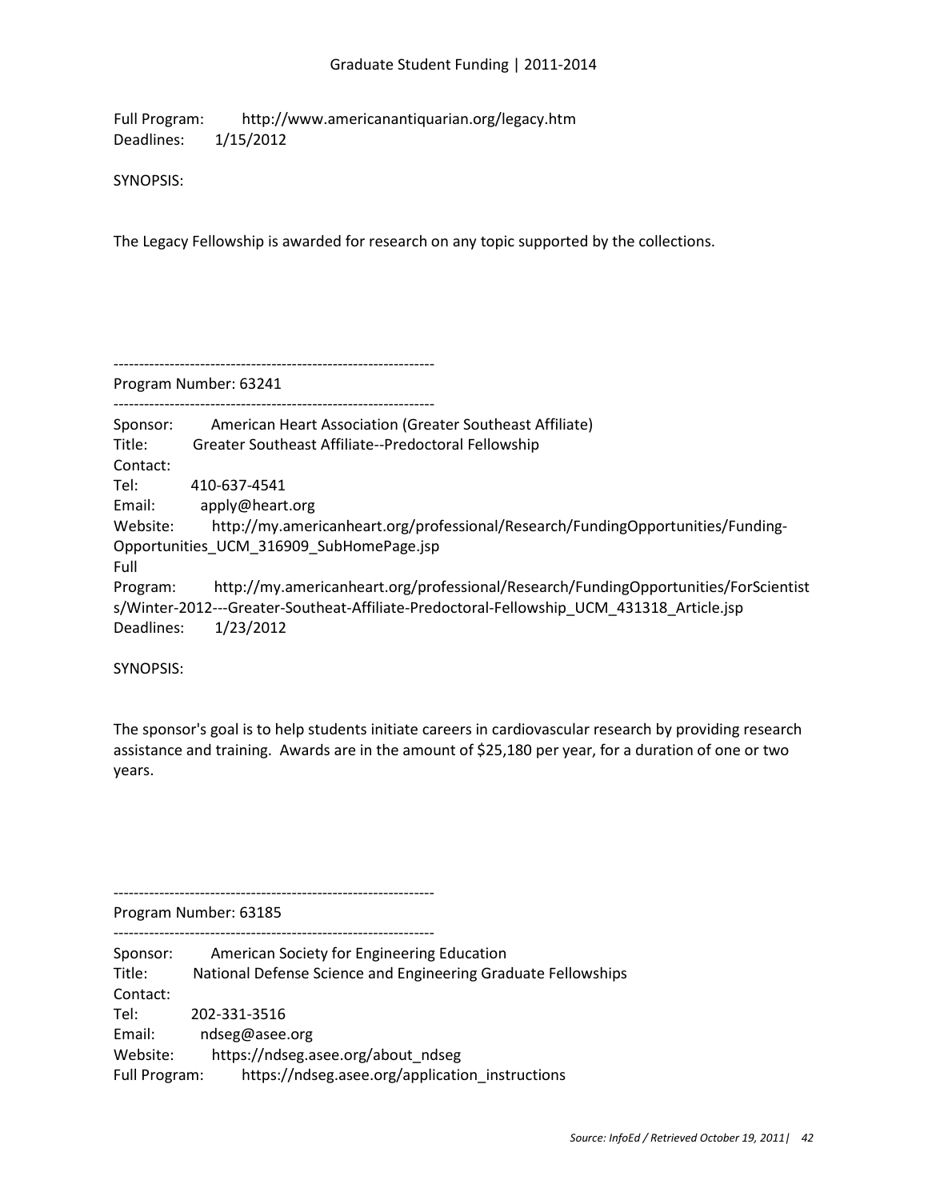Full Program: http://www.americanantiquarian.org/legacy.htm
Deadlines: 1/15/2012

SYNOPSIS:

The Legacy Fellowship is awarded for research on any topic supported by the collections.

---------------------------------------------------------------
Program Number: 63241
---------------------------------------------------------------

Sponsor: American Heart Association (Greater Southeast Affiliate)
Title: Greater Southeast Affiliate--Predoctoral Fellowship
Contact:
Tel: 410-637-4541
Email: apply@heart.org
Website: http://my.americanheart.org/professional/Research/FundingOpportunities/Funding-Opportunities_UCM_316909_SubHomePage.jsp
Full Program: http://my.americanheart.org/professional/Research/FundingOpportunities/ForScientists/Winter-2012---Greater-Southeat-Affiliate-Predoctoral-Fellowship_UCM_431318_Article.jsp
Deadlines: 1/23/2012

SYNOPSIS:

The sponsor's goal is to help students initiate careers in cardiovascular research by providing research assistance and training. Awards are in the amount of $25,180 per year, for a duration of one or two years.

---------------------------------------------------------------
Program Number: 63185
---------------------------------------------------------------

Sponsor: American Society for Engineering Education
Title: National Defense Science and Engineering Graduate Fellowships
Contact:
Tel: 202-331-3516
Email: ndseg@asee.org
Website: https://ndseg.asee.org/about_ndseg
Full Program: https://ndseg.asee.org/application_instructions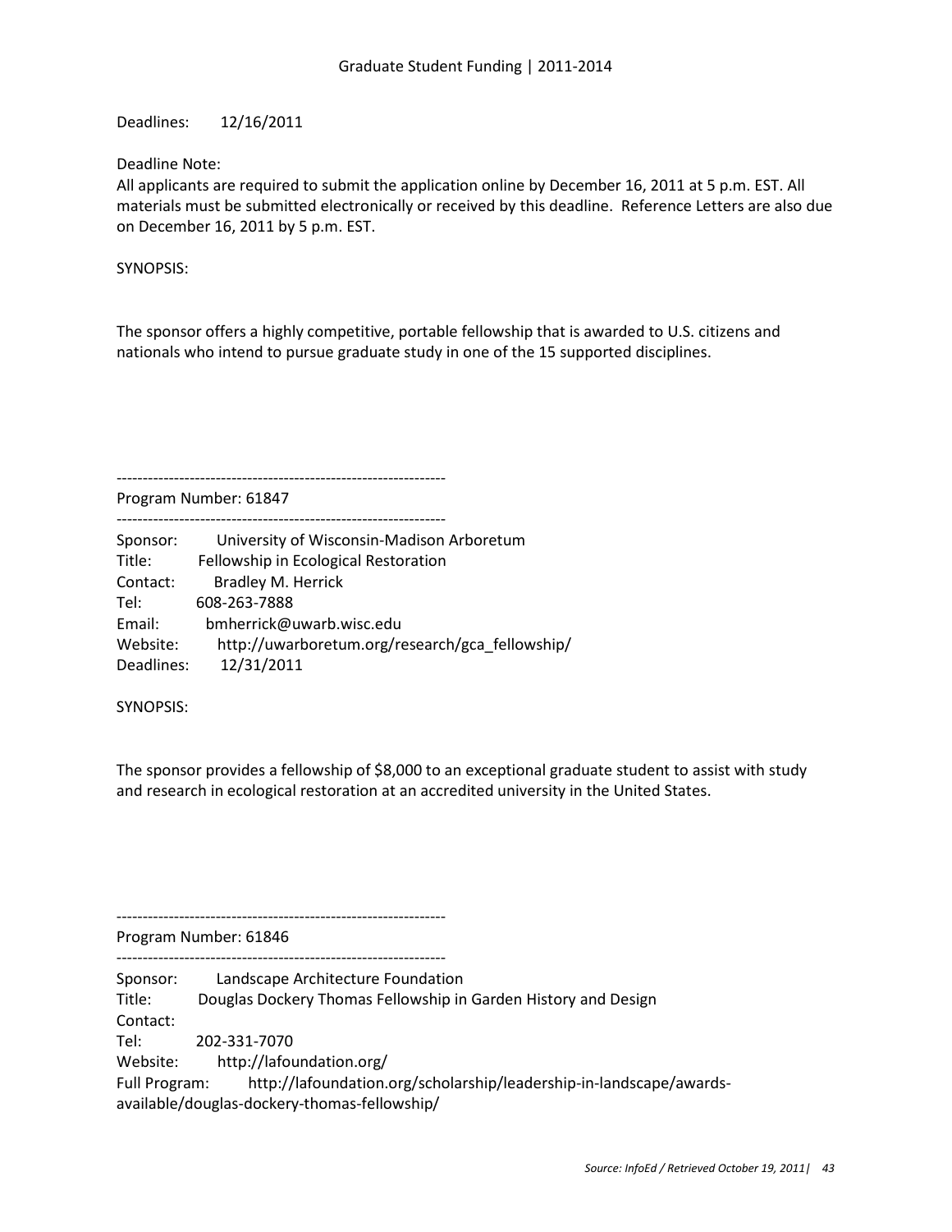Deadlines: 12/16/2011

Deadline Note:
All applicants are required to submit the application online by December 16, 2011 at 5 p.m. EST. All materials must be submitted electronically or received by this deadline. Reference Letters are also due on December 16, 2011 by 5 p.m. EST.

SYNOPSIS:

The sponsor offers a highly competitive, portable fellowship that is awarded to U.S. citizens and nationals who intend to pursue graduate study in one of the 15 supported disciplines.

---------------------------------------------------------------
Program Number: 61847
---------------------------------------------------------------

Sponsor: University of Wisconsin-Madison Arboretum
Title: Fellowship in Ecological Restoration
Contact: Bradley M. Herrick
Tel: 608-263-7888
Email: bmherrick@uwarb.wisc.edu
Website: http://uwarboretum.org/research/gca_fellowship/
Deadlines: 12/31/2011

SYNOPSIS:

The sponsor provides a fellowship of $8,000 to an exceptional graduate student to assist with study and research in ecological restoration at an accredited university in the United States.

---------------------------------------------------------------
Program Number: 61846
---------------------------------------------------------------

Sponsor: Landscape Architecture Foundation
Title: Douglas Dockery Thomas Fellowship in Garden History and Design
Contact:
Tel: 202-331-7070
Website: http://lafoundation.org/
Full Program: http://lafoundation.org/scholarship/leadership-in-landscape/awards-available/douglas-dockery-thomas-fellowship/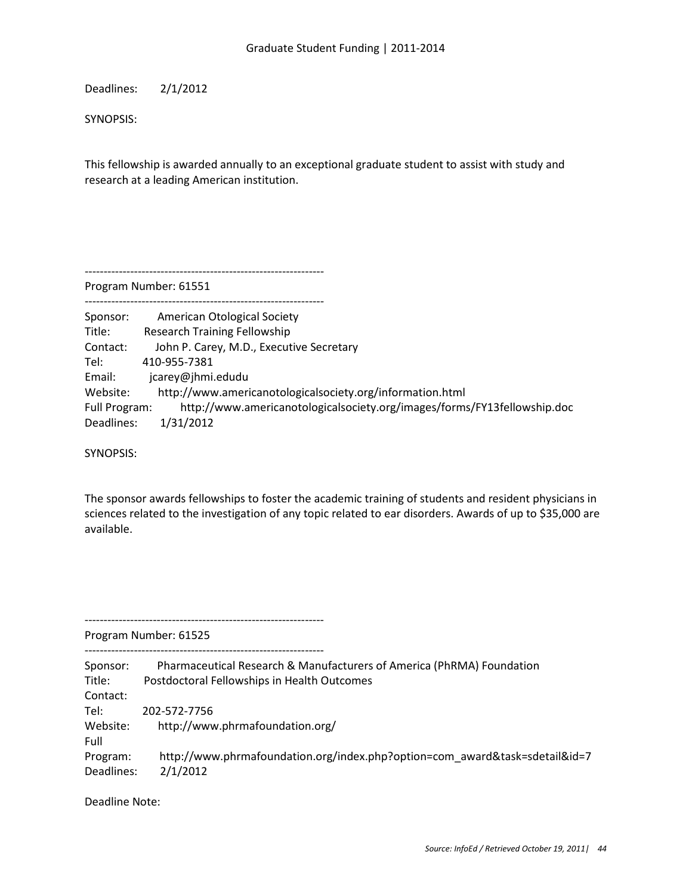Deadlines: 2/1/2012

SYNOPSIS:

This fellowship is awarded annually to an exceptional graduate student to assist with study and research at a leading American institution.

---------------------------------------------------------------
Program Number: 61551
---------------------------------------------------------------

Sponsor: American Otological Society
Title: Research Training Fellowship
Contact: John P. Carey, M.D., Executive Secretary
Tel: 410-955-7381
Email: jcarey@jhmi.edudu
Website: http://www.americanotologicalsociety.org/information.html
Full Program: http://www.americanotologicalsociety.org/images/forms/FY13fellowship.doc
Deadlines: 1/31/2012

SYNOPSIS:

The sponsor awards fellowships to foster the academic training of students and resident physicians in sciences related to the investigation of any topic related to ear disorders. Awards of up to $35,000 are available.

---------------------------------------------------------------
Program Number: 61525
---------------------------------------------------------------

Sponsor: Pharmaceutical Research & Manufacturers of America (PhRMA) Foundation
Title: Postdoctoral Fellowships in Health Outcomes
Contact:
Tel: 202-572-7756
Website: http://www.phrmafoundation.org/
Full Program: http://www.phrmafoundation.org/index.php?option=com_award&task=sdetail&id=7
Deadlines: 2/1/2012

Deadline Note: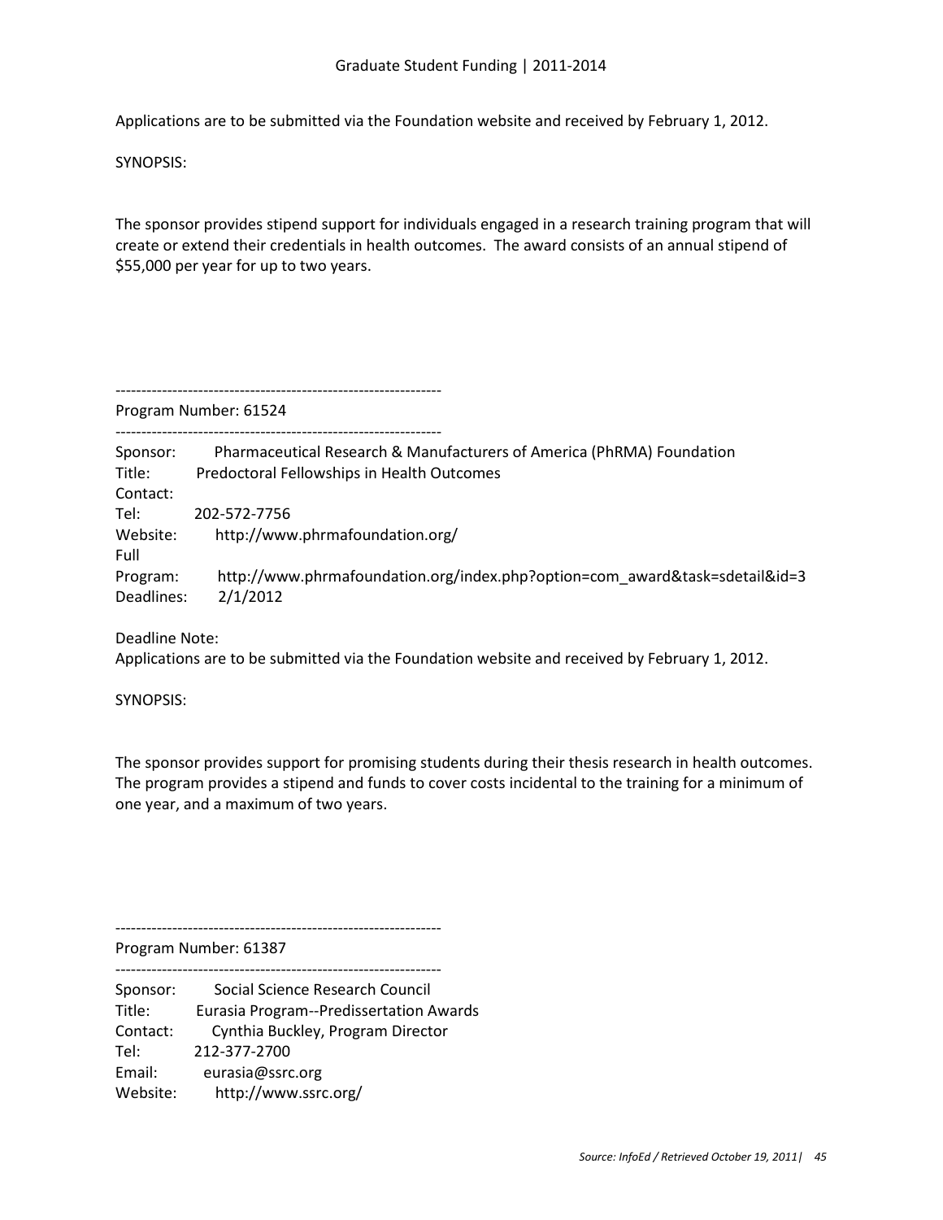Applications are to be submitted via the Foundation website and received by February 1, 2012.

SYNOPSIS:

The sponsor provides stipend support for individuals engaged in a research training program that will create or extend their credentials in health outcomes. The award consists of an annual stipend of $55,000 per year for up to two years.

---------------------------------------------------------------
Program Number: 61524
---------------------------------------------------------------

Sponsor: Pharmaceutical Research & Manufacturers of America (PhRMA) Foundation
Title: Predoctoral Fellowships in Health Outcomes
Contact:
Tel: 202-572-7756
Website: http://www.phrmafoundation.org/
Full Program: http://www.phrmafoundation.org/index.php?option=com_award&task=sdetail&id=3
Deadlines: 2/1/2012

Deadline Note:
Applications are to be submitted via the Foundation website and received by February 1, 2012.

SYNOPSIS:

The sponsor provides support for promising students during their thesis research in health outcomes. The program provides a stipend and funds to cover costs incidental to the training for a minimum of one year, and a maximum of two years.

---------------------------------------------------------------
Program Number: 61387
---------------------------------------------------------------

Sponsor: Social Science Research Council
Title: Eurasia Program--Predissertation Awards
Contact: Cynthia Buckley, Program Director
Tel: 212-377-2700
Email: eurasia@ssrc.org
Website: http://www.ssrc.org/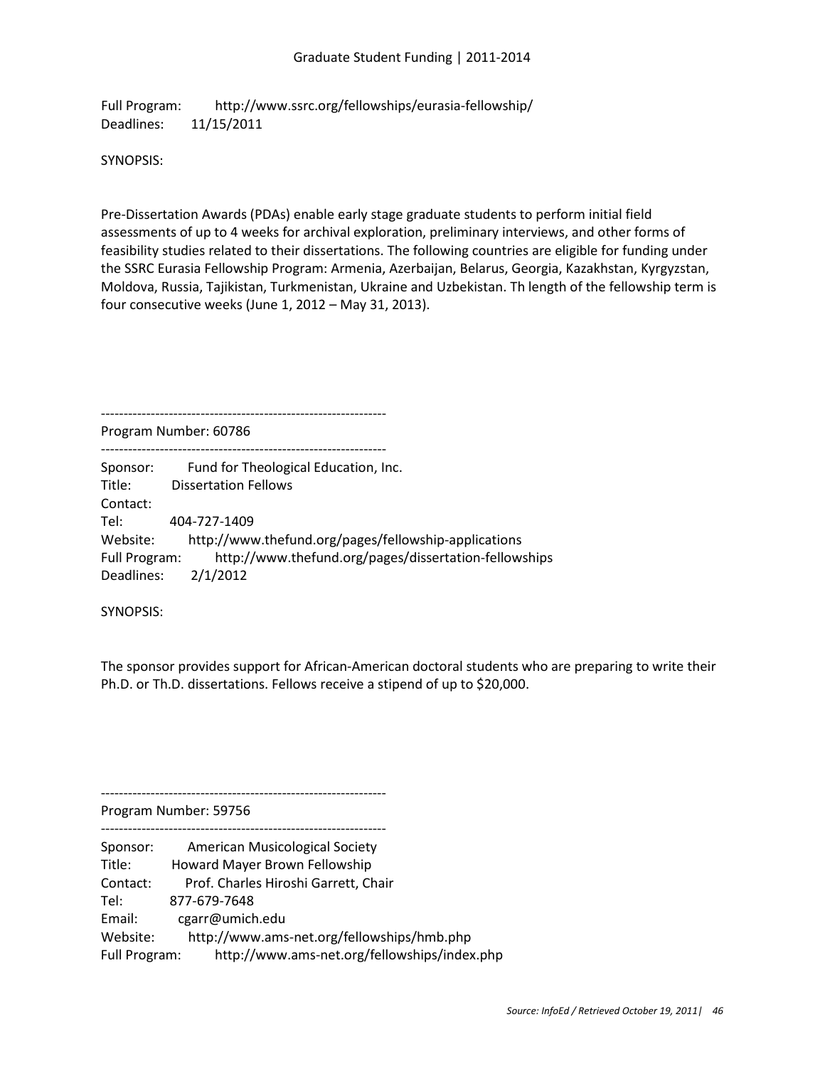Full Program: http://www.ssrc.org/fellowships/eurasia-fellowship/
Deadlines: 11/15/2011

SYNOPSIS:

Pre-Dissertation Awards (PDAs) enable early stage graduate students to perform initial field assessments of up to 4 weeks for archival exploration, preliminary interviews, and other forms of feasibility studies related to their dissertations. The following countries are eligible for funding under the SSRC Eurasia Fellowship Program: Armenia, Azerbaijan, Belarus, Georgia, Kazakhstan, Kyrgyzstan, Moldova, Russia, Tajikistan, Turkmenistan, Ukraine and Uzbekistan. Th length of the fellowship term is four consecutive weeks (June 1, 2012 – May 31, 2013).

---------------------------------------------------------------

Program Number: 60786

---------------------------------------------------------------

Sponsor: Fund for Theological Education, Inc.
Title: Dissertation Fellows
Contact:
Tel: 404-727-1409
Website: http://www.thefund.org/pages/fellowship-applications
Full Program: http://www.thefund.org/pages/dissertation-fellowships
Deadlines: 2/1/2012

SYNOPSIS:

The sponsor provides support for African-American doctoral students who are preparing to write their Ph.D. or Th.D. dissertations. Fellows receive a stipend of up to $20,000.

---------------------------------------------------------------

Program Number: 59756

---------------------------------------------------------------

Sponsor: American Musicological Society
Title: Howard Mayer Brown Fellowship
Contact: Prof. Charles Hiroshi Garrett, Chair
Tel: 877-679-7648
Email: cgarr@umich.edu
Website: http://www.ams-net.org/fellowships/hmb.php
Full Program: http://www.ams-net.org/fellowships/index.php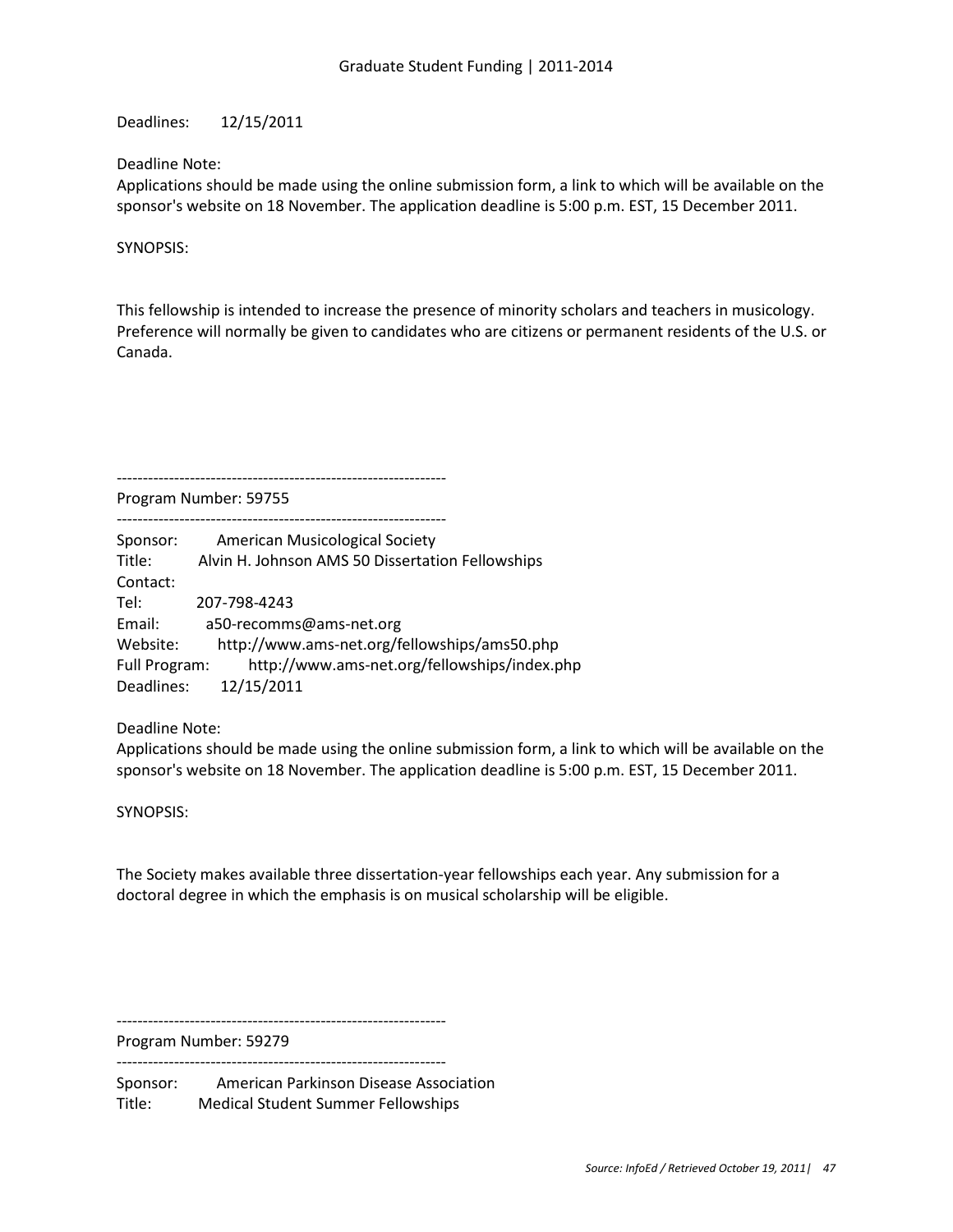Deadlines: 12/15/2011

Deadline Note:
Applications should be made using the online submission form, a link to which will be available on the sponsor's website on 18 November. The application deadline is 5:00 p.m. EST, 15 December 2011.

SYNOPSIS:

This fellowship is intended to increase the presence of minority scholars and teachers in musicology. Preference will normally be given to candidates who are citizens or permanent residents of the U.S. or Canada.

---------------------------------------------------------------
Program Number: 59755
---------------------------------------------------------------

Sponsor: American Musicological Society
Title: Alvin H. Johnson AMS 50 Dissertation Fellowships
Contact:
Tel: 207-798-4243
Email: a50-recomms@ams-net.org
Website: http://www.ams-net.org/fellowships/ams50.php
Full Program: http://www.ams-net.org/fellowships/index.php
Deadlines: 12/15/2011

Deadline Note:
Applications should be made using the online submission form, a link to which will be available on the sponsor's website on 18 November. The application deadline is 5:00 p.m. EST, 15 December 2011.

SYNOPSIS:

The Society makes available three dissertation-year fellowships each year. Any submission for a doctoral degree in which the emphasis is on musical scholarship will be eligible.

---------------------------------------------------------------
Program Number: 59279
---------------------------------------------------------------

Sponsor: American Parkinson Disease Association
Title: Medical Student Summer Fellowships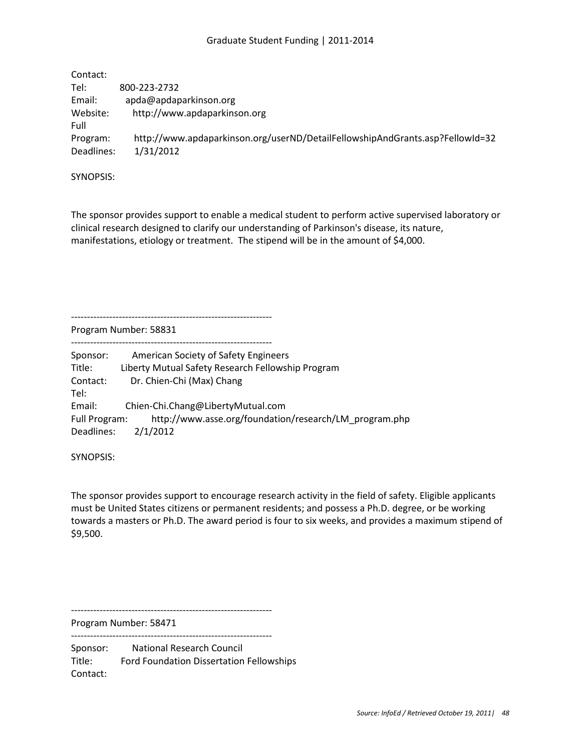Contact:
Tel: 800-223-2732
Email: apda@apdaparkinson.org
Website: http://www.apdaparkinson.org
Full Program: http://www.apdaparkinson.org/userND/DetailFellowshipAndGrants.asp?FellowId=32
Deadlines: 1/31/2012

SYNOPSIS:

The sponsor provides support to enable a medical student to perform active supervised laboratory or clinical research designed to clarify our understanding of Parkinson's disease, its nature, manifestations, etiology or treatment. The stipend will be in the amount of $4,000.

---------------------------------------------------------------
Program Number: 58831
---------------------------------------------------------------

Sponsor: American Society of Safety Engineers
Title: Liberty Mutual Safety Research Fellowship Program
Contact: Dr. Chien-Chi (Max) Chang
Tel:
Email: Chien-Chi.Chang@LibertyMutual.com
Full Program: http://www.asse.org/foundation/research/LM_program.php
Deadlines: 2/1/2012

SYNOPSIS:

The sponsor provides support to encourage research activity in the field of safety. Eligible applicants must be United States citizens or permanent residents; and possess a Ph.D. degree, or be working towards a masters or Ph.D. The award period is four to six weeks, and provides a maximum stipend of $9,500.

---------------------------------------------------------------
Program Number: 58471
---------------------------------------------------------------

Sponsor: National Research Council
Title: Ford Foundation Dissertation Fellowships
Contact: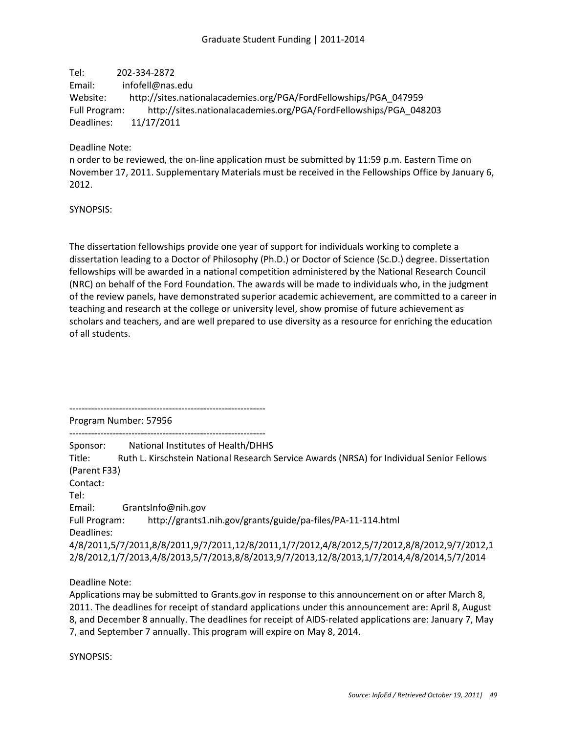Tel: 202-334-2872
Email: infofell@nas.edu
Website: http://sites.nationalacademies.org/PGA/FordFellowships/PGA_047959
Full Program: http://sites.nationalacademies.org/PGA/FordFellowships/PGA_048203
Deadlines: 11/17/2011

Deadline Note:
n order to be reviewed, the on-line application must be submitted by 11:59 p.m. Eastern Time on November 17, 2011. Supplementary Materials must be received in the Fellowships Office by January 6, 2012.

SYNOPSIS:

The dissertation fellowships provide one year of support for individuals working to complete a dissertation leading to a Doctor of Philosophy (Ph.D.) or Doctor of Science (Sc.D.) degree. Dissertation fellowships will be awarded in a national competition administered by the National Research Council (NRC) on behalf of the Ford Foundation. The awards will be made to individuals who, in the judgment of the review panels, have demonstrated superior academic achievement, are committed to a career in teaching and research at the college or university level, show promise of future achievement as scholars and teachers, and are well prepared to use diversity as a resource for enriching the education of all students.

---------------------------------------------------------------
Program Number: 57956
---------------------------------------------------------------
Sponsor: National Institutes of Health/DHHS
Title: Ruth L. Kirschstein National Research Service Awards (NRSA) for Individual Senior Fellows (Parent F33)
Contact:
Tel:
Email: GrantsInfo@nih.gov
Full Program: http://grants1.nih.gov/grants/guide/pa-files/PA-11-114.html
Deadlines:
4/8/2011,5/7/2011,8/8/2011,9/7/2011,12/8/2011,1/7/2012,4/8/2012,5/7/2012,8/8/2012,9/7/2012,12/8/2012,1/7/2013,4/8/2013,5/7/2013,8/8/2013,9/7/2013,12/8/2013,1/7/2014,4/8/2014,5/7/2014

Deadline Note:
Applications may be submitted to Grants.gov in response to this announcement on or after March 8, 2011. The deadlines for receipt of standard applications under this announcement are: April 8, August 8, and December 8 annually. The deadlines for receipt of AIDS-related applications are: January 7, May 7, and September 7 annually. This program will expire on May 8, 2014.

SYNOPSIS: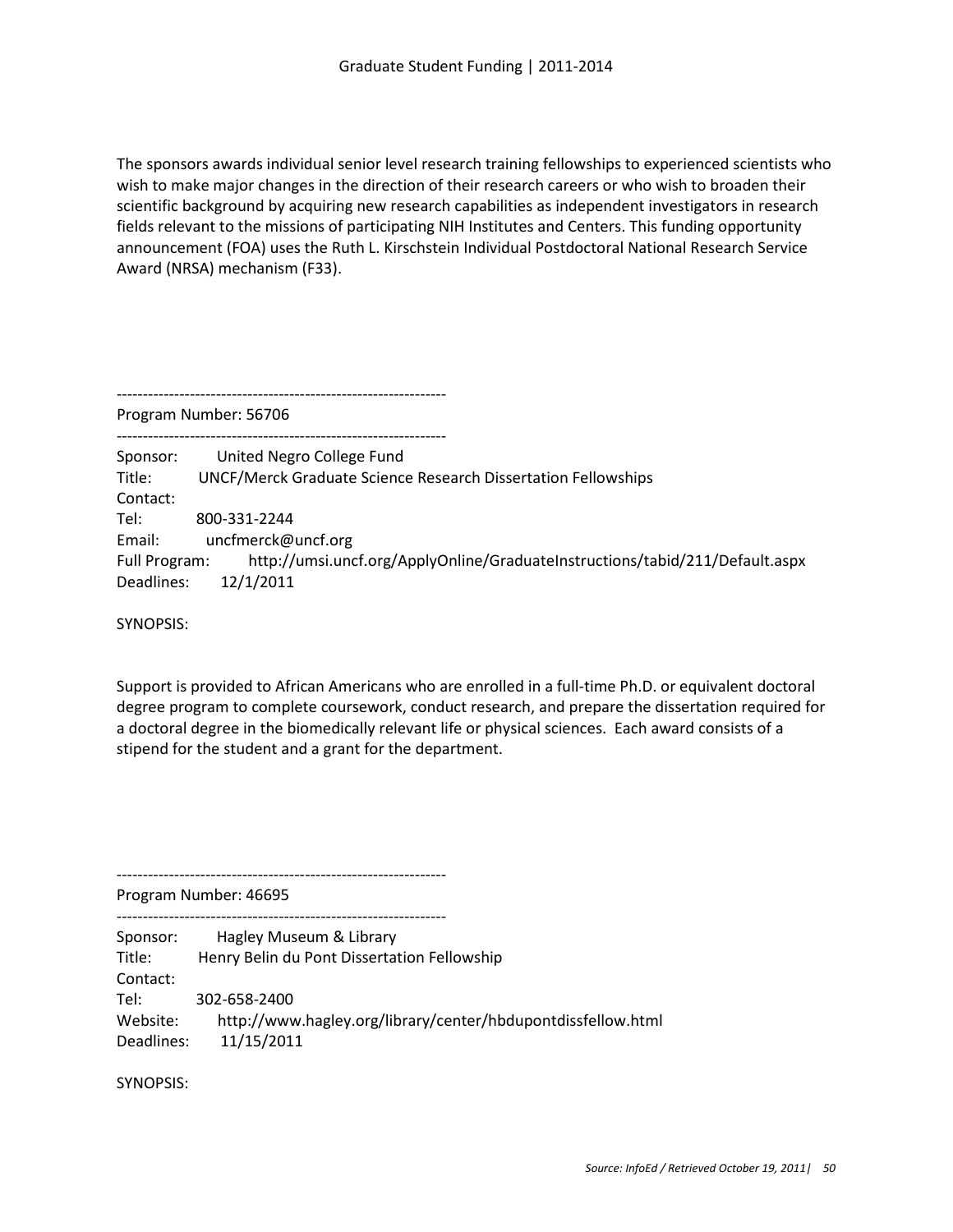The sponsors awards individual senior level research training fellowships to experienced scientists who wish to make major changes in the direction of their research careers or who wish to broaden their scientific background by acquiring new research capabilities as independent investigators in research fields relevant to the missions of participating NIH Institutes and Centers. This funding opportunity announcement (FOA) uses the Ruth L. Kirschstein Individual Postdoctoral National Research Service Award (NRSA) mechanism (F33).

---------------------------------------------------------------

Program Number: 56706

---------------------------------------------------------------

Sponsor: United Negro College Fund
Title: UNCF/Merck Graduate Science Research Dissertation Fellowships
Contact:
Tel: 800-331-2244
Email: uncfmerck@uncf.org
Full Program: http://umsi.uncf.org/ApplyOnline/GraduateInstructions/tabid/211/Default.aspx
Deadlines: 12/1/2011

SYNOPSIS:

Support is provided to African Americans who are enrolled in a full-time Ph.D. or equivalent doctoral degree program to complete coursework, conduct research, and prepare the dissertation required for a doctoral degree in the biomedically relevant life or physical sciences. Each award consists of a stipend for the student and a grant for the department.

---------------------------------------------------------------

Program Number: 46695

---------------------------------------------------------------

Sponsor: Hagley Museum & Library
Title: Henry Belin du Pont Dissertation Fellowship
Contact:
Tel: 302-658-2400
Website: http://www.hagley.org/library/center/hbdupontdissfellow.html
Deadlines: 11/15/2011

SYNOPSIS: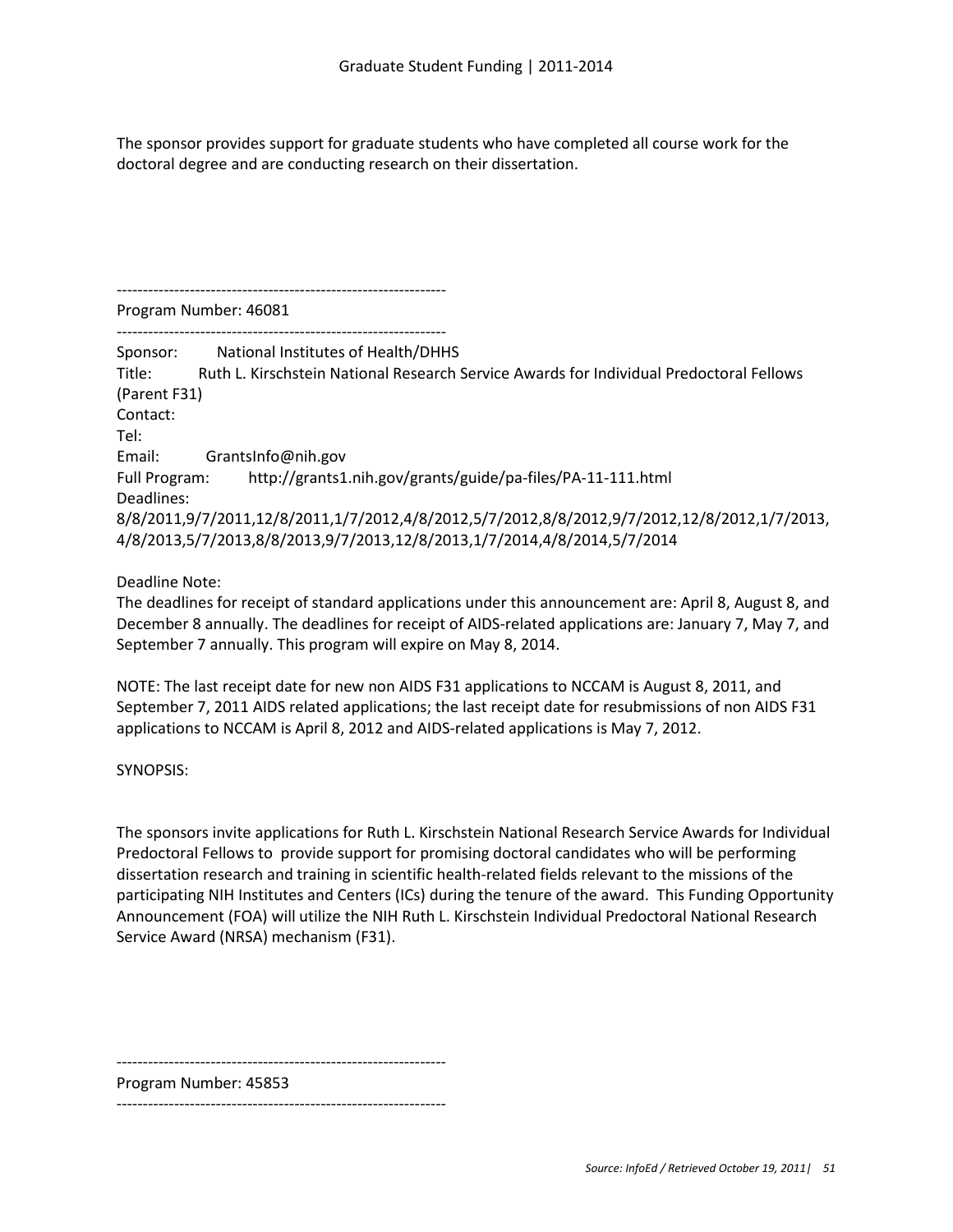The sponsor provides support for graduate students who have completed all course work for the doctoral degree and are conducting research on their dissertation.

---------------------------------------------------------------

Program Number: 46081

---------------------------------------------------------------

Sponsor: National Institutes of Health/DHHS
Title: Ruth L. Kirschstein National Research Service Awards for Individual Predoctoral Fellows (Parent F31)
Contact:
Tel:
Email: GrantsInfo@nih.gov
Full Program: http://grants1.nih.gov/grants/guide/pa-files/PA-11-111.html
Deadlines:
8/8/2011,9/7/2011,12/8/2011,1/7/2012,4/8/2012,5/7/2012,8/8/2012,9/7/2012,12/8/2012,1/7/2013,4/8/2013,5/7/2013,8/8/2013,9/7/2013,12/8/2013,1/7/2014,4/8/2014,5/7/2014

Deadline Note:
The deadlines for receipt of standard applications under this announcement are: April 8, August 8, and December 8 annually. The deadlines for receipt of AIDS-related applications are: January 7, May 7, and September 7 annually. This program will expire on May 8, 2014.

NOTE: The last receipt date for new non AIDS F31 applications to NCCAM is August 8, 2011, and September 7, 2011 AIDS related applications; the last receipt date for resubmissions of non AIDS F31 applications to NCCAM is April 8, 2012 and AIDS-related applications is May 7, 2012.

SYNOPSIS:

The sponsors invite applications for Ruth L. Kirschstein National Research Service Awards for Individual Predoctoral Fellows to provide support for promising doctoral candidates who will be performing dissertation research and training in scientific health-related fields relevant to the missions of the participating NIH Institutes and Centers (ICs) during the tenure of the award. This Funding Opportunity Announcement (FOA) will utilize the NIH Ruth L. Kirschstein Individual Predoctoral National Research Service Award (NRSA) mechanism (F31).

---------------------------------------------------------------

Program Number: 45853

---------------------------------------------------------------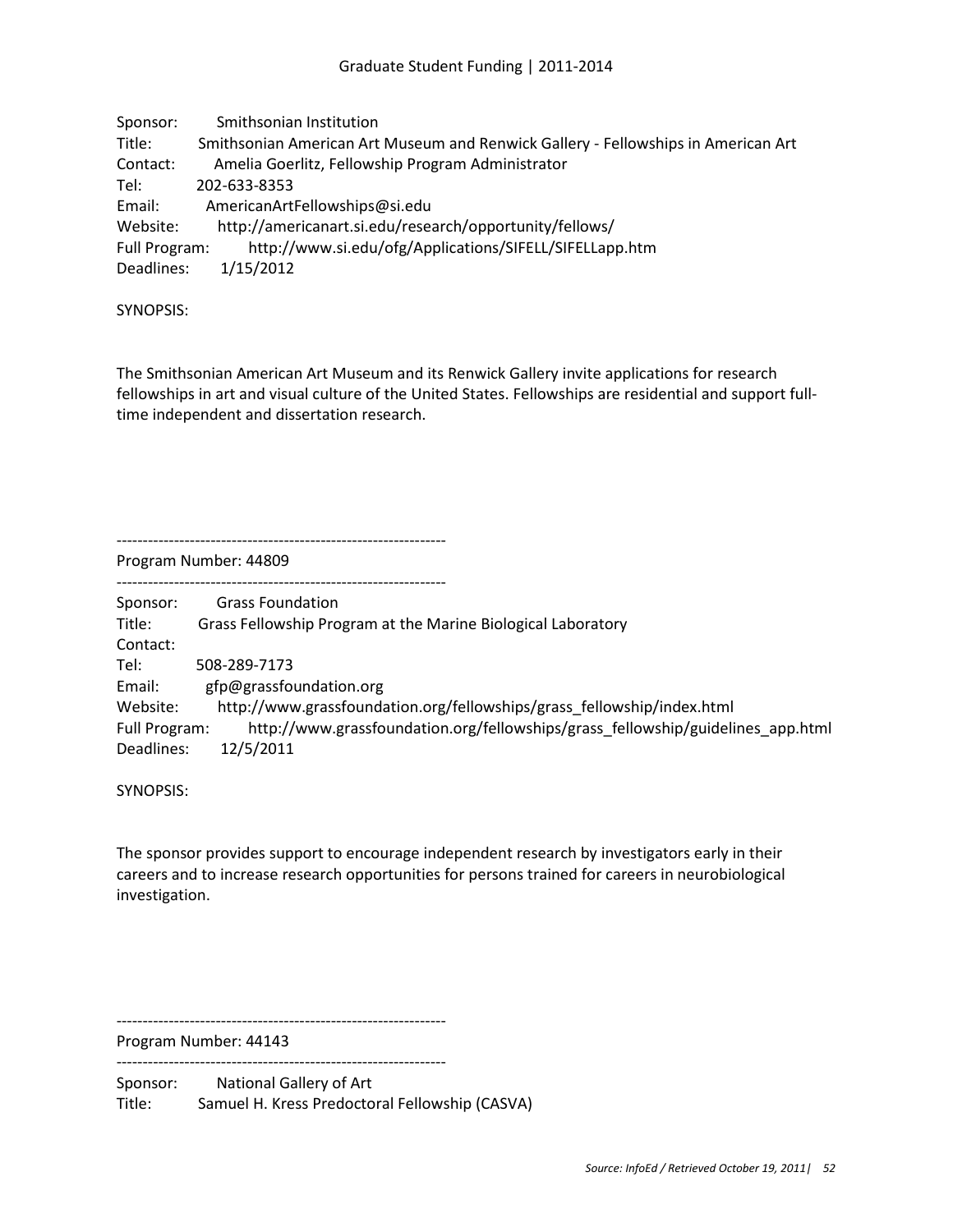Sponsor: Smithsonian Institution
Title: Smithsonian American Art Museum and Renwick Gallery - Fellowships in American Art
Contact: Amelia Goerlitz, Fellowship Program Administrator
Tel: 202-633-8353
Email: AmericanArtFellowships@si.edu
Website: http://americanart.si.edu/research/opportunity/fellows/
Full Program: http://www.si.edu/ofg/Applications/SIFELL/SIFELLapp.htm
Deadlines: 1/15/2012

SYNOPSIS:

The Smithsonian American Art Museum and its Renwick Gallery invite applications for research fellowships in art and visual culture of the United States. Fellowships are residential and support full-time independent and dissertation research.

---------------------------------------------------------------
Program Number: 44809
---------------------------------------------------------------

Sponsor: Grass Foundation
Title: Grass Fellowship Program at the Marine Biological Laboratory
Contact:
Tel: 508-289-7173
Email: gfp@grassfoundation.org
Website: http://www.grassfoundation.org/fellowships/grass_fellowship/index.html
Full Program: http://www.grassfoundation.org/fellowships/grass_fellowship/guidelines_app.html
Deadlines: 12/5/2011

SYNOPSIS:

The sponsor provides support to encourage independent research by investigators early in their careers and to increase research opportunities for persons trained for careers in neurobiological investigation.

---------------------------------------------------------------
Program Number: 44143
---------------------------------------------------------------

Sponsor: National Gallery of Art
Title: Samuel H. Kress Predoctoral Fellowship (CASVA)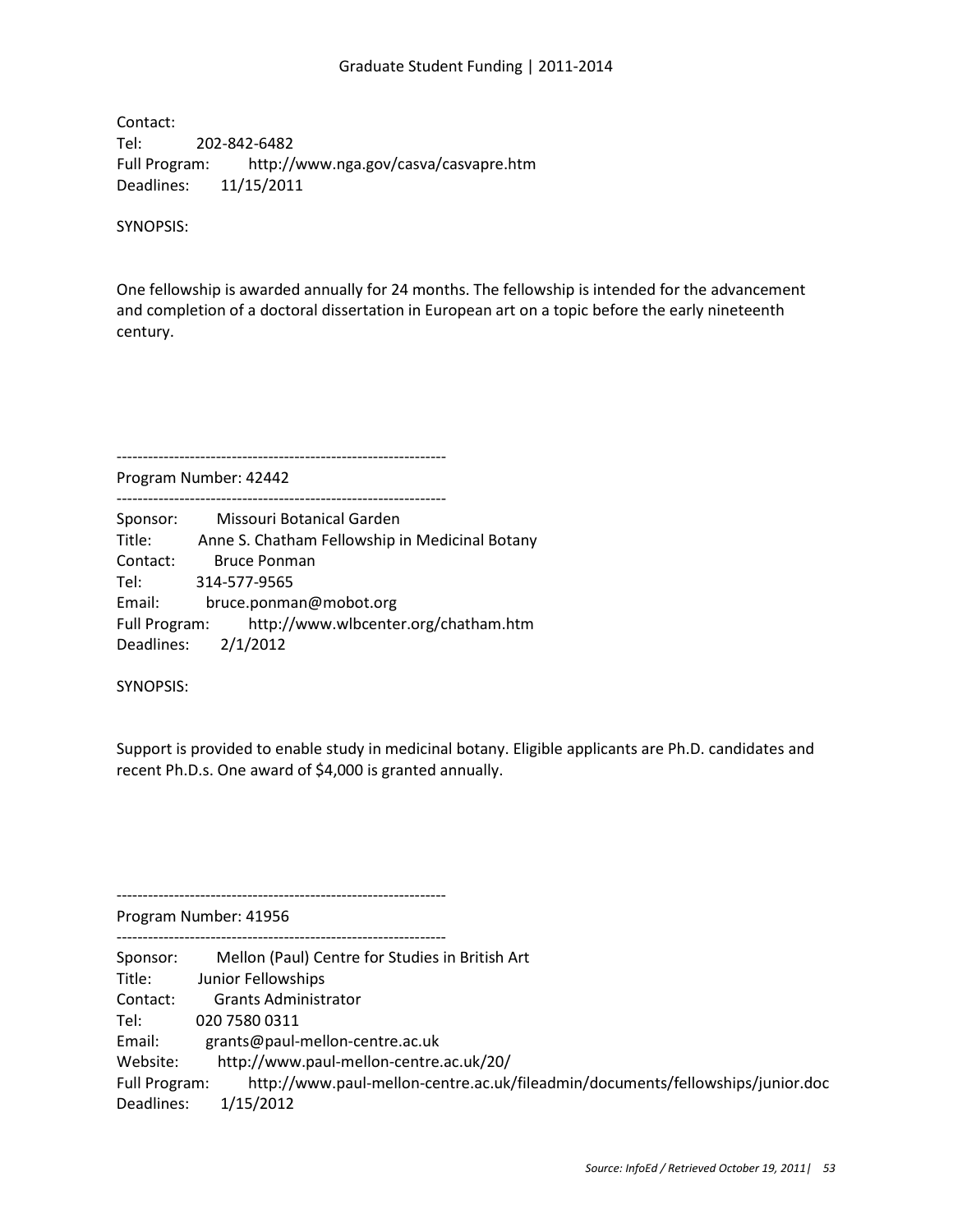Contact:
Tel: 202-842-6482
Full Program: http://www.nga.gov/casva/casvapre.htm
Deadlines: 11/15/2011

SYNOPSIS:

One fellowship is awarded annually for 24 months. The fellowship is intended for the advancement and completion of a doctoral dissertation in European art on a topic before the early nineteenth century.

---------------------------------------------------------------

Program Number: 42442

---------------------------------------------------------------

Sponsor: Missouri Botanical Garden
Title: Anne S. Chatham Fellowship in Medicinal Botany
Contact: Bruce Ponman
Tel: 314-577-9565
Email: bruce.ponman@mobot.org
Full Program: http://www.wlbcenter.org/chatham.htm
Deadlines: 2/1/2012

SYNOPSIS:

Support is provided to enable study in medicinal botany. Eligible applicants are Ph.D. candidates and recent Ph.D.s. One award of $4,000 is granted annually.

---------------------------------------------------------------

Program Number: 41956

---------------------------------------------------------------

Sponsor: Mellon (Paul) Centre for Studies in British Art
Title: Junior Fellowships
Contact: Grants Administrator
Tel: 020 7580 0311
Email: grants@paul-mellon-centre.ac.uk
Website: http://www.paul-mellon-centre.ac.uk/20/
Full Program: http://www.paul-mellon-centre.ac.uk/fileadmin/documents/fellowships/junior.doc
Deadlines: 1/15/2012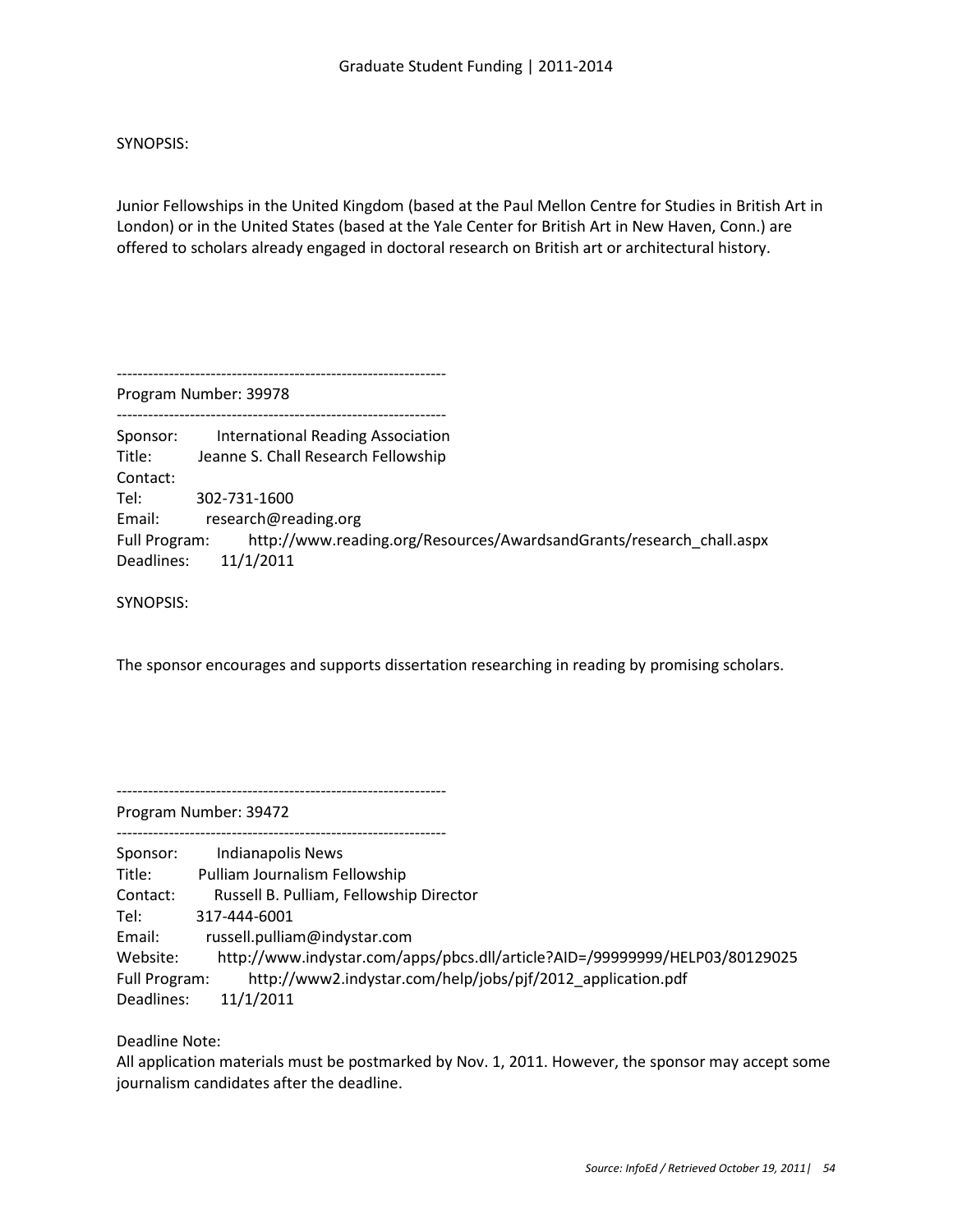SYNOPSIS:

Junior Fellowships in the United Kingdom (based at the Paul Mellon Centre for Studies in British Art in London) or in the United States (based at the Yale Center for British Art in New Haven, Conn.) are offered to scholars already engaged in doctoral research on British art or architectural history.

---------------------------------------------------------------
Program Number: 39978
---------------------------------------------------------------

Sponsor: International Reading Association
Title: Jeanne S. Chall Research Fellowship
Contact:
Tel: 302-731-1600
Email: research@reading.org
Full Program: http://www.reading.org/Resources/AwardsandGrants/research_chall.aspx
Deadlines: 11/1/2011

SYNOPSIS:

The sponsor encourages and supports dissertation researching in reading by promising scholars.

---------------------------------------------------------------
Program Number: 39472
---------------------------------------------------------------

Sponsor: Indianapolis News
Title: Pulliam Journalism Fellowship
Contact: Russell B. Pulliam, Fellowship Director
Tel: 317-444-6001
Email: russell.pulliam@indystar.com
Website: http://www.indystar.com/apps/pbcs.dll/article?AID=/99999999/HELP03/80129025
Full Program: http://www2.indystar.com/help/jobs/pjf/2012_application.pdf
Deadlines: 11/1/2011

Deadline Note:
All application materials must be postmarked by Nov. 1, 2011. However, the sponsor may accept some journalism candidates after the deadline.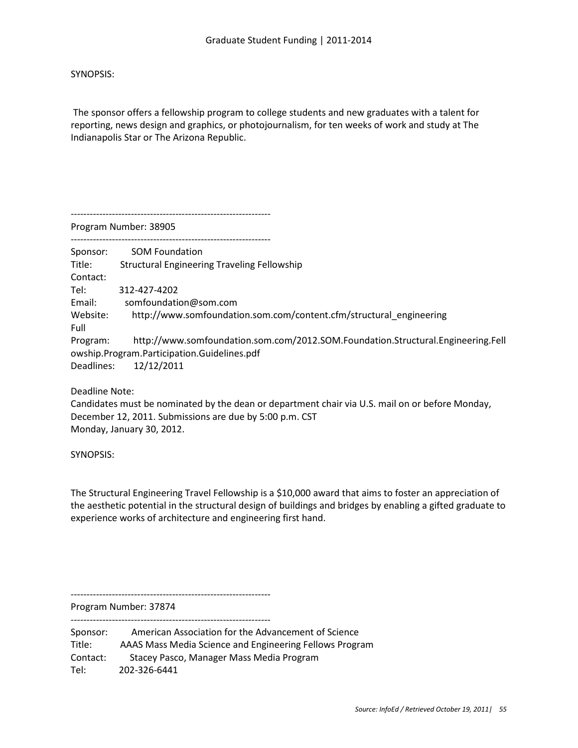SYNOPSIS:

The sponsor offers a fellowship program to college students and new graduates with a talent for reporting, news design and graphics, or photojournalism, for ten weeks of work and study at The Indianapolis Star or The Arizona Republic.

---------------------------------------------------------------

Program Number: 38905

---------------------------------------------------------------

Sponsor: SOM Foundation
Title: Structural Engineering Traveling Fellowship
Contact:
Tel: 312-427-4202
Email: somfoundation@som.com
Website: http://www.somfoundation.som.com/content.cfm/structural_engineering
Full
Program: http://www.somfoundation.som.com/2012.SOM.Foundation.Structural.Engineering.Fellowship.Program.Participation.Guidelines.pdf
Deadlines: 12/12/2011

Deadline Note:
Candidates must be nominated by the dean or department chair via U.S. mail on or before Monday, December 12, 2011. Submissions are due by 5:00 p.m. CST
Monday, January 30, 2012.

SYNOPSIS:

The Structural Engineering Travel Fellowship is a $10,000 award that aims to foster an appreciation of the aesthetic potential in the structural design of buildings and bridges by enabling a gifted graduate to experience works of architecture and engineering first hand.

---------------------------------------------------------------

Program Number: 37874

---------------------------------------------------------------

Sponsor: American Association for the Advancement of Science
Title: AAAS Mass Media Science and Engineering Fellows Program
Contact: Stacey Pasco, Manager Mass Media Program
Tel: 202-326-6441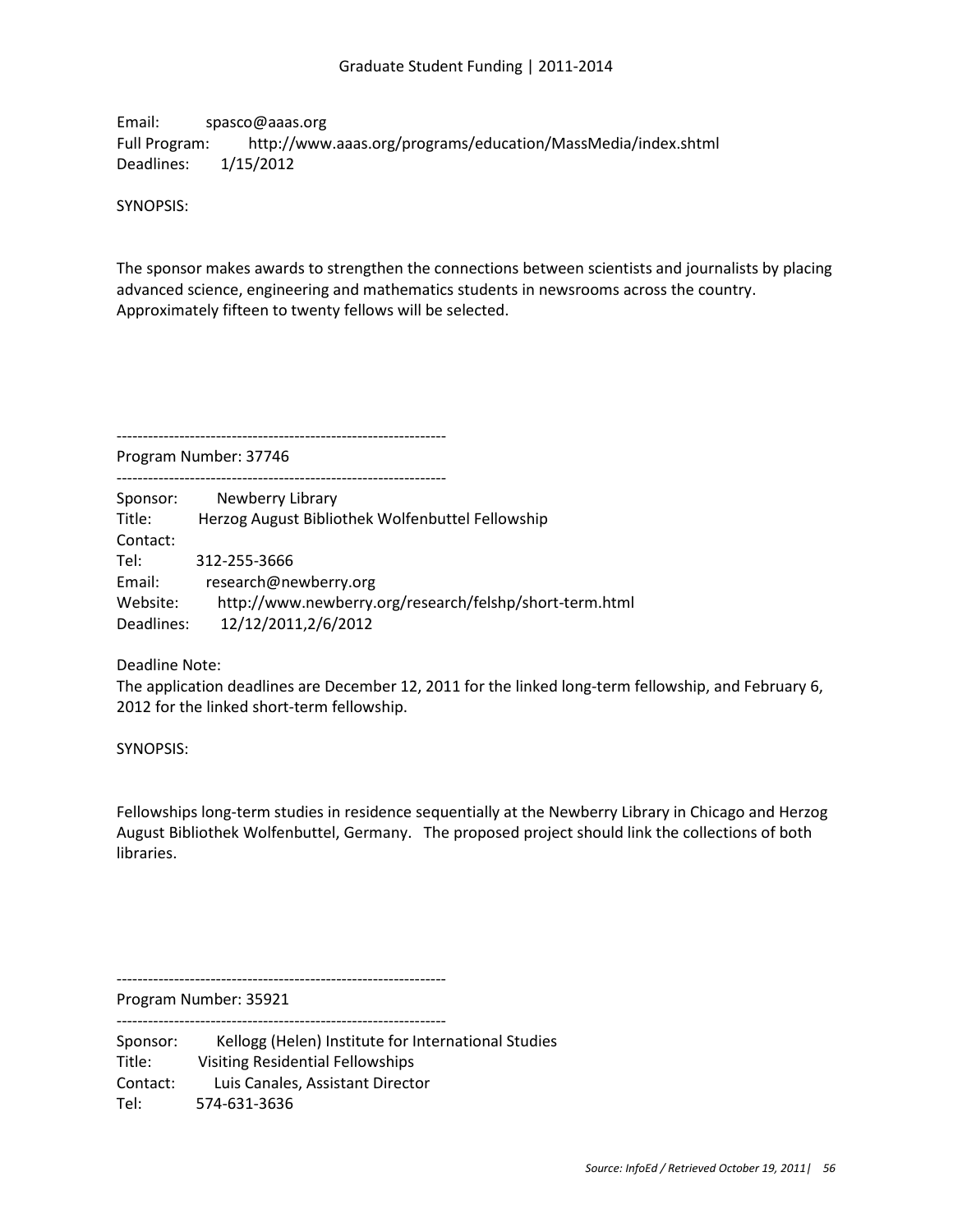Email: spasco@aaas.org
Full Program: http://www.aaas.org/programs/education/MassMedia/index.shtml
Deadlines: 1/15/2012

SYNOPSIS:

The sponsor makes awards to strengthen the connections between scientists and journalists by placing advanced science, engineering and mathematics students in newsrooms across the country. Approximately fifteen to twenty fellows will be selected.

---------------------------------------------------------------

Program Number: 37746

---------------------------------------------------------------

Sponsor: Newberry Library
Title: Herzog August Bibliothek Wolfenbuttel Fellowship
Contact:
Tel: 312-255-3666
Email: research@newberry.org
Website: http://www.newberry.org/research/felshp/short-term.html
Deadlines: 12/12/2011,2/6/2012

Deadline Note:
The application deadlines are December 12, 2011 for the linked long-term fellowship, and February 6, 2012 for the linked short-term fellowship.

SYNOPSIS:

Fellowships long-term studies in residence sequentially at the Newberry Library in Chicago and Herzog August Bibliothek Wolfenbuttel, Germany. The proposed project should link the collections of both libraries.

---------------------------------------------------------------

Program Number: 35921

---------------------------------------------------------------

Sponsor: Kellogg (Helen) Institute for International Studies
Title: Visiting Residential Fellowships
Contact: Luis Canales, Assistant Director
Tel: 574-631-3636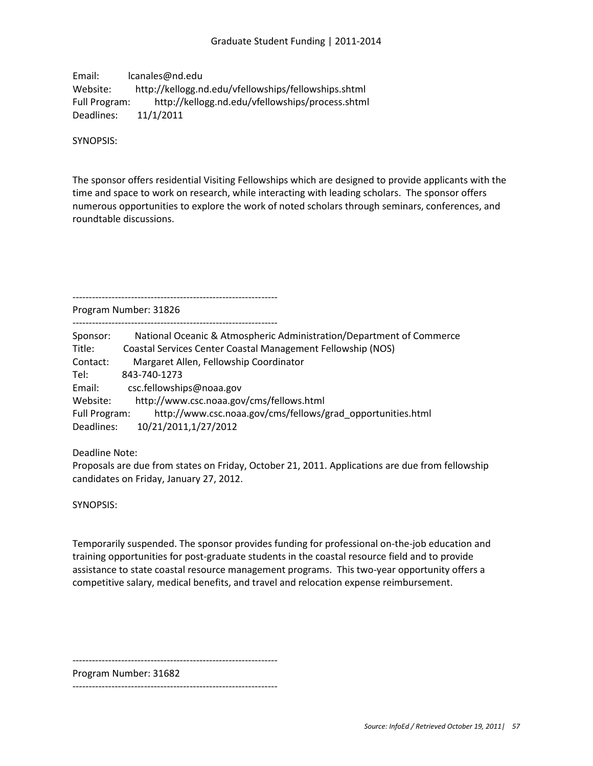Email: lcanales@nd.edu
Website: http://kellogg.nd.edu/vfellowships/fellowships.shtml
Full Program: http://kellogg.nd.edu/vfellowships/process.shtml
Deadlines: 11/1/2011

SYNOPSIS:

The sponsor offers residential Visiting Fellowships which are designed to provide applicants with the time and space to work on research, while interacting with leading scholars. The sponsor offers numerous opportunities to explore the work of noted scholars through seminars, conferences, and roundtable discussions.

---------------------------------------------------------------
Program Number: 31826
---------------------------------------------------------------

Sponsor: National Oceanic & Atmospheric Administration/Department of Commerce
Title: Coastal Services Center Coastal Management Fellowship (NOS)
Contact: Margaret Allen, Fellowship Coordinator
Tel: 843-740-1273
Email: csc.fellowships@noaa.gov
Website: http://www.csc.noaa.gov/cms/fellows.html
Full Program: http://www.csc.noaa.gov/cms/fellows/grad_opportunities.html
Deadlines: 10/21/2011,1/27/2012

Deadline Note:
Proposals are due from states on Friday, October 21, 2011. Applications are due from fellowship candidates on Friday, January 27, 2012.

SYNOPSIS:

Temporarily suspended. The sponsor provides funding for professional on-the-job education and training opportunities for post-graduate students in the coastal resource field and to provide assistance to state coastal resource management programs. This two-year opportunity offers a competitive salary, medical benefits, and travel and relocation expense reimbursement.

---------------------------------------------------------------
Program Number: 31682
---------------------------------------------------------------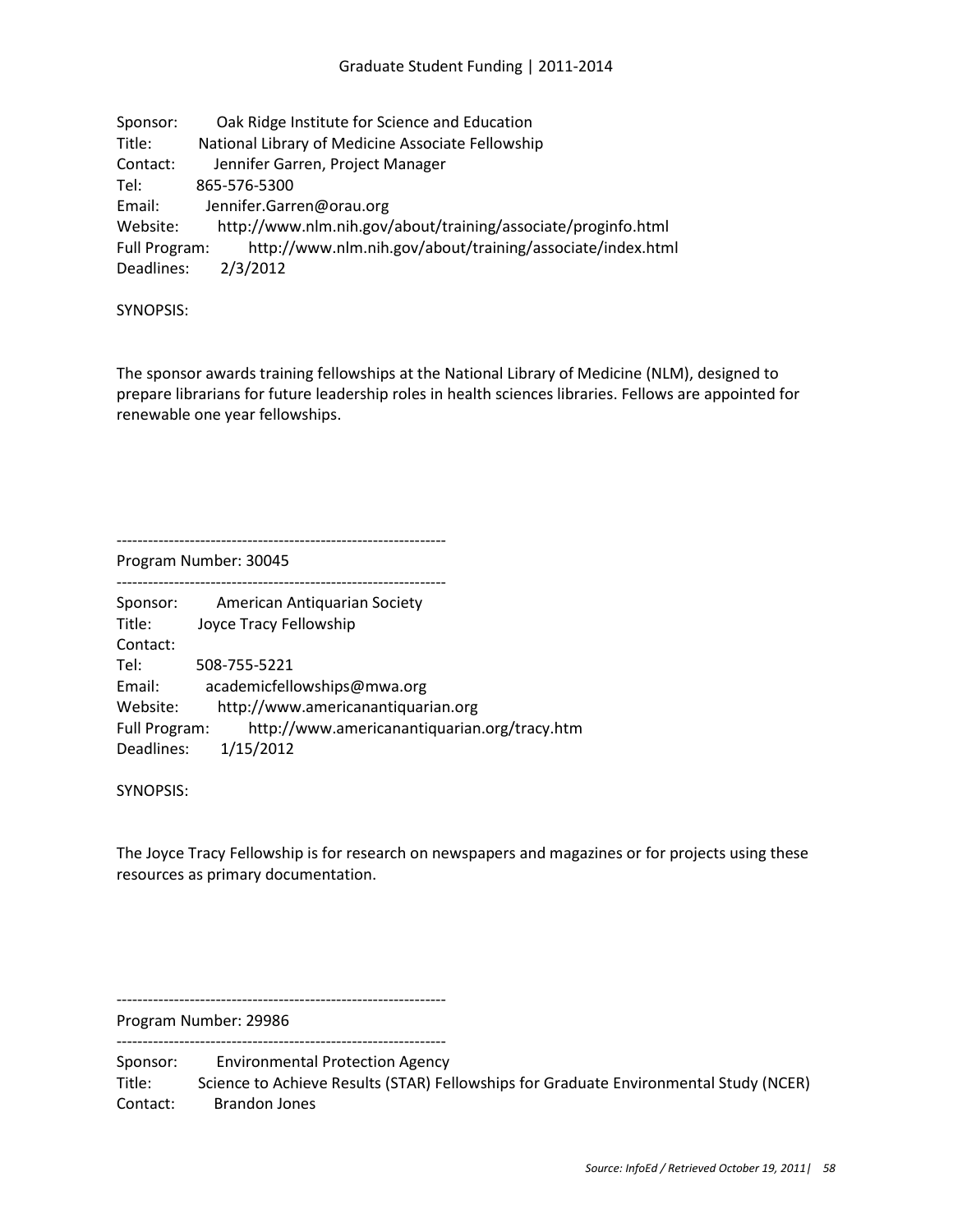Sponsor: Oak Ridge Institute for Science and Education
Title: National Library of Medicine Associate Fellowship
Contact: Jennifer Garren, Project Manager
Tel: 865-576-5300
Email: Jennifer.Garren@orau.org
Website: http://www.nlm.nih.gov/about/training/associate/proginfo.html
Full Program: http://www.nlm.nih.gov/about/training/associate/index.html
Deadlines: 2/3/2012

SYNOPSIS:

The sponsor awards training fellowships at the National Library of Medicine (NLM), designed to prepare librarians for future leadership roles in health sciences libraries. Fellows are appointed for renewable one year fellowships.

---------------------------------------------------------------

Program Number: 30045

---------------------------------------------------------------

Sponsor: American Antiquarian Society
Title: Joyce Tracy Fellowship
Contact:
Tel: 508-755-5221
Email: academicfellowships@mwa.org
Website: http://www.americanantiquarian.org
Full Program: http://www.americanantiquarian.org/tracy.htm
Deadlines: 1/15/2012

SYNOPSIS:

The Joyce Tracy Fellowship is for research on newspapers and magazines or for projects using these resources as primary documentation.

---------------------------------------------------------------

Program Number: 29986

---------------------------------------------------------------

Sponsor: Environmental Protection Agency
Title: Science to Achieve Results (STAR) Fellowships for Graduate Environmental Study (NCER)
Contact: Brandon Jones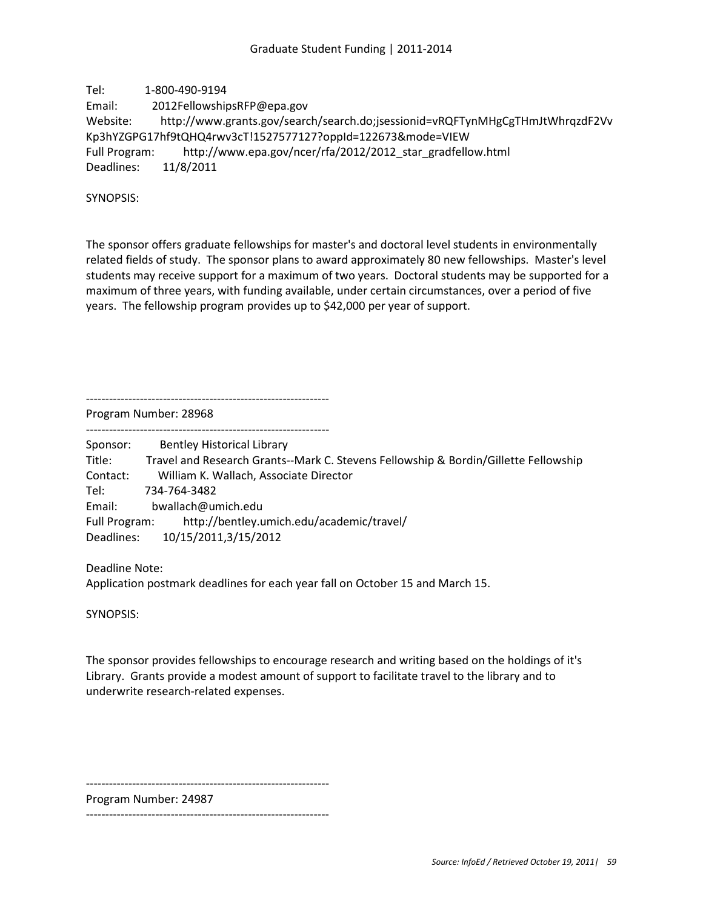Tel: 1-800-490-9194
Email: 2012FellowshipsRFP@epa.gov
Website: http://www.grants.gov/search/search.do;jsessionid=vRQFTynMHgCgTHmJtWhrqzdF2VvKp3hYZGPG17hf9tQHQ4rwv3cT!1527577127?oppId=122673&mode=VIEW
Full Program: http://www.epa.gov/ncer/rfa/2012/2012_star_gradfellow.html
Deadlines: 11/8/2011

SYNOPSIS:

The sponsor offers graduate fellowships for master's and doctoral level students in environmentally related fields of study. The sponsor plans to award approximately 80 new fellowships. Master's level students may receive support for a maximum of two years. Doctoral students may be supported for a maximum of three years, with funding available, under certain circumstances, over a period of five years. The fellowship program provides up to $42,000 per year of support.

---------------------------------------------------------------

Program Number: 28968

---------------------------------------------------------------

Sponsor: Bentley Historical Library
Title: Travel and Research Grants--Mark C. Stevens Fellowship & Bordin/Gillette Fellowship
Contact: William K. Wallach, Associate Director
Tel: 734-764-3482
Email: bwallach@umich.edu
Full Program: http://bentley.umich.edu/academic/travel/
Deadlines: 10/15/2011,3/15/2012

Deadline Note:
Application postmark deadlines for each year fall on October 15 and March 15.

SYNOPSIS:

The sponsor provides fellowships to encourage research and writing based on the holdings of it's Library. Grants provide a modest amount of support to facilitate travel to the library and to underwrite research-related expenses.

---------------------------------------------------------------

Program Number: 24987

---------------------------------------------------------------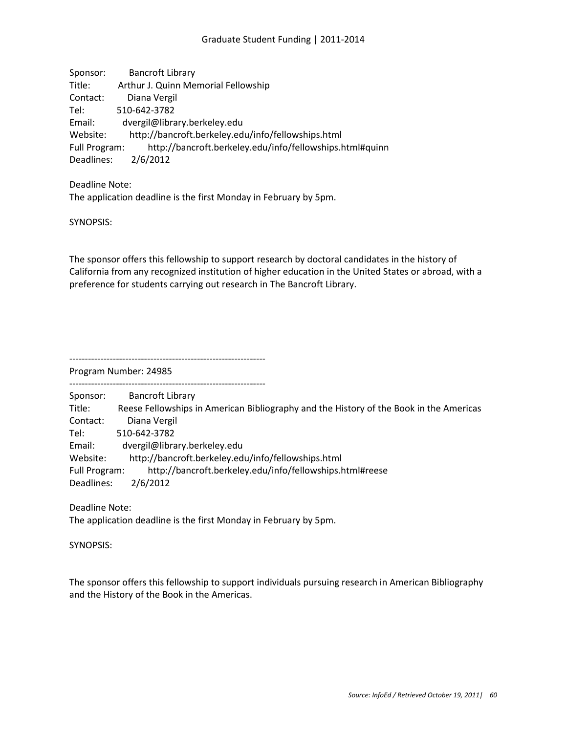Sponsor: Bancroft Library
Title: Arthur J. Quinn Memorial Fellowship
Contact: Diana Vergil
Tel: 510-642-3782
Email: dvergil@library.berkeley.edu
Website: http://bancroft.berkeley.edu/info/fellowships.html
Full Program: http://bancroft.berkeley.edu/info/fellowships.html#quinn
Deadlines: 2/6/2012

Deadline Note:
The application deadline is the first Monday in February by 5pm.

SYNOPSIS:

The sponsor offers this fellowship to support research by doctoral candidates in the history of California from any recognized institution of higher education in the United States or abroad, with a preference for students carrying out research in The Bancroft Library.

---------------------------------------------------------------
Program Number: 24985
---------------------------------------------------------------

Sponsor: Bancroft Library
Title: Reese Fellowships in American Bibliography and the History of the Book in the Americas
Contact: Diana Vergil
Tel: 510-642-3782
Email: dvergil@library.berkeley.edu
Website: http://bancroft.berkeley.edu/info/fellowships.html
Full Program: http://bancroft.berkeley.edu/info/fellowships.html#reese
Deadlines: 2/6/2012

Deadline Note:
The application deadline is the first Monday in February by 5pm.

SYNOPSIS:

The sponsor offers this fellowship to support individuals pursuing research in American Bibliography and the History of the Book in the Americas.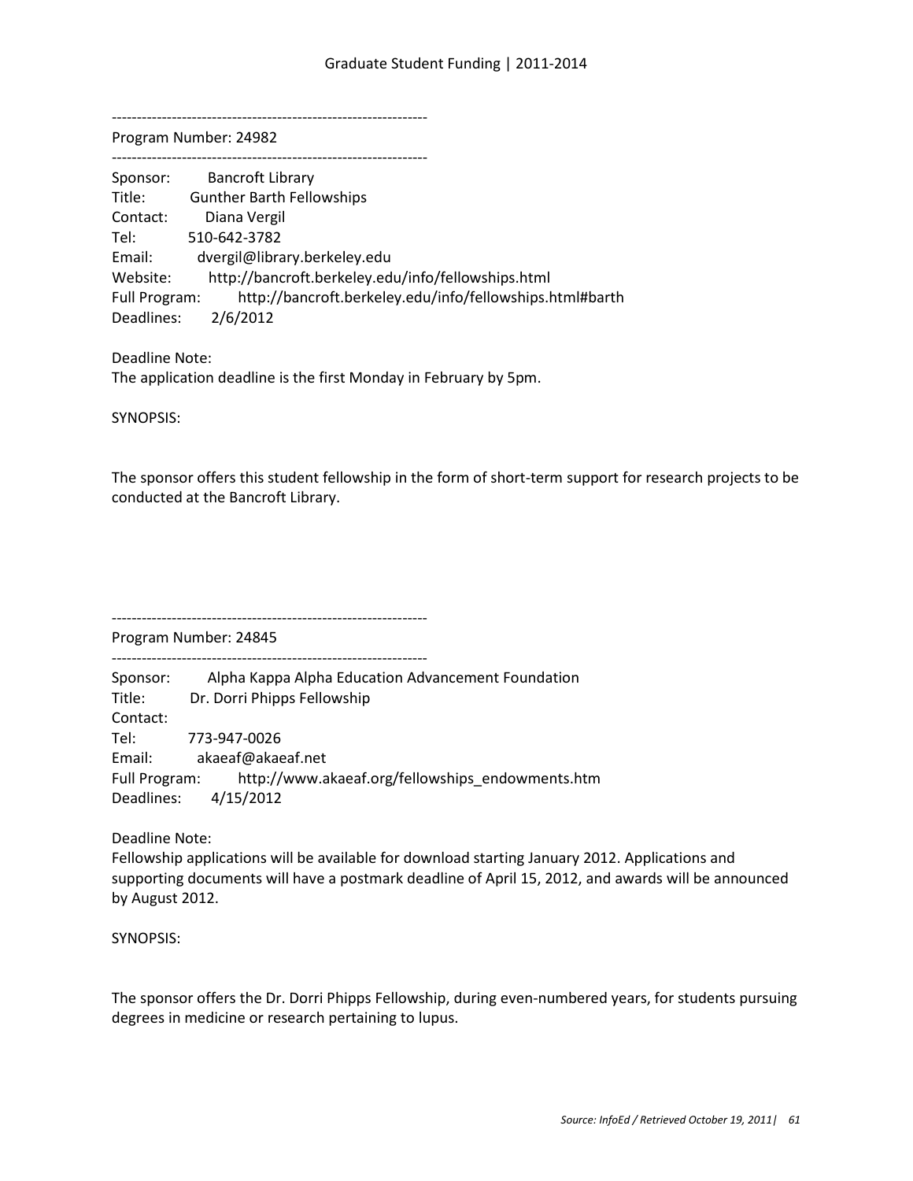---------------------------------------------------------------

Program Number: 24982

---------------------------------------------------------------

Sponsor: Bancroft Library
Title: Gunther Barth Fellowships
Contact: Diana Vergil
Tel: 510-642-3782
Email: dvergil@library.berkeley.edu
Website: http://bancroft.berkeley.edu/info/fellowships.html
Full Program: http://bancroft.berkeley.edu/info/fellowships.html#barth
Deadlines: 2/6/2012

Deadline Note:
The application deadline is the first Monday in February by 5pm.

SYNOPSIS:

The sponsor offers this student fellowship in the form of short-term support for research projects to be conducted at the Bancroft Library.

---------------------------------------------------------------

Program Number: 24845

---------------------------------------------------------------

Sponsor: Alpha Kappa Alpha Education Advancement Foundation
Title: Dr. Dorri Phipps Fellowship
Contact:
Tel: 773-947-0026
Email: akaeaf@akaeaf.net
Full Program: http://www.akaeaf.org/fellowships_endowments.htm
Deadlines: 4/15/2012

Deadline Note:
Fellowship applications will be available for download starting January 2012. Applications and supporting documents will have a postmark deadline of April 15, 2012, and awards will be announced by August 2012.

SYNOPSIS:

The sponsor offers the Dr. Dorri Phipps Fellowship, during even-numbered years, for students pursuing degrees in medicine or research pertaining to lupus.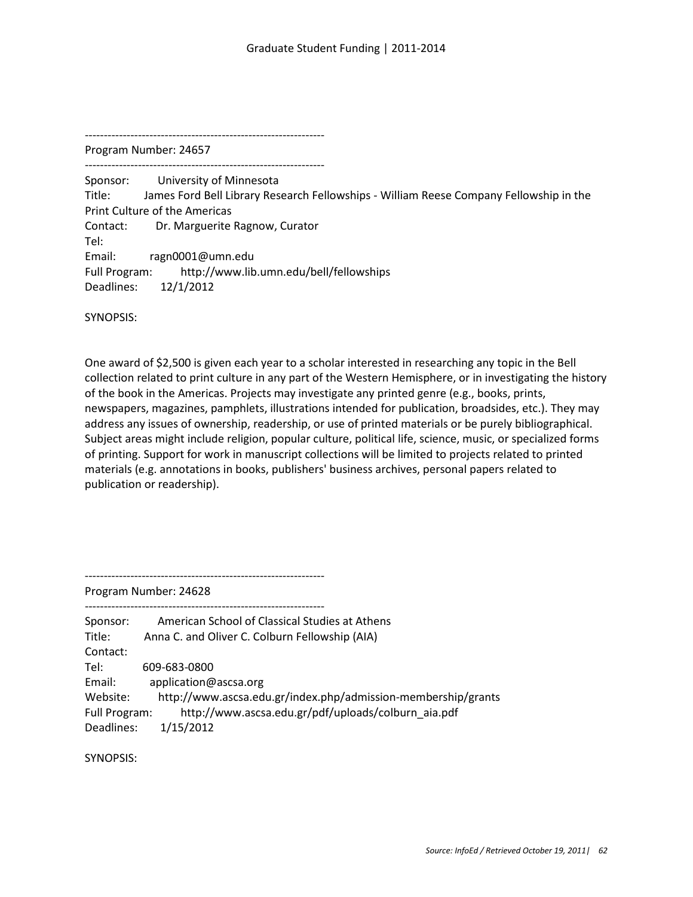---------------------------------------------------------------

Program Number: 24657

---------------------------------------------------------------

Sponsor: University of Minnesota
Title: James Ford Bell Library Research Fellowships - William Reese Company Fellowship in the Print Culture of the Americas
Contact: Dr. Marguerite Ragnow, Curator
Tel:
Email: ragn0001@umn.edu
Full Program: http://www.lib.umn.edu/bell/fellowships
Deadlines: 12/1/2012

SYNOPSIS:

One award of $2,500 is given each year to a scholar interested in researching any topic in the Bell collection related to print culture in any part of the Western Hemisphere, or in investigating the history of the book in the Americas. Projects may investigate any printed genre (e.g., books, prints, newspapers, magazines, pamphlets, illustrations intended for publication, broadsides, etc.). They may address any issues of ownership, readership, or use of printed materials or be purely bibliographical. Subject areas might include religion, popular culture, political life, science, music, or specialized forms of printing. Support for work in manuscript collections will be limited to projects related to printed materials (e.g. annotations in books, publishers' business archives, personal papers related to publication or readership).

---------------------------------------------------------------

Program Number: 24628

---------------------------------------------------------------

Sponsor: American School of Classical Studies at Athens
Title: Anna C. and Oliver C. Colburn Fellowship (AIA)
Contact:
Tel: 609-683-0800
Email: application@ascsa.org
Website: http://www.ascsa.edu.gr/index.php/admission-membership/grants
Full Program: http://www.ascsa.edu.gr/pdf/uploads/colburn_aia.pdf
Deadlines: 1/15/2012

SYNOPSIS: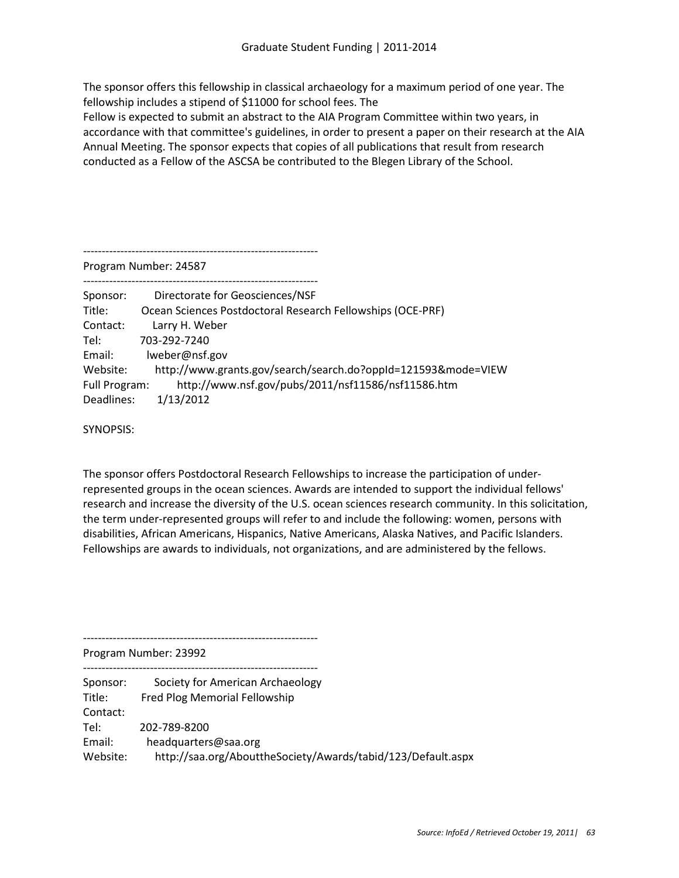The sponsor offers this fellowship in classical archaeology for a maximum period of one year. The fellowship includes a stipend of $11000 for school fees. The
Fellow is expected to submit an abstract to the AIA Program Committee within two years, in accordance with that committee's guidelines, in order to present a paper on their research at the AIA Annual Meeting. The sponsor expects that copies of all publications that result from research conducted as a Fellow of the ASCSA be contributed to the Blegen Library of the School.

---------------------------------------------------------------

Program Number: 24587

---------------------------------------------------------------

Sponsor: Directorate for Geosciences/NSF
Title: Ocean Sciences Postdoctoral Research Fellowships (OCE-PRF)
Contact: Larry H. Weber
Tel: 703-292-7240
Email: lweber@nsf.gov
Website: http://www.grants.gov/search/search.do?oppId=121593&mode=VIEW
Full Program: http://www.nsf.gov/pubs/2011/nsf11586/nsf11586.htm
Deadlines: 1/13/2012

SYNOPSIS:

The sponsor offers Postdoctoral Research Fellowships to increase the participation of under-represented groups in the ocean sciences. Awards are intended to support the individual fellows' research and increase the diversity of the U.S. ocean sciences research community. In this solicitation, the term under-represented groups will refer to and include the following: women, persons with disabilities, African Americans, Hispanics, Native Americans, Alaska Natives, and Pacific Islanders. Fellowships are awards to individuals, not organizations, and are administered by the fellows.

---------------------------------------------------------------

Program Number: 23992

---------------------------------------------------------------

Sponsor: Society for American Archaeology
Title: Fred Plog Memorial Fellowship
Contact:
Tel: 202-789-8200
Email: headquarters@saa.org
Website: http://saa.org/AbouttheSociety/Awards/tabid/123/Default.aspx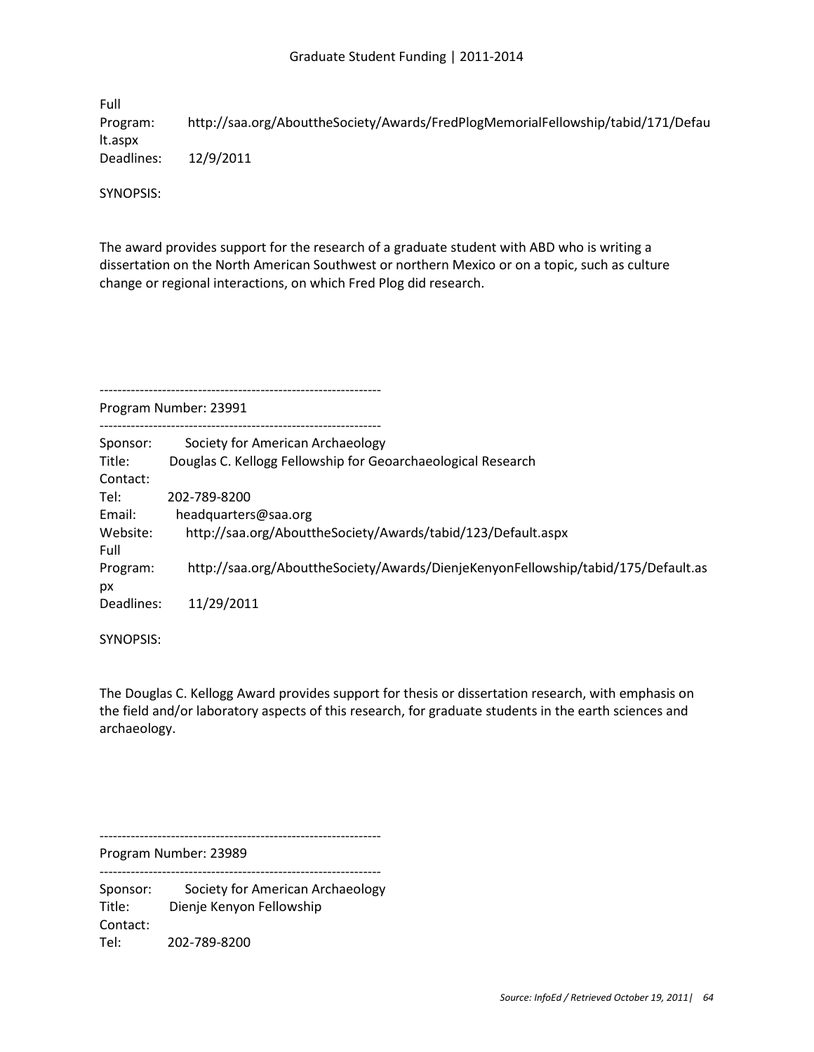Full Program: http://saa.org/AbouttheSociety/Awards/FredPlogMemorialFellowship/tabid/171/Default.aspx
Deadlines: 12/9/2011

SYNOPSIS:

The award provides support for the research of a graduate student with ABD who is writing a dissertation on the North American Southwest or northern Mexico or on a topic, such as culture change or regional interactions, on which Fred Plog did research.

---------------------------------------------------------------
Program Number: 23991
---------------------------------------------------------------

Sponsor: Society for American Archaeology
Title: Douglas C. Kellogg Fellowship for Geoarchaeological Research
Contact:
Tel: 202-789-8200
Email: headquarters@saa.org
Website: http://saa.org/AbouttheSociety/Awards/tabid/123/Default.aspx
Full Program: http://saa.org/AbouttheSociety/Awards/DienjeKenyonFellowship/tabid/175/Default.aspx
Deadlines: 11/29/2011

SYNOPSIS:

The Douglas C. Kellogg Award provides support for thesis or dissertation research, with emphasis on the field and/or laboratory aspects of this research, for graduate students in the earth sciences and archaeology.

---------------------------------------------------------------
Program Number: 23989
---------------------------------------------------------------

Sponsor: Society for American Archaeology
Title: Dienje Kenyon Fellowship
Contact:
Tel: 202-789-8200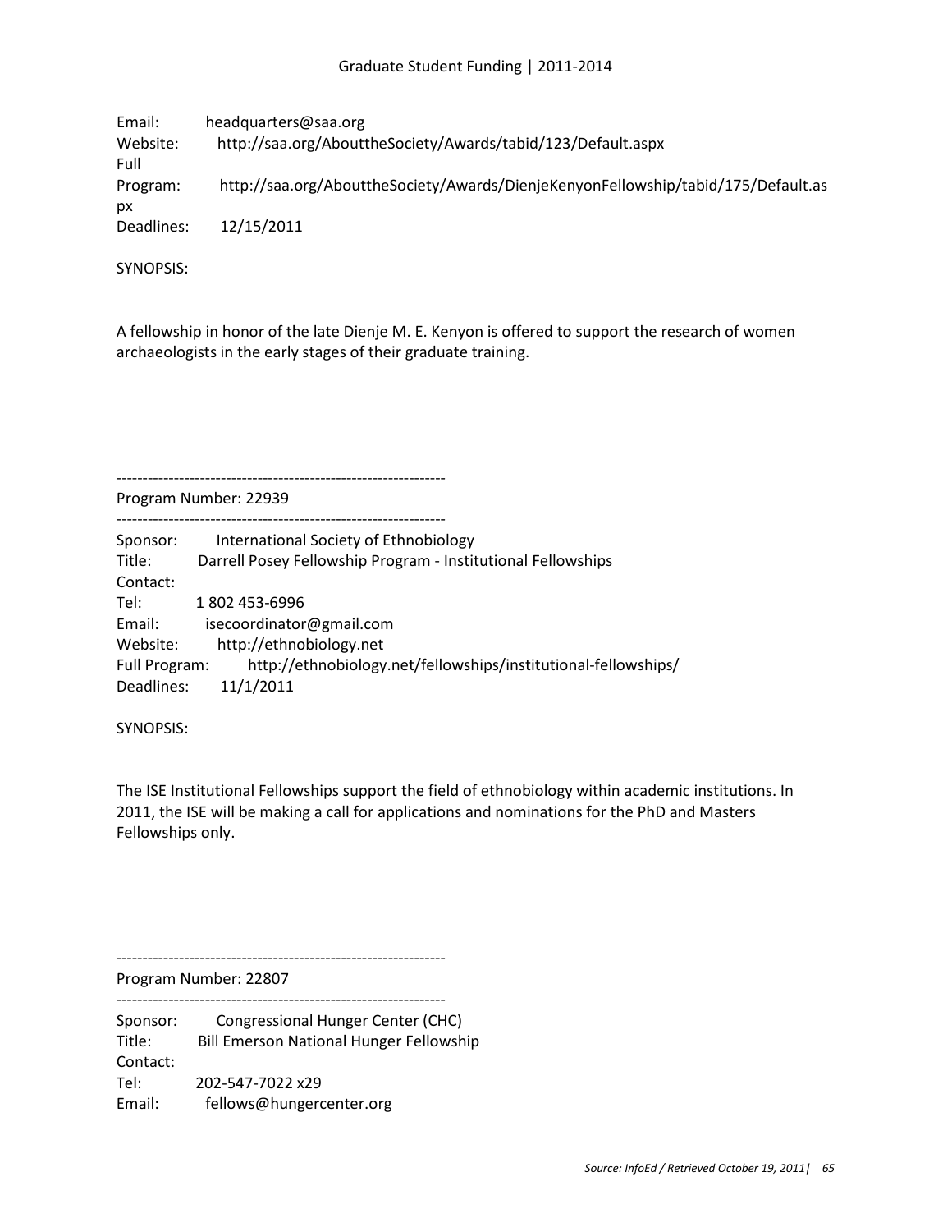Email: headquarters@saa.org
Website: http://saa.org/AbouttheSociety/Awards/tabid/123/Default.aspx
Full Program: http://saa.org/AbouttheSociety/Awards/DienjeKenyonFellowship/tabid/175/Default.aspx
Deadlines: 12/15/2011

SYNOPSIS:

A fellowship in honor of the late Dienje M. E. Kenyon is offered to support the research of women archaeologists in the early stages of their graduate training.

---------------------------------------------------------------
Program Number: 22939
---------------------------------------------------------------

Sponsor: International Society of Ethnobiology
Title: Darrell Posey Fellowship Program - Institutional Fellowships
Contact:
Tel: 1 802 453-6996
Email: isecoordinator@gmail.com
Website: http://ethnobiology.net
Full Program: http://ethnobiology.net/fellowships/institutional-fellowships/
Deadlines: 11/1/2011

SYNOPSIS:

The ISE Institutional Fellowships support the field of ethnobiology within academic institutions. In 2011, the ISE will be making a call for applications and nominations for the PhD and Masters Fellowships only.

---------------------------------------------------------------
Program Number: 22807
---------------------------------------------------------------

Sponsor: Congressional Hunger Center (CHC)
Title: Bill Emerson National Hunger Fellowship
Contact:
Tel: 202-547-7022 x29
Email: fellows@hungercenter.org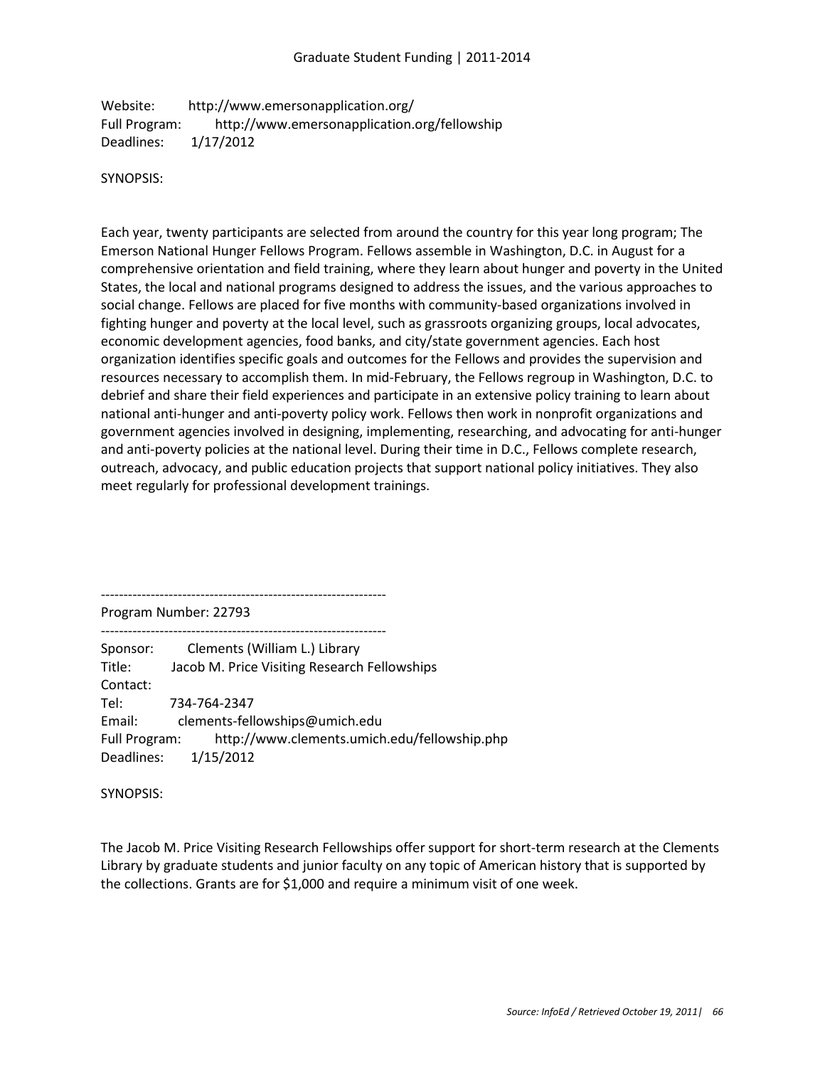Website: http://www.emersonapplication.org/
Full Program: http://www.emersonapplication.org/fellowship
Deadlines: 1/17/2012

SYNOPSIS:

Each year, twenty participants are selected from around the country for this year long program; The Emerson National Hunger Fellows Program. Fellows assemble in Washington, D.C. in August for a comprehensive orientation and field training, where they learn about hunger and poverty in the United States, the local and national programs designed to address the issues, and the various approaches to social change. Fellows are placed for five months with community-based organizations involved in fighting hunger and poverty at the local level, such as grassroots organizing groups, local advocates, economic development agencies, food banks, and city/state government agencies. Each host organization identifies specific goals and outcomes for the Fellows and provides the supervision and resources necessary to accomplish them. In mid-February, the Fellows regroup in Washington, D.C. to debrief and share their field experiences and participate in an extensive policy training to learn about national anti-hunger and anti-poverty policy work. Fellows then work in nonprofit organizations and government agencies involved in designing, implementing, researching, and advocating for anti-hunger and anti-poverty policies at the national level. During their time in D.C., Fellows complete research, outreach, advocacy, and public education projects that support national policy initiatives. They also meet regularly for professional development trainings.

---------------------------------------------------------------
Program Number: 22793
---------------------------------------------------------------

Sponsor: Clements (William L.) Library
Title: Jacob M. Price Visiting Research Fellowships
Contact:
Tel: 734-764-2347
Email: clements-fellowships@umich.edu
Full Program: http://www.clements.umich.edu/fellowship.php
Deadlines: 1/15/2012

SYNOPSIS:

The Jacob M. Price Visiting Research Fellowships offer support for short-term research at the Clements Library by graduate students and junior faculty on any topic of American history that is supported by the collections. Grants are for $1,000 and require a minimum visit of one week.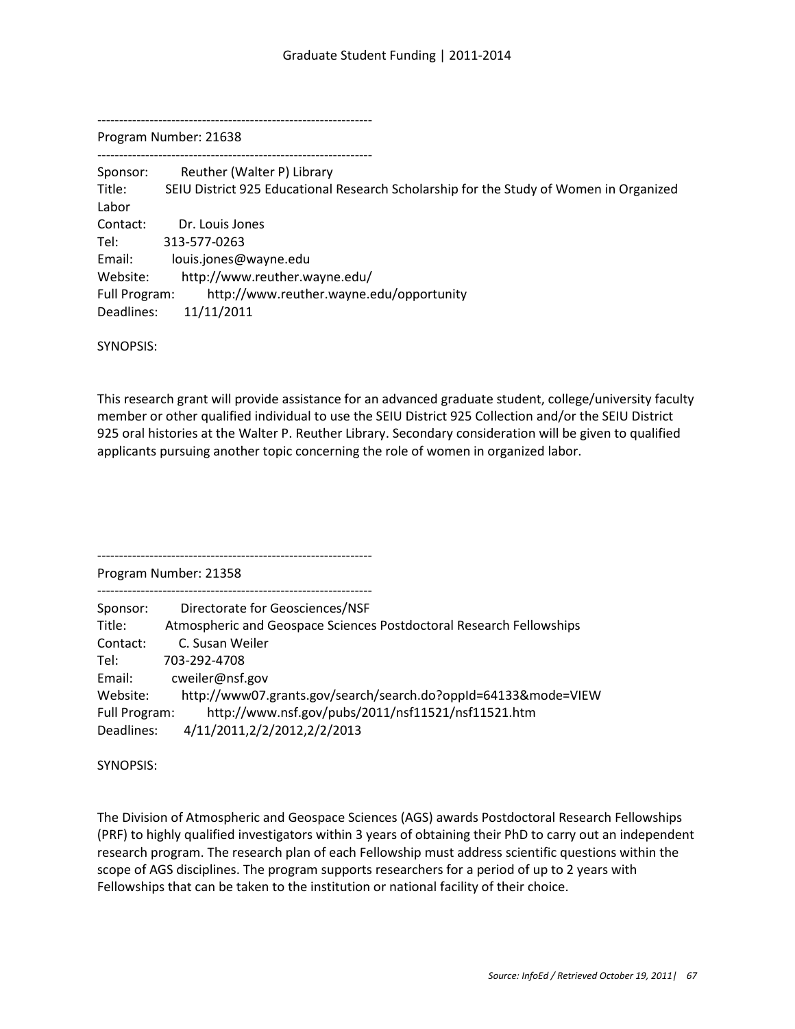---------------------------------------------------------------

Program Number: 21638

---------------------------------------------------------------

Sponsor: Reuther (Walter P) Library
Title: SEIU District 925 Educational Research Scholarship for the Study of Women in Organized Labor
Contact: Dr. Louis Jones
Tel: 313-577-0263
Email: louis.jones@wayne.edu
Website: http://www.reuther.wayne.edu/
Full Program: http://www.reuther.wayne.edu/opportunity
Deadlines: 11/11/2011

SYNOPSIS:

This research grant will provide assistance for an advanced graduate student, college/university faculty member or other qualified individual to use the SEIU District 925 Collection and/or the SEIU District 925 oral histories at the Walter P. Reuther Library. Secondary consideration will be given to qualified applicants pursuing another topic concerning the role of women in organized labor.

---------------------------------------------------------------

Program Number: 21358

---------------------------------------------------------------

Sponsor: Directorate for Geosciences/NSF
Title: Atmospheric and Geospace Sciences Postdoctoral Research Fellowships
Contact: C. Susan Weiler
Tel: 703-292-4708
Email: cweiler@nsf.gov
Website: http://www07.grants.gov/search/search.do?oppId=64133&mode=VIEW
Full Program: http://www.nsf.gov/pubs/2011/nsf11521/nsf11521.htm
Deadlines: 4/11/2011,2/2/2012,2/2/2013

SYNOPSIS:

The Division of Atmospheric and Geospace Sciences (AGS) awards Postdoctoral Research Fellowships (PRF) to highly qualified investigators within 3 years of obtaining their PhD to carry out an independent research program. The research plan of each Fellowship must address scientific questions within the scope of AGS disciplines. The program supports researchers for a period of up to 2 years with Fellowships that can be taken to the institution or national facility of their choice.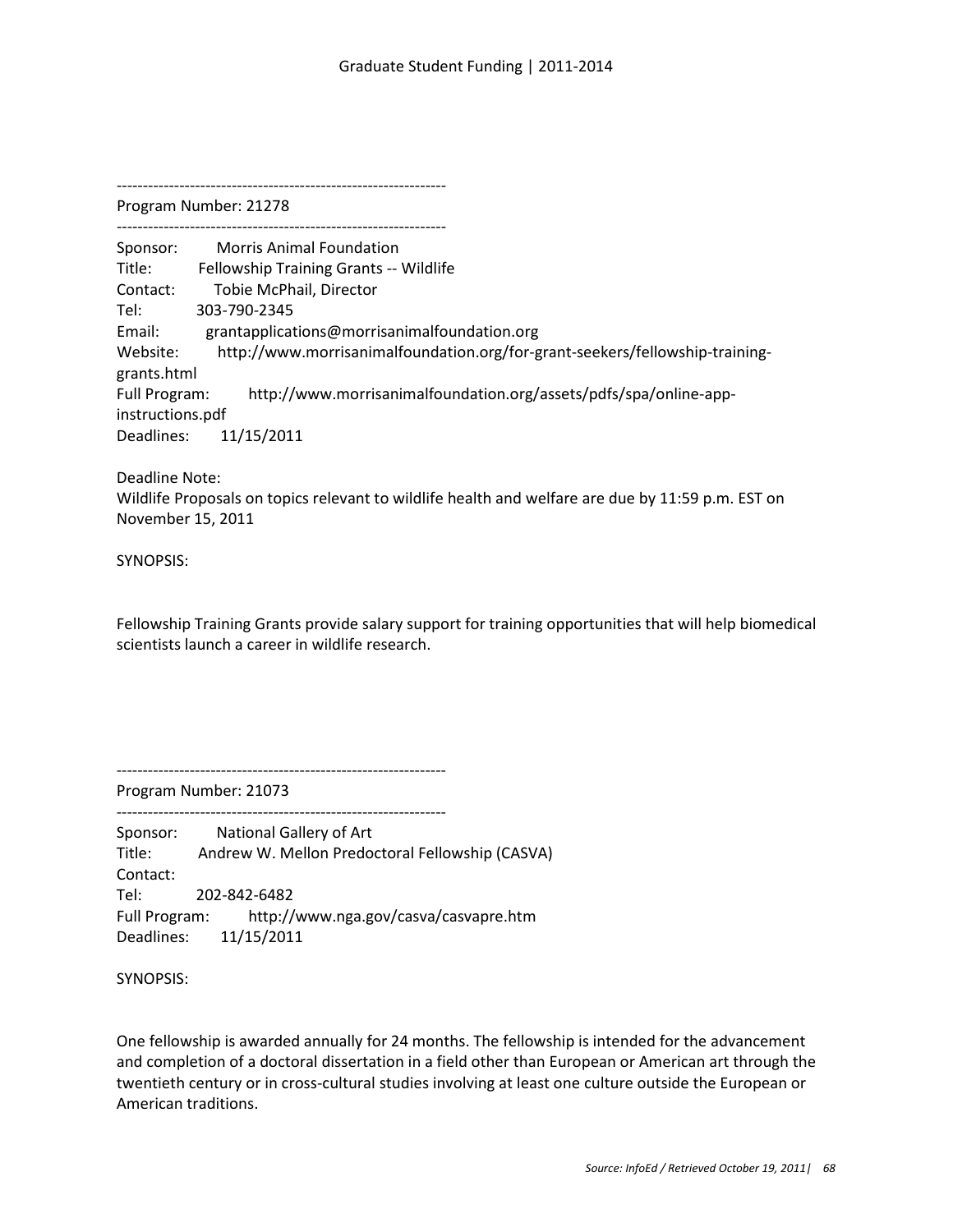---------------------------------------------------------------

Program Number: 21278

---------------------------------------------------------------

Sponsor: Morris Animal Foundation
Title: Fellowship Training Grants -- Wildlife
Contact: Tobie McPhail, Director
Tel: 303-790-2345
Email: grantapplications@morrisanimalfoundation.org
Website: http://www.morrisanimalfoundation.org/for-grant-seekers/fellowship-training-grants.html
Full Program: http://www.morrisanimalfoundation.org/assets/pdfs/spa/online-app-instructions.pdf
Deadlines: 11/15/2011

Deadline Note:
Wildlife Proposals on topics relevant to wildlife health and welfare are due by 11:59 p.m. EST on November 15, 2011

SYNOPSIS:

Fellowship Training Grants provide salary support for training opportunities that will help biomedical scientists launch a career in wildlife research.

---------------------------------------------------------------

Program Number: 21073

---------------------------------------------------------------

Sponsor: National Gallery of Art
Title: Andrew W. Mellon Predoctoral Fellowship (CASVA)
Contact:
Tel: 202-842-6482
Full Program: http://www.nga.gov/casva/casvapre.htm
Deadlines: 11/15/2011

SYNOPSIS:

One fellowship is awarded annually for 24 months. The fellowship is intended for the advancement and completion of a doctoral dissertation in a field other than European or American art through the twentieth century or in cross-cultural studies involving at least one culture outside the European or American traditions.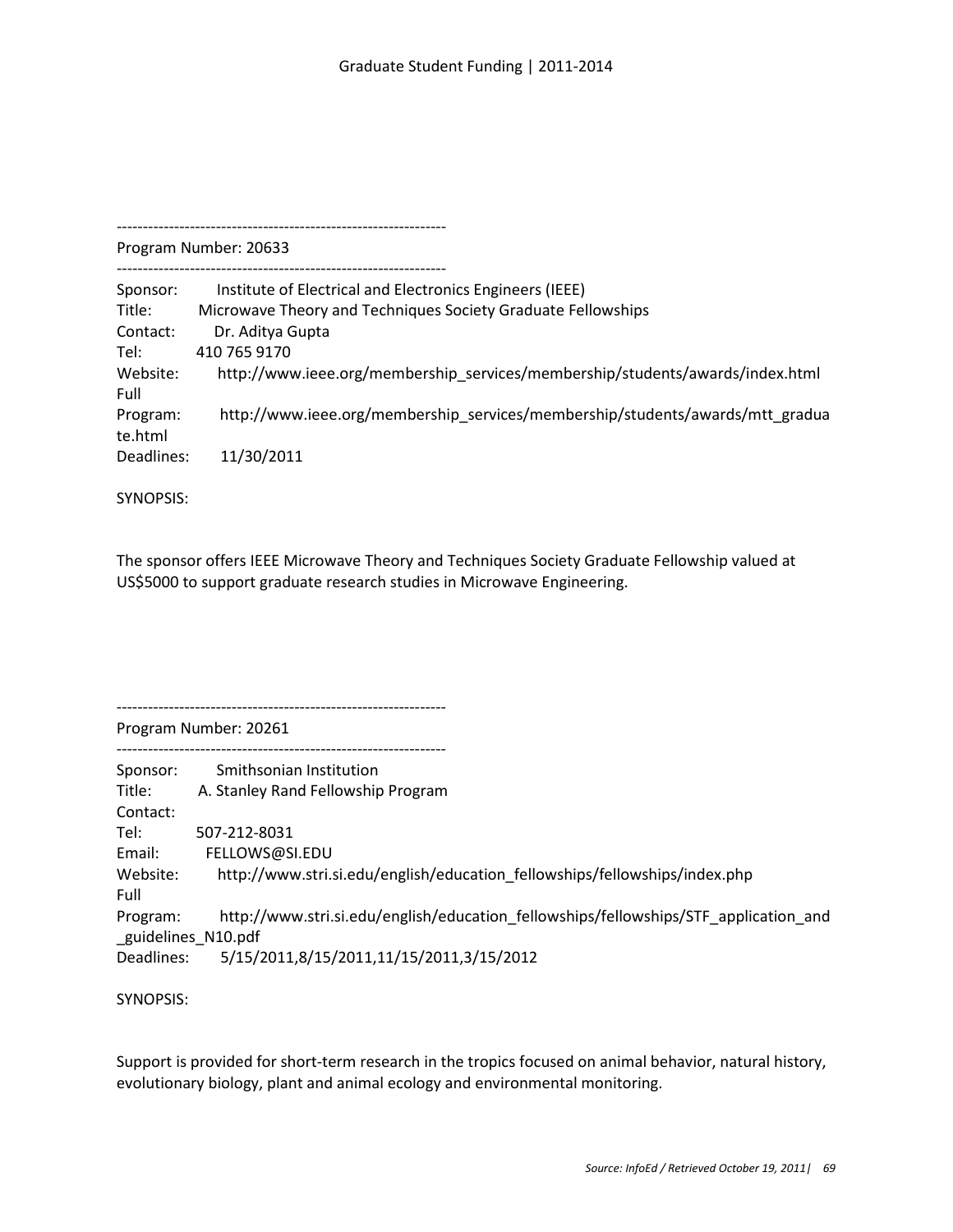--------------------------------------------------------------

Program Number: 20633

--------------------------------------------------------------

Sponsor: Institute of Electrical and Electronics Engineers (IEEE)
Title: Microwave Theory and Techniques Society Graduate Fellowships
Contact: Dr. Aditya Gupta
Tel: 410 765 9170
Website: http://www.ieee.org/membership_services/membership/students/awards/index.html
Full Program: http://www.ieee.org/membership_services/membership/students/awards/mtt_graduate.html
Deadlines: 11/30/2011

SYNOPSIS:

The sponsor offers IEEE Microwave Theory and Techniques Society Graduate Fellowship valued at US$5000 to support graduate research studies in Microwave Engineering.

--------------------------------------------------------------

Program Number: 20261

--------------------------------------------------------------

Sponsor: Smithsonian Institution
Title: A. Stanley Rand Fellowship Program
Contact:
Tel: 507-212-8031
Email: FELLOWS@SI.EDU
Website: http://www.stri.si.edu/english/education_fellowships/fellowships/index.php
Full Program: http://www.stri.si.edu/english/education_fellowships/fellowships/STF_application_and_guidelines_N10.pdf
Deadlines: 5/15/2011,8/15/2011,11/15/2011,3/15/2012

SYNOPSIS:

Support is provided for short-term research in the tropics focused on animal behavior, natural history, evolutionary biology, plant and animal ecology and environmental monitoring.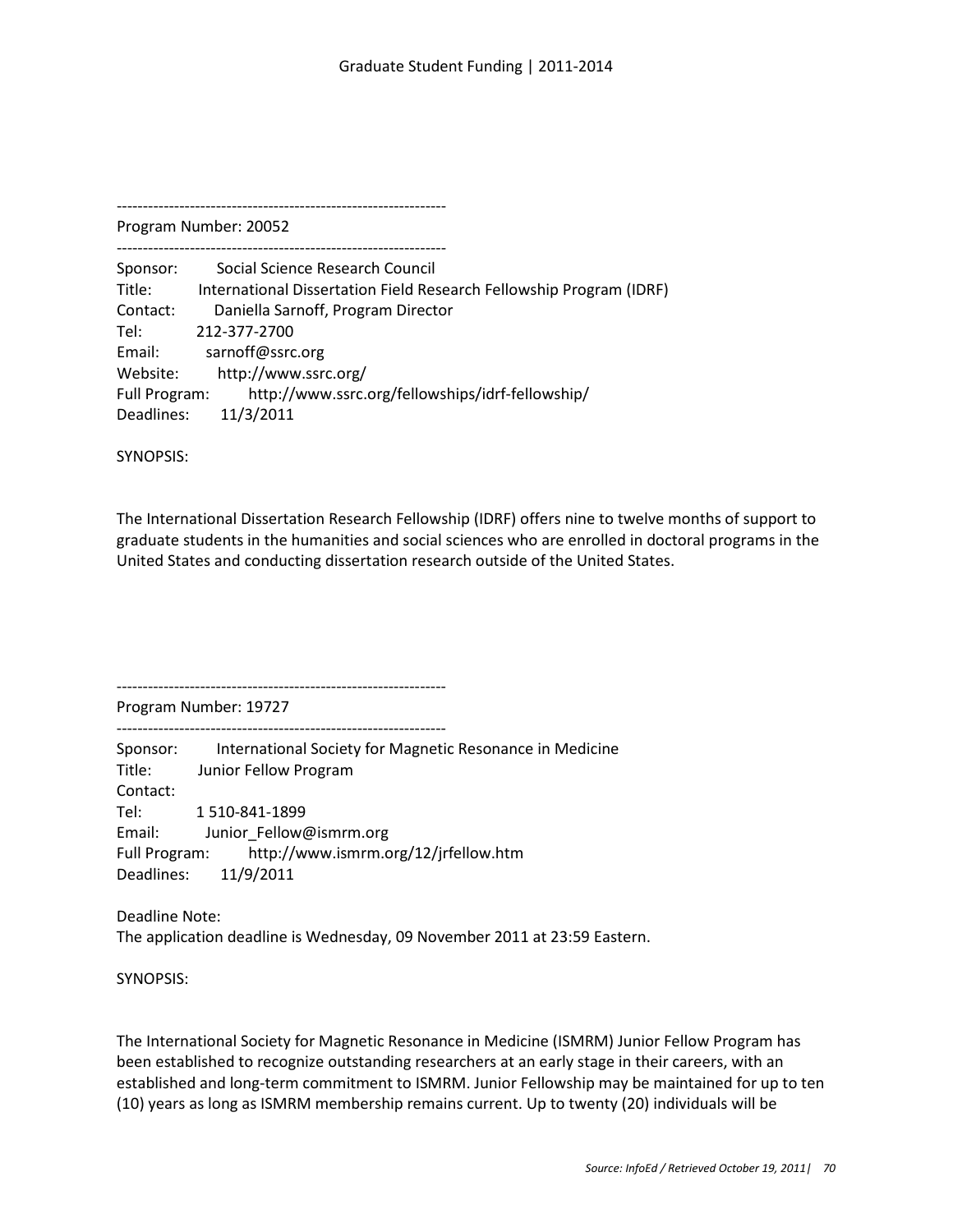---------------------------------------------------------------

Program Number: 20052

---------------------------------------------------------------

Sponsor: Social Science Research Council
Title: International Dissertation Field Research Fellowship Program (IDRF)
Contact: Daniella Sarnoff, Program Director
Tel: 212-377-2700
Email: sarnoff@ssrc.org
Website: http://www.ssrc.org/
Full Program: http://www.ssrc.org/fellowships/idrf-fellowship/
Deadlines: 11/3/2011

SYNOPSIS:

The International Dissertation Research Fellowship (IDRF) offers nine to twelve months of support to graduate students in the humanities and social sciences who are enrolled in doctoral programs in the United States and conducting dissertation research outside of the United States.

---------------------------------------------------------------

Program Number: 19727

---------------------------------------------------------------

Sponsor: International Society for Magnetic Resonance in Medicine
Title: Junior Fellow Program
Contact:
Tel: 1 510-841-1899
Email: Junior_Fellow@ismrm.org
Full Program: http://www.ismrm.org/12/jrfellow.htm
Deadlines: 11/9/2011

Deadline Note:
The application deadline is Wednesday, 09 November 2011 at 23:59 Eastern.

SYNOPSIS:

The International Society for Magnetic Resonance in Medicine (ISMRM) Junior Fellow Program has been established to recognize outstanding researchers at an early stage in their careers, with an established and long-term commitment to ISMRM. Junior Fellowship may be maintained for up to ten (10) years as long as ISMRM membership remains current. Up to twenty (20) individuals will be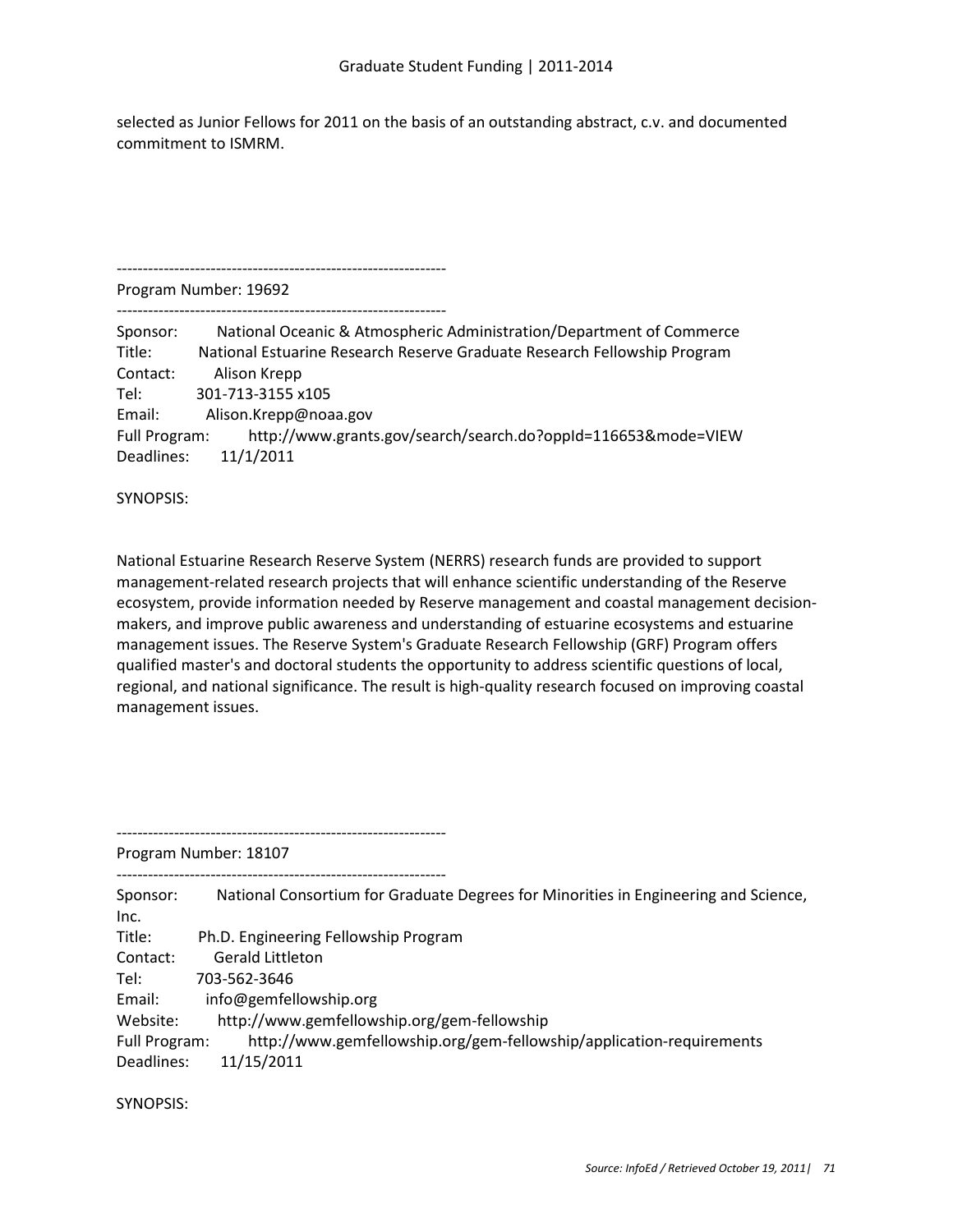selected as Junior Fellows for 2011 on the basis of an outstanding abstract, c.v. and documented commitment to ISMRM.

---------------------------------------------------------------
Program Number: 19692
---------------------------------------------------------------

Sponsor: National Oceanic & Atmospheric Administration/Department of Commerce
Title: National Estuarine Research Reserve Graduate Research Fellowship Program
Contact: Alison Krepp
Tel: 301-713-3155 x105
Email: Alison.Krepp@noaa.gov
Full Program: http://www.grants.gov/search/search.do?oppId=116653&mode=VIEW
Deadlines: 11/1/2011

SYNOPSIS:

National Estuarine Research Reserve System (NERRS) research funds are provided to support management-related research projects that will enhance scientific understanding of the Reserve ecosystem, provide information needed by Reserve management and coastal management decision-makers, and improve public awareness and understanding of estuarine ecosystems and estuarine management issues. The Reserve System's Graduate Research Fellowship (GRF) Program offers qualified master's and doctoral students the opportunity to address scientific questions of local, regional, and national significance. The result is high-quality research focused on improving coastal management issues.

---------------------------------------------------------------
Program Number: 18107
---------------------------------------------------------------

Sponsor: National Consortium for Graduate Degrees for Minorities in Engineering and Science, Inc.
Title: Ph.D. Engineering Fellowship Program
Contact: Gerald Littleton
Tel: 703-562-3646
Email: info@gemfellowship.org
Website: http://www.gemfellowship.org/gem-fellowship
Full Program: http://www.gemfellowship.org/gem-fellowship/application-requirements
Deadlines: 11/15/2011

SYNOPSIS: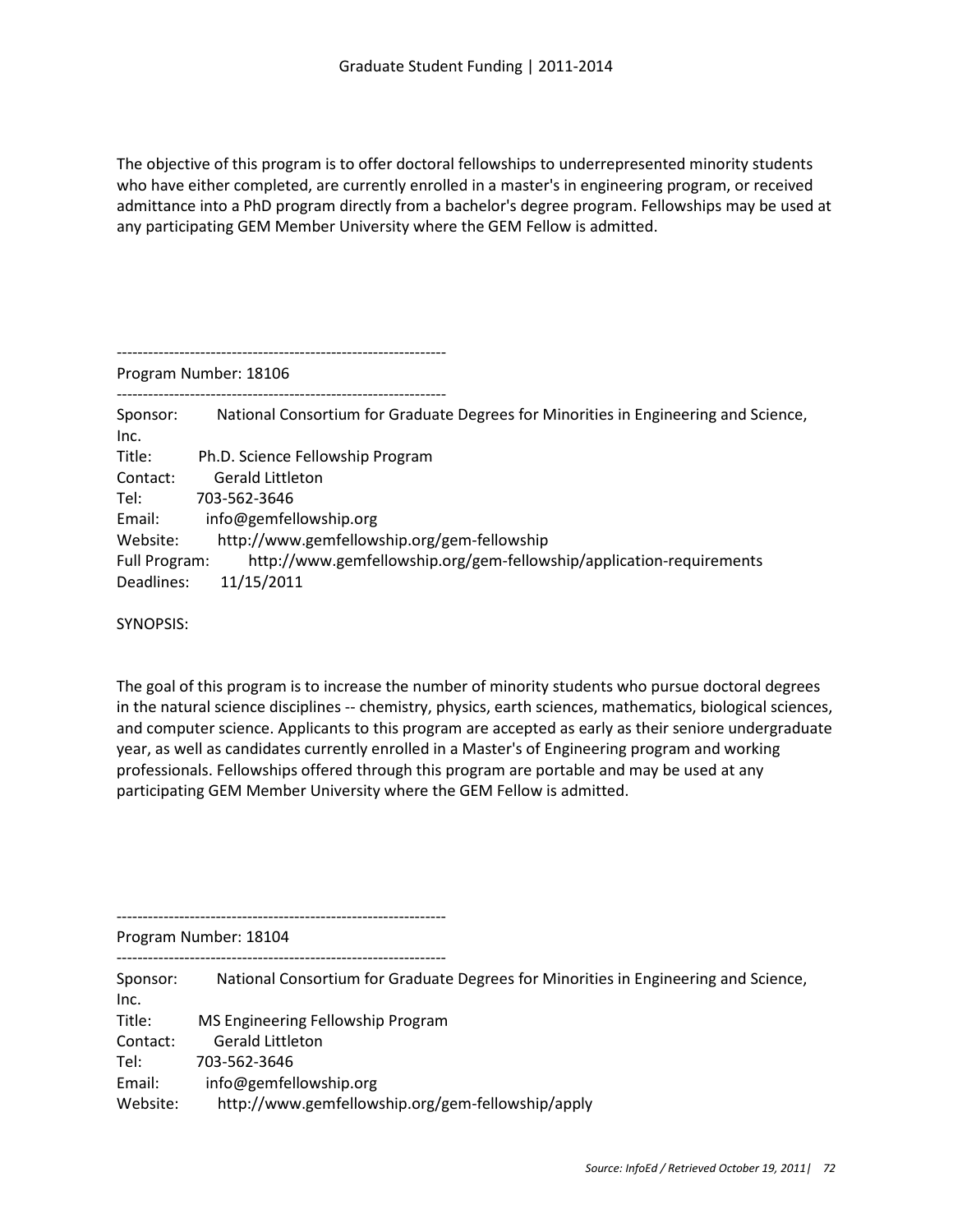The objective of this program is to offer doctoral fellowships to underrepresented minority students who have either completed, are currently enrolled in a master's in engineering program, or received admittance into a PhD program directly from a bachelor's degree program. Fellowships may be used at any participating GEM Member University where the GEM Fellow is admitted.

---------------------------------------------------------------
Program Number: 18106
---------------------------------------------------------------

Sponsor: National Consortium for Graduate Degrees for Minorities in Engineering and Science, Inc.
Title: Ph.D. Science Fellowship Program
Contact: Gerald Littleton
Tel: 703-562-3646
Email: info@gemfellowship.org
Website: http://www.gemfellowship.org/gem-fellowship
Full Program: http://www.gemfellowship.org/gem-fellowship/application-requirements
Deadlines: 11/15/2011

SYNOPSIS:

The goal of this program is to increase the number of minority students who pursue doctoral degrees in the natural science disciplines -- chemistry, physics, earth sciences, mathematics, biological sciences, and computer science. Applicants to this program are accepted as early as their seniore undergraduate year, as well as candidates currently enrolled in a Master's of Engineering program and working professionals. Fellowships offered through this program are portable and may be used at any participating GEM Member University where the GEM Fellow is admitted.

---------------------------------------------------------------
Program Number: 18104
---------------------------------------------------------------

Sponsor: National Consortium for Graduate Degrees for Minorities in Engineering and Science, Inc.
Title: MS Engineering Fellowship Program
Contact: Gerald Littleton
Tel: 703-562-3646
Email: info@gemfellowship.org
Website: http://www.gemfellowship.org/gem-fellowship/apply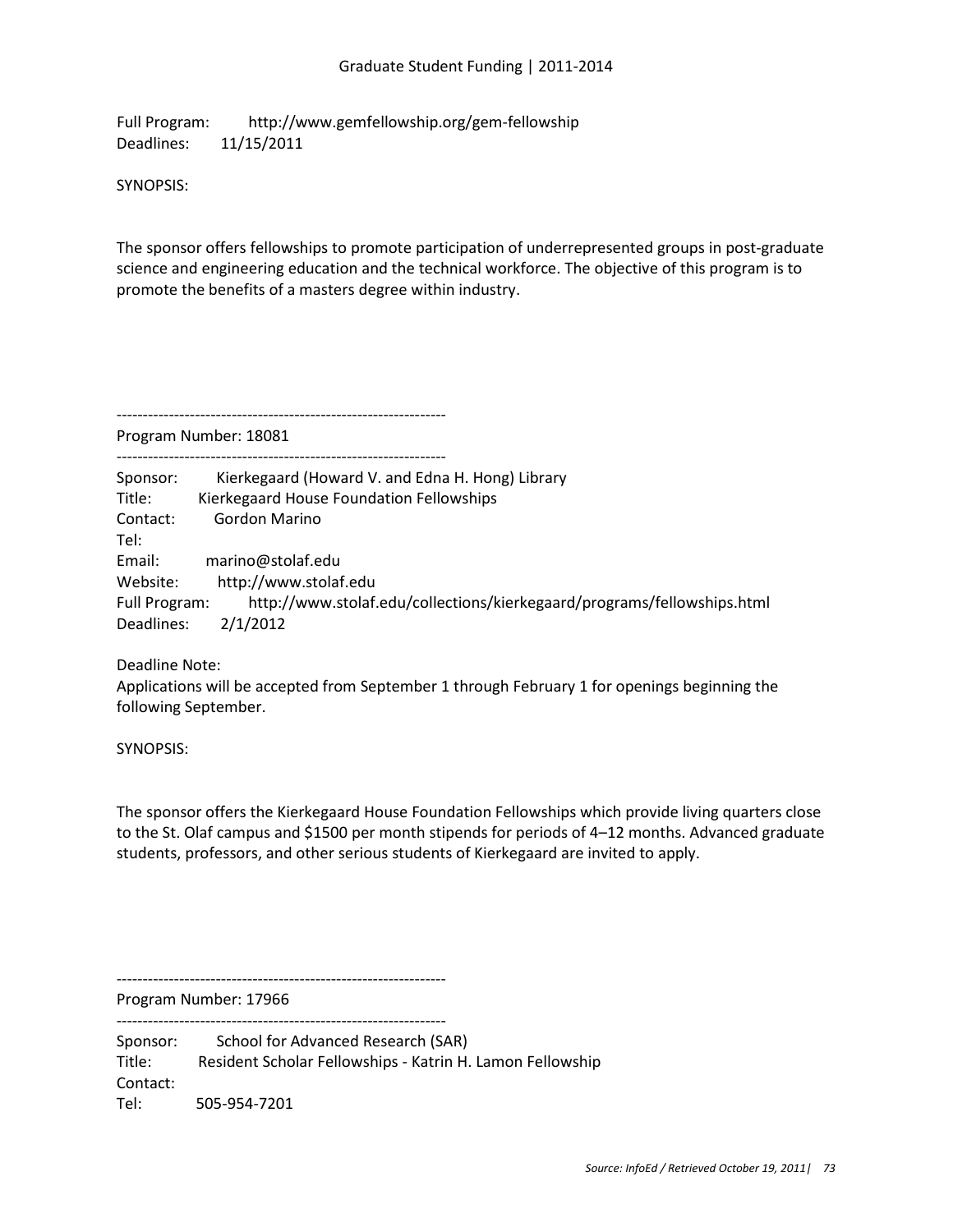Full Program: http://www.gemfellowship.org/gem-fellowship
Deadlines: 11/15/2011

SYNOPSIS:

The sponsor offers fellowships to promote participation of underrepresented groups in post-graduate science and engineering education and the technical workforce. The objective of this program is to promote the benefits of a masters degree within industry.

---------------------------------------------------------------
Program Number: 18081
---------------------------------------------------------------

Sponsor: Kierkegaard (Howard V. and Edna H. Hong) Library
Title: Kierkegaard House Foundation Fellowships
Contact: Gordon Marino
Tel:
Email: marino@stolaf.edu
Website: http://www.stolaf.edu
Full Program: http://www.stolaf.edu/collections/kierkegaard/programs/fellowships.html
Deadlines: 2/1/2012

Deadline Note:
Applications will be accepted from September 1 through February 1 for openings beginning the following September.

SYNOPSIS:

The sponsor offers the Kierkegaard House Foundation Fellowships which provide living quarters close to the St. Olaf campus and $1500 per month stipends for periods of 4–12 months. Advanced graduate students, professors, and other serious students of Kierkegaard are invited to apply.

---------------------------------------------------------------
Program Number: 17966
---------------------------------------------------------------

Sponsor: School for Advanced Research (SAR)
Title: Resident Scholar Fellowships - Katrin H. Lamon Fellowship
Contact:
Tel: 505-954-7201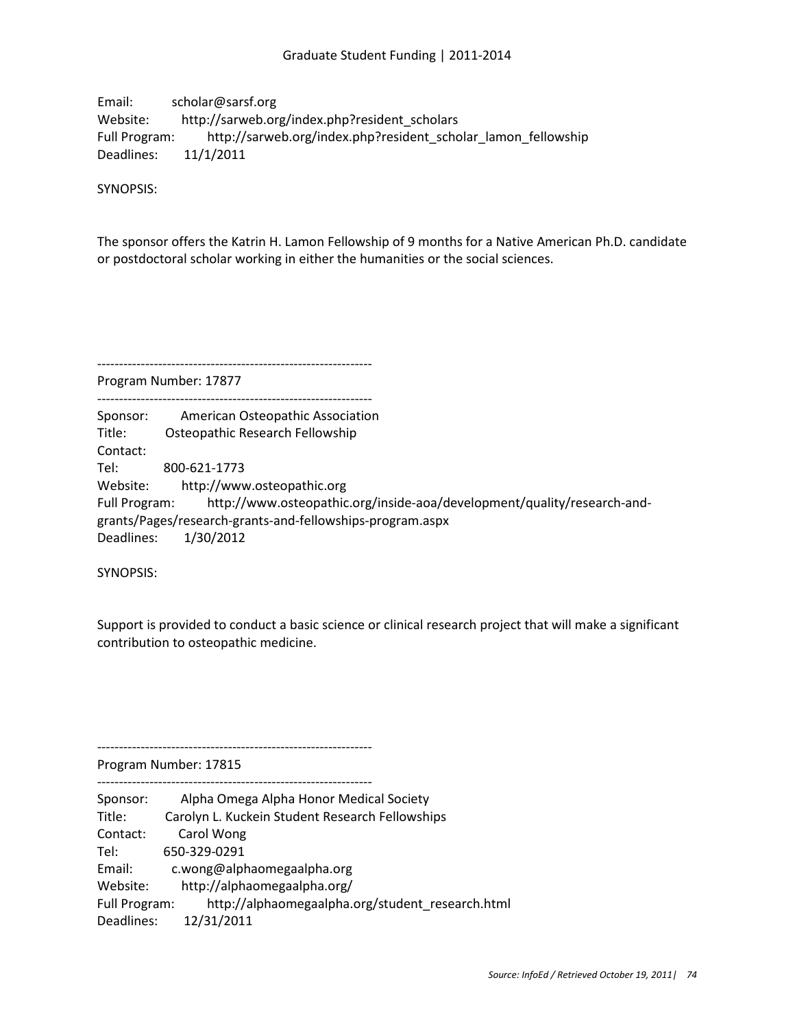Email: scholar@sarsf.org
Website: http://sarweb.org/index.php?resident_scholars
Full Program: http://sarweb.org/index.php?resident_scholar_lamon_fellowship
Deadlines: 11/1/2011

SYNOPSIS:

The sponsor offers the Katrin H. Lamon Fellowship of 9 months for a Native American Ph.D. candidate or postdoctoral scholar working in either the humanities or the social sciences.

---------------------------------------------------------------
Program Number: 17877
---------------------------------------------------------------

Sponsor: American Osteopathic Association
Title: Osteopathic Research Fellowship
Contact:
Tel: 800-621-1773
Website: http://www.osteopathic.org
Full Program: http://www.osteopathic.org/inside-aoa/development/quality/research-and-grants/Pages/research-grants-and-fellowships-program.aspx
Deadlines: 1/30/2012

SYNOPSIS:

Support is provided to conduct a basic science or clinical research project that will make a significant contribution to osteopathic medicine.

---------------------------------------------------------------
Program Number: 17815
---------------------------------------------------------------

Sponsor: Alpha Omega Alpha Honor Medical Society
Title: Carolyn L. Kuckein Student Research Fellowships
Contact: Carol Wong
Tel: 650-329-0291
Email: c.wong@alphaomegaalpha.org
Website: http://alphaomegaalpha.org/
Full Program: http://alphaomegaalpha.org/student_research.html
Deadlines: 12/31/2011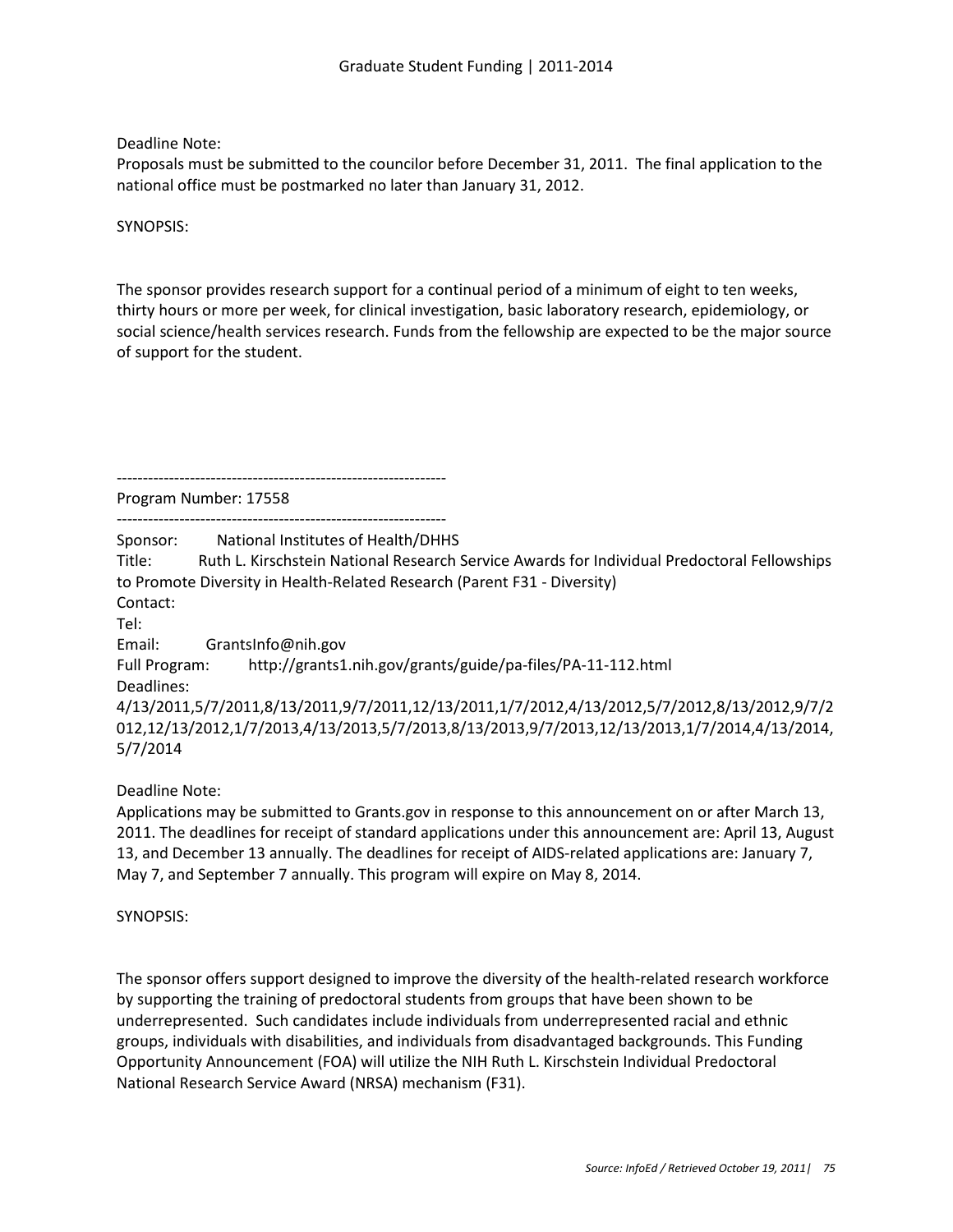Deadline Note:
Proposals must be submitted to the councilor before December 31, 2011. The final application to the national office must be postmarked no later than January 31, 2012.

SYNOPSIS:

The sponsor provides research support for a continual period of a minimum of eight to ten weeks, thirty hours or more per week, for clinical investigation, basic laboratory research, epidemiology, or social science/health services research. Funds from the fellowship are expected to be the major source of support for the student.

---------------------------------------------------------------
Program Number: 17558
---------------------------------------------------------------

Sponsor: National Institutes of Health/DHHS
Title: Ruth L. Kirschstein National Research Service Awards for Individual Predoctoral Fellowships to Promote Diversity in Health-Related Research (Parent F31 - Diversity)
Contact:
Tel:
Email: GrantsInfo@nih.gov
Full Program: http://grants1.nih.gov/grants/guide/pa-files/PA-11-112.html
Deadlines:
4/13/2011,5/7/2011,8/13/2011,9/7/2011,12/13/2011,1/7/2012,4/13/2012,5/7/2012,8/13/2012,9/7/2012,12/13/2012,1/7/2013,4/13/2013,5/7/2013,8/13/2013,9/7/2013,12/13/2013,1/7/2014,4/13/2014,5/7/2014

Deadline Note:
Applications may be submitted to Grants.gov in response to this announcement on or after March 13, 2011. The deadlines for receipt of standard applications under this announcement are: April 13, August 13, and December 13 annually. The deadlines for receipt of AIDS-related applications are: January 7, May 7, and September 7 annually. This program will expire on May 8, 2014.

SYNOPSIS:

The sponsor offers support designed to improve the diversity of the health-related research workforce by supporting the training of predoctoral students from groups that have been shown to be underrepresented. Such candidates include individuals from underrepresented racial and ethnic groups, individuals with disabilities, and individuals from disadvantaged backgrounds. This Funding Opportunity Announcement (FOA) will utilize the NIH Ruth L. Kirschstein Individual Predoctoral National Research Service Award (NRSA) mechanism (F31).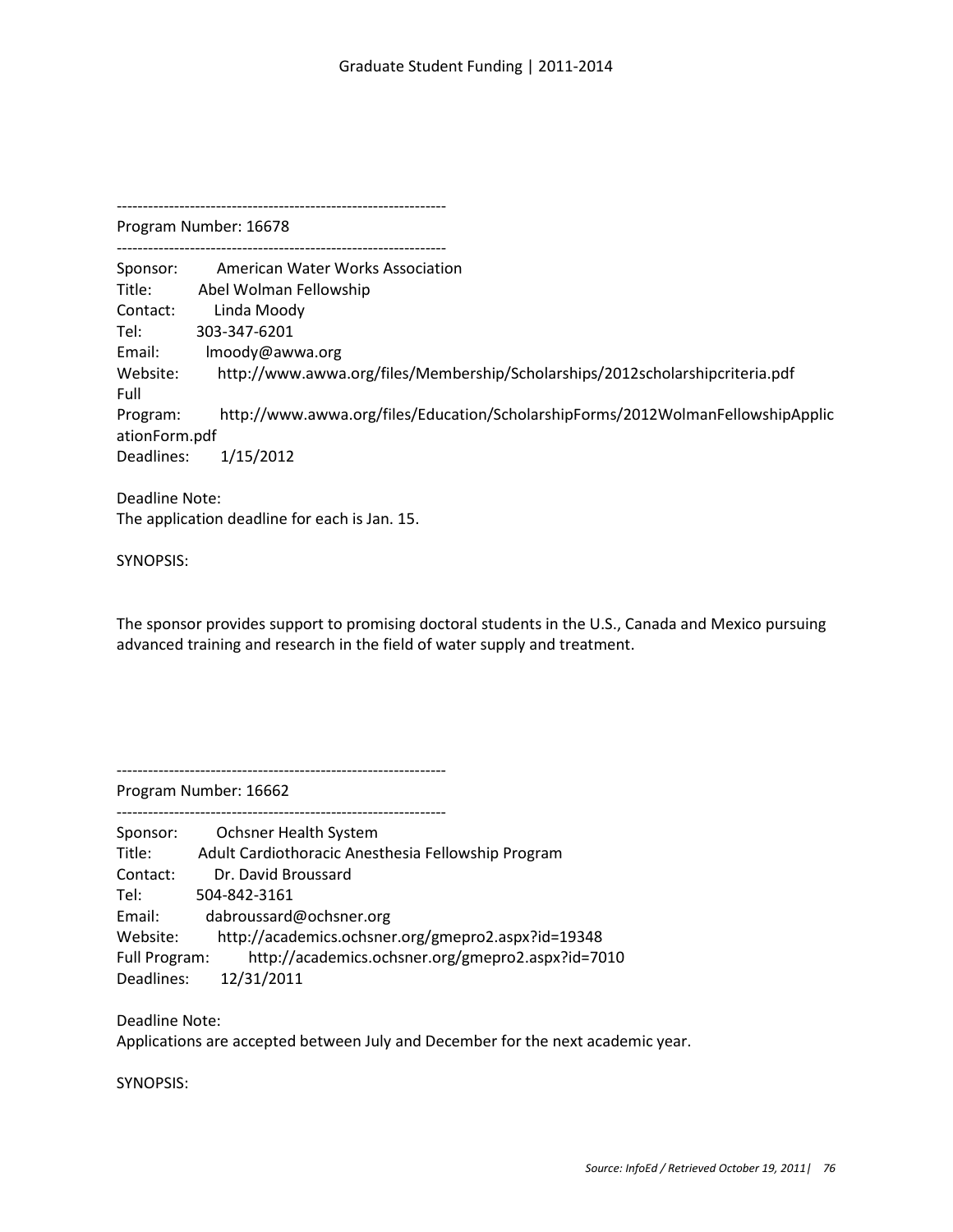---------------------------------------------------------------

Program Number: 16678

---------------------------------------------------------------

Sponsor: American Water Works Association
Title: Abel Wolman Fellowship
Contact: Linda Moody
Tel: 303-347-6201
Email: lmoody@awwa.org
Website: http://www.awwa.org/files/Membership/Scholarships/2012scholarshipcriteria.pdf
Full Program: http://www.awwa.org/files/Education/ScholarshipForms/2012WolmanFellowshipApplicationForm.pdf
Deadlines: 1/15/2012

Deadline Note:
The application deadline for each is Jan. 15.

SYNOPSIS:

The sponsor provides support to promising doctoral students in the U.S., Canada and Mexico pursuing advanced training and research in the field of water supply and treatment.

---------------------------------------------------------------

Program Number: 16662

---------------------------------------------------------------

Sponsor: Ochsner Health System
Title: Adult Cardiothoracic Anesthesia Fellowship Program
Contact: Dr. David Broussard
Tel: 504-842-3161
Email: dabroussard@ochsner.org
Website: http://academics.ochsner.org/gmepro2.aspx?id=19348
Full Program: http://academics.ochsner.org/gmepro2.aspx?id=7010
Deadlines: 12/31/2011

Deadline Note:
Applications are accepted between July and December for the next academic year.

SYNOPSIS: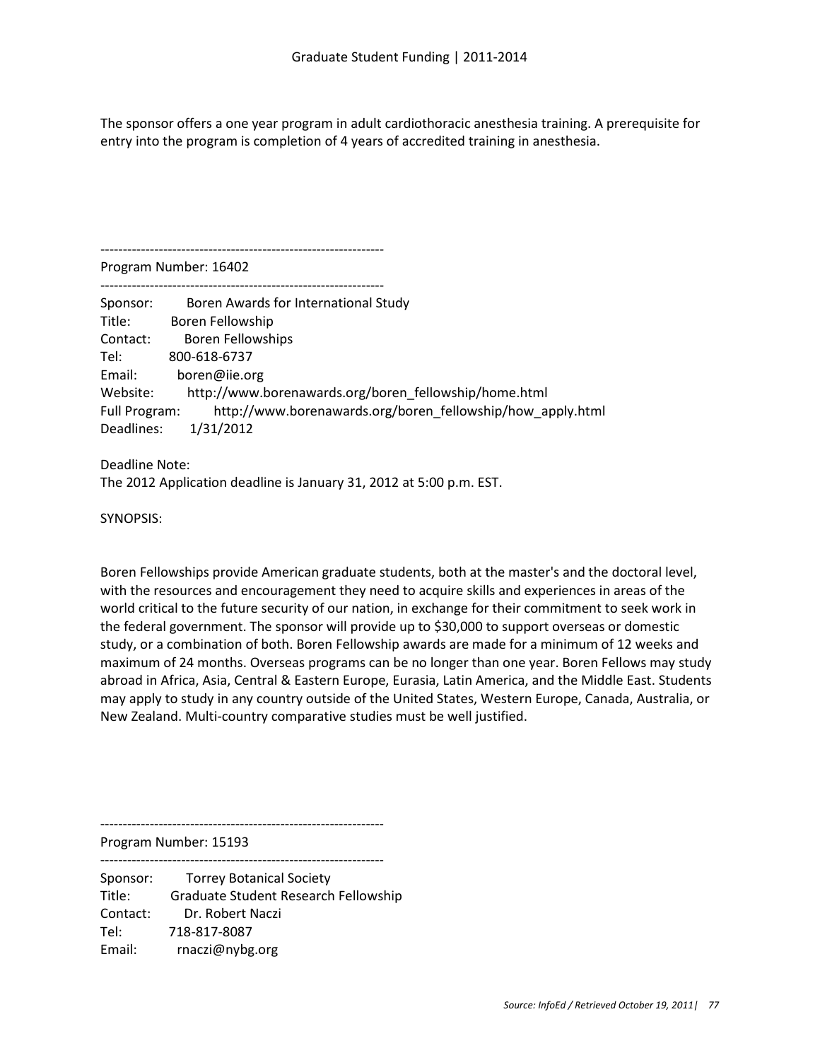The sponsor offers a one year program in adult cardiothoracic anesthesia training. A prerequisite for entry into the program is completion of 4 years of accredited training in anesthesia.

---------------------------------------------------------------
Program Number: 16402
---------------------------------------------------------------

Sponsor: Boren Awards for International Study
Title: Boren Fellowship
Contact: Boren Fellowships
Tel: 800-618-6737
Email: boren@iie.org
Website: http://www.borenawards.org/boren_fellowship/home.html
Full Program: http://www.borenawards.org/boren_fellowship/how_apply.html
Deadlines: 1/31/2012

Deadline Note:
The 2012 Application deadline is January 31, 2012 at 5:00 p.m. EST.

SYNOPSIS:

Boren Fellowships provide American graduate students, both at the master's and the doctoral level, with the resources and encouragement they need to acquire skills and experiences in areas of the world critical to the future security of our nation, in exchange for their commitment to seek work in the federal government. The sponsor will provide up to $30,000 to support overseas or domestic study, or a combination of both. Boren Fellowship awards are made for a minimum of 12 weeks and maximum of 24 months. Overseas programs can be no longer than one year. Boren Fellows may study abroad in Africa, Asia, Central & Eastern Europe, Eurasia, Latin America, and the Middle East. Students may apply to study in any country outside of the United States, Western Europe, Canada, Australia, or New Zealand. Multi-country comparative studies must be well justified.

---------------------------------------------------------------
Program Number: 15193
---------------------------------------------------------------

Sponsor: Torrey Botanical Society
Title: Graduate Student Research Fellowship
Contact: Dr. Robert Naczi
Tel: 718-817-8087
Email: rnaczi@nybg.org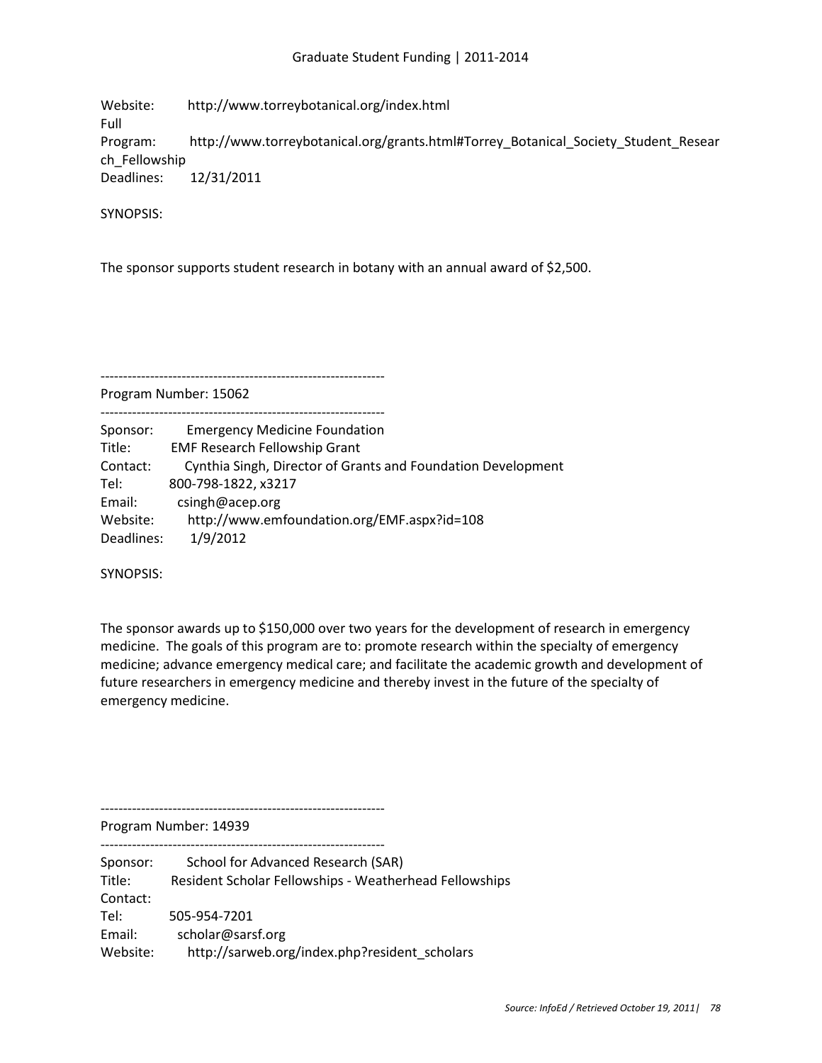Website: http://www.torreybotanical.org/index.html
Full Program: http://www.torreybotanical.org/grants.html#Torrey_Botanical_Society_Student_Research_Fellowship
Deadlines: 12/31/2011

SYNOPSIS:

The sponsor supports student research in botany with an annual award of $2,500.

---------------------------------------------------------------
Program Number: 15062
---------------------------------------------------------------

Sponsor: Emergency Medicine Foundation
Title: EMF Research Fellowship Grant
Contact: Cynthia Singh, Director of Grants and Foundation Development
Tel: 800-798-1822, x3217
Email: csingh@acep.org
Website: http://www.emfoundation.org/EMF.aspx?id=108
Deadlines: 1/9/2012

SYNOPSIS:

The sponsor awards up to $150,000 over two years for the development of research in emergency medicine. The goals of this program are to: promote research within the specialty of emergency medicine; advance emergency medical care; and facilitate the academic growth and development of future researchers in emergency medicine and thereby invest in the future of the specialty of emergency medicine.

---------------------------------------------------------------
Program Number: 14939
---------------------------------------------------------------

Sponsor: School for Advanced Research (SAR)
Title: Resident Scholar Fellowships - Weatherhead Fellowships
Contact:
Tel: 505-954-7201
Email: scholar@sarsf.org
Website: http://sarweb.org/index.php?resident_scholars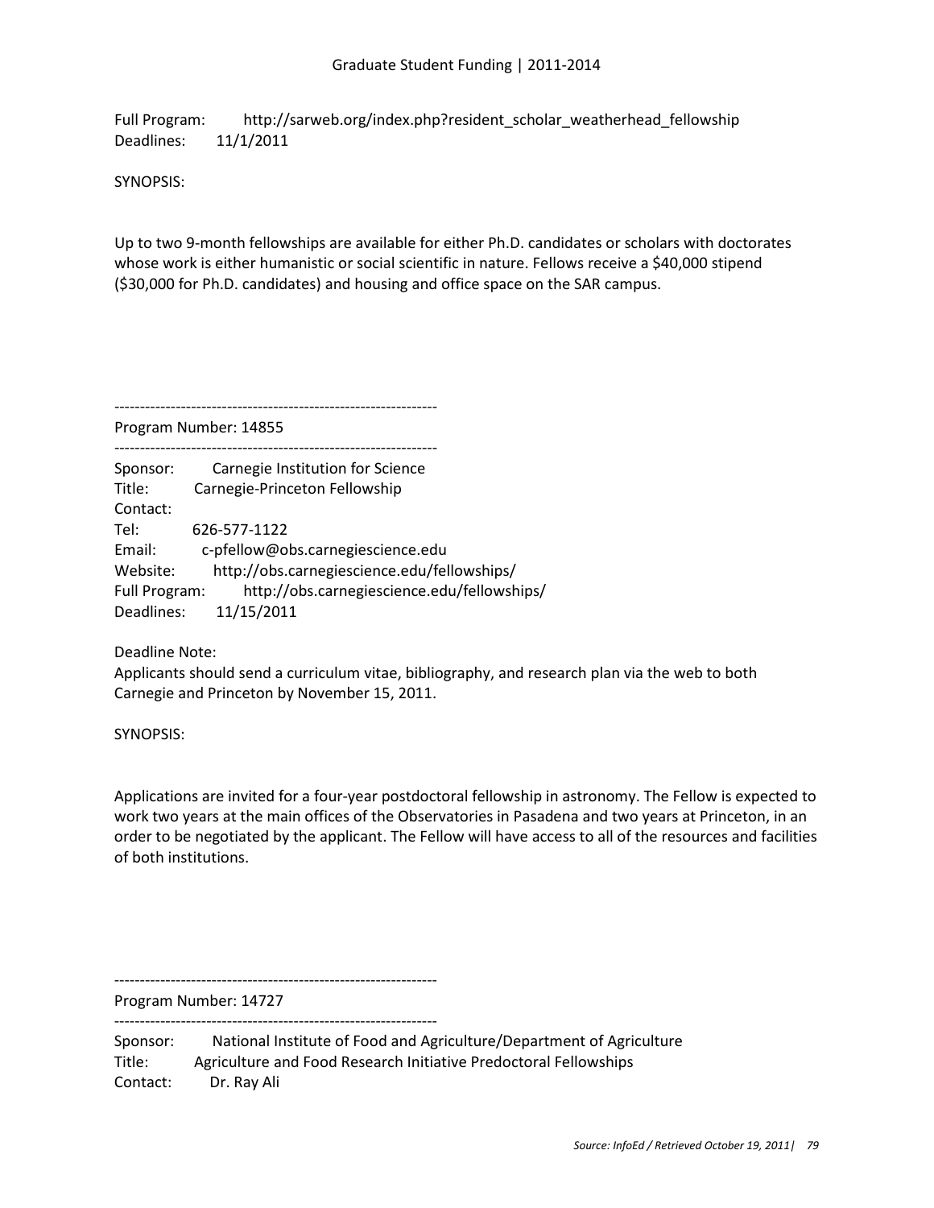Full Program: http://sarweb.org/index.php?resident_scholar_weatherhead_fellowship
Deadlines: 11/1/2011

SYNOPSIS:

Up to two 9-month fellowships are available for either Ph.D. candidates or scholars with doctorates whose work is either humanistic or social scientific in nature. Fellows receive a $40,000 stipend ($30,000 for Ph.D. candidates) and housing and office space on the SAR campus.

---------------------------------------------------------------

Program Number: 14855

---------------------------------------------------------------

Sponsor: Carnegie Institution for Science
Title: Carnegie-Princeton Fellowship
Contact:
Tel: 626-577-1122
Email: c-pfellow@obs.carnegiescience.edu
Website: http://obs.carnegiescience.edu/fellowships/
Full Program: http://obs.carnegiescience.edu/fellowships/
Deadlines: 11/15/2011

Deadline Note:
Applicants should send a curriculum vitae, bibliography, and research plan via the web to both Carnegie and Princeton by November 15, 2011.

SYNOPSIS:

Applications are invited for a four-year postdoctoral fellowship in astronomy. The Fellow is expected to work two years at the main offices of the Observatories in Pasadena and two years at Princeton, in an order to be negotiated by the applicant. The Fellow will have access to all of the resources and facilities of both institutions.

---------------------------------------------------------------

Program Number: 14727

---------------------------------------------------------------

Sponsor: National Institute of Food and Agriculture/Department of Agriculture
Title: Agriculture and Food Research Initiative Predoctoral Fellowships
Contact: Dr. Ray Ali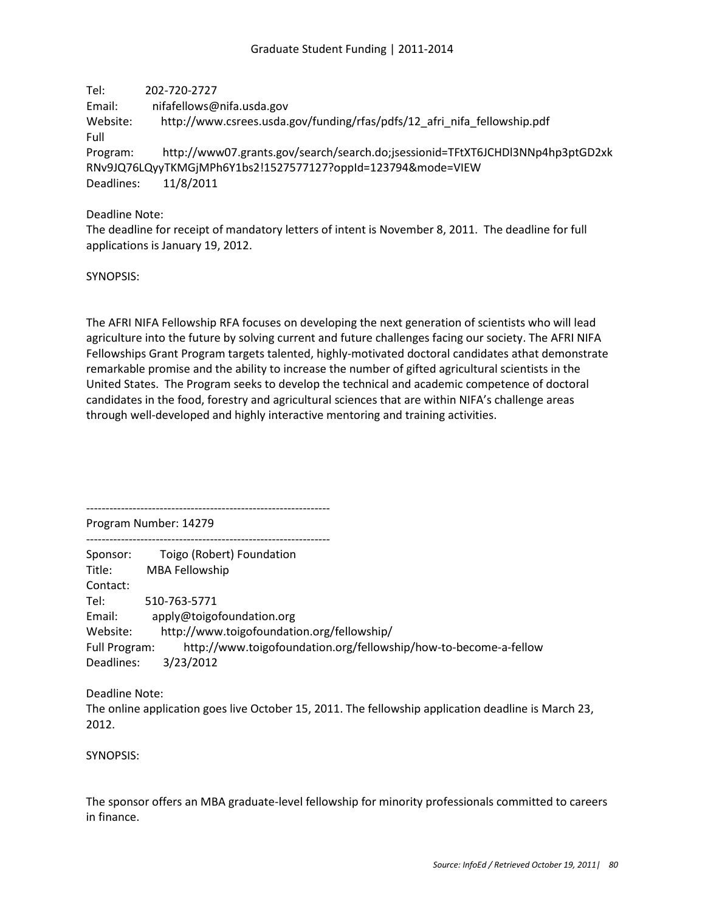Tel: 202-720-2727  
Email: nifafellows@nifa.usda.gov  
Website: http://www.csrees.usda.gov/funding/rfas/pdfs/12_afri_nifa_fellowship.pdf  
Full Program: http://www07.grants.gov/search/search.do;jsessionid=TFtXT6JCHDl3NNp4hp3ptGD2xkRNv9JQ76LQyyTKMGjMPh6Y1bs2!1527577127?oppId=123794&mode=VIEW  
Deadlines: 11/8/2011

Deadline Note:  
The deadline for receipt of mandatory letters of intent is November 8, 2011. The deadline for full applications is January 19, 2012.

SYNOPSIS:

The AFRI NIFA Fellowship RFA focuses on developing the next generation of scientists who will lead agriculture into the future by solving current and future challenges facing our society. The AFRI NIFA Fellowships Grant Program targets talented, highly-motivated doctoral candidates athat demonstrate remarkable promise and the ability to increase the number of gifted agricultural scientists in the United States. The Program seeks to develop the technical and academic competence of doctoral candidates in the food, forestry and agricultural sciences that are within NIFA's challenge areas through well-developed and highly interactive mentoring and training activities.

---------------------------------------------------------------

Program Number: 14279

---------------------------------------------------------------

Sponsor: Toigo (Robert) Foundation  
Title: MBA Fellowship  
Contact:  
Tel: 510-763-5771  
Email: apply@toigofoundation.org  
Website: http://www.toigofoundation.org/fellowship/  
Full Program: http://www.toigofoundation.org/fellowship/how-to-become-a-fellow  
Deadlines: 3/23/2012

Deadline Note:  
The online application goes live October 15, 2011. The fellowship application deadline is March 23, 2012.

SYNOPSIS:

The sponsor offers an MBA graduate-level fellowship for minority professionals committed to careers in finance.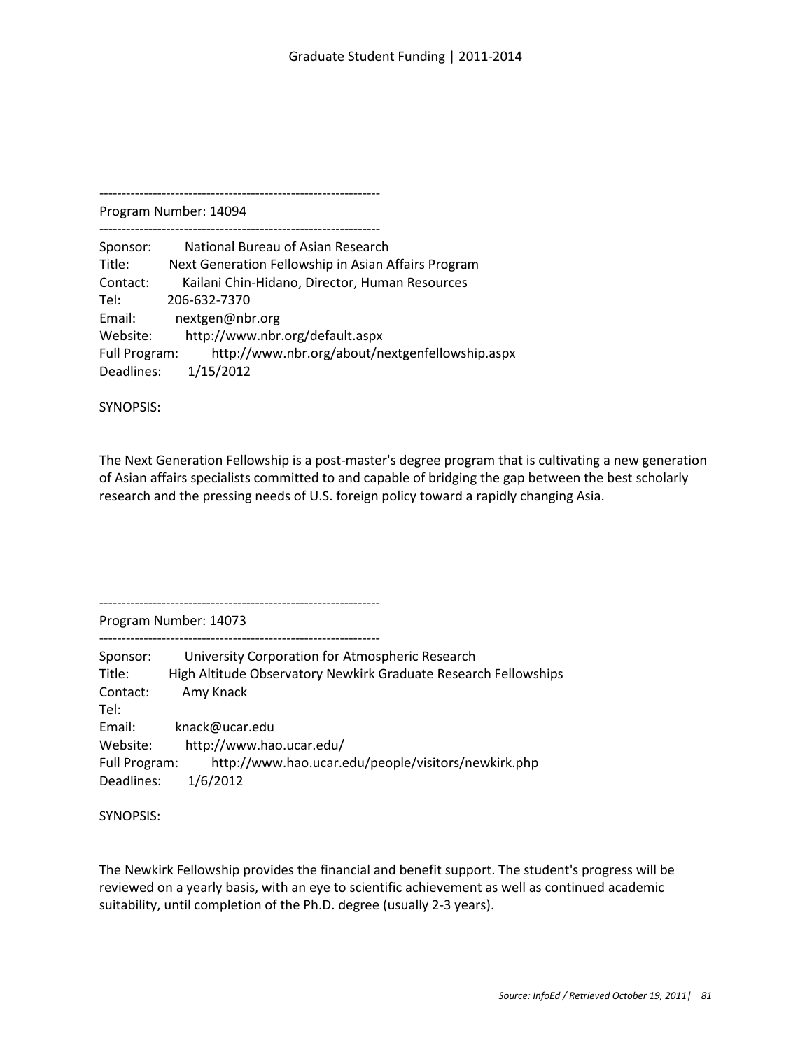--------------------------------------------------------------

Program Number: 14094

--------------------------------------------------------------

Sponsor: National Bureau of Asian Research
Title: Next Generation Fellowship in Asian Affairs Program
Contact: Kailani Chin-Hidano, Director, Human Resources
Tel: 206-632-7370
Email: nextgen@nbr.org
Website: http://www.nbr.org/default.aspx
Full Program: http://www.nbr.org/about/nextgenfellowship.aspx
Deadlines: 1/15/2012

SYNOPSIS:

The Next Generation Fellowship is a post-master's degree program that is cultivating a new generation of Asian affairs specialists committed to and capable of bridging the gap between the best scholarly research and the pressing needs of U.S. foreign policy toward a rapidly changing Asia.

--------------------------------------------------------------

Program Number: 14073

--------------------------------------------------------------

Sponsor: University Corporation for Atmospheric Research
Title: High Altitude Observatory Newkirk Graduate Research Fellowships
Contact: Amy Knack
Tel:
Email: knack@ucar.edu
Website: http://www.hao.ucar.edu/
Full Program: http://www.hao.ucar.edu/people/visitors/newkirk.php
Deadlines: 1/6/2012

SYNOPSIS:

The Newkirk Fellowship provides the financial and benefit support. The student's progress will be reviewed on a yearly basis, with an eye to scientific achievement as well as continued academic suitability, until completion of the Ph.D. degree (usually 2-3 years).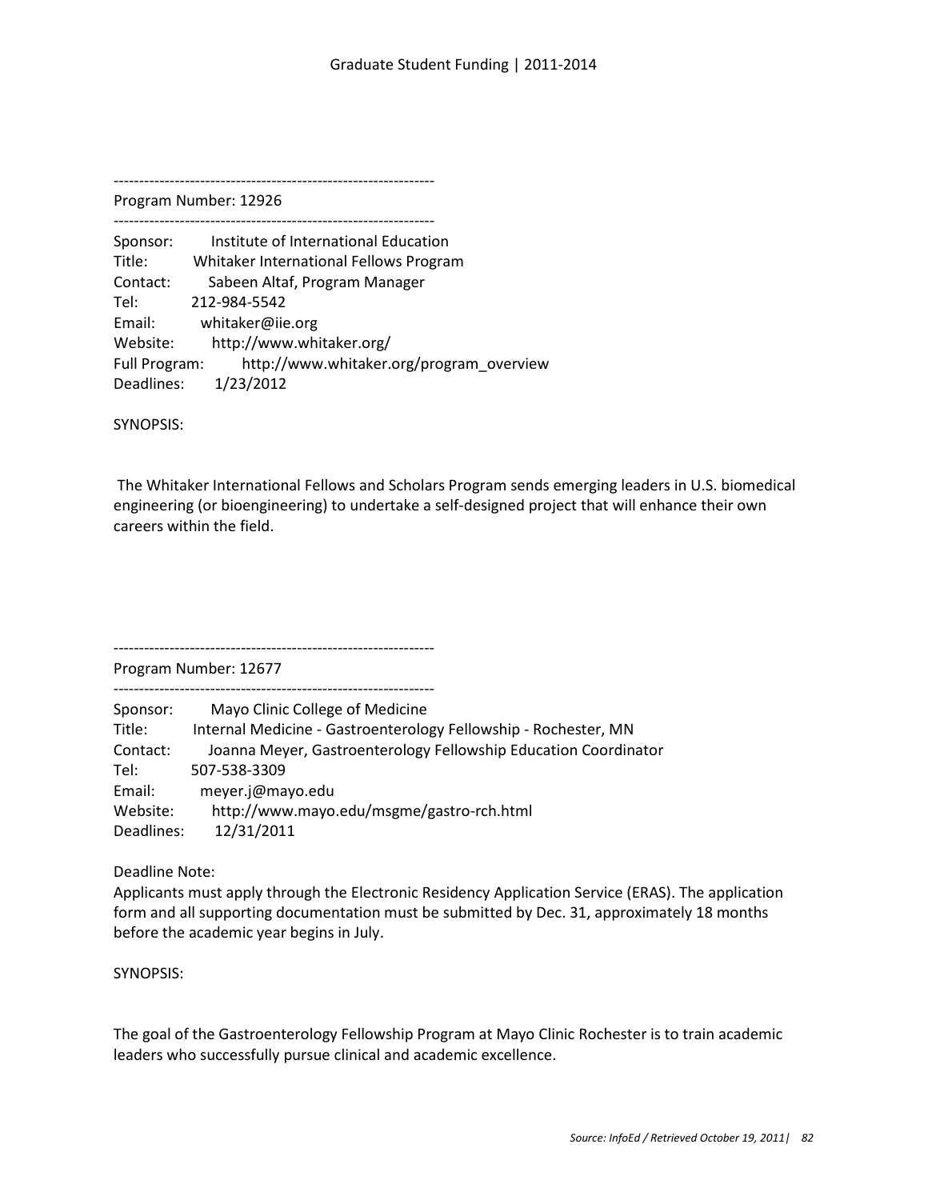---------------------------------------------------------------

Program Number: 12926

---------------------------------------------------------------

Sponsor: Institute of International Education
Title: Whitaker International Fellows Program
Contact: Sabeen Altaf, Program Manager
Tel: 212-984-5542
Email: whitaker@iie.org
Website: http://www.whitaker.org/
Full Program: http://www.whitaker.org/program_overview
Deadlines: 1/23/2012

SYNOPSIS:

The Whitaker International Fellows and Scholars Program sends emerging leaders in U.S. biomedical engineering (or bioengineering) to undertake a self-designed project that will enhance their own careers within the field.

---------------------------------------------------------------

Program Number: 12677

---------------------------------------------------------------

Sponsor: Mayo Clinic College of Medicine
Title: Internal Medicine - Gastroenterology Fellowship - Rochester, MN
Contact: Joanna Meyer, Gastroenterology Fellowship Education Coordinator
Tel: 507-538-3309
Email: meyer.j@mayo.edu
Website: http://www.mayo.edu/msgme/gastro-rch.html
Deadlines: 12/31/2011

Deadline Note:
Applicants must apply through the Electronic Residency Application Service (ERAS). The application form and all supporting documentation must be submitted by Dec. 31, approximately 18 months before the academic year begins in July.

SYNOPSIS:

The goal of the Gastroenterology Fellowship Program at Mayo Clinic Rochester is to train academic leaders who successfully pursue clinical and academic excellence.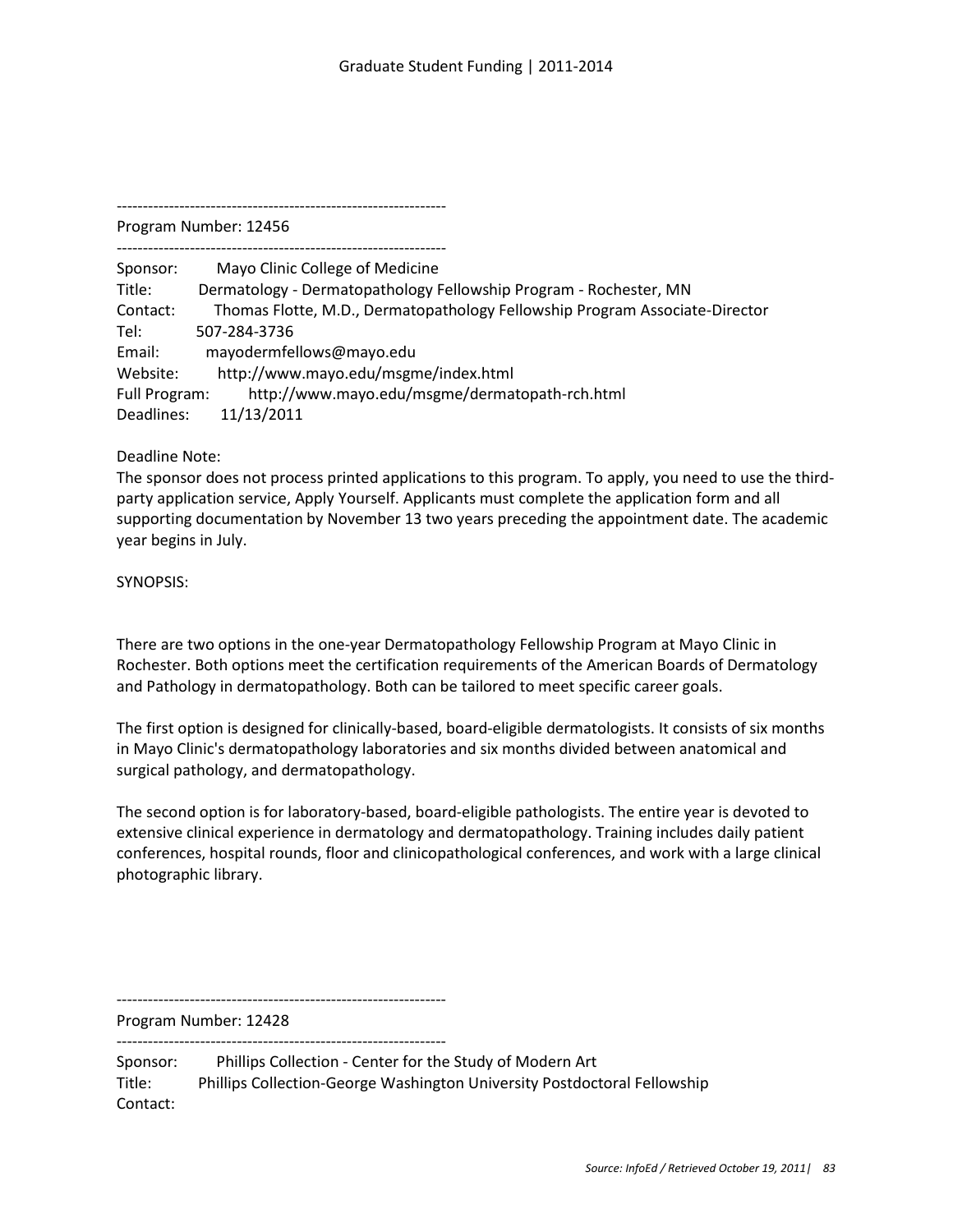---------------------------------------------------------------

Program Number: 12456

---------------------------------------------------------------

Sponsor: Mayo Clinic College of Medicine
Title: Dermatology - Dermatopathology Fellowship Program - Rochester, MN
Contact: Thomas Flotte, M.D., Dermatopathology Fellowship Program Associate-Director
Tel: 507-284-3736
Email: mayodermfellows@mayo.edu
Website: http://www.mayo.edu/msgme/index.html
Full Program: http://www.mayo.edu/msgme/dermatopath-rch.html
Deadlines: 11/13/2011

Deadline Note:
The sponsor does not process printed applications to this program. To apply, you need to use the third-party application service, Apply Yourself. Applicants must complete the application form and all supporting documentation by November 13 two years preceding the appointment date. The academic year begins in July.

SYNOPSIS:

There are two options in the one-year Dermatopathology Fellowship Program at Mayo Clinic in Rochester. Both options meet the certification requirements of the American Boards of Dermatology and Pathology in dermatopathology. Both can be tailored to meet specific career goals.

The first option is designed for clinically-based, board-eligible dermatologists. It consists of six months in Mayo Clinic's dermatopathology laboratories and six months divided between anatomical and surgical pathology, and dermatopathology.

The second option is for laboratory-based, board-eligible pathologists. The entire year is devoted to extensive clinical experience in dermatology and dermatopathology. Training includes daily patient conferences, hospital rounds, floor and clinicopathological conferences, and work with a large clinical photographic library.

---------------------------------------------------------------

Program Number: 12428

---------------------------------------------------------------

Sponsor: Phillips Collection - Center for the Study of Modern Art
Title: Phillips Collection-George Washington University Postdoctoral Fellowship
Contact: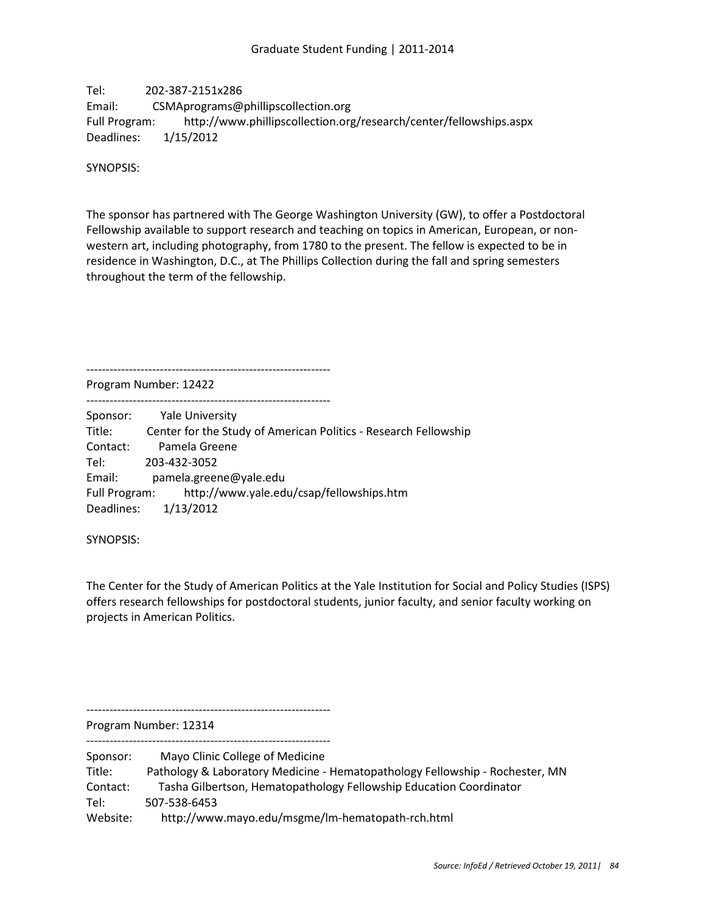Tel: 202-387-2151x286
Email: CSMAprograms@phillipscollection.org
Full Program: http://www.phillipscollection.org/research/center/fellowships.aspx
Deadlines: 1/15/2012

SYNOPSIS:

The sponsor has partnered with The George Washington University (GW), to offer a Postdoctoral Fellowship available to support research and teaching on topics in American, European, or non-western art, including photography, from 1780 to the present. The fellow is expected to be in residence in Washington, D.C., at The Phillips Collection during the fall and spring semesters throughout the term of the fellowship.

---------------------------------------------------------------
Program Number: 12422
---------------------------------------------------------------

Sponsor: Yale University
Title: Center for the Study of American Politics - Research Fellowship
Contact: Pamela Greene
Tel: 203-432-3052
Email: pamela.greene@yale.edu
Full Program: http://www.yale.edu/csap/fellowships.htm
Deadlines: 1/13/2012

SYNOPSIS:

The Center for the Study of American Politics at the Yale Institution for Social and Policy Studies (ISPS) offers research fellowships for postdoctoral students, junior faculty, and senior faculty working on projects in American Politics.

---------------------------------------------------------------
Program Number: 12314
---------------------------------------------------------------

Sponsor: Mayo Clinic College of Medicine
Title: Pathology & Laboratory Medicine - Hematopathology Fellowship - Rochester, MN
Contact: Tasha Gilbertson, Hematopathology Fellowship Education Coordinator
Tel: 507-538-6453
Website: http://www.mayo.edu/msgme/lm-hematopath-rch.html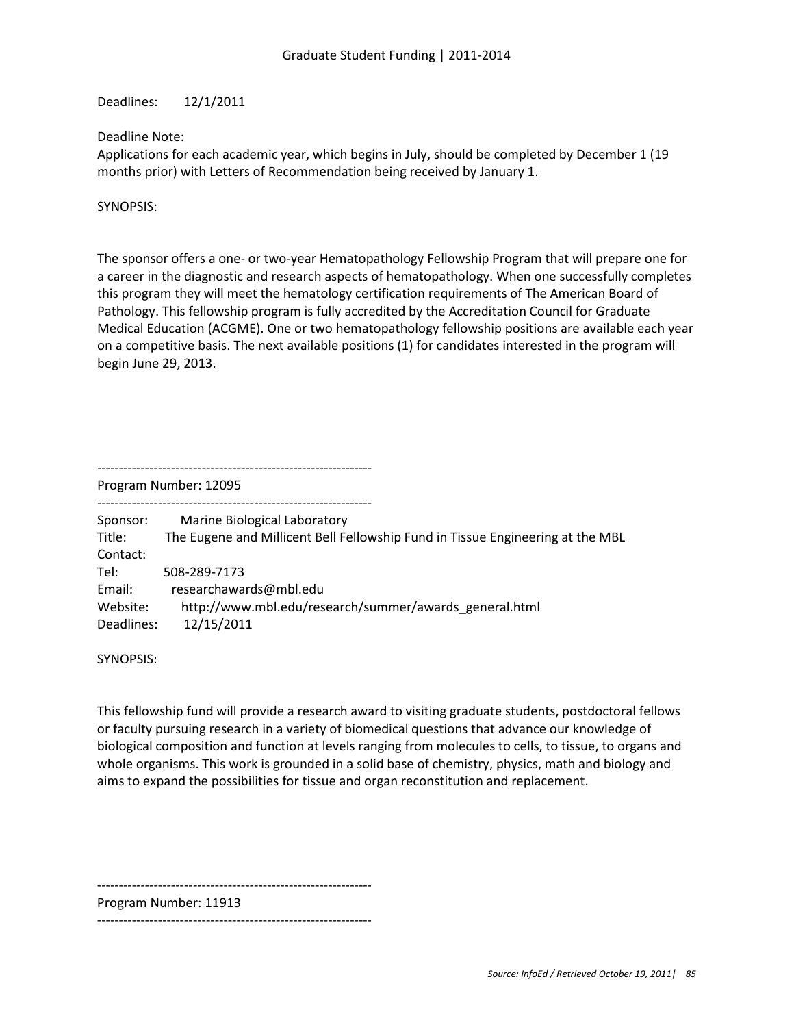Deadlines: 12/1/2011

Deadline Note:
Applications for each academic year, which begins in July, should be completed by December 1 (19 months prior) with Letters of Recommendation being received by January 1.

SYNOPSIS:

The sponsor offers a one- or two-year Hematopathology Fellowship Program that will prepare one for a career in the diagnostic and research aspects of hematopathology. When one successfully completes this program they will meet the hematology certification requirements of The American Board of Pathology. This fellowship program is fully accredited by the Accreditation Council for Graduate Medical Education (ACGME). One or two hematopathology fellowship positions are available each year on a competitive basis. The next available positions (1) for candidates interested in the program will begin June 29, 2013.

---------------------------------------------------------------

Program Number: 12095

---------------------------------------------------------------

Sponsor: Marine Biological Laboratory
Title: The Eugene and Millicent Bell Fellowship Fund in Tissue Engineering at the MBL
Contact:
Tel: 508-289-7173
Email: researchawards@mbl.edu
Website: http://www.mbl.edu/research/summer/awards_general.html
Deadlines: 12/15/2011

SYNOPSIS:

This fellowship fund will provide a research award to visiting graduate students, postdoctoral fellows or faculty pursuing research in a variety of biomedical questions that advance our knowledge of biological composition and function at levels ranging from molecules to cells, to tissue, to organs and whole organisms. This work is grounded in a solid base of chemistry, physics, math and biology and aims to expand the possibilities for tissue and organ reconstitution and replacement.

---------------------------------------------------------------

Program Number: 11913

---------------------------------------------------------------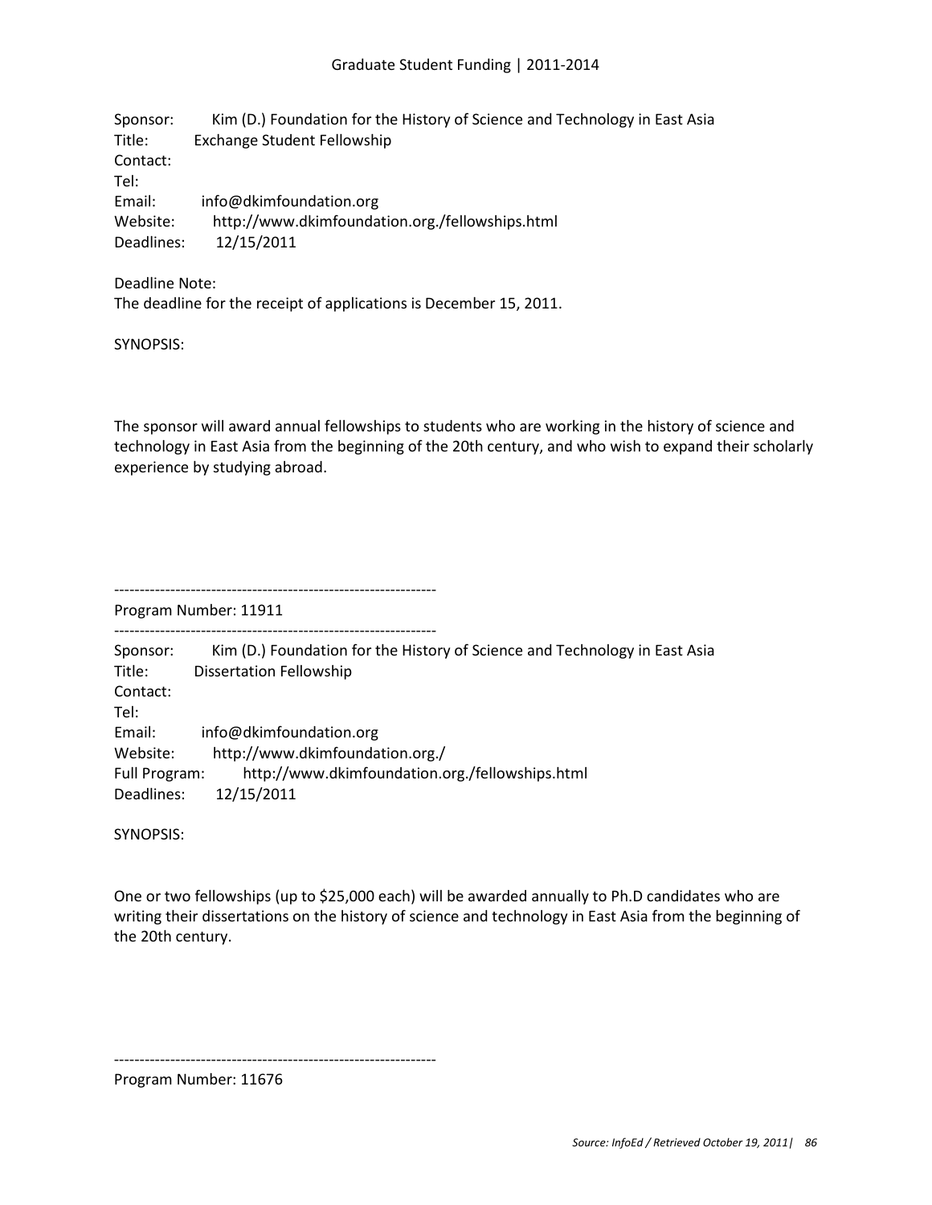Sponsor: Kim (D.) Foundation for the History of Science and Technology in East Asia
Title: Exchange Student Fellowship
Contact:
Tel:
Email: info@dkimfoundation.org
Website: http://www.dkimfoundation.org./fellowships.html
Deadlines: 12/15/2011

Deadline Note:
The deadline for the receipt of applications is December 15, 2011.

SYNOPSIS:

The sponsor will award annual fellowships to students who are working in the history of science and technology in East Asia from the beginning of the 20th century, and who wish to expand their scholarly experience by studying abroad.

---------------------------------------------------------------
Program Number: 11911
---------------------------------------------------------------

Sponsor: Kim (D.) Foundation for the History of Science and Technology in East Asia
Title: Dissertation Fellowship
Contact:
Tel:
Email: info@dkimfoundation.org
Website: http://www.dkimfoundation.org./
Full Program: http://www.dkimfoundation.org./fellowships.html
Deadlines: 12/15/2011

SYNOPSIS:

One or two fellowships (up to $25,000 each) will be awarded annually to Ph.D candidates who are writing their dissertations on the history of science and technology in East Asia from the beginning of the 20th century.

---------------------------------------------------------------
Program Number: 11676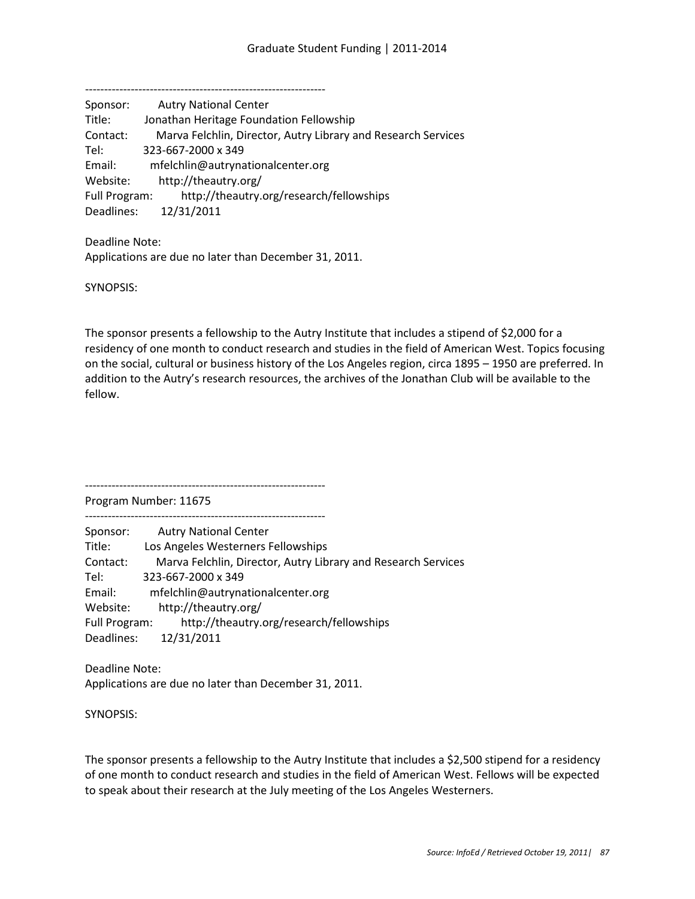---------------------------------------------------------------

Sponsor: Autry National Center
Title: Jonathan Heritage Foundation Fellowship
Contact: Marva Felchlin, Director, Autry Library and Research Services
Tel: 323-667-2000 x 349
Email: mfelchlin@autrynationalcenter.org
Website: http://theautry.org/
Full Program: http://theautry.org/research/fellowships
Deadlines: 12/31/2011

Deadline Note:
Applications are due no later than December 31, 2011.

SYNOPSIS:

The sponsor presents a fellowship to the Autry Institute that includes a stipend of $2,000 for a residency of one month to conduct research and studies in the field of American West. Topics focusing on the social, cultural or business history of the Los Angeles region, circa 1895 – 1950 are preferred. In addition to the Autry's research resources, the archives of the Jonathan Club will be available to the fellow.

---------------------------------------------------------------

Program Number: 11675

---------------------------------------------------------------

Sponsor: Autry National Center
Title: Los Angeles Westerners Fellowships
Contact: Marva Felchlin, Director, Autry Library and Research Services
Tel: 323-667-2000 x 349
Email: mfelchlin@autrynationalcenter.org
Website: http://theautry.org/
Full Program: http://theautry.org/research/fellowships
Deadlines: 12/31/2011

Deadline Note:
Applications are due no later than December 31, 2011.

SYNOPSIS:

The sponsor presents a fellowship to the Autry Institute that includes a $2,500 stipend for a residency of one month to conduct research and studies in the field of American West. Fellows will be expected to speak about their research at the July meeting of the Los Angeles Westerners.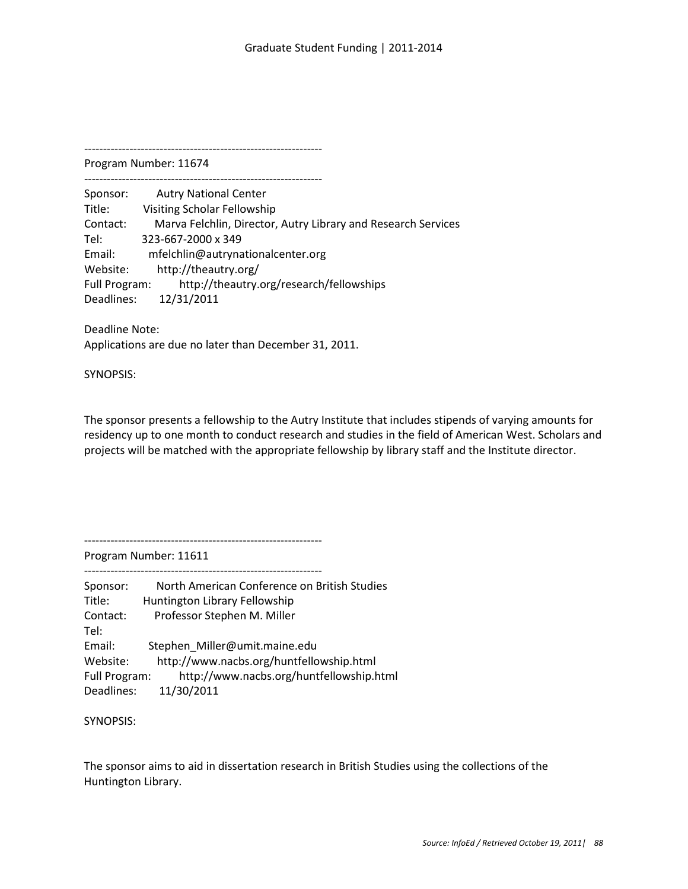---------------------------------------------------------------

Program Number: 11674

---------------------------------------------------------------

Sponsor: Autry National Center
Title: Visiting Scholar Fellowship
Contact: Marva Felchlin, Director, Autry Library and Research Services
Tel: 323-667-2000 x 349
Email: mfelchlin@autrynationalcenter.org
Website: http://theautry.org/
Full Program: http://theautry.org/research/fellowships
Deadlines: 12/31/2011

Deadline Note:
Applications are due no later than December 31, 2011.

SYNOPSIS:

The sponsor presents a fellowship to the Autry Institute that includes stipends of varying amounts for residency up to one month to conduct research and studies in the field of American West. Scholars and projects will be matched with the appropriate fellowship by library staff and the Institute director.

---------------------------------------------------------------

Program Number: 11611

---------------------------------------------------------------

Sponsor: North American Conference on British Studies
Title: Huntington Library Fellowship
Contact: Professor Stephen M. Miller
Tel:
Email: Stephen_Miller@umit.maine.edu
Website: http://www.nacbs.org/huntfellowship.html
Full Program: http://www.nacbs.org/huntfellowship.html
Deadlines: 11/30/2011

SYNOPSIS:

The sponsor aims to aid in dissertation research in British Studies using the collections of the Huntington Library.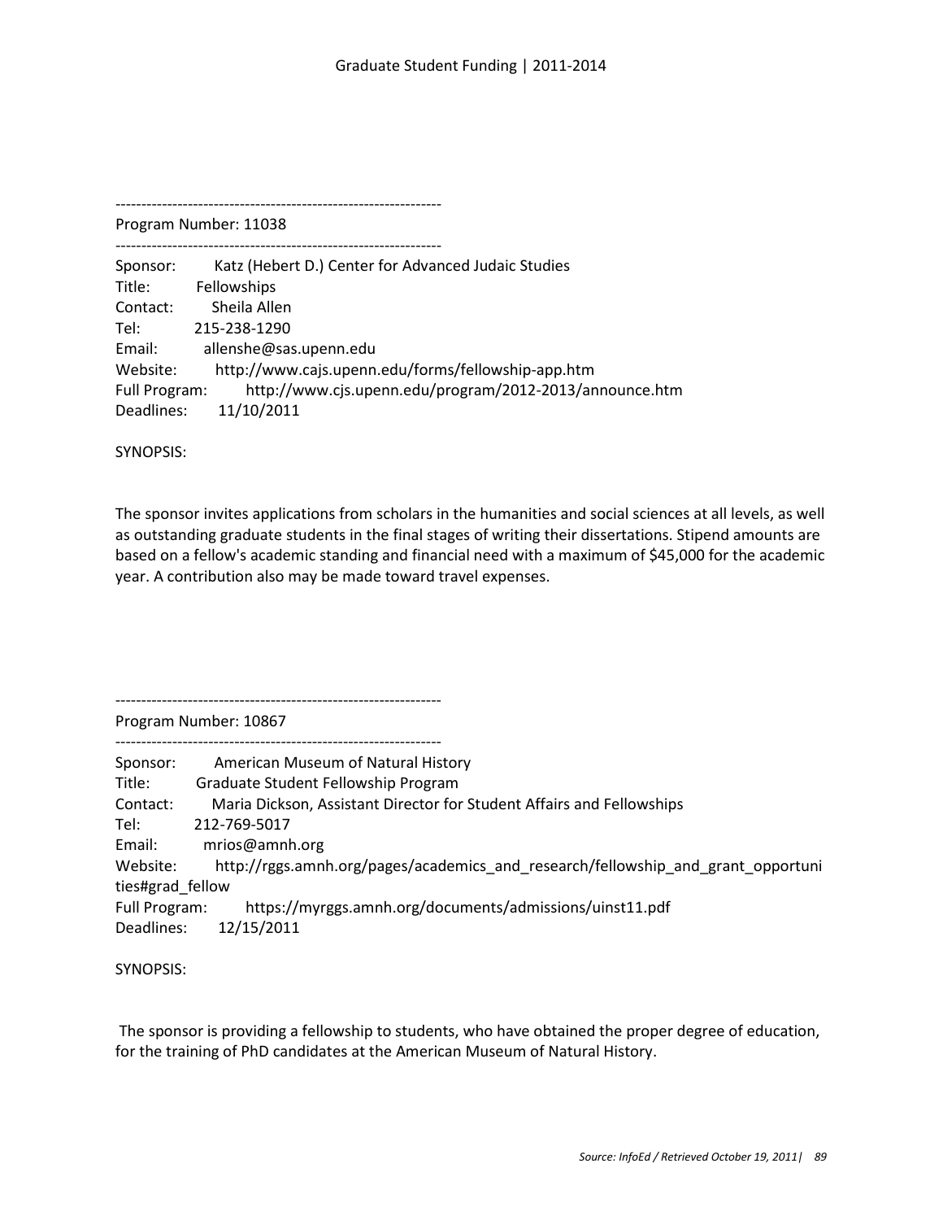---------------------------------------------------------------
Program Number: 11038
---------------------------------------------------------------

Sponsor: Katz (Hebert D.) Center for Advanced Judaic Studies
Title: Fellowships
Contact: Sheila Allen
Tel: 215-238-1290
Email: allenshe@sas.upenn.edu
Website: http://www.cajs.upenn.edu/forms/fellowship-app.htm
Full Program: http://www.cjs.upenn.edu/program/2012-2013/announce.htm
Deadlines: 11/10/2011

SYNOPSIS:

The sponsor invites applications from scholars in the humanities and social sciences at all levels, as well as outstanding graduate students in the final stages of writing their dissertations. Stipend amounts are based on a fellow's academic standing and financial need with a maximum of $45,000 for the academic year. A contribution also may be made toward travel expenses.

---------------------------------------------------------------
Program Number: 10867
---------------------------------------------------------------

Sponsor: American Museum of Natural History
Title: Graduate Student Fellowship Program
Contact: Maria Dickson, Assistant Director for Student Affairs and Fellowships
Tel: 212-769-5017
Email: mrios@amnh.org
Website: http://rggs.amnh.org/pages/academics_and_research/fellowship_and_grant_opportunities#grad_fellow
Full Program: https://myrggs.amnh.org/documents/admissions/uinst11.pdf
Deadlines: 12/15/2011

SYNOPSIS:

The sponsor is providing a fellowship to students, who have obtained the proper degree of education, for the training of PhD candidates at the American Museum of Natural History.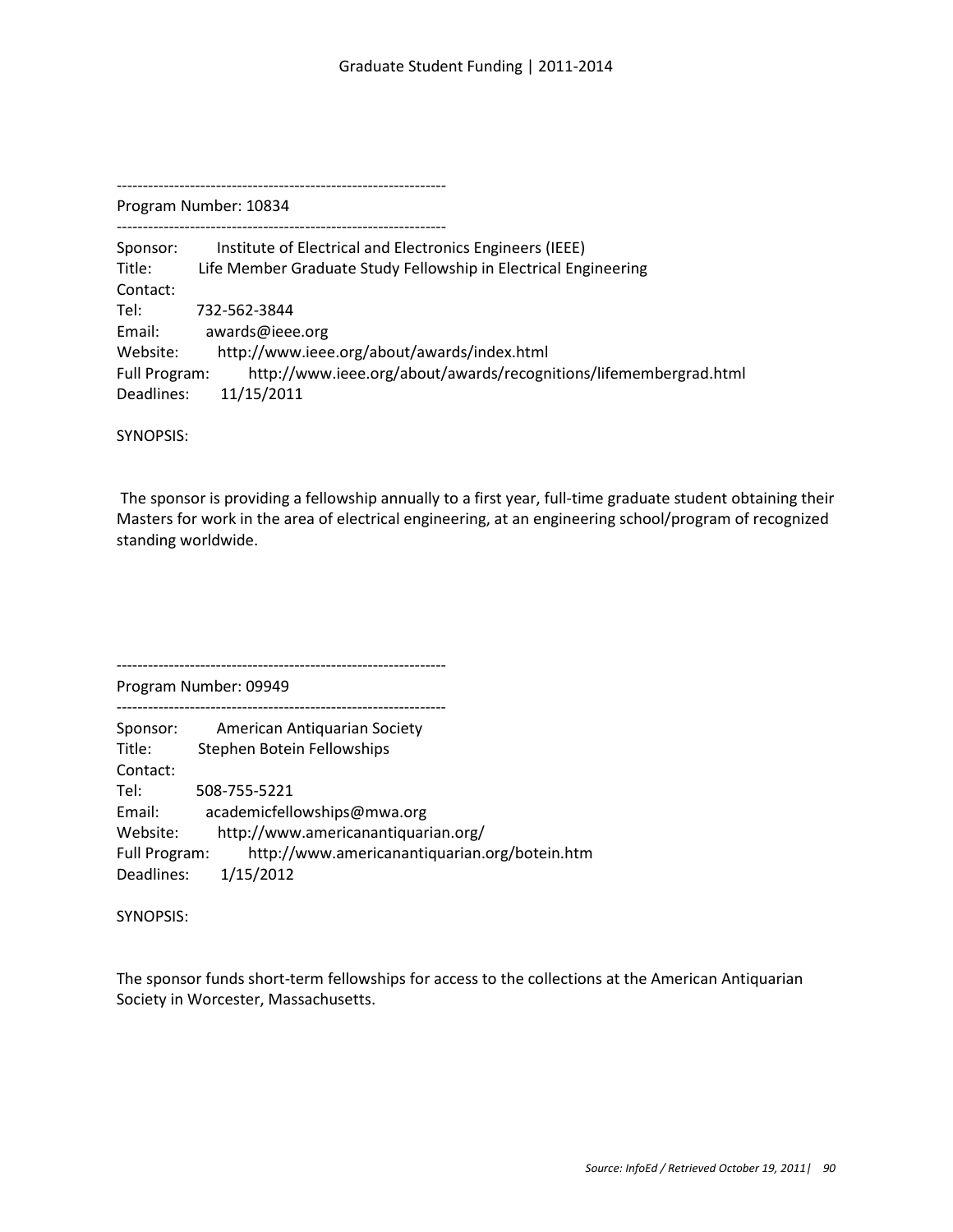---------------------------------------------------------------

Program Number: 10834

---------------------------------------------------------------

Sponsor: Institute of Electrical and Electronics Engineers (IEEE)
Title: Life Member Graduate Study Fellowship in Electrical Engineering
Contact:
Tel: 732-562-3844
Email: awards@ieee.org
Website: http://www.ieee.org/about/awards/index.html
Full Program: http://www.ieee.org/about/awards/recognitions/lifemembergrad.html
Deadlines: 11/15/2011

SYNOPSIS:

The sponsor is providing a fellowship annually to a first year, full-time graduate student obtaining their Masters for work in the area of electrical engineering, at an engineering school/program of recognized standing worldwide.

---------------------------------------------------------------

Program Number: 09949

---------------------------------------------------------------

Sponsor: American Antiquarian Society
Title: Stephen Botein Fellowships
Contact:
Tel: 508-755-5221
Email: academicfellowships@mwa.org
Website: http://www.americanantiquarian.org/
Full Program: http://www.americanantiquarian.org/botein.htm
Deadlines: 1/15/2012

SYNOPSIS:

The sponsor funds short-term fellowships for access to the collections at the American Antiquarian Society in Worcester, Massachusetts.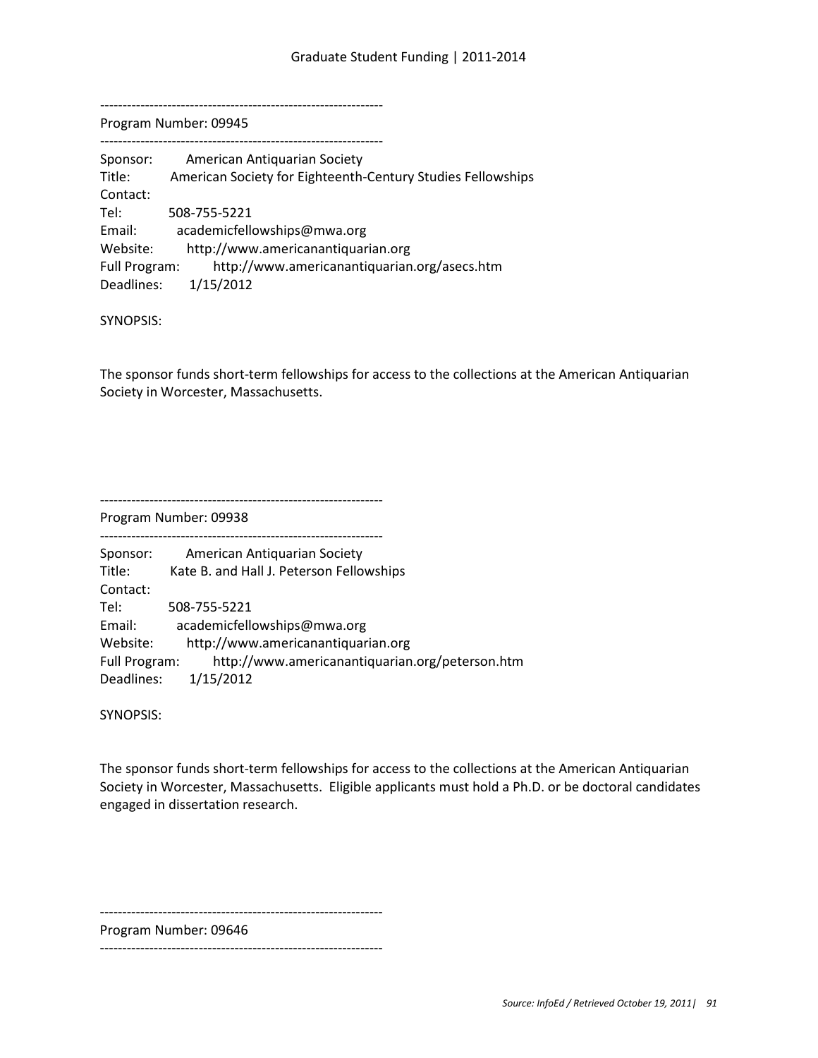---------------------------------------------------------------

Program Number: 09945

---------------------------------------------------------------

Sponsor: American Antiquarian Society
Title: American Society for Eighteenth-Century Studies Fellowships
Contact:
Tel: 508-755-5221
Email: academicfellowships@mwa.org
Website: http://www.americanantiquarian.org
Full Program: http://www.americanantiquarian.org/asecs.htm
Deadlines: 1/15/2012

SYNOPSIS:

The sponsor funds short-term fellowships for access to the collections at the American Antiquarian Society in Worcester, Massachusetts.

---------------------------------------------------------------

Program Number: 09938

---------------------------------------------------------------

Sponsor: American Antiquarian Society
Title: Kate B. and Hall J. Peterson Fellowships
Contact:
Tel: 508-755-5221
Email: academicfellowships@mwa.org
Website: http://www.americanantiquarian.org
Full Program: http://www.americanantiquarian.org/peterson.htm
Deadlines: 1/15/2012

SYNOPSIS:

The sponsor funds short-term fellowships for access to the collections at the American Antiquarian Society in Worcester, Massachusetts. Eligible applicants must hold a Ph.D. or be doctoral candidates engaged in dissertation research.

---------------------------------------------------------------

Program Number: 09646

---------------------------------------------------------------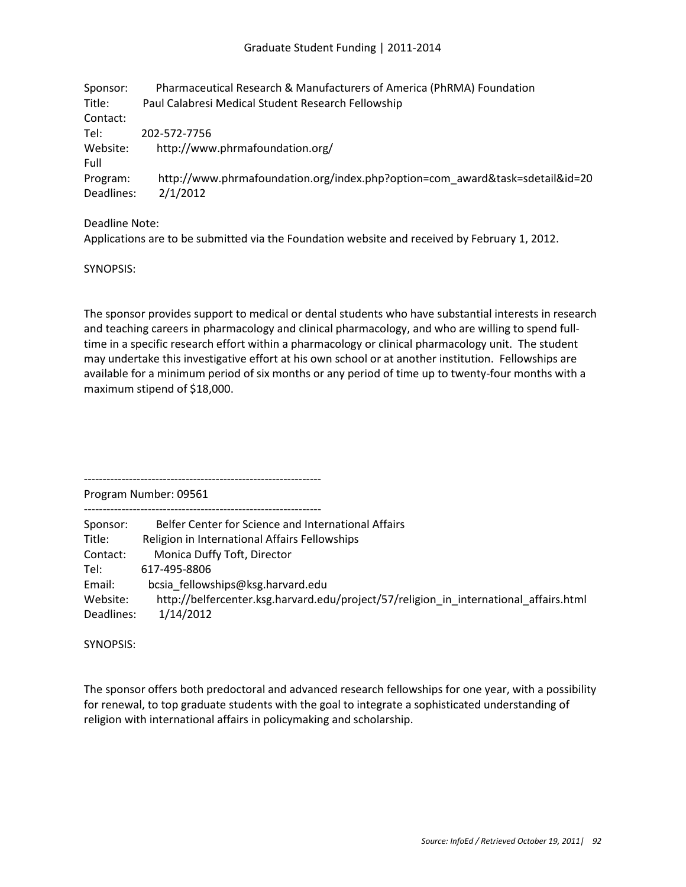Sponsor: Pharmaceutical Research & Manufacturers of America (PhRMA) Foundation
Title: Paul Calabresi Medical Student Research Fellowship
Contact:
Tel: 202-572-7756
Website: http://www.phrmafoundation.org/
Full
Program: http://www.phrmafoundation.org/index.php?option=com_award&task=sdetail&id=20
Deadlines: 2/1/2012

Deadline Note:
Applications are to be submitted via the Foundation website and received by February 1, 2012.

SYNOPSIS:

The sponsor provides support to medical or dental students who have substantial interests in research and teaching careers in pharmacology and clinical pharmacology, and who are willing to spend full-time in a specific research effort within a pharmacology or clinical pharmacology unit. The student may undertake this investigative effort at his own school or at another institution. Fellowships are available for a minimum period of six months or any period of time up to twenty-four months with a maximum stipend of $18,000.

---------------------------------------------------------------
Program Number: 09561
---------------------------------------------------------------

Sponsor: Belfer Center for Science and International Affairs
Title: Religion in International Affairs Fellowships
Contact: Monica Duffy Toft, Director
Tel: 617-495-8806
Email: bcsia_fellowships@ksg.harvard.edu
Website: http://belfercenter.ksg.harvard.edu/project/57/religion_in_international_affairs.html
Deadlines: 1/14/2012

SYNOPSIS:

The sponsor offers both predoctoral and advanced research fellowships for one year, with a possibility for renewal, to top graduate students with the goal to integrate a sophisticated understanding of religion with international affairs in policymaking and scholarship.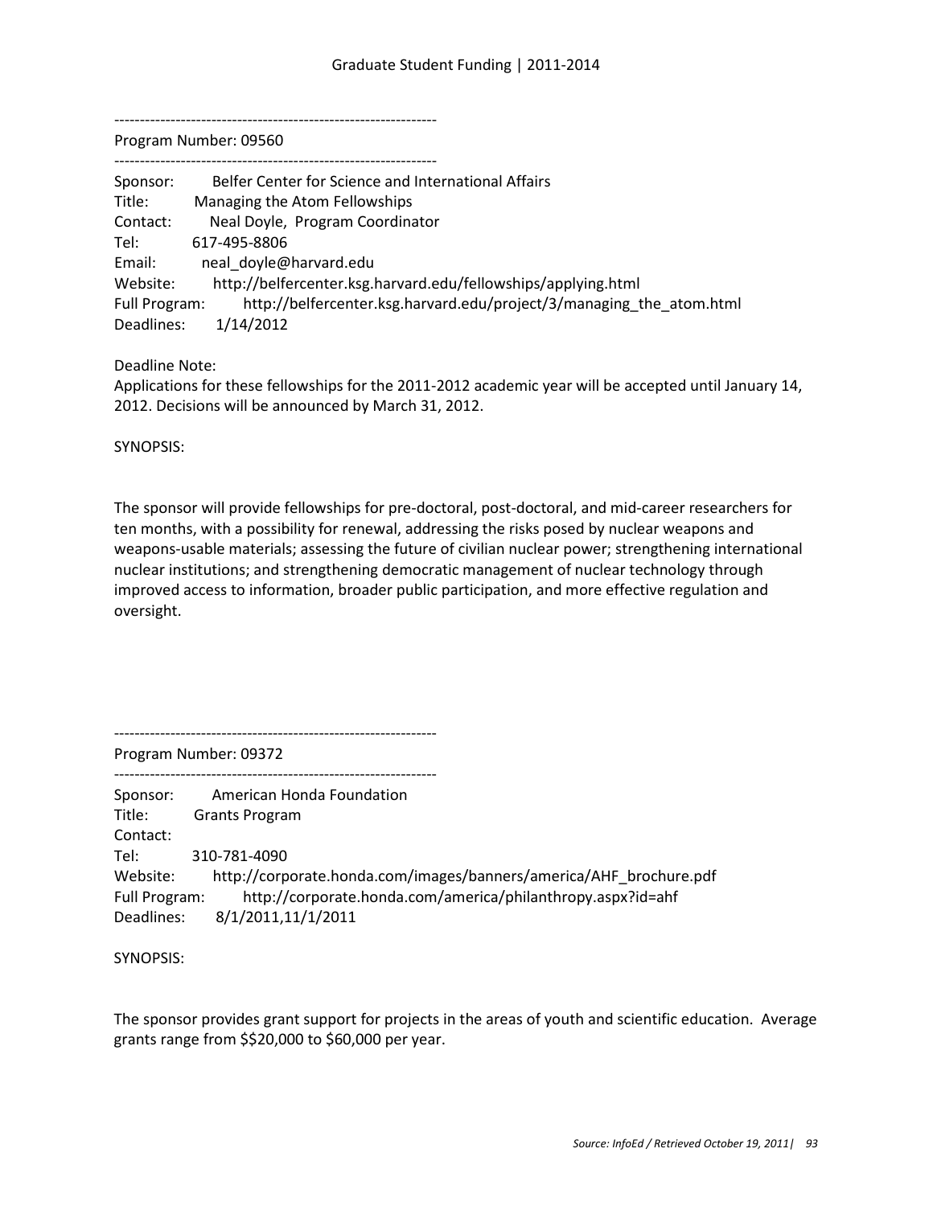---------------------------------------------------------------

Program Number: 09560

---------------------------------------------------------------

Sponsor: Belfer Center for Science and International Affairs
Title: Managing the Atom Fellowships
Contact: Neal Doyle, Program Coordinator
Tel: 617-495-8806
Email: neal_doyle@harvard.edu
Website: http://belfercenter.ksg.harvard.edu/fellowships/applying.html
Full Program: http://belfercenter.ksg.harvard.edu/project/3/managing_the_atom.html
Deadlines: 1/14/2012

Deadline Note:
Applications for these fellowships for the 2011-2012 academic year will be accepted until January 14, 2012. Decisions will be announced by March 31, 2012.

SYNOPSIS:

The sponsor will provide fellowships for pre-doctoral, post-doctoral, and mid-career researchers for ten months, with a possibility for renewal, addressing the risks posed by nuclear weapons and weapons-usable materials; assessing the future of civilian nuclear power; strengthening international nuclear institutions; and strengthening democratic management of nuclear technology through improved access to information, broader public participation, and more effective regulation and oversight.

---------------------------------------------------------------

Program Number: 09372

---------------------------------------------------------------

Sponsor: American Honda Foundation
Title: Grants Program
Contact:
Tel: 310-781-4090
Website: http://corporate.honda.com/images/banners/america/AHF_brochure.pdf
Full Program: http://corporate.honda.com/america/philanthropy.aspx?id=ahf
Deadlines: 8/1/2011,11/1/2011

SYNOPSIS:

The sponsor provides grant support for projects in the areas of youth and scientific education. Average grants range from $$20,000 to $60,000 per year.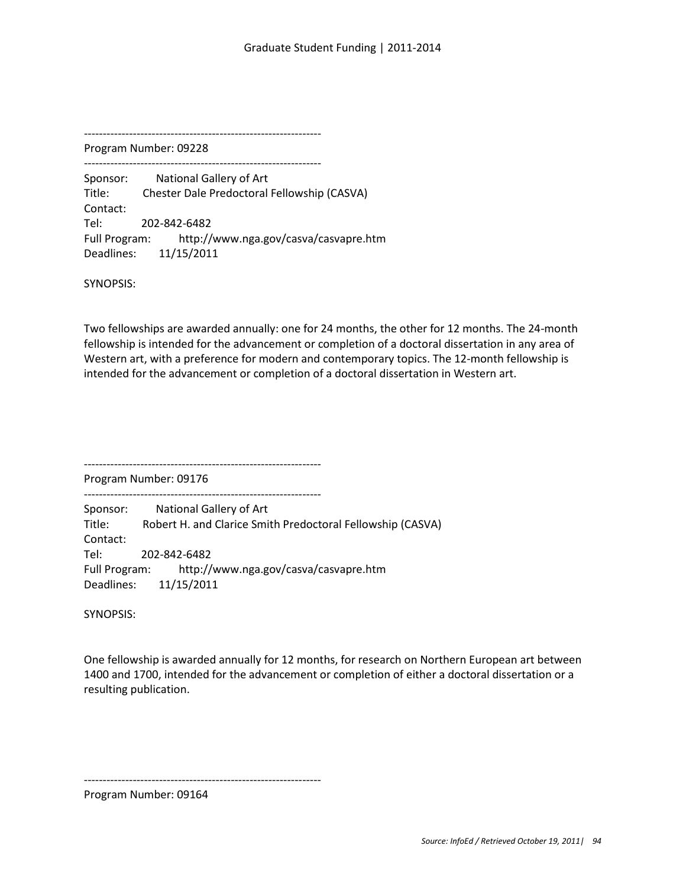---------------------------------------------------------------

Program Number: 09228

---------------------------------------------------------------

Sponsor: National Gallery of Art
Title: Chester Dale Predoctoral Fellowship (CASVA)
Contact:
Tel: 202-842-6482
Full Program: http://www.nga.gov/casva/casvapre.htm
Deadlines: 11/15/2011

SYNOPSIS:

Two fellowships are awarded annually: one for 24 months, the other for 12 months. The 24-month fellowship is intended for the advancement or completion of a doctoral dissertation in any area of Western art, with a preference for modern and contemporary topics. The 12-month fellowship is intended for the advancement or completion of a doctoral dissertation in Western art.

---------------------------------------------------------------

Program Number: 09176

---------------------------------------------------------------

Sponsor: National Gallery of Art
Title: Robert H. and Clarice Smith Predoctoral Fellowship (CASVA)
Contact:
Tel: 202-842-6482
Full Program: http://www.nga.gov/casva/casvapre.htm
Deadlines: 11/15/2011

SYNOPSIS:

One fellowship is awarded annually for 12 months, for research on Northern European art between 1400 and 1700, intended for the advancement or completion of either a doctoral dissertation or a resulting publication.

---------------------------------------------------------------

Program Number: 09164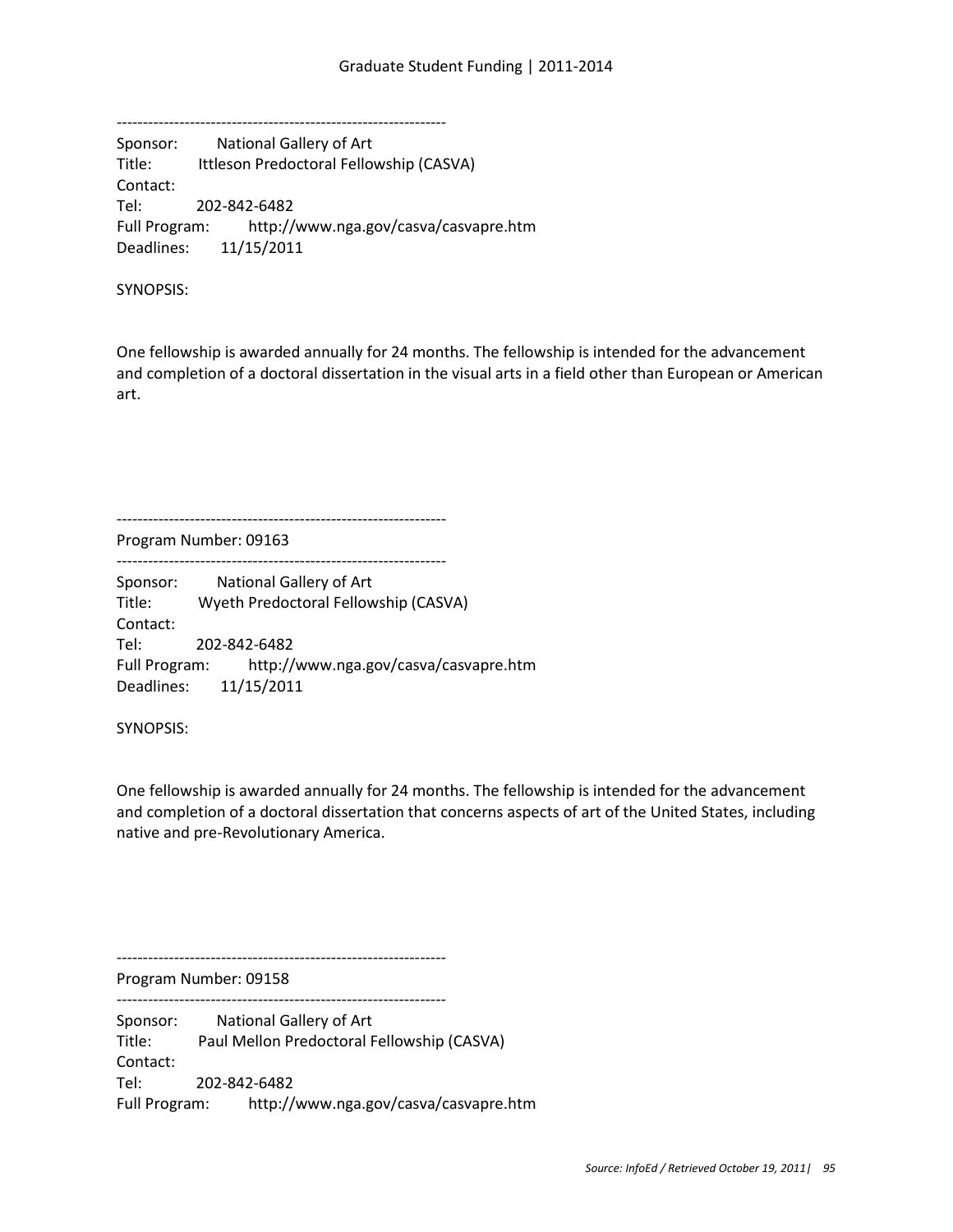---------------------------------------------------------------

Sponsor: National Gallery of Art
Title: Ittleson Predoctoral Fellowship (CASVA)
Contact:
Tel: 202-842-6482
Full Program: http://www.nga.gov/casva/casvapre.htm
Deadlines: 11/15/2011

SYNOPSIS:

One fellowship is awarded annually for 24 months. The fellowship is intended for the advancement and completion of a doctoral dissertation in the visual arts in a field other than European or American art.

---------------------------------------------------------------

Program Number: 09163

---------------------------------------------------------------

Sponsor: National Gallery of Art
Title: Wyeth Predoctoral Fellowship (CASVA)
Contact:
Tel: 202-842-6482
Full Program: http://www.nga.gov/casva/casvapre.htm
Deadlines: 11/15/2011

SYNOPSIS:

One fellowship is awarded annually for 24 months. The fellowship is intended for the advancement and completion of a doctoral dissertation that concerns aspects of art of the United States, including native and pre-Revolutionary America.

---------------------------------------------------------------

Program Number: 09158

---------------------------------------------------------------

Sponsor: National Gallery of Art
Title: Paul Mellon Predoctoral Fellowship (CASVA)
Contact:
Tel: 202-842-6482
Full Program: http://www.nga.gov/casva/casvapre.htm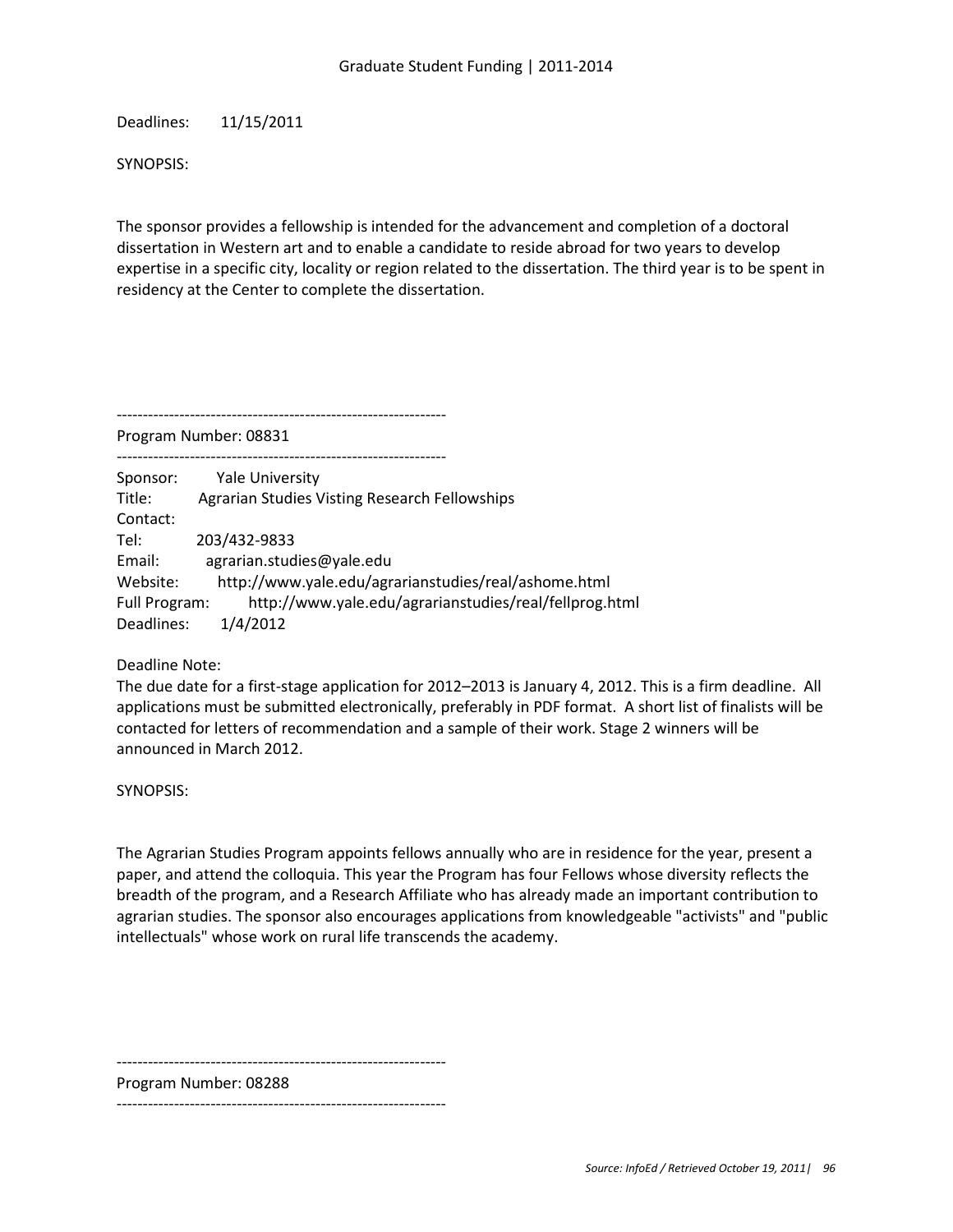Deadlines: 11/15/2011

SYNOPSIS:

The sponsor provides a fellowship is intended for the advancement and completion of a doctoral dissertation in Western art and to enable a candidate to reside abroad for two years to develop expertise in a specific city, locality or region related to the dissertation. The third year is to be spent in residency at the Center to complete the dissertation.

---------------------------------------------------------------

Program Number: 08831

---------------------------------------------------------------

Sponsor: Yale University
Title: Agrarian Studies Visting Research Fellowships
Contact:
Tel: 203/432-9833
Email: agrarian.studies@yale.edu
Website: http://www.yale.edu/agrarianstudies/real/ashome.html
Full Program: http://www.yale.edu/agrarianstudies/real/fellprog.html
Deadlines: 1/4/2012

Deadline Note:
The due date for a first-stage application for 2012–2013 is January 4, 2012. This is a firm deadline. All applications must be submitted electronically, preferably in PDF format. A short list of finalists will be contacted for letters of recommendation and a sample of their work. Stage 2 winners will be announced in March 2012.

SYNOPSIS:

The Agrarian Studies Program appoints fellows annually who are in residence for the year, present a paper, and attend the colloquia. This year the Program has four Fellows whose diversity reflects the breadth of the program, and a Research Affiliate who has already made an important contribution to agrarian studies. The sponsor also encourages applications from knowledgeable "activists" and "public intellectuals" whose work on rural life transcends the academy.

---------------------------------------------------------------

Program Number: 08288

---------------------------------------------------------------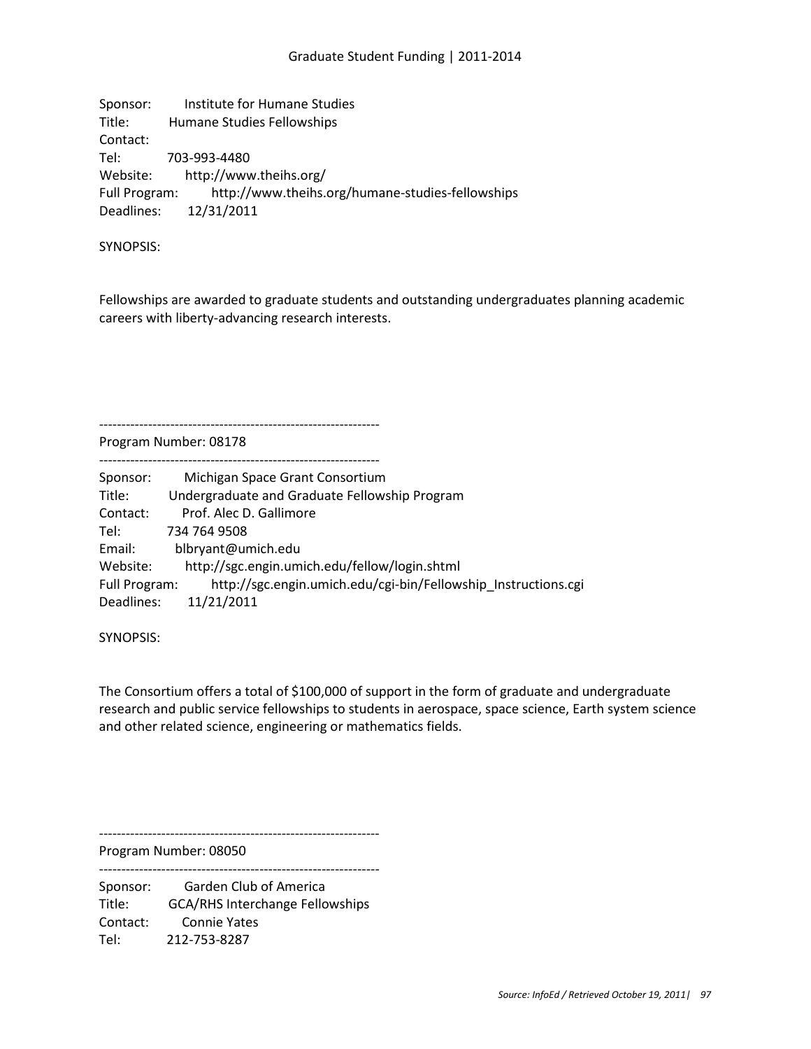Sponsor: Institute for Humane Studies
Title: Humane Studies Fellowships
Contact:
Tel: 703-993-4480
Website: http://www.theihs.org/
Full Program: http://www.theihs.org/humane-studies-fellowships
Deadlines: 12/31/2011

SYNOPSIS:

Fellowships are awarded to graduate students and outstanding undergraduates planning academic careers with liberty-advancing research interests.

---------------------------------------------------------------
Program Number: 08178
---------------------------------------------------------------

Sponsor: Michigan Space Grant Consortium
Title: Undergraduate and Graduate Fellowship Program
Contact: Prof. Alec D. Gallimore
Tel: 734 764 9508
Email: blbryant@umich.edu
Website: http://sgc.engin.umich.edu/fellow/login.shtml
Full Program: http://sgc.engin.umich.edu/cgi-bin/Fellowship_Instructions.cgi
Deadlines: 11/21/2011

SYNOPSIS:

The Consortium offers a total of $100,000 of support in the form of graduate and undergraduate research and public service fellowships to students in aerospace, space science, Earth system science and other related science, engineering or mathematics fields.

---------------------------------------------------------------
Program Number: 08050
---------------------------------------------------------------

Sponsor: Garden Club of America
Title: GCA/RHS Interchange Fellowships
Contact: Connie Yates
Tel: 212-753-8287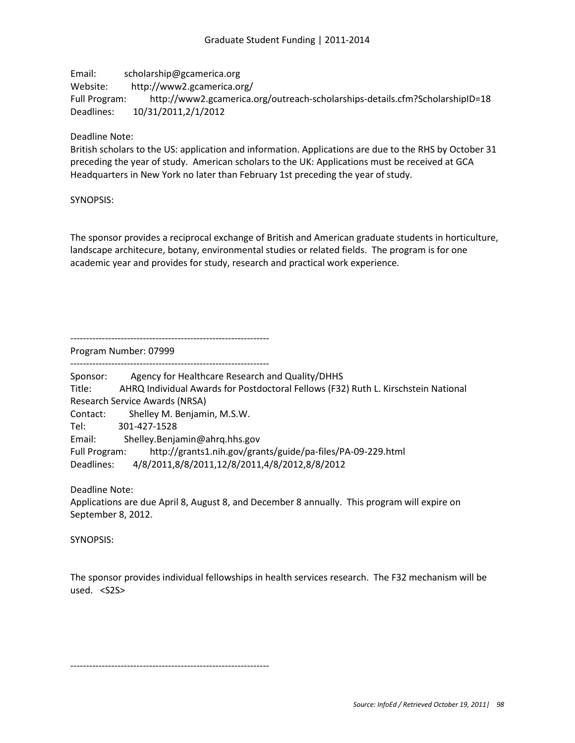Email: scholarship@gcamerica.org
Website: http://www2.gcamerica.org/
Full Program: http://www2.gcamerica.org/outreach-scholarships-details.cfm?ScholarshipID=18
Deadlines: 10/31/2011,2/1/2012

Deadline Note:
British scholars to the US: application and information. Applications are due to the RHS by October 31 preceding the year of study. American scholars to the UK: Applications must be received at GCA Headquarters in New York no later than February 1st preceding the year of study.

SYNOPSIS:

The sponsor provides a reciprocal exchange of British and American graduate students in horticulture, landscape architecure, botany, environmental studies or related fields. The program is for one academic year and provides for study, research and practical work experience.

---------------------------------------------------------------
Program Number: 07999
---------------------------------------------------------------

Sponsor: Agency for Healthcare Research and Quality/DHHS
Title: AHRQ Individual Awards for Postdoctoral Fellows (F32) Ruth L. Kirschstein National Research Service Awards (NRSA)
Contact: Shelley M. Benjamin, M.S.W.
Tel: 301-427-1528
Email: Shelley.Benjamin@ahrq.hhs.gov
Full Program: http://grants1.nih.gov/grants/guide/pa-files/PA-09-229.html
Deadlines: 4/8/2011,8/8/2011,12/8/2011,4/8/2012,8/8/2012

Deadline Note:
Applications are due April 8, August 8, and December 8 annually. This program will expire on September 8, 2012.

SYNOPSIS:

The sponsor provides individual fellowships in health services research. The F32 mechanism will be used. <S2S>

---------------------------------------------------------------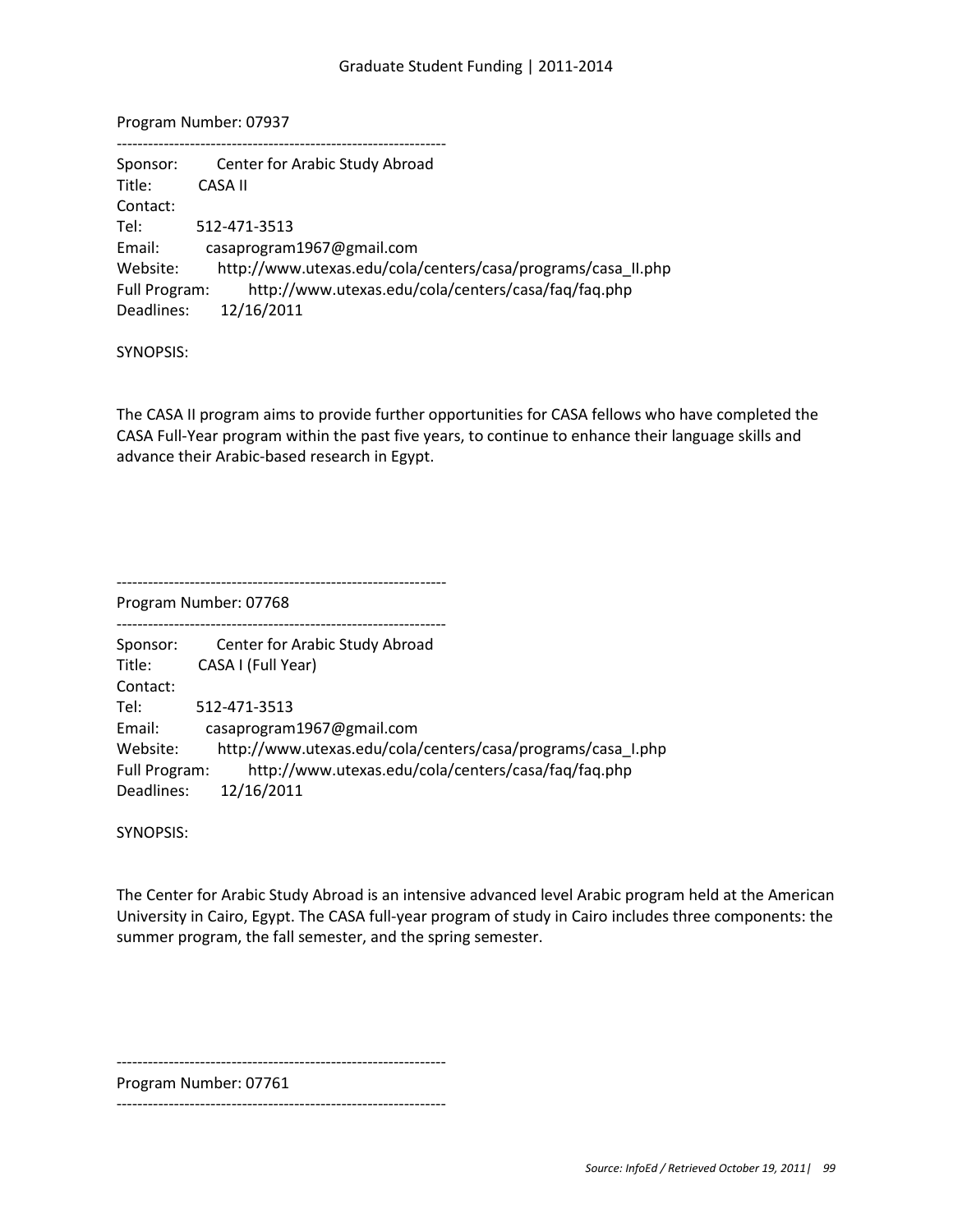Program Number: 07937

---

Sponsor: Center for Arabic Study Abroad
Title: CASA II
Contact:
Tel: 512-471-3513
Email: casaprogram1967@gmail.com
Website: http://www.utexas.edu/cola/centers/casa/programs/casa_II.php
Full Program: http://www.utexas.edu/cola/centers/casa/faq/faq.php
Deadlines: 12/16/2011

SYNOPSIS:

The CASA II program aims to provide further opportunities for CASA fellows who have completed the CASA Full-Year program within the past five years, to continue to enhance their language skills and advance their Arabic-based research in Egypt.

---

Program Number: 07768

---

Sponsor: Center for Arabic Study Abroad
Title: CASA I (Full Year)
Contact:
Tel: 512-471-3513
Email: casaprogram1967@gmail.com
Website: http://www.utexas.edu/cola/centers/casa/programs/casa_I.php
Full Program: http://www.utexas.edu/cola/centers/casa/faq/faq.php
Deadlines: 12/16/2011

SYNOPSIS:

The Center for Arabic Study Abroad is an intensive advanced level Arabic program held at the American University in Cairo, Egypt. The CASA full-year program of study in Cairo includes three components: the summer program, the fall semester, and the spring semester.

---

Program Number: 07761

---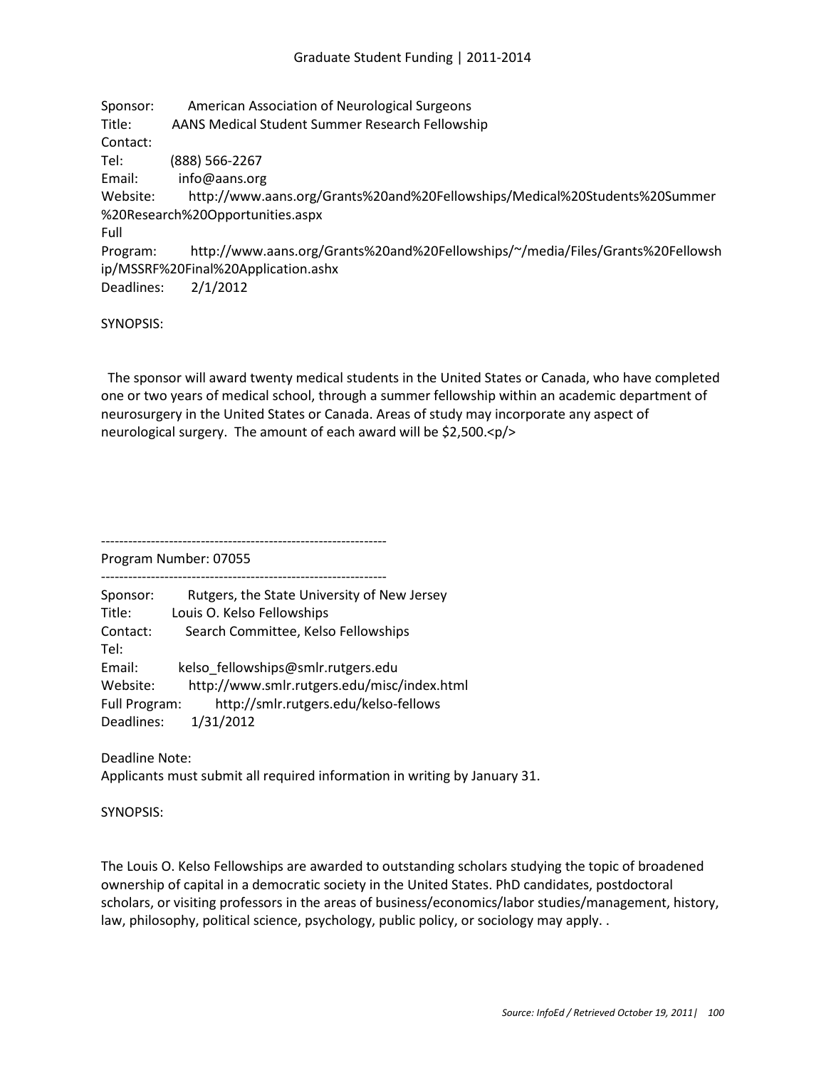Sponsor: American Association of Neurological Surgeons
Title: AANS Medical Student Summer Research Fellowship
Contact:
Tel: (888) 566-2267
Email: info@aans.org
Website: http://www.aans.org/Grants%20and%20Fellowships/Medical%20Students%20Summer%20Research%20Opportunities.aspx
Full Program: http://www.aans.org/Grants%20and%20Fellowships/~/media/Files/Grants%20Fellowship/MSSRF%20Final%20Application.ashx
Deadlines: 2/1/2012

SYNOPSIS:

The sponsor will award twenty medical students in the United States or Canada, who have completed one or two years of medical school, through a summer fellowship within an academic department of neurosurgery in the United States or Canada. Areas of study may incorporate any aspect of neurological surgery. The amount of each award will be $2,500.<p/>

---------------------------------------------------------------
Program Number: 07055
---------------------------------------------------------------

Sponsor: Rutgers, the State University of New Jersey
Title: Louis O. Kelso Fellowships
Contact: Search Committee, Kelso Fellowships
Tel:
Email: kelso_fellowships@smlr.rutgers.edu
Website: http://www.smlr.rutgers.edu/misc/index.html
Full Program: http://smlr.rutgers.edu/kelso-fellows
Deadlines: 1/31/2012

Deadline Note:
Applicants must submit all required information in writing by January 31.

SYNOPSIS:

The Louis O. Kelso Fellowships are awarded to outstanding scholars studying the topic of broadened ownership of capital in a democratic society in the United States. PhD candidates, postdoctoral scholars, or visiting professors in the areas of business/economics/labor studies/management, history, law, philosophy, political science, psychology, public policy, or sociology may apply. .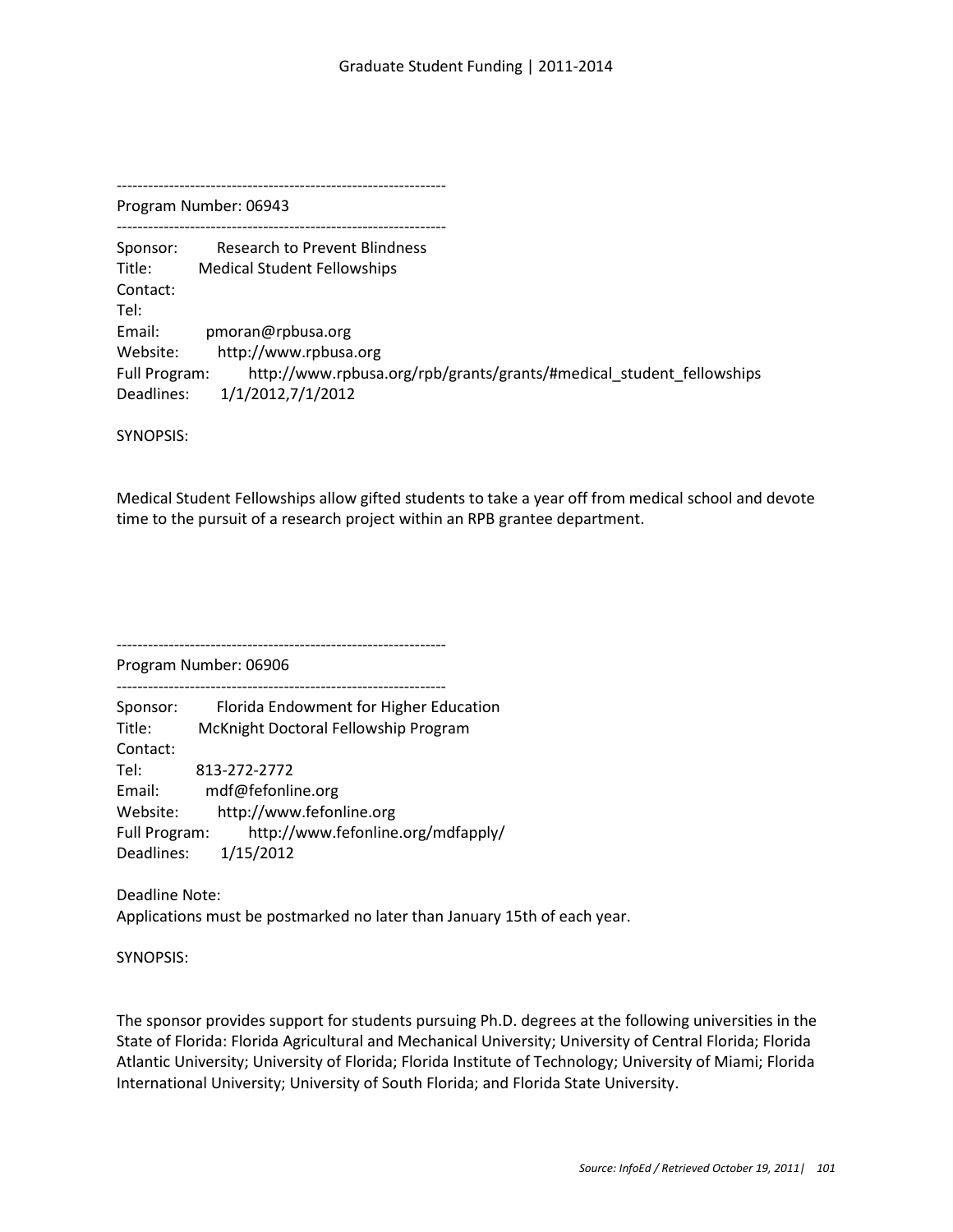---------------------------------------------------------------

Program Number: 06943

---------------------------------------------------------------

Sponsor: Research to Prevent Blindness
Title: Medical Student Fellowships
Contact:
Tel:
Email: pmoran@rpbusa.org
Website: http://www.rpbusa.org
Full Program: http://www.rpbusa.org/rpb/grants/grants/#medical_student_fellowships
Deadlines: 1/1/2012,7/1/2012

SYNOPSIS:

Medical Student Fellowships allow gifted students to take a year off from medical school and devote time to the pursuit of a research project within an RPB grantee department.

---------------------------------------------------------------

Program Number: 06906

---------------------------------------------------------------

Sponsor: Florida Endowment for Higher Education
Title: McKnight Doctoral Fellowship Program
Contact:
Tel: 813-272-2772
Email: mdf@fefonline.org
Website: http://www.fefonline.org
Full Program: http://www.fefonline.org/mdfapply/
Deadlines: 1/15/2012

Deadline Note:
Applications must be postmarked no later than January 15th of each year.

SYNOPSIS:

The sponsor provides support for students pursuing Ph.D. degrees at the following universities in the State of Florida: Florida Agricultural and Mechanical University; University of Central Florida; Florida Atlantic University; University of Florida; Florida Institute of Technology; University of Miami; Florida International University; University of South Florida; and Florida State University.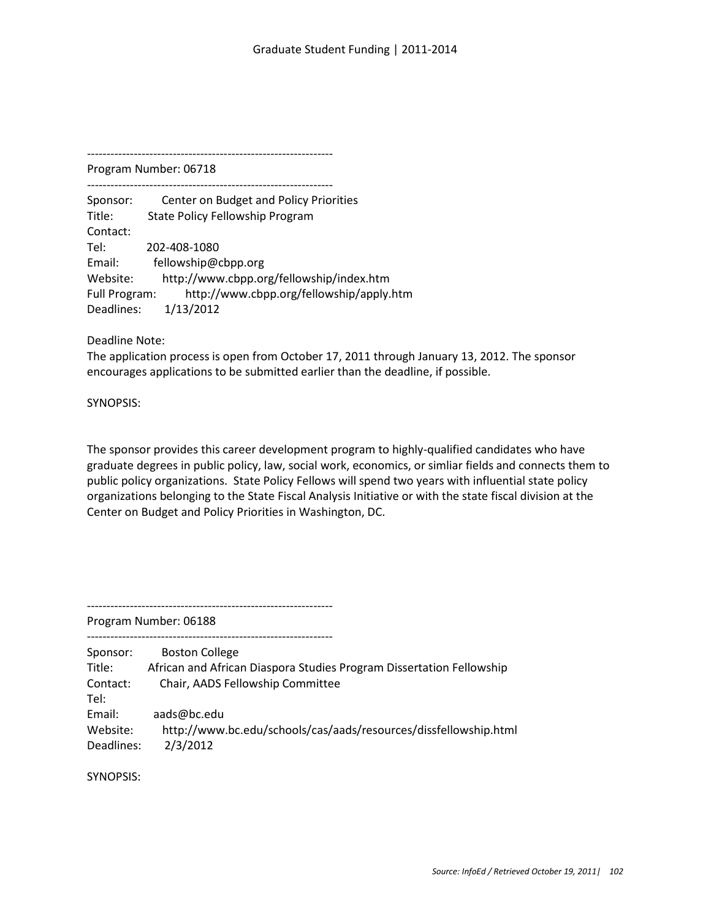---------------------------------------------------------------

Program Number: 06718

---------------------------------------------------------------

Sponsor: Center on Budget and Policy Priorities
Title: State Policy Fellowship Program
Contact:
Tel: 202-408-1080
Email: fellowship@cbpp.org
Website: http://www.cbpp.org/fellowship/index.htm
Full Program: http://www.cbpp.org/fellowship/apply.htm
Deadlines: 1/13/2012

Deadline Note:
The application process is open from October 17, 2011 through January 13, 2012. The sponsor encourages applications to be submitted earlier than the deadline, if possible.

SYNOPSIS:

The sponsor provides this career development program to highly-qualified candidates who have graduate degrees in public policy, law, social work, economics, or simliar fields and connects them to public policy organizations. State Policy Fellows will spend two years with influential state policy organizations belonging to the State Fiscal Analysis Initiative or with the state fiscal division at the Center on Budget and Policy Priorities in Washington, DC.

---------------------------------------------------------------

Program Number: 06188

---------------------------------------------------------------

Sponsor: Boston College
Title: African and African Diaspora Studies Program Dissertation Fellowship
Contact: Chair, AADS Fellowship Committee
Tel:
Email: aads@bc.edu
Website: http://www.bc.edu/schools/cas/aads/resources/dissfellowship.html
Deadlines: 2/3/2012

SYNOPSIS:

*Source: InfoEd / Retrieved October 19, 2011*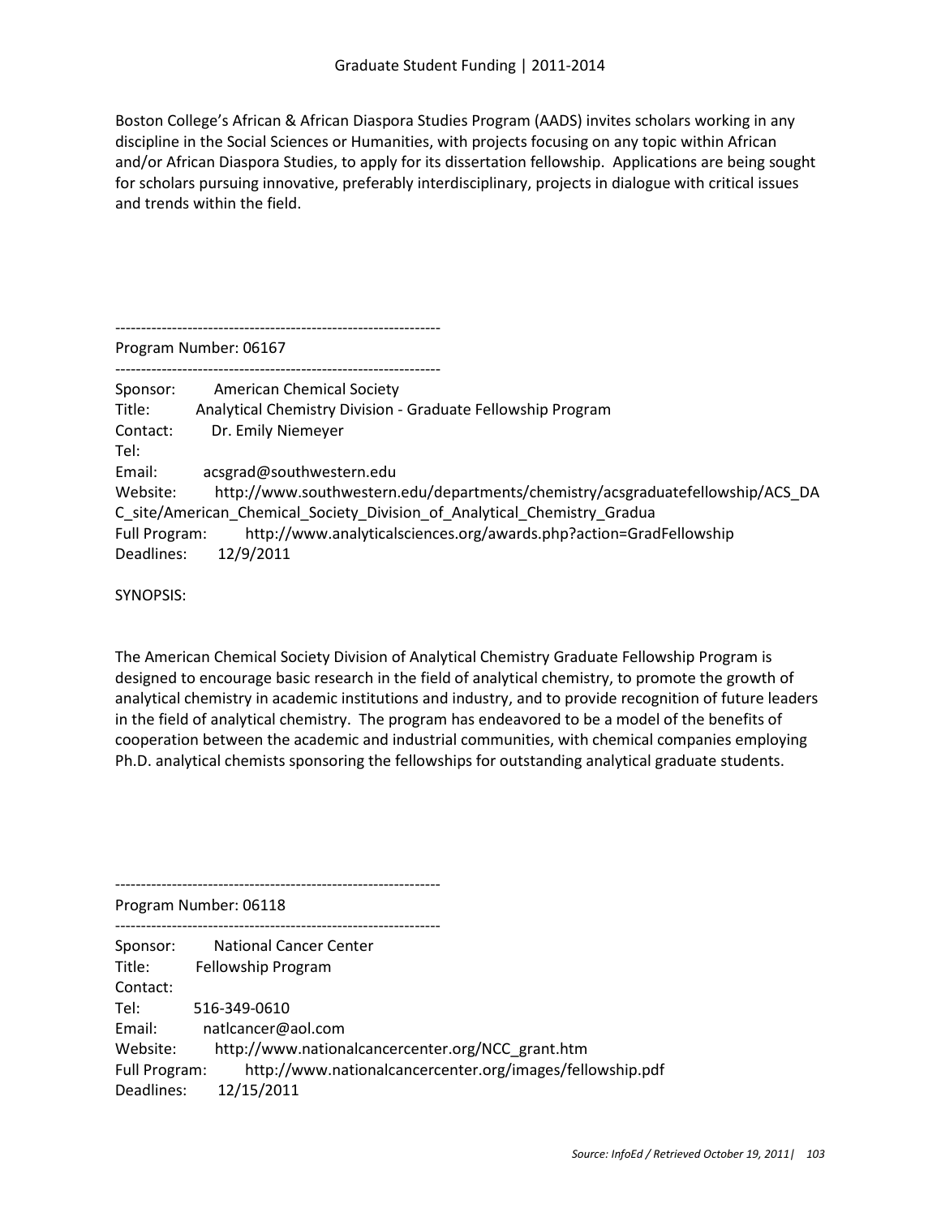Boston College's African & African Diaspora Studies Program (AADS) invites scholars working in any discipline in the Social Sciences or Humanities, with projects focusing on any topic within African and/or African Diaspora Studies, to apply for its dissertation fellowship. Applications are being sought for scholars pursuing innovative, preferably interdisciplinary, projects in dialogue with critical issues and trends within the field.

---------------------------------------------------------------

Program Number: 06167

---------------------------------------------------------------

Sponsor: American Chemical Society
Title: Analytical Chemistry Division - Graduate Fellowship Program
Contact: Dr. Emily Niemeyer
Tel:
Email: acsgrad@southwestern.edu
Website: http://www.southwestern.edu/departments/chemistry/acsgraduatefellowship/ACS_DAC_site/American_Chemical_Society_Division_of_Analytical_Chemistry_Gradua
Full Program: http://www.analyticalsciences.org/awards.php?action=GradFellowship
Deadlines: 12/9/2011

SYNOPSIS:

The American Chemical Society Division of Analytical Chemistry Graduate Fellowship Program is designed to encourage basic research in the field of analytical chemistry, to promote the growth of analytical chemistry in academic institutions and industry, and to provide recognition of future leaders in the field of analytical chemistry. The program has endeavored to be a model of the benefits of cooperation between the academic and industrial communities, with chemical companies employing Ph.D. analytical chemists sponsoring the fellowships for outstanding analytical graduate students.

---------------------------------------------------------------

Program Number: 06118

---------------------------------------------------------------

Sponsor: National Cancer Center
Title: Fellowship Program
Contact:
Tel: 516-349-0610
Email: natlcancer@aol.com
Website: http://www.nationalcancercenter.org/NCC_grant.htm
Full Program: http://www.nationalcancercenter.org/images/fellowship.pdf
Deadlines: 12/15/2011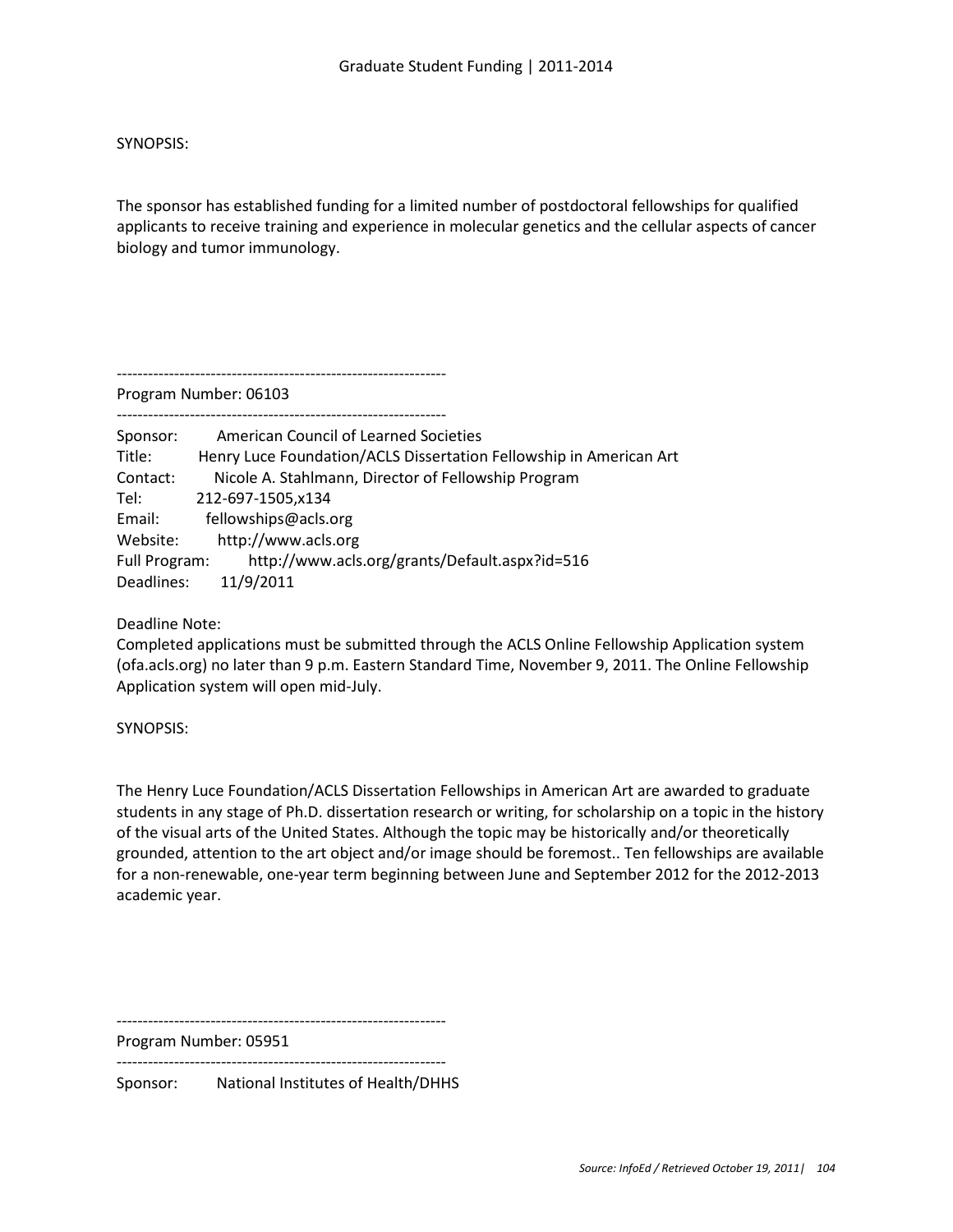SYNOPSIS:

The sponsor has established funding for a limited number of postdoctoral fellowships for qualified applicants to receive training and experience in molecular genetics and the cellular aspects of cancer biology and tumor immunology.

---------------------------------------------------------------

Program Number: 06103

---------------------------------------------------------------

Sponsor: American Council of Learned Societies
Title: Henry Luce Foundation/ACLS Dissertation Fellowship in American Art
Contact: Nicole A. Stahlmann, Director of Fellowship Program
Tel: 212-697-1505,x134
Email: fellowships@acls.org
Website: http://www.acls.org
Full Program: http://www.acls.org/grants/Default.aspx?id=516
Deadlines: 11/9/2011

Deadline Note:
Completed applications must be submitted through the ACLS Online Fellowship Application system (ofa.acls.org) no later than 9 p.m. Eastern Standard Time, November 9, 2011. The Online Fellowship Application system will open mid-July.

SYNOPSIS:

The Henry Luce Foundation/ACLS Dissertation Fellowships in American Art are awarded to graduate students in any stage of Ph.D. dissertation research or writing, for scholarship on a topic in the history of the visual arts of the United States. Although the topic may be historically and/or theoretically grounded, attention to the art object and/or image should be foremost.. Ten fellowships are available for a non-renewable, one-year term beginning between June and September 2012 for the 2012-2013 academic year.

---------------------------------------------------------------

Program Number: 05951

---------------------------------------------------------------

Sponsor: National Institutes of Health/DHHS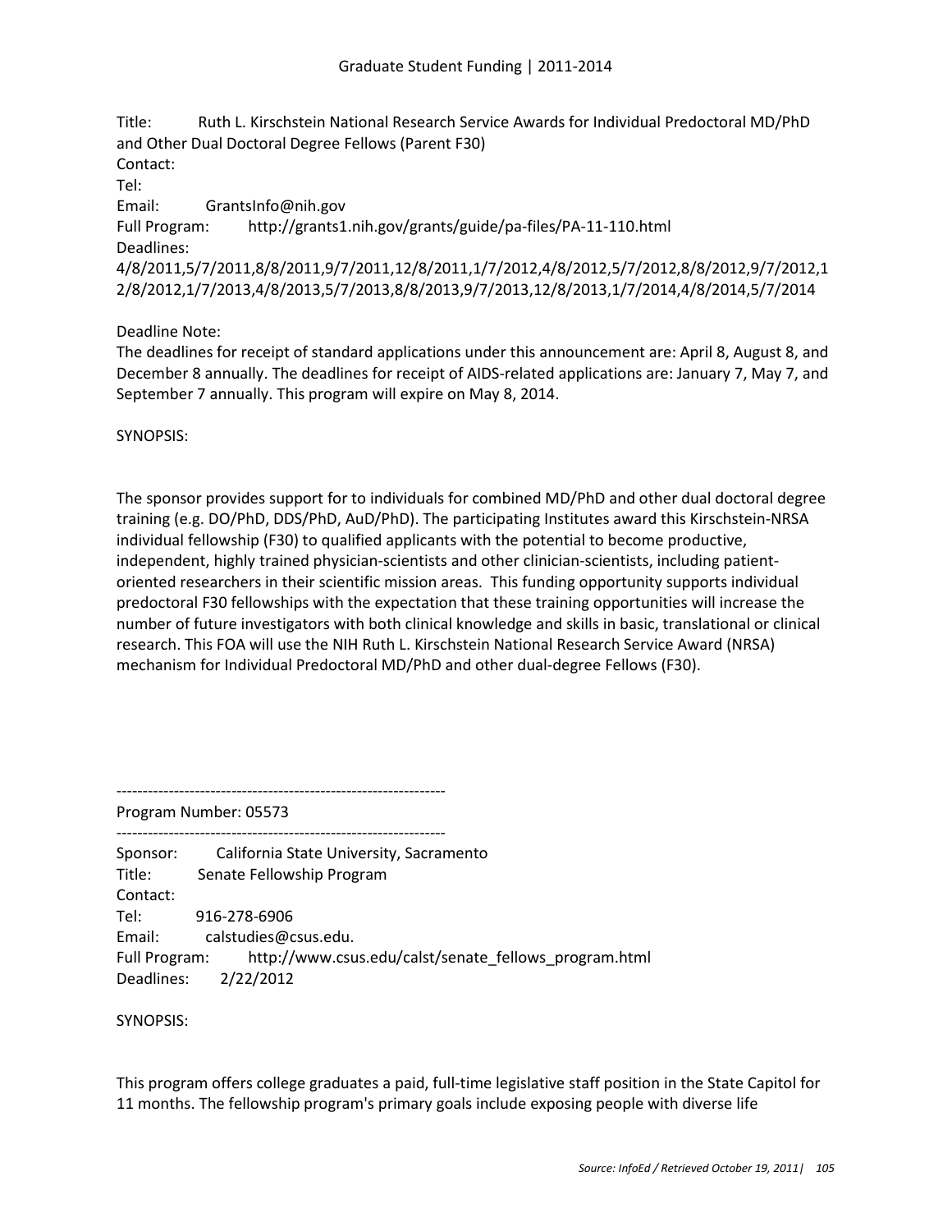Title: Ruth L. Kirschstein National Research Service Awards for Individual Predoctoral MD/PhD and Other Dual Doctoral Degree Fellows (Parent F30)
Contact:
Tel:
Email: GrantsInfo@nih.gov
Full Program: http://grants1.nih.gov/grants/guide/pa-files/PA-11-110.html
Deadlines:
4/8/2011,5/7/2011,8/8/2011,9/7/2011,12/8/2011,1/7/2012,4/8/2012,5/7/2012,8/8/2012,9/7/2012,12/8/2012,1/7/2013,4/8/2013,5/7/2013,8/8/2013,9/7/2013,12/8/2013,1/7/2014,4/8/2014,5/7/2014

Deadline Note:
The deadlines for receipt of standard applications under this announcement are: April 8, August 8, and December 8 annually. The deadlines for receipt of AIDS-related applications are: January 7, May 7, and September 7 annually. This program will expire on May 8, 2014.

SYNOPSIS:

The sponsor provides support for to individuals for combined MD/PhD and other dual doctoral degree training (e.g. DO/PhD, DDS/PhD, AuD/PhD). The participating Institutes award this Kirschstein-NRSA individual fellowship (F30) to qualified applicants with the potential to become productive, independent, highly trained physician-scientists and other clinician-scientists, including patient-oriented researchers in their scientific mission areas. This funding opportunity supports individual predoctoral F30 fellowships with the expectation that these training opportunities will increase the number of future investigators with both clinical knowledge and skills in basic, translational or clinical research. This FOA will use the NIH Ruth L. Kirschstein National Research Service Award (NRSA) mechanism for Individual Predoctoral MD/PhD and other dual-degree Fellows (F30).

---------------------------------------------------------------
Program Number: 05573
---------------------------------------------------------------
Sponsor: California State University, Sacramento
Title: Senate Fellowship Program
Contact:
Tel: 916-278-6906
Email: calstudies@csus.edu.
Full Program: http://www.csus.edu/calst/senate_fellows_program.html
Deadlines: 2/22/2012

SYNOPSIS:

This program offers college graduates a paid, full-time legislative staff position in the State Capitol for 11 months. The fellowship program's primary goals include exposing people with diverse life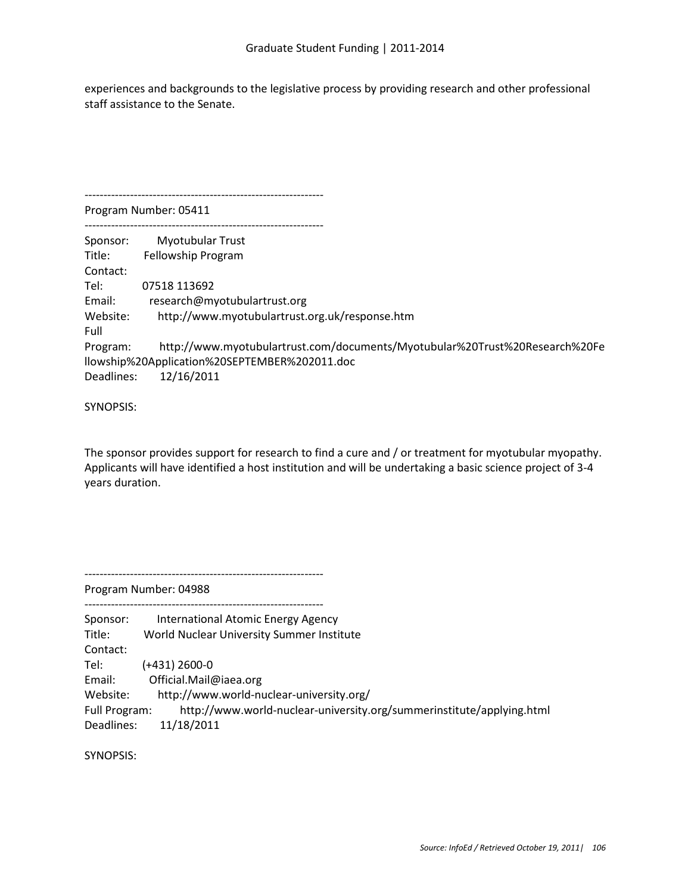experiences and backgrounds to the legislative process by providing research and other professional staff assistance to the Senate.

---------------------------------------------------------------
Program Number: 05411
---------------------------------------------------------------

Sponsor: Myotubular Trust
Title: Fellowship Program
Contact:
Tel: 07518 113692
Email: research@myotubulartrust.org
Website: http://www.myotubulartrust.org.uk/response.htm
Full Program: http://www.myotubulartrust.com/documents/Myotubular%20Trust%20Research%20Fellowship%20Application%20SEPTEMBER%202011.doc
Deadlines: 12/16/2011

SYNOPSIS:

The sponsor provides support for research to find a cure and / or treatment for myotubular myopathy. Applicants will have identified a host institution and will be undertaking a basic science project of 3-4 years duration.

---------------------------------------------------------------
Program Number: 04988
---------------------------------------------------------------

Sponsor: International Atomic Energy Agency
Title: World Nuclear University Summer Institute
Contact:
Tel: (+431) 2600-0
Email: Official.Mail@iaea.org
Website: http://www.world-nuclear-university.org/
Full Program: http://www.world-nuclear-university.org/summerinstitute/applying.html
Deadlines: 11/18/2011

SYNOPSIS: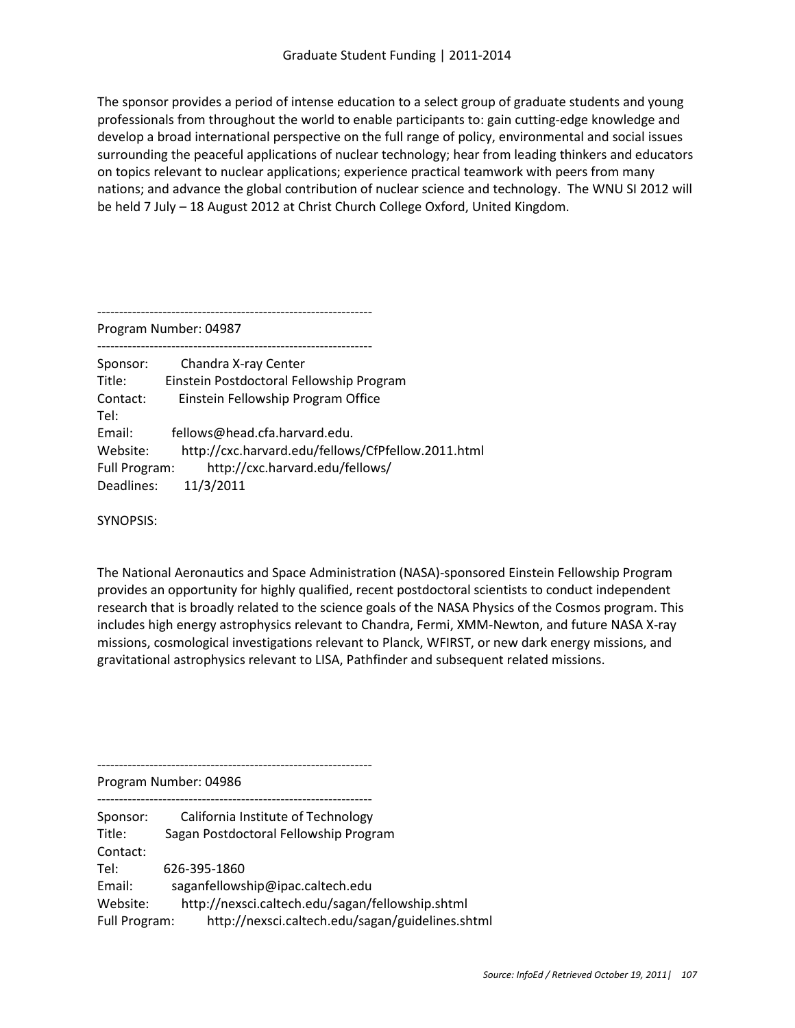The sponsor provides a period of intense education to a select group of graduate students and young professionals from throughout the world to enable participants to: gain cutting-edge knowledge and develop a broad international perspective on the full range of policy, environmental and social issues surrounding the peaceful applications of nuclear technology; hear from leading thinkers and educators on topics relevant to nuclear applications; experience practical teamwork with peers from many nations; and advance the global contribution of nuclear science and technology. The WNU SI 2012 will be held 7 July – 18 August 2012 at Christ Church College Oxford, United Kingdom.

---------------------------------------------------------------

Program Number: 04987

---------------------------------------------------------------

Sponsor: Chandra X-ray Center
Title: Einstein Postdoctoral Fellowship Program
Contact: Einstein Fellowship Program Office
Tel:
Email: fellows@head.cfa.harvard.edu.
Website: http://cxc.harvard.edu/fellows/CfPfellow.2011.html
Full Program: http://cxc.harvard.edu/fellows/
Deadlines: 11/3/2011

SYNOPSIS:

The National Aeronautics and Space Administration (NASA)-sponsored Einstein Fellowship Program provides an opportunity for highly qualified, recent postdoctoral scientists to conduct independent research that is broadly related to the science goals of the NASA Physics of the Cosmos program. This includes high energy astrophysics relevant to Chandra, Fermi, XMM-Newton, and future NASA X-ray missions, cosmological investigations relevant to Planck, WFIRST, or new dark energy missions, and gravitational astrophysics relevant to LISA, Pathfinder and subsequent related missions.

---------------------------------------------------------------

Program Number: 04986

---------------------------------------------------------------

Sponsor: California Institute of Technology
Title: Sagan Postdoctoral Fellowship Program
Contact:
Tel: 626-395-1860
Email: saganfellowship@ipac.caltech.edu
Website: http://nexsci.caltech.edu/sagan/fellowship.shtml
Full Program: http://nexsci.caltech.edu/sagan/guidelines.shtml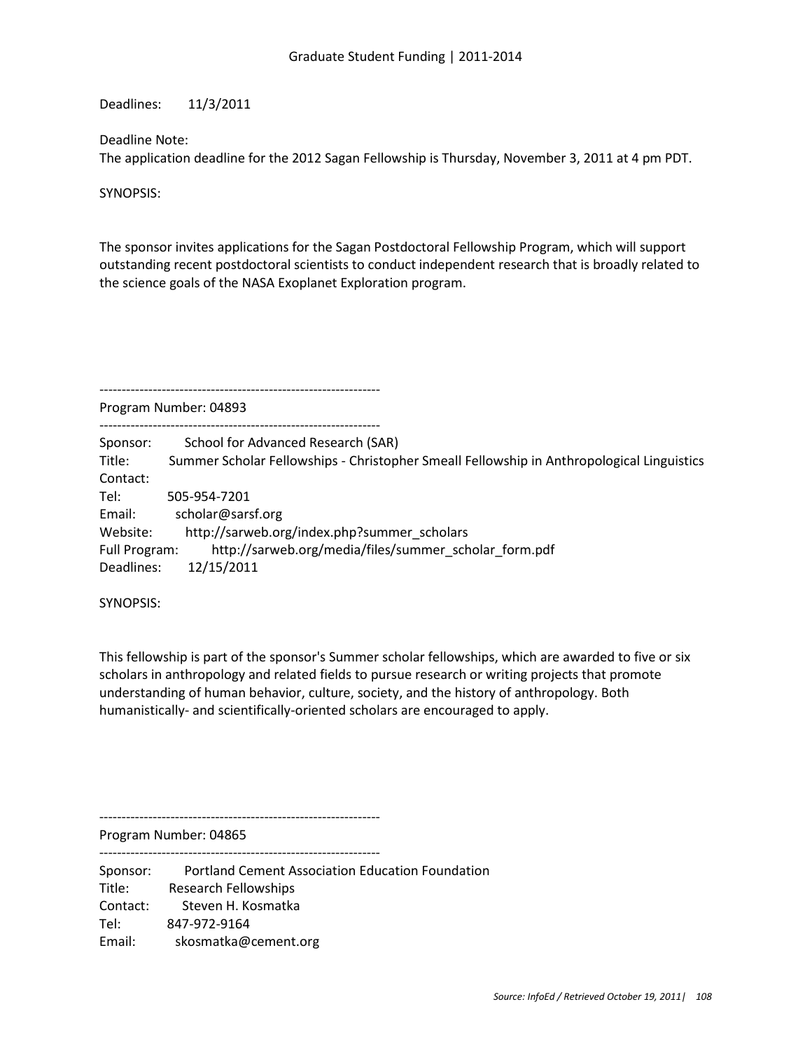Deadlines: 11/3/2011

Deadline Note:
The application deadline for the 2012 Sagan Fellowship is Thursday, November 3, 2011 at 4 pm PDT.

SYNOPSIS:

The sponsor invites applications for the Sagan Postdoctoral Fellowship Program, which will support outstanding recent postdoctoral scientists to conduct independent research that is broadly related to the science goals of the NASA Exoplanet Exploration program.

---------------------------------------------------------------
Program Number: 04893
---------------------------------------------------------------
Sponsor: School for Advanced Research (SAR)
Title: Summer Scholar Fellowships - Christopher Smeall Fellowship in Anthropological Linguistics
Contact:
Tel: 505-954-7201
Email: scholar@sarsf.org
Website: http://sarweb.org/index.php?summer_scholars
Full Program: http://sarweb.org/media/files/summer_scholar_form.pdf
Deadlines: 12/15/2011

SYNOPSIS:

This fellowship is part of the sponsor's Summer scholar fellowships, which are awarded to five or six scholars in anthropology and related fields to pursue research or writing projects that promote understanding of human behavior, culture, society, and the history of anthropology. Both humanistically- and scientifically-oriented scholars are encouraged to apply.

---------------------------------------------------------------
Program Number: 04865
---------------------------------------------------------------
Sponsor: Portland Cement Association Education Foundation
Title: Research Fellowships
Contact: Steven H. Kosmatka
Tel: 847-972-9164
Email: skosmatka@cement.org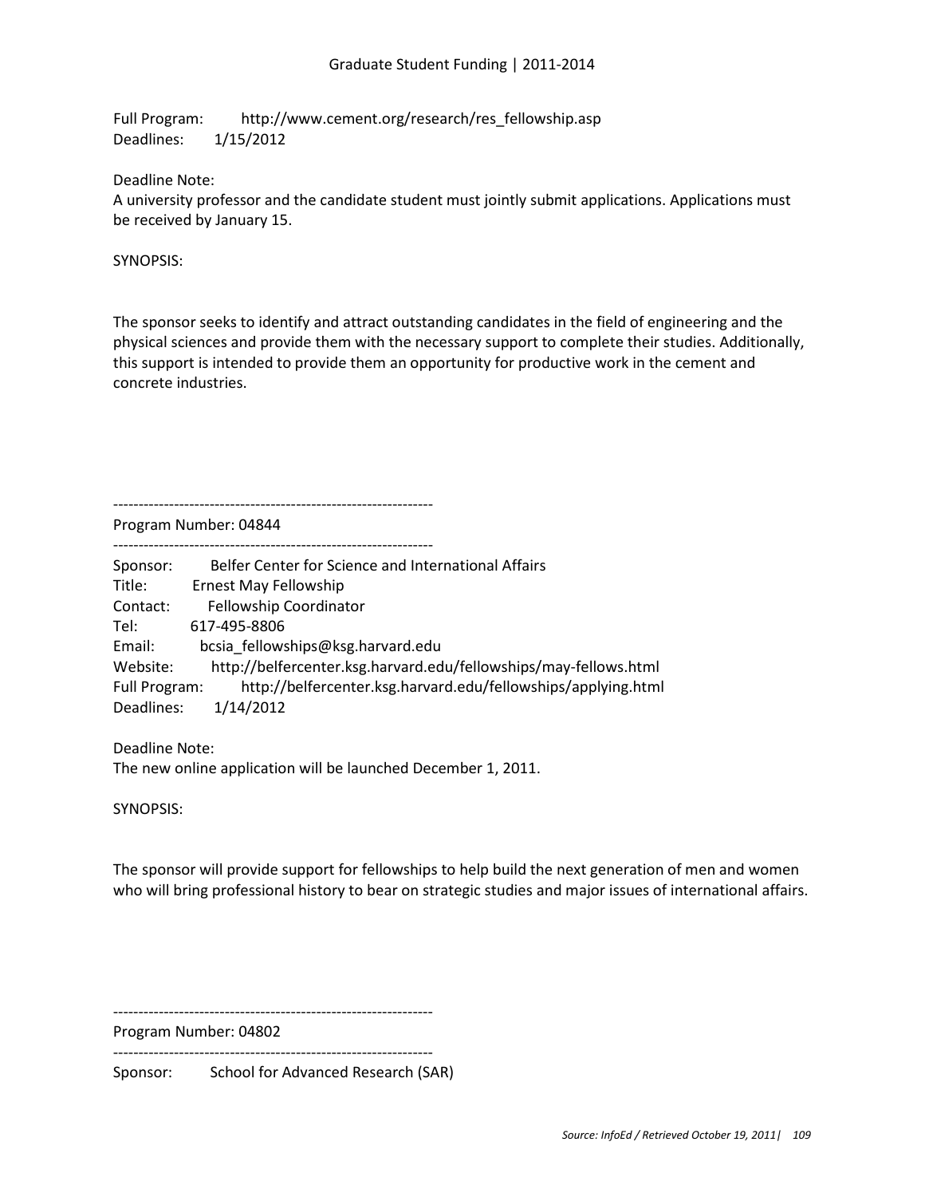Full Program: http://www.cement.org/research/res_fellowship.asp
Deadlines: 1/15/2012

Deadline Note:
A university professor and the candidate student must jointly submit applications. Applications must be received by January 15.

SYNOPSIS:

The sponsor seeks to identify and attract outstanding candidates in the field of engineering and the physical sciences and provide them with the necessary support to complete their studies. Additionally, this support is intended to provide them an opportunity for productive work in the cement and concrete industries.

---------------------------------------------------------------
Program Number: 04844
---------------------------------------------------------------

Sponsor: Belfer Center for Science and International Affairs
Title: Ernest May Fellowship
Contact: Fellowship Coordinator
Tel: 617-495-8806
Email: bcsia_fellowships@ksg.harvard.edu
Website: http://belfercenter.ksg.harvard.edu/fellowships/may-fellows.html
Full Program: http://belfercenter.ksg.harvard.edu/fellowships/applying.html
Deadlines: 1/14/2012

Deadline Note:
The new online application will be launched December 1, 2011.

SYNOPSIS:

The sponsor will provide support for fellowships to help build the next generation of men and women who will bring professional history to bear on strategic studies and major issues of international affairs.

---------------------------------------------------------------
Program Number: 04802
---------------------------------------------------------------

Sponsor: School for Advanced Research (SAR)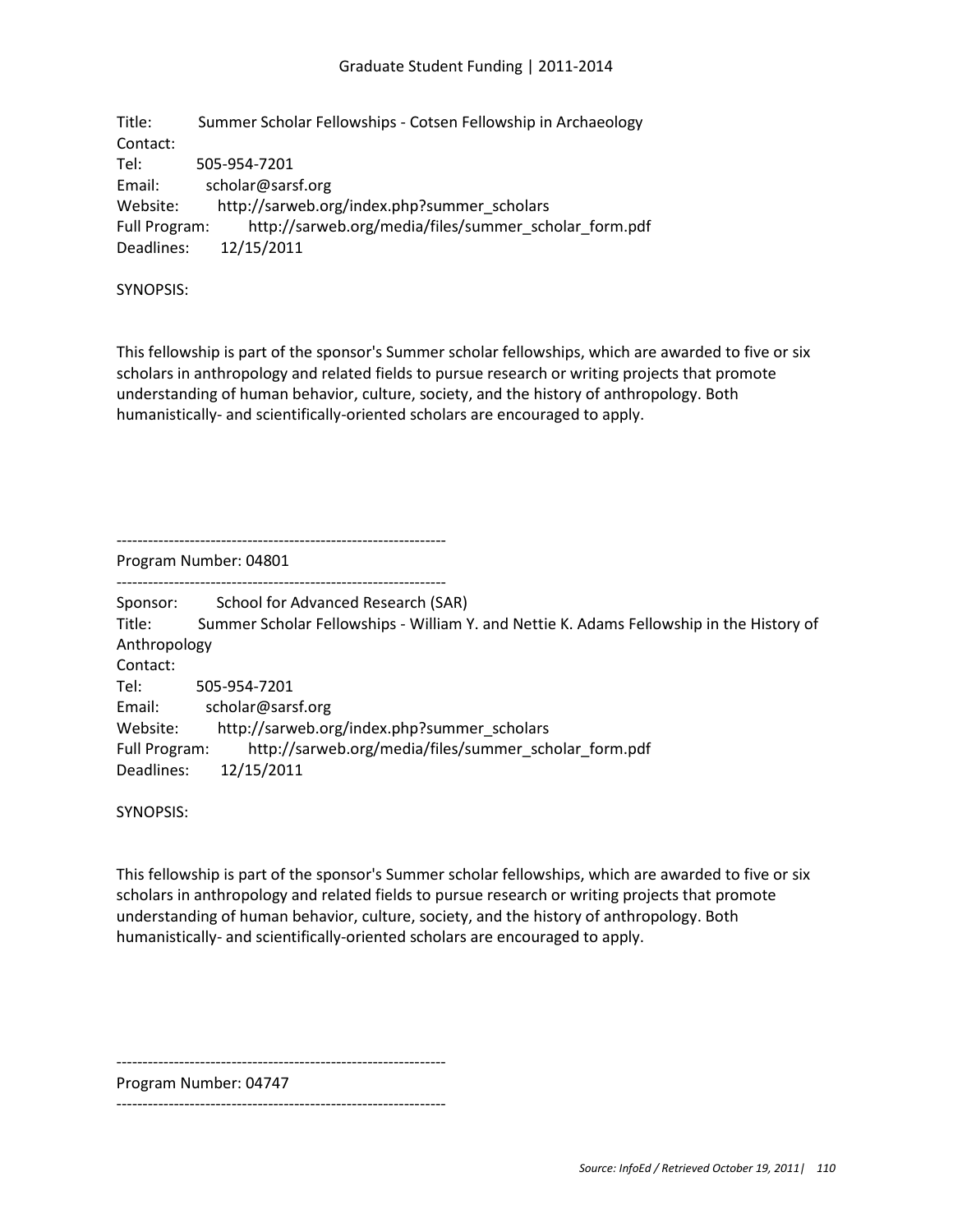Title: Summer Scholar Fellowships - Cotsen Fellowship in Archaeology
Contact:
Tel: 505-954-7201
Email: scholar@sarsf.org
Website: http://sarweb.org/index.php?summer_scholars
Full Program: http://sarweb.org/media/files/summer_scholar_form.pdf
Deadlines: 12/15/2011

SYNOPSIS:

This fellowship is part of the sponsor's Summer scholar fellowships, which are awarded to five or six scholars in anthropology and related fields to pursue research or writing projects that promote understanding of human behavior, culture, society, and the history of anthropology. Both humanistically- and scientifically-oriented scholars are encouraged to apply.

---------------------------------------------------------------

Program Number: 04801

---------------------------------------------------------------

Sponsor: School for Advanced Research (SAR)
Title: Summer Scholar Fellowships - William Y. and Nettie K. Adams Fellowship in the History of Anthropology
Contact:
Tel: 505-954-7201
Email: scholar@sarsf.org
Website: http://sarweb.org/index.php?summer_scholars
Full Program: http://sarweb.org/media/files/summer_scholar_form.pdf
Deadlines: 12/15/2011

SYNOPSIS:

This fellowship is part of the sponsor's Summer scholar fellowships, which are awarded to five or six scholars in anthropology and related fields to pursue research or writing projects that promote understanding of human behavior, culture, society, and the history of anthropology. Both humanistically- and scientifically-oriented scholars are encouraged to apply.

---------------------------------------------------------------

Program Number: 04747

---------------------------------------------------------------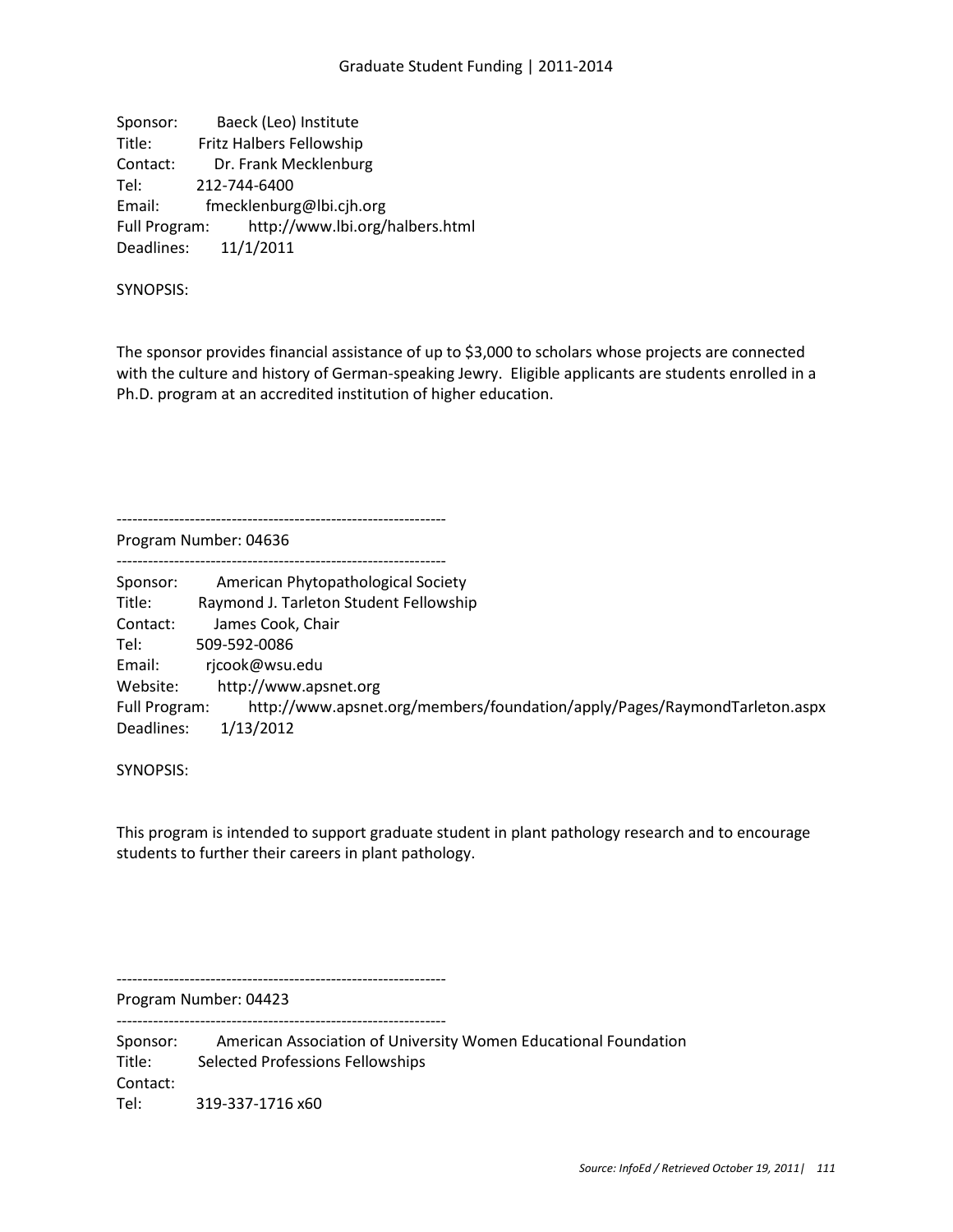Sponsor: Baeck (Leo) Institute
Title: Fritz Halbers Fellowship
Contact: Dr. Frank Mecklenburg
Tel: 212-744-6400
Email: fmecklenburg@lbi.cjh.org
Full Program: http://www.lbi.org/halbers.html
Deadlines: 11/1/2011

SYNOPSIS:

The sponsor provides financial assistance of up to $3,000 to scholars whose projects are connected with the culture and history of German-speaking Jewry. Eligible applicants are students enrolled in a Ph.D. program at an accredited institution of higher education.

---------------------------------------------------------------
Program Number: 04636
---------------------------------------------------------------

Sponsor: American Phytopathological Society
Title: Raymond J. Tarleton Student Fellowship
Contact: James Cook, Chair
Tel: 509-592-0086
Email: rjcook@wsu.edu
Website: http://www.apsnet.org
Full Program: http://www.apsnet.org/members/foundation/apply/Pages/RaymondTarleton.aspx
Deadlines: 1/13/2012

SYNOPSIS:

This program is intended to support graduate student in plant pathology research and to encourage students to further their careers in plant pathology.

---------------------------------------------------------------
Program Number: 04423
---------------------------------------------------------------

Sponsor: American Association of University Women Educational Foundation
Title: Selected Professions Fellowships
Contact:
Tel: 319-337-1716 x60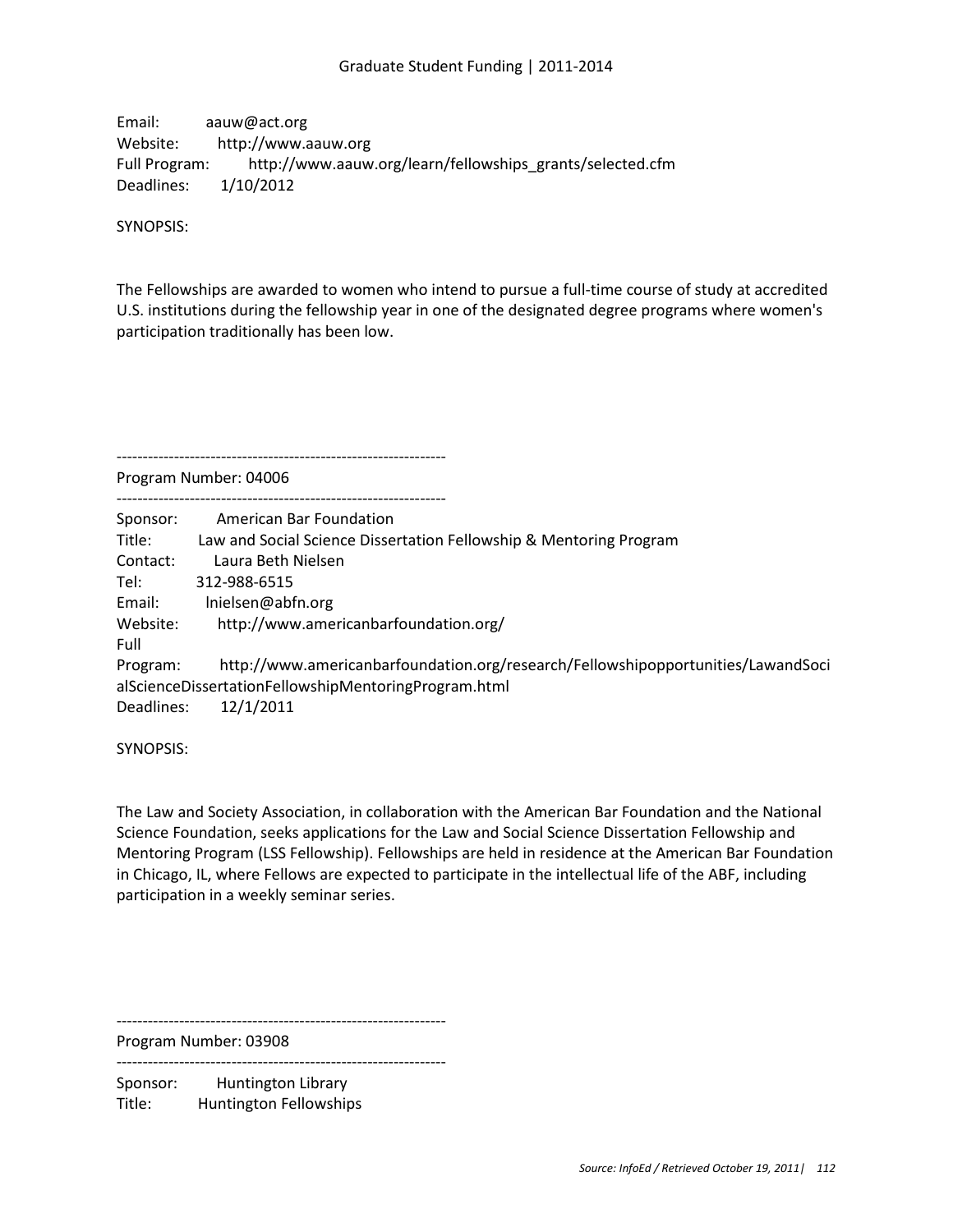Email: aauw@act.org
Website: http://www.aauw.org
Full Program: http://www.aauw.org/learn/fellowships_grants/selected.cfm
Deadlines: 1/10/2012

SYNOPSIS:

The Fellowships are awarded to women who intend to pursue a full-time course of study at accredited U.S. institutions during the fellowship year in one of the designated degree programs where women's participation traditionally has been low.

---------------------------------------------------------------

Program Number: 04006

---------------------------------------------------------------

Sponsor: American Bar Foundation
Title: Law and Social Science Dissertation Fellowship & Mentoring Program
Contact: Laura Beth Nielsen
Tel: 312-988-6515
Email: lnielsen@abfn.org
Website: http://www.americanbarfoundation.org/
Full Program: http://www.americanbarfoundation.org/research/Fellowshipopportunities/LawandSocialScienceDissertationFellowshipMentoringProgram.html
Deadlines: 12/1/2011

SYNOPSIS:

The Law and Society Association, in collaboration with the American Bar Foundation and the National Science Foundation, seeks applications for the Law and Social Science Dissertation Fellowship and Mentoring Program (LSS Fellowship). Fellowships are held in residence at the American Bar Foundation in Chicago, IL, where Fellows are expected to participate in the intellectual life of the ABF, including participation in a weekly seminar series.

---------------------------------------------------------------

Program Number: 03908

---------------------------------------------------------------

Sponsor: Huntington Library
Title: Huntington Fellowships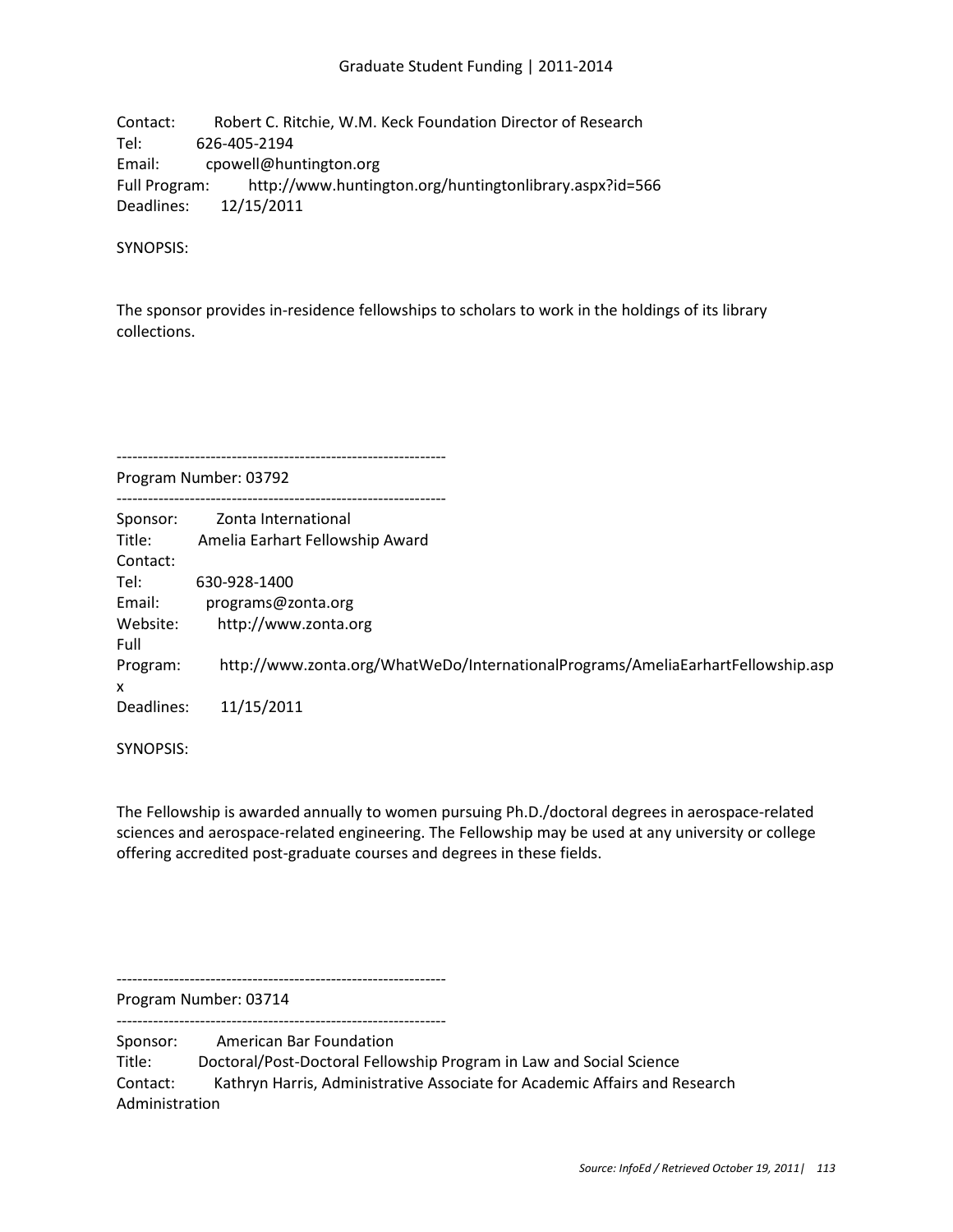Contact: Robert C. Ritchie, W.M. Keck Foundation Director of Research
Tel: 626-405-2194
Email: cpowell@huntington.org
Full Program: http://www.huntington.org/huntingtonlibrary.aspx?id=566
Deadlines: 12/15/2011

SYNOPSIS:

The sponsor provides in-residence fellowships to scholars to work in the holdings of its library collections.

---------------------------------------------------------------
Program Number: 03792
---------------------------------------------------------------

Sponsor: Zonta International
Title: Amelia Earhart Fellowship Award
Contact:
Tel: 630-928-1400
Email: programs@zonta.org
Website: http://www.zonta.org
Full Program: http://www.zonta.org/WhatWeDo/InternationalPrograms/AmeliaEarhartFellowship.aspx
Deadlines: 11/15/2011

SYNOPSIS:

The Fellowship is awarded annually to women pursuing Ph.D./doctoral degrees in aerospace-related sciences and aerospace-related engineering. The Fellowship may be used at any university or college offering accredited post-graduate courses and degrees in these fields.

---------------------------------------------------------------
Program Number: 03714
---------------------------------------------------------------

Sponsor: American Bar Foundation
Title: Doctoral/Post-Doctoral Fellowship Program in Law and Social Science
Contact: Kathryn Harris, Administrative Associate for Academic Affairs and Research Administration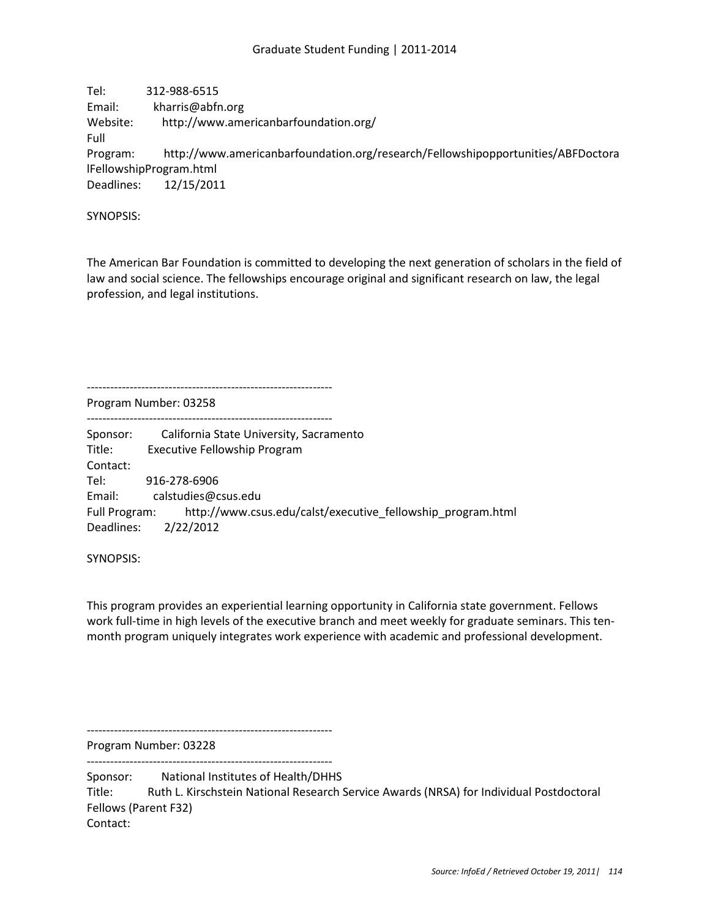Tel: 312-988-6515
Email: kharris@abfn.org
Website: http://www.americanbarfoundation.org/
Full
Program: http://www.americanbarfoundation.org/research/Fellowshipopportunities/ABFDoctoralFellowshipProgram.html
Deadlines: 12/15/2011

SYNOPSIS:

The American Bar Foundation is committed to developing the next generation of scholars in the field of law and social science. The fellowships encourage original and significant research on law, the legal profession, and legal institutions.

---------------------------------------------------------------
Program Number: 03258
---------------------------------------------------------------

Sponsor: California State University, Sacramento
Title: Executive Fellowship Program
Contact:
Tel: 916-278-6906
Email: calstudies@csus.edu
Full Program: http://www.csus.edu/calst/executive_fellowship_program.html
Deadlines: 2/22/2012

SYNOPSIS:

This program provides an experiential learning opportunity in California state government. Fellows work full-time in high levels of the executive branch and meet weekly for graduate seminars. This ten-month program uniquely integrates work experience with academic and professional development.

---------------------------------------------------------------
Program Number: 03228
---------------------------------------------------------------

Sponsor: National Institutes of Health/DHHS
Title: Ruth L. Kirschstein National Research Service Awards (NRSA) for Individual Postdoctoral Fellows (Parent F32)
Contact: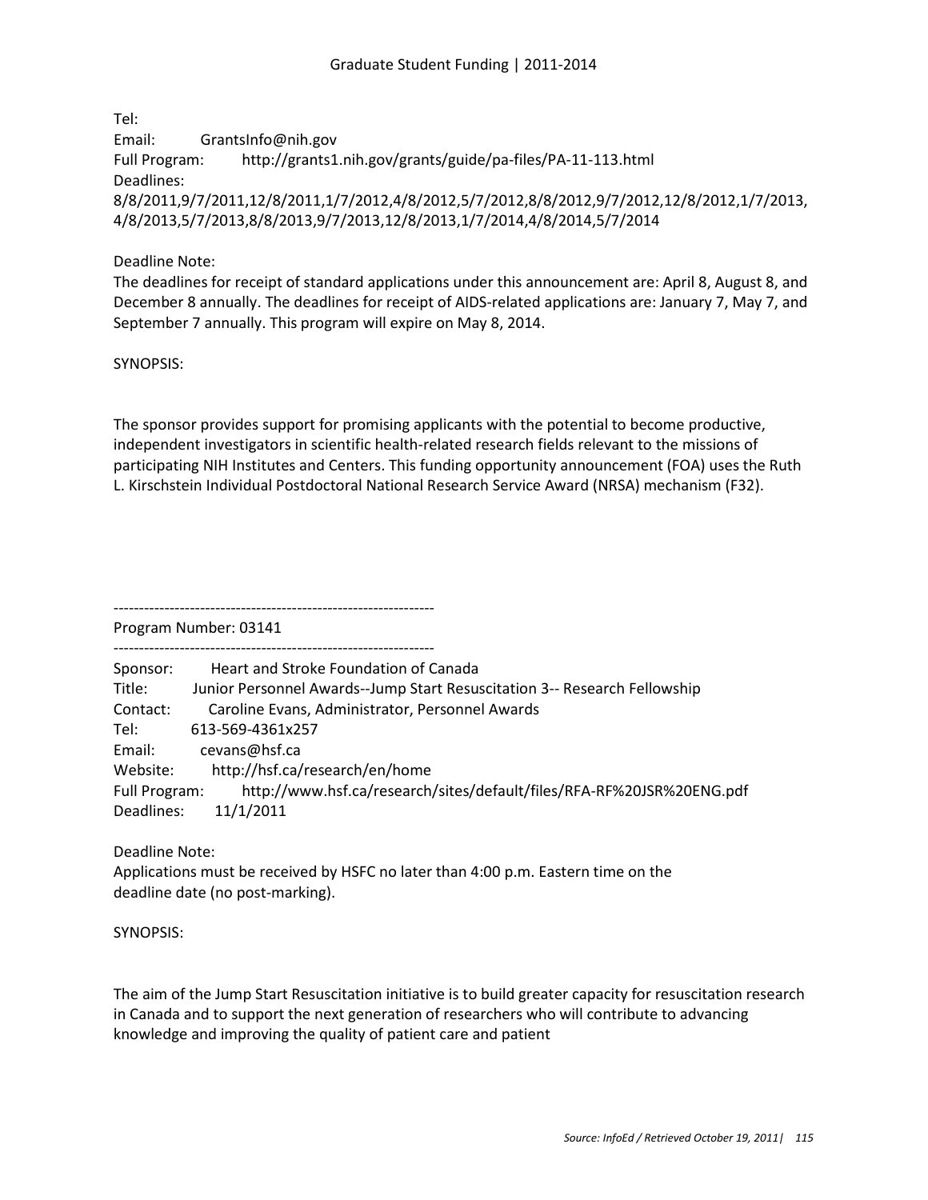Tel:

Email: GrantsInfo@nih.gov

Full Program: http://grants1.nih.gov/grants/guide/pa-files/PA-11-113.html

Deadlines:

8/8/2011,9/7/2011,12/8/2011,1/7/2012,4/8/2012,5/7/2012,8/8/2012,9/7/2012,12/8/2012,1/7/2013,4/8/2013,5/7/2013,8/8/2013,9/7/2013,12/8/2013,1/7/2014,4/8/2014,5/7/2014

Deadline Note:

The deadlines for receipt of standard applications under this announcement are: April 8, August 8, and December 8 annually. The deadlines for receipt of AIDS-related applications are: January 7, May 7, and September 7 annually. This program will expire on May 8, 2014.

SYNOPSIS:

The sponsor provides support for promising applicants with the potential to become productive, independent investigators in scientific health-related research fields relevant to the missions of participating NIH Institutes and Centers. This funding opportunity announcement (FOA) uses the Ruth L. Kirschstein Individual Postdoctoral National Research Service Award (NRSA) mechanism (F32).

---------------------------------------------------------------

Program Number: 03141

---------------------------------------------------------------

Sponsor: Heart and Stroke Foundation of Canada

Title: Junior Personnel Awards--Jump Start Resuscitation 3-- Research Fellowship

Contact: Caroline Evans, Administrator, Personnel Awards

Tel: 613-569-4361x257

Email: cevans@hsf.ca

Website: http://hsf.ca/research/en/home

Full Program: http://www.hsf.ca/research/sites/default/files/RFA-RF%20JSR%20ENG.pdf

Deadlines: 11/1/2011

Deadline Note:

Applications must be received by HSFC no later than 4:00 p.m. Eastern time on the deadline date (no post-marking).

SYNOPSIS:

The aim of the Jump Start Resuscitation initiative is to build greater capacity for resuscitation research in Canada and to support the next generation of researchers who will contribute to advancing knowledge and improving the quality of patient care and patient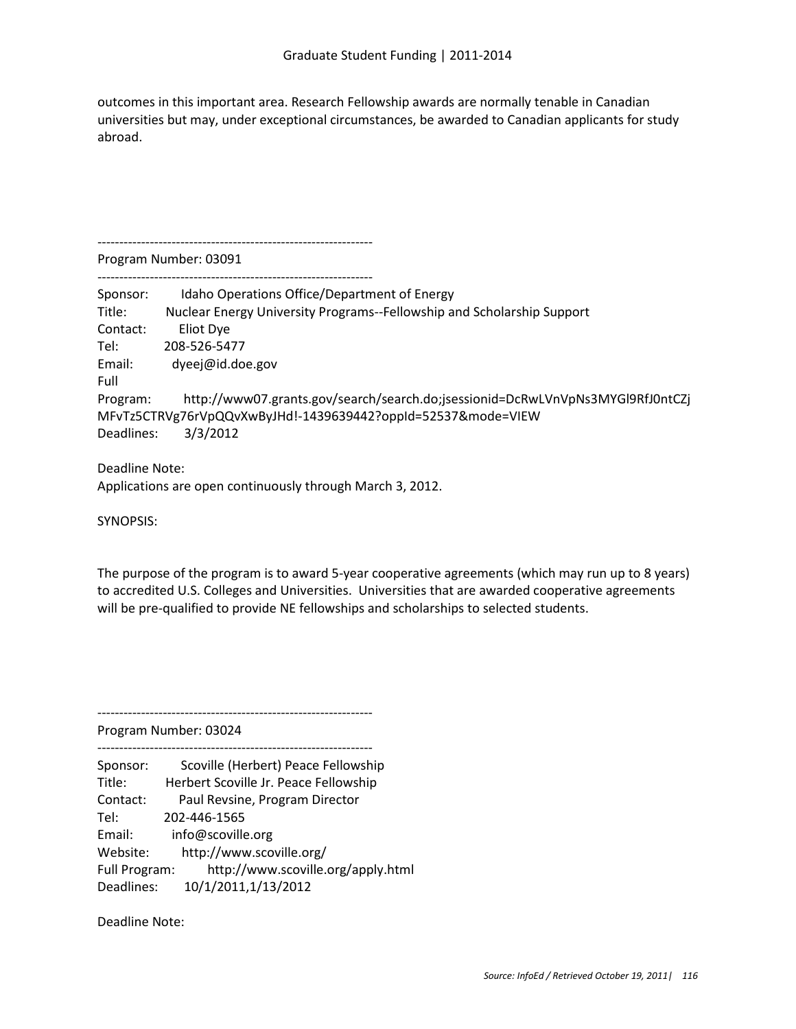outcomes in this important area. Research Fellowship awards are normally tenable in Canadian universities but may, under exceptional circumstances, be awarded to Canadian applicants for study abroad.

---------------------------------------------------------------

Program Number: 03091

---------------------------------------------------------------

Sponsor: Idaho Operations Office/Department of Energy
Title: Nuclear Energy University Programs--Fellowship and Scholarship Support
Contact: Eliot Dye
Tel: 208-526-5477
Email: dyeej@id.doe.gov
Full Program: http://www07.grants.gov/search/search.do;jsessionid=DcRwLVnVpNs3MYGl9RfJ0ntCZjMFvTz5CTRVg76rVpQQvXwByJHd!-1439639442?oppId=52537&mode=VIEW
Deadlines: 3/3/2012

Deadline Note:
Applications are open continuously through March 3, 2012.

SYNOPSIS:

The purpose of the program is to award 5-year cooperative agreements (which may run up to 8 years) to accredited U.S. Colleges and Universities. Universities that are awarded cooperative agreements will be pre-qualified to provide NE fellowships and scholarships to selected students.

---------------------------------------------------------------

Program Number: 03024

---------------------------------------------------------------

Sponsor: Scoville (Herbert) Peace Fellowship
Title: Herbert Scoville Jr. Peace Fellowship
Contact: Paul Revsine, Program Director
Tel: 202-446-1565
Email: info@scoville.org
Website: http://www.scoville.org/
Full Program: http://www.scoville.org/apply.html
Deadlines: 10/1/2011,1/13/2012

Deadline Note: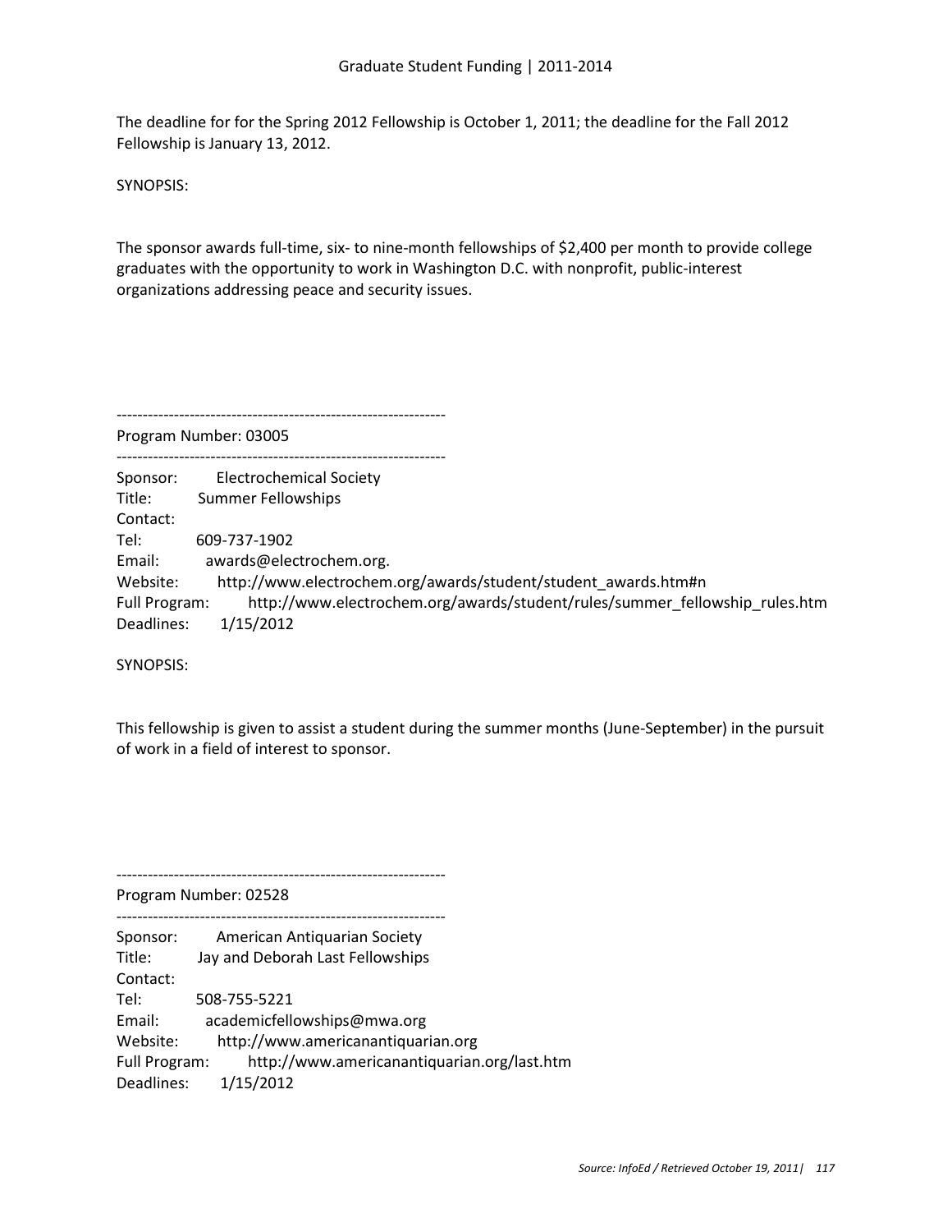The deadline for for the Spring 2012 Fellowship is October 1, 2011; the deadline for the Fall 2012 Fellowship is January 13, 2012.

SYNOPSIS:

The sponsor awards full-time, six- to nine-month fellowships of $2,400 per month to provide college graduates with the opportunity to work in Washington D.C. with nonprofit, public-interest organizations addressing peace and security issues.

---------------------------------------------------------------

Program Number: 03005

---------------------------------------------------------------

Sponsor: Electrochemical Society
Title: Summer Fellowships
Contact:
Tel: 609-737-1902
Email: awards@electrochem.org.
Website: http://www.electrochem.org/awards/student/student_awards.htm#n
Full Program: http://www.electrochem.org/awards/student/rules/summer_fellowship_rules.htm
Deadlines: 1/15/2012

SYNOPSIS:

This fellowship is given to assist a student during the summer months (June-September) in the pursuit of work in a field of interest to sponsor.

---------------------------------------------------------------

Program Number: 02528

---------------------------------------------------------------

Sponsor: American Antiquarian Society
Title: Jay and Deborah Last Fellowships
Contact:
Tel: 508-755-5221
Email: academicfellowships@mwa.org
Website: http://www.americanantiquarian.org
Full Program: http://www.americanantiquarian.org/last.htm
Deadlines: 1/15/2012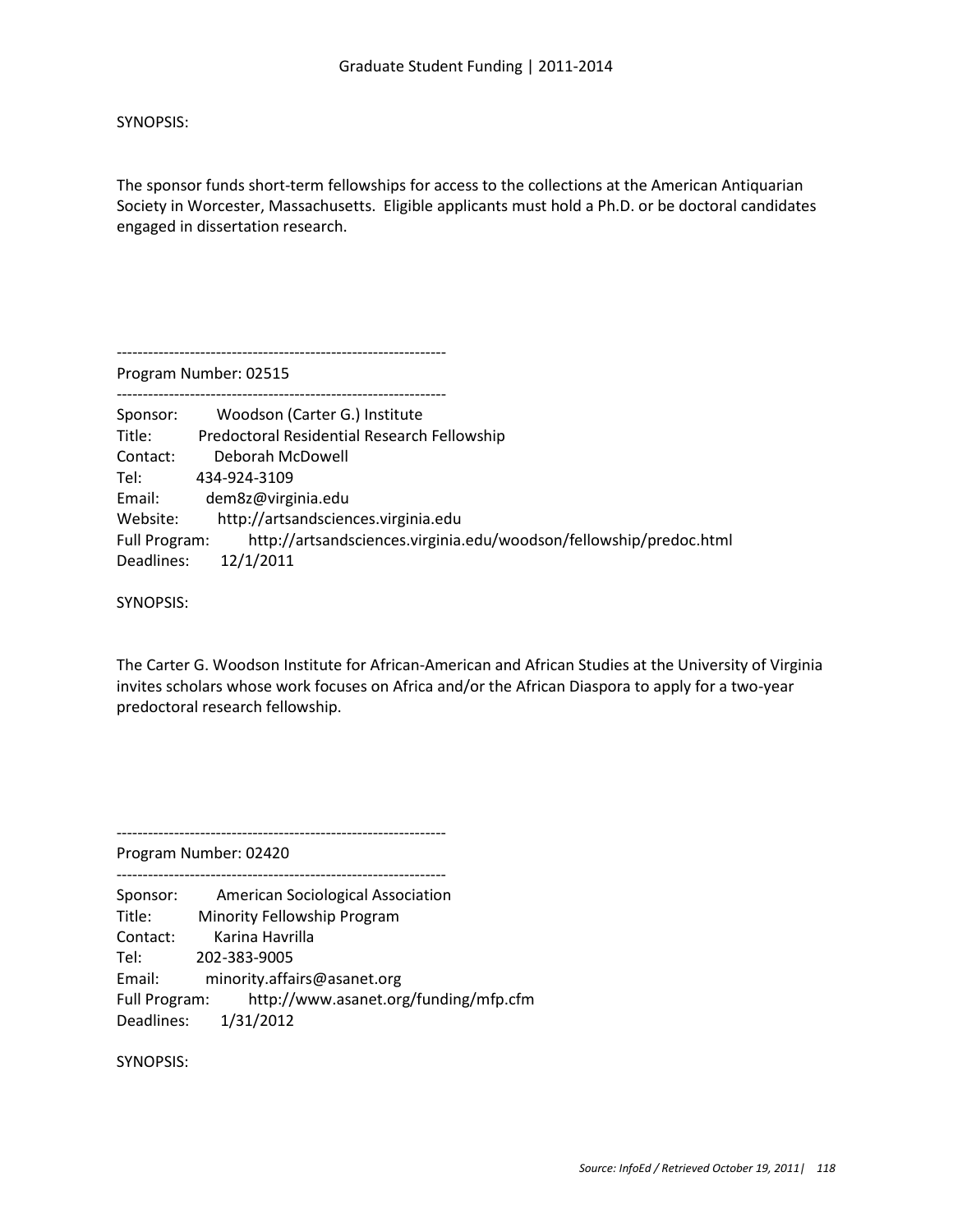SYNOPSIS:

The sponsor funds short-term fellowships for access to the collections at the American Antiquarian Society in Worcester, Massachusetts. Eligible applicants must hold a Ph.D. or be doctoral candidates engaged in dissertation research.

--------------------------------------------------------------

Program Number: 02515

--------------------------------------------------------------

Sponsor: Woodson (Carter G.) Institute  
Title: Predoctoral Residential Research Fellowship  
Contact: Deborah McDowell  
Tel: 434-924-3109  
Email: dem8z@virginia.edu  
Website: http://artsandsciences.virginia.edu  
Full Program: http://artsandsciences.virginia.edu/woodson/fellowship/predoc.html  
Deadlines: 12/1/2011

SYNOPSIS:

The Carter G. Woodson Institute for African-American and African Studies at the University of Virginia invites scholars whose work focuses on Africa and/or the African Diaspora to apply for a two-year predoctoral research fellowship.

--------------------------------------------------------------

Program Number: 02420

--------------------------------------------------------------

Sponsor: American Sociological Association  
Title: Minority Fellowship Program  
Contact: Karina Havrilla  
Tel: 202-383-9005  
Email: minority.affairs@asanet.org  
Full Program: http://www.asanet.org/funding/mfp.cfm  
Deadlines: 1/31/2012

SYNOPSIS: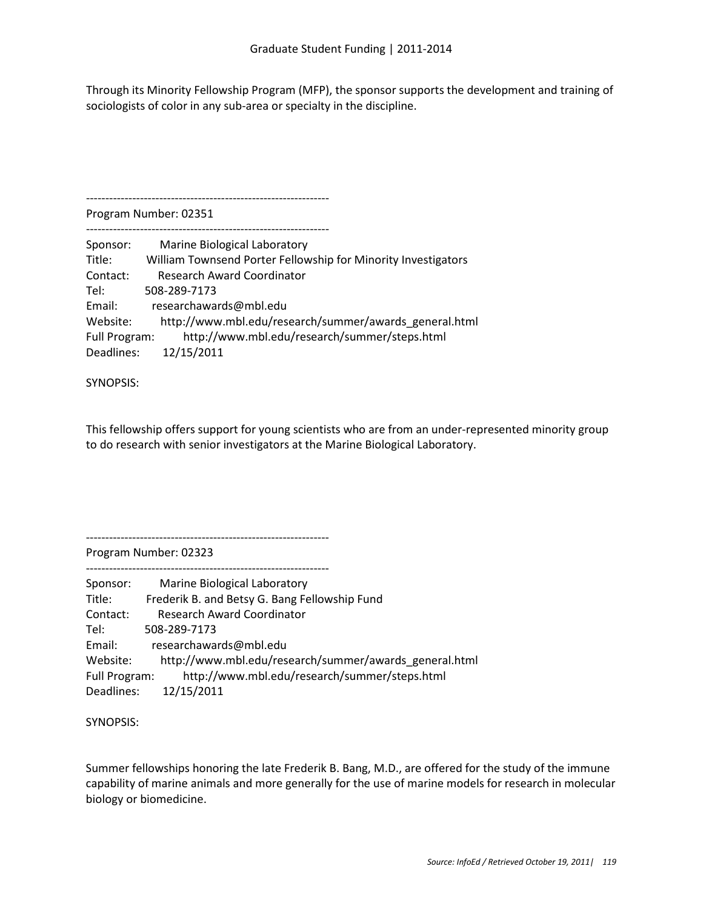Through its Minority Fellowship Program (MFP), the sponsor supports the development and training of sociologists of color in any sub-area or specialty in the discipline.

---------------------------------------------------------------
Program Number: 02351
---------------------------------------------------------------

Sponsor: Marine Biological Laboratory
Title: William Townsend Porter Fellowship for Minority Investigators
Contact: Research Award Coordinator
Tel: 508-289-7173
Email: researchawards@mbl.edu
Website: http://www.mbl.edu/research/summer/awards_general.html
Full Program: http://www.mbl.edu/research/summer/steps.html
Deadlines: 12/15/2011

SYNOPSIS:

This fellowship offers support for young scientists who are from an under-represented minority group to do research with senior investigators at the Marine Biological Laboratory.

---------------------------------------------------------------
Program Number: 02323
---------------------------------------------------------------

Sponsor: Marine Biological Laboratory
Title: Frederik B. and Betsy G. Bang Fellowship Fund
Contact: Research Award Coordinator
Tel: 508-289-7173
Email: researchawards@mbl.edu
Website: http://www.mbl.edu/research/summer/awards_general.html
Full Program: http://www.mbl.edu/research/summer/steps.html
Deadlines: 12/15/2011

SYNOPSIS:

Summer fellowships honoring the late Frederik B. Bang, M.D., are offered for the study of the immune capability of marine animals and more generally for the use of marine models for research in molecular biology or biomedicine.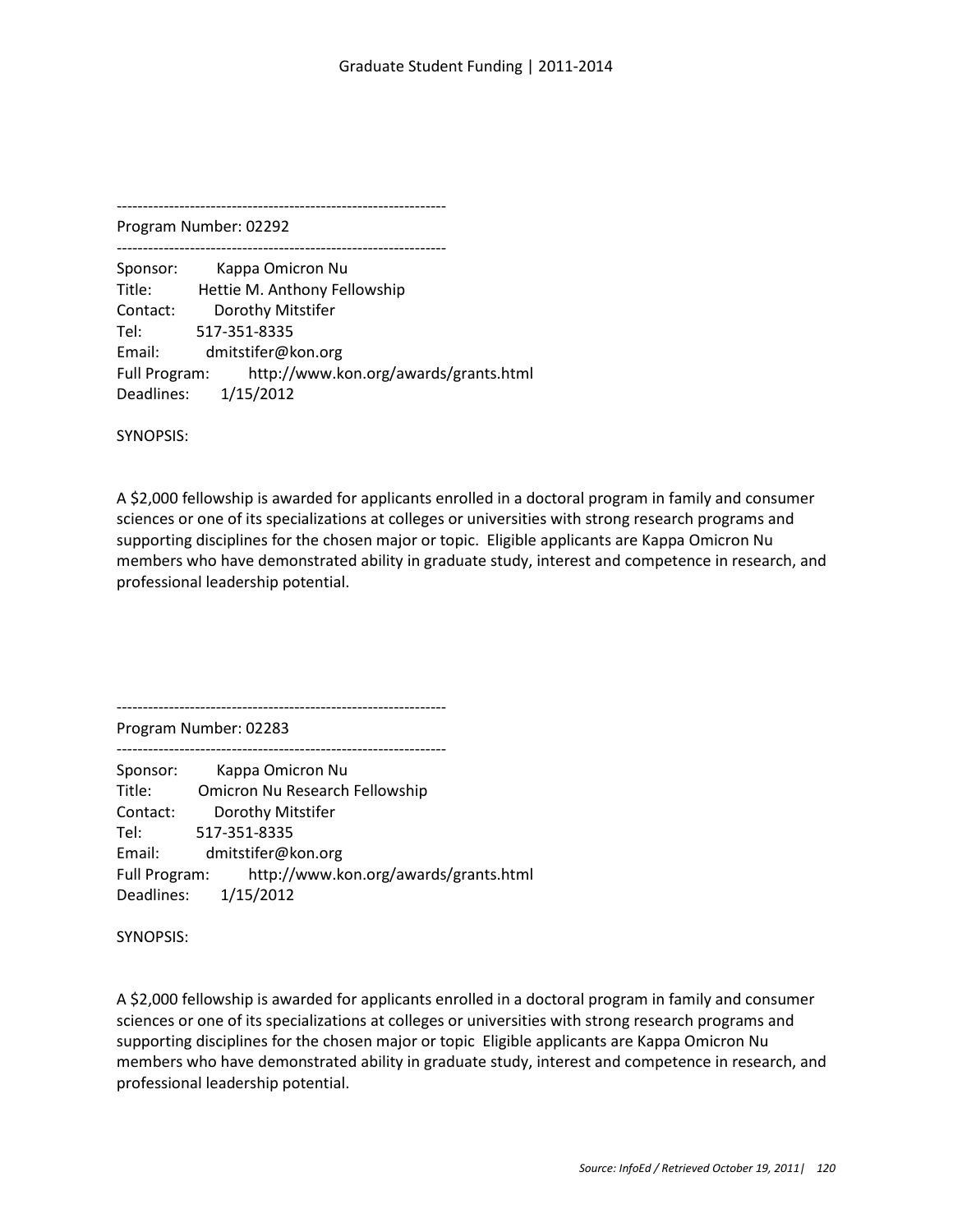---------------------------------------------------------------

Program Number: 02292

---------------------------------------------------------------

Sponsor: Kappa Omicron Nu
Title: Hettie M. Anthony Fellowship
Contact: Dorothy Mitstifer
Tel: 517-351-8335
Email: dmitstifer@kon.org
Full Program: http://www.kon.org/awards/grants.html
Deadlines: 1/15/2012

SYNOPSIS:

A $2,000 fellowship is awarded for applicants enrolled in a doctoral program in family and consumer sciences or one of its specializations at colleges or universities with strong research programs and supporting disciplines for the chosen major or topic. Eligible applicants are Kappa Omicron Nu members who have demonstrated ability in graduate study, interest and competence in research, and professional leadership potential.

---------------------------------------------------------------

Program Number: 02283

---------------------------------------------------------------

Sponsor: Kappa Omicron Nu
Title: Omicron Nu Research Fellowship
Contact: Dorothy Mitstifer
Tel: 517-351-8335
Email: dmitstifer@kon.org
Full Program: http://www.kon.org/awards/grants.html
Deadlines: 1/15/2012

SYNOPSIS:

A $2,000 fellowship is awarded for applicants enrolled in a doctoral program in family and consumer sciences or one of its specializations at colleges or universities with strong research programs and supporting disciplines for the chosen major or topic Eligible applicants are Kappa Omicron Nu members who have demonstrated ability in graduate study, interest and competence in research, and professional leadership potential.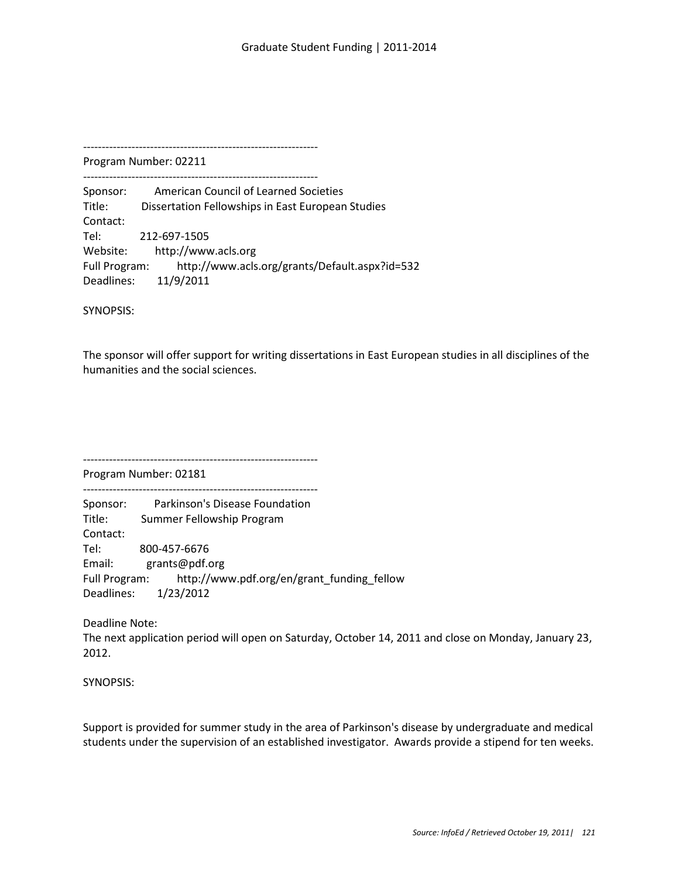---------------------------------------------------------------

Program Number: 02211

---------------------------------------------------------------

Sponsor: American Council of Learned Societies
Title: Dissertation Fellowships in East European Studies
Contact:
Tel: 212-697-1505
Website: http://www.acls.org
Full Program: http://www.acls.org/grants/Default.aspx?id=532
Deadlines: 11/9/2011

SYNOPSIS:

The sponsor will offer support for writing dissertations in East European studies in all disciplines of the humanities and the social sciences.

---------------------------------------------------------------

Program Number: 02181

---------------------------------------------------------------

Sponsor: Parkinson's Disease Foundation
Title: Summer Fellowship Program
Contact:
Tel: 800-457-6676
Email: grants@pdf.org
Full Program: http://www.pdf.org/en/grant_funding_fellow
Deadlines: 1/23/2012

Deadline Note:
The next application period will open on Saturday, October 14, 2011 and close on Monday, January 23, 2012.

SYNOPSIS:

Support is provided for summer study in the area of Parkinson's disease by undergraduate and medical students under the supervision of an established investigator. Awards provide a stipend for ten weeks.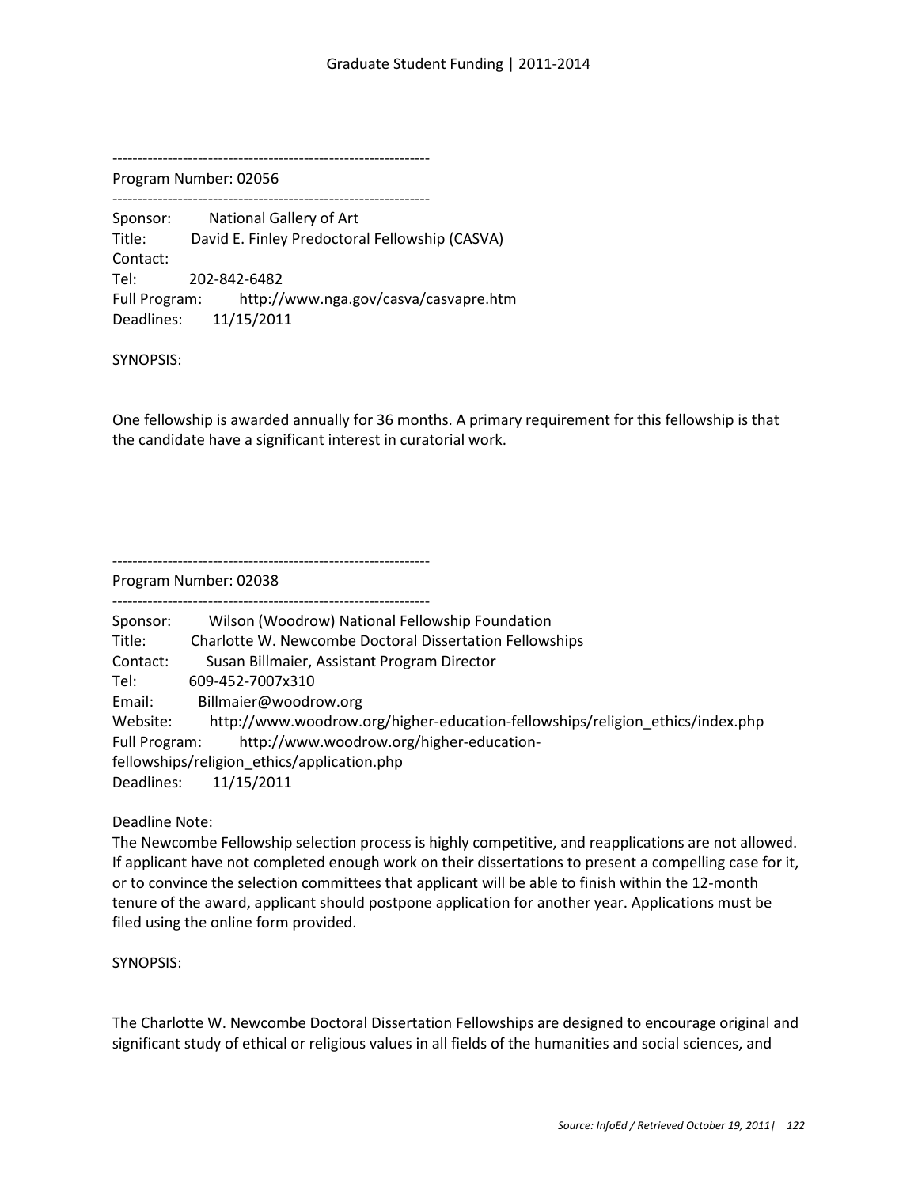---------------------------------------------------------------

Program Number: 02056

---------------------------------------------------------------

Sponsor: National Gallery of Art
Title: David E. Finley Predoctoral Fellowship (CASVA)
Contact:
Tel: 202-842-6482
Full Program: http://www.nga.gov/casva/casvapre.htm
Deadlines: 11/15/2011

SYNOPSIS:

One fellowship is awarded annually for 36 months. A primary requirement for this fellowship is that the candidate have a significant interest in curatorial work.

---------------------------------------------------------------

Program Number: 02038

---------------------------------------------------------------

Sponsor: Wilson (Woodrow) National Fellowship Foundation
Title: Charlotte W. Newcombe Doctoral Dissertation Fellowships
Contact: Susan Billmaier, Assistant Program Director
Tel: 609-452-7007x310
Email: Billmaier@woodrow.org
Website: http://www.woodrow.org/higher-education-fellowships/religion_ethics/index.php
Full Program: http://www.woodrow.org/higher-education-fellowships/religion_ethics/application.php
Deadlines: 11/15/2011

Deadline Note:
The Newcombe Fellowship selection process is highly competitive, and reapplications are not allowed. If applicant have not completed enough work on their dissertations to present a compelling case for it, or to convince the selection committees that applicant will be able to finish within the 12-month tenure of the award, applicant should postpone application for another year. Applications must be filed using the online form provided.

SYNOPSIS:

The Charlotte W. Newcombe Doctoral Dissertation Fellowships are designed to encourage original and significant study of ethical or religious values in all fields of the humanities and social sciences, and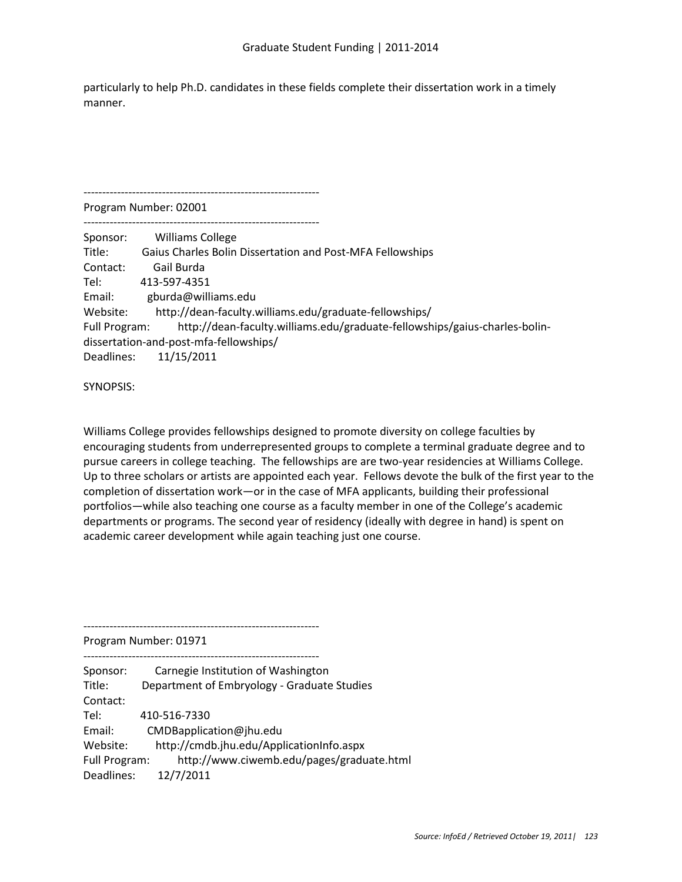particularly to help Ph.D. candidates in these fields complete their dissertation work in a timely manner.

---------------------------------------------------------------

Program Number: 02001

---------------------------------------------------------------

Sponsor: Williams College
Title: Gaius Charles Bolin Dissertation and Post-MFA Fellowships
Contact: Gail Burda
Tel: 413-597-4351
Email: gburda@williams.edu
Website: http://dean-faculty.williams.edu/graduate-fellowships/
Full Program: http://dean-faculty.williams.edu/graduate-fellowships/gaius-charles-bolin-dissertation-and-post-mfa-fellowships/
Deadlines: 11/15/2011

SYNOPSIS:

Williams College provides fellowships designed to promote diversity on college faculties by encouraging students from underrepresented groups to complete a terminal graduate degree and to pursue careers in college teaching. The fellowships are are two-year residencies at Williams College. Up to three scholars or artists are appointed each year. Fellows devote the bulk of the first year to the completion of dissertation work—or in the case of MFA applicants, building their professional portfolios—while also teaching one course as a faculty member in one of the College's academic departments or programs. The second year of residency (ideally with degree in hand) is spent on academic career development while again teaching just one course.

---------------------------------------------------------------

Program Number: 01971

---------------------------------------------------------------

Sponsor: Carnegie Institution of Washington
Title: Department of Embryology - Graduate Studies
Contact:
Tel: 410-516-7330
Email: CMDBapplication@jhu.edu
Website: http://cmdb.jhu.edu/ApplicationInfo.aspx
Full Program: http://www.ciwemb.edu/pages/graduate.html
Deadlines: 12/7/2011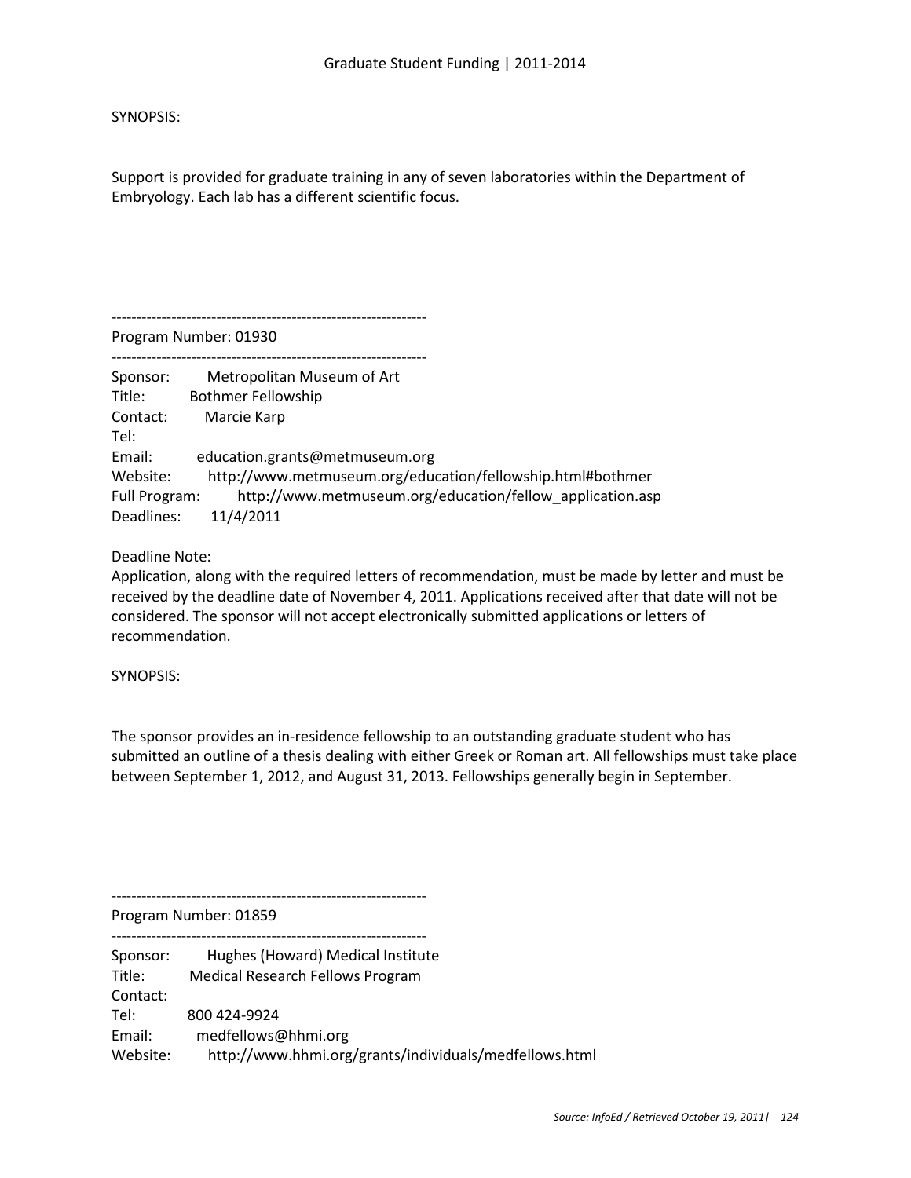SYNOPSIS:

Support is provided for graduate training in any of seven laboratories within the Department of Embryology. Each lab has a different scientific focus.

---------------------------------------------------------------

Program Number: 01930

---------------------------------------------------------------

Sponsor: Metropolitan Museum of Art
Title: Bothmer Fellowship
Contact: Marcie Karp
Tel:
Email: education.grants@metmuseum.org
Website: http://www.metmuseum.org/education/fellowship.html#bothmer
Full Program: http://www.metmuseum.org/education/fellow_application.asp
Deadlines: 11/4/2011

Deadline Note:
Application, along with the required letters of recommendation, must be made by letter and must be received by the deadline date of November 4, 2011. Applications received after that date will not be considered. The sponsor will not accept electronically submitted applications or letters of recommendation.

SYNOPSIS:

The sponsor provides an in-residence fellowship to an outstanding graduate student who has submitted an outline of a thesis dealing with either Greek or Roman art. All fellowships must take place between September 1, 2012, and August 31, 2013. Fellowships generally begin in September.

---------------------------------------------------------------

Program Number: 01859

---------------------------------------------------------------

Sponsor: Hughes (Howard) Medical Institute
Title: Medical Research Fellows Program
Contact:
Tel: 800 424-9924
Email: medfellows@hhmi.org
Website: http://www.hhmi.org/grants/individuals/medfellows.html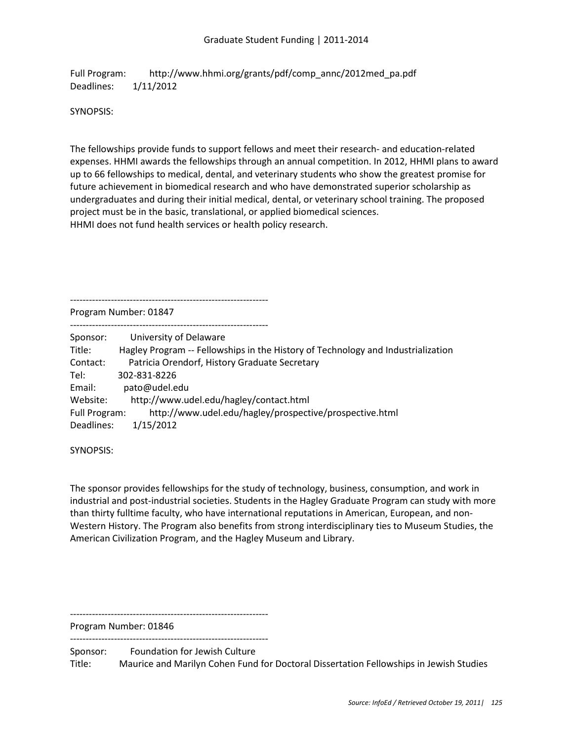Full Program: http://www.hhmi.org/grants/pdf/comp_annc/2012med_pa.pdf
Deadlines: 1/11/2012

SYNOPSIS:

The fellowships provide funds to support fellows and meet their research- and education-related expenses. HHMI awards the fellowships through an annual competition. In 2012, HHMI plans to award up to 66 fellowships to medical, dental, and veterinary students who show the greatest promise for future achievement in biomedical research and who have demonstrated superior scholarship as undergraduates and during their initial medical, dental, or veterinary school training. The proposed project must be in the basic, translational, or applied biomedical sciences.
HHMI does not fund health services or health policy research.

---------------------------------------------------------------
Program Number: 01847
---------------------------------------------------------------

Sponsor: University of Delaware
Title: Hagley Program -- Fellowships in the History of Technology and Industrialization
Contact: Patricia Orendorf, History Graduate Secretary
Tel: 302-831-8226
Email: pato@udel.edu
Website: http://www.udel.edu/hagley/contact.html
Full Program: http://www.udel.edu/hagley/prospective/prospective.html
Deadlines: 1/15/2012

SYNOPSIS:

The sponsor provides fellowships for the study of technology, business, consumption, and work in industrial and post-industrial societies. Students in the Hagley Graduate Program can study with more than thirty fulltime faculty, who have international reputations in American, European, and non-Western History. The Program also benefits from strong interdisciplinary ties to Museum Studies, the American Civilization Program, and the Hagley Museum and Library.

---------------------------------------------------------------
Program Number: 01846
---------------------------------------------------------------

Sponsor: Foundation for Jewish Culture
Title: Maurice and Marilyn Cohen Fund for Doctoral Dissertation Fellowships in Jewish Studies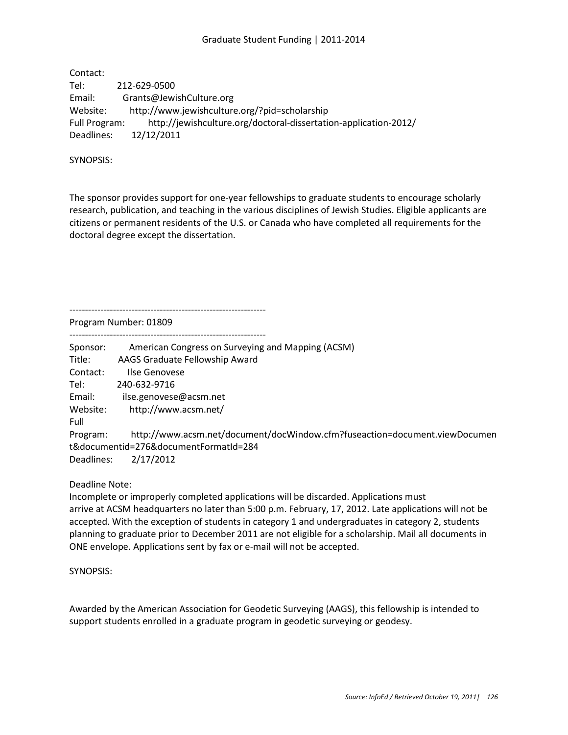Contact:
Tel: 212-629-0500
Email: Grants@JewishCulture.org
Website: http://www.jewishculture.org/?pid=scholarship
Full Program: http://jewishculture.org/doctoral-dissertation-application-2012/
Deadlines: 12/12/2011

SYNOPSIS:

The sponsor provides support for one-year fellowships to graduate students to encourage scholarly research, publication, and teaching in the various disciplines of Jewish Studies. Eligible applicants are citizens or permanent residents of the U.S. or Canada who have completed all requirements for the doctoral degree except the dissertation.

---------------------------------------------------------------

Program Number: 01809

---------------------------------------------------------------

Sponsor: American Congress on Surveying and Mapping (ACSM)
Title: AAGS Graduate Fellowship Award
Contact: Ilse Genovese
Tel: 240-632-9716
Email: ilse.genovese@acsm.net
Website: http://www.acsm.net/
Full Program: http://www.acsm.net/document/docWindow.cfm?fuseaction=document.viewDocument&documentid=276&documentFormatId=284
Deadlines: 2/17/2012

Deadline Note:
Incomplete or improperly completed applications will be discarded. Applications must arrive at ACSM headquarters no later than 5:00 p.m. February, 17, 2012. Late applications will not be accepted. With the exception of students in category 1 and undergraduates in category 2, students planning to graduate prior to December 2011 are not eligible for a scholarship. Mail all documents in ONE envelope. Applications sent by fax or e-mail will not be accepted.

SYNOPSIS:

Awarded by the American Association for Geodetic Surveying (AAGS), this fellowship is intended to support students enrolled in a graduate program in geodetic surveying or geodesy.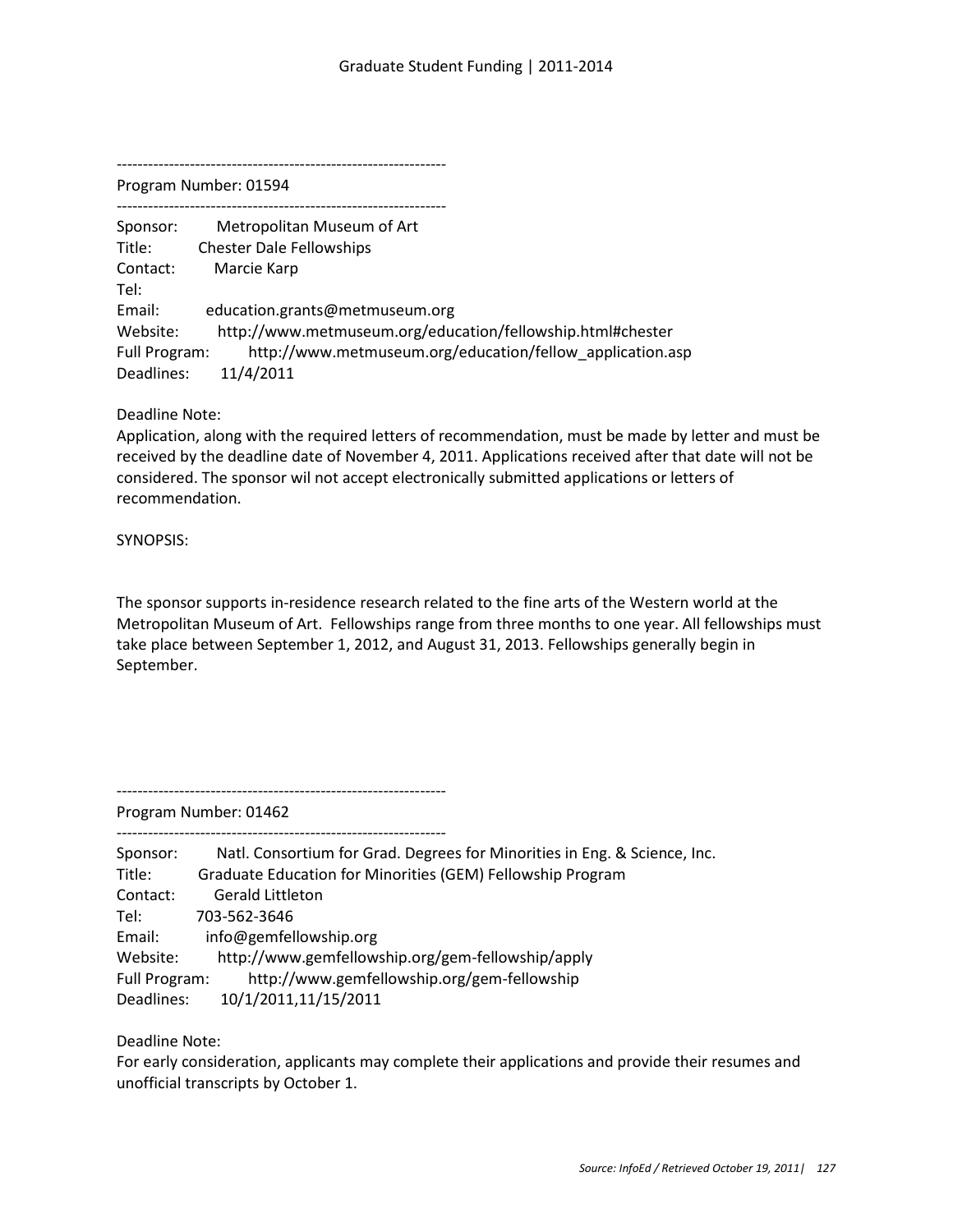---------------------------------------------------------------

Program Number: 01594

---------------------------------------------------------------

Sponsor: Metropolitan Museum of Art
Title: Chester Dale Fellowships
Contact: Marcie Karp
Tel:
Email: education.grants@metmuseum.org
Website: http://www.metmuseum.org/education/fellowship.html#chester
Full Program: http://www.metmuseum.org/education/fellow_application.asp
Deadlines: 11/4/2011

Deadline Note:
Application, along with the required letters of recommendation, must be made by letter and must be received by the deadline date of November 4, 2011. Applications received after that date will not be considered. The sponsor wil not accept electronically submitted applications or letters of recommendation.

SYNOPSIS:

The sponsor supports in-residence research related to the fine arts of the Western world at the Metropolitan Museum of Art. Fellowships range from three months to one year. All fellowships must take place between September 1, 2012, and August 31, 2013. Fellowships generally begin in September.

---------------------------------------------------------------

Program Number: 01462

---------------------------------------------------------------

Sponsor: Natl. Consortium for Grad. Degrees for Minorities in Eng. & Science, Inc.
Title: Graduate Education for Minorities (GEM) Fellowship Program
Contact: Gerald Littleton
Tel: 703-562-3646
Email: info@gemfellowship.org
Website: http://www.gemfellowship.org/gem-fellowship/apply
Full Program: http://www.gemfellowship.org/gem-fellowship
Deadlines: 10/1/2011,11/15/2011

Deadline Note:
For early consideration, applicants may complete their applications and provide their resumes and unofficial transcripts by October 1.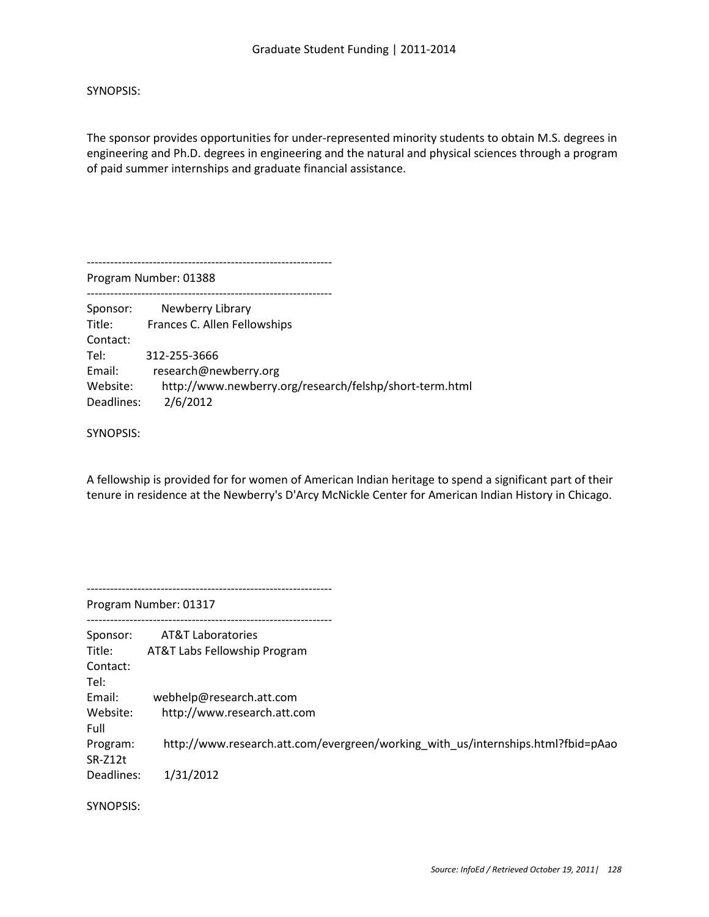SYNOPSIS:

The sponsor provides opportunities for under-represented minority students to obtain M.S. degrees in engineering and Ph.D. degrees in engineering and the natural and physical sciences through a program of paid summer internships and graduate financial assistance.

--------------------------------------------------------------

Program Number: 01388

--------------------------------------------------------------

Sponsor: Newberry Library
Title: Frances C. Allen Fellowships
Contact:
Tel: 312-255-3666
Email: research@newberry.org
Website: http://www.newberry.org/research/felshp/short-term.html
Deadlines: 2/6/2012

SYNOPSIS:

A fellowship is provided for for women of American Indian heritage to spend a significant part of their tenure in residence at the Newberry's D'Arcy McNickle Center for American Indian History in Chicago.

--------------------------------------------------------------

Program Number: 01317

--------------------------------------------------------------

Sponsor: AT&T Laboratories
Title: AT&T Labs Fellowship Program
Contact:
Tel:
Email: webhelp@research.att.com
Website: http://www.research.att.com
Full Program: http://www.research.att.com/evergreen/working_with_us/internships.html?fbid=pAaoSR-Z12t
Deadlines: 1/31/2012

SYNOPSIS: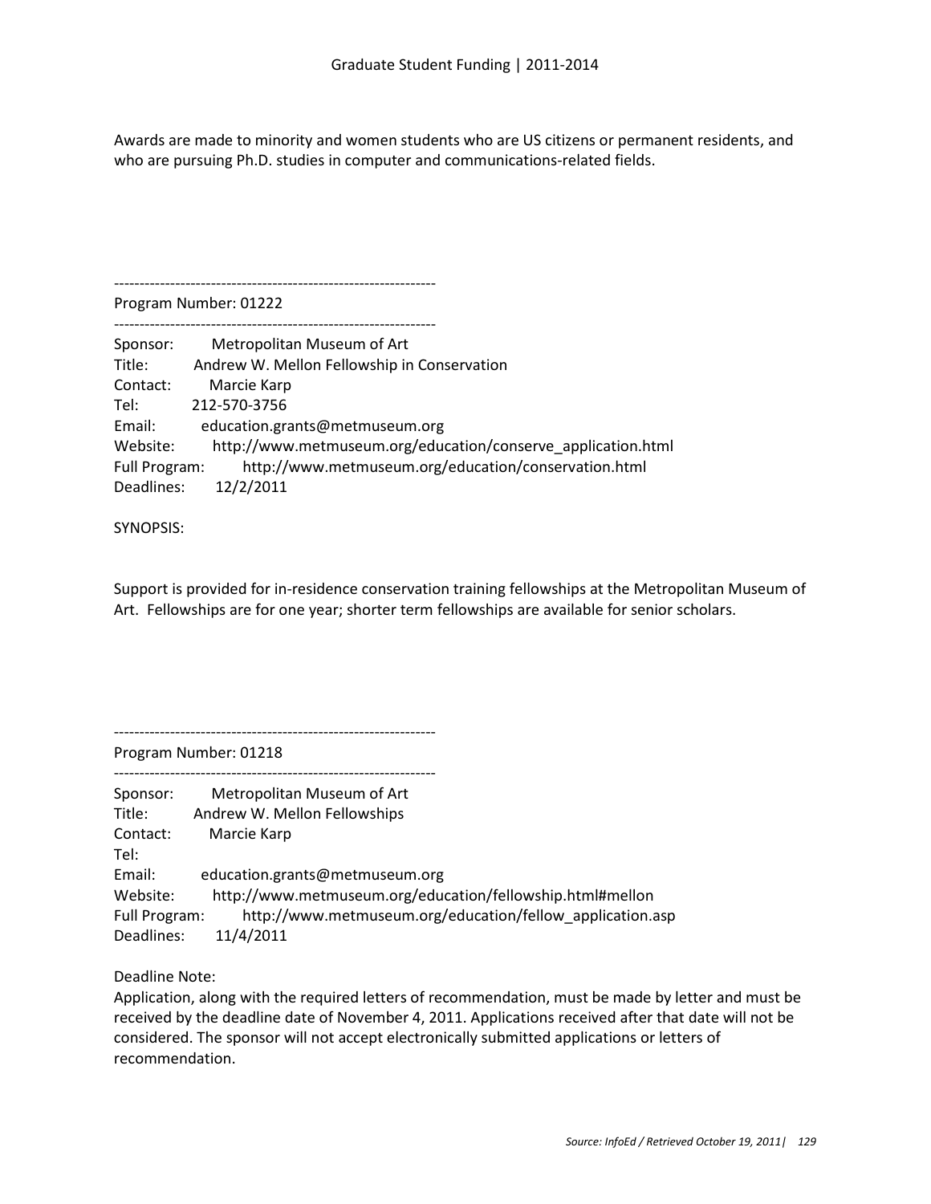Awards are made to minority and women students who are US citizens or permanent residents, and who are pursuing Ph.D. studies in computer and communications-related fields.

---------------------------------------------------------------

Program Number: 01222

---------------------------------------------------------------

Sponsor: Metropolitan Museum of Art
Title: Andrew W. Mellon Fellowship in Conservation
Contact: Marcie Karp
Tel: 212-570-3756
Email: education.grants@metmuseum.org
Website: http://www.metmuseum.org/education/conserve_application.html
Full Program: http://www.metmuseum.org/education/conservation.html
Deadlines: 12/2/2011

SYNOPSIS:

Support is provided for in-residence conservation training fellowships at the Metropolitan Museum of Art. Fellowships are for one year; shorter term fellowships are available for senior scholars.

---------------------------------------------------------------

Program Number: 01218

---------------------------------------------------------------

Sponsor: Metropolitan Museum of Art
Title: Andrew W. Mellon Fellowships
Contact: Marcie Karp
Tel:
Email: education.grants@metmuseum.org
Website: http://www.metmuseum.org/education/fellowship.html#mellon
Full Program: http://www.metmuseum.org/education/fellow_application.asp
Deadlines: 11/4/2011

Deadline Note:
Application, along with the required letters of recommendation, must be made by letter and must be received by the deadline date of November 4, 2011. Applications received after that date will not be considered. The sponsor will not accept electronically submitted applications or letters of recommendation.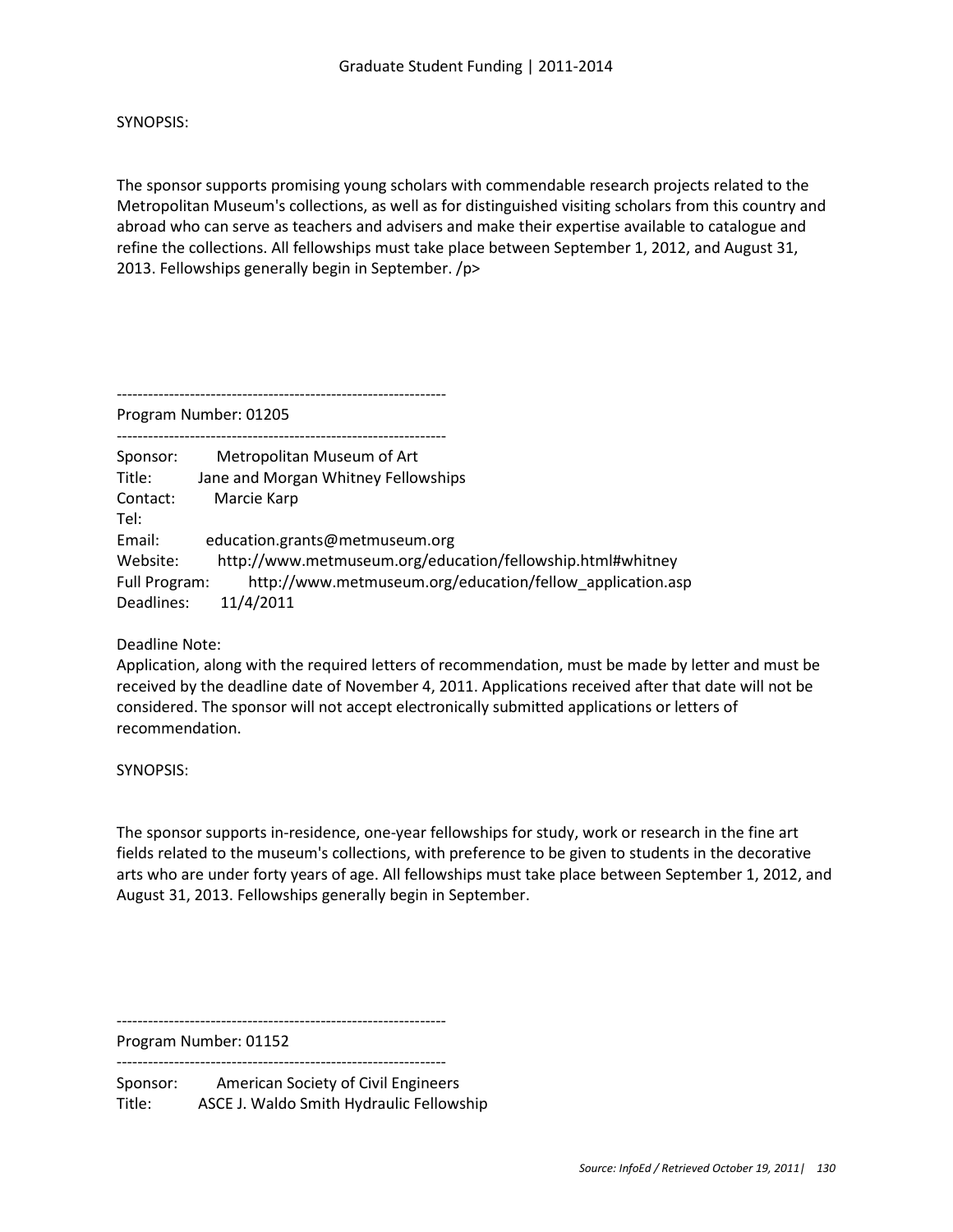SYNOPSIS:

The sponsor supports promising young scholars with commendable research projects related to the Metropolitan Museum's collections, as well as for distinguished visiting scholars from this country and abroad who can serve as teachers and advisers and make their expertise available to catalogue and refine the collections. All fellowships must take place between September 1, 2012, and August 31, 2013. Fellowships generally begin in September. /p>

---------------------------------------------------------------

Program Number: 01205

---------------------------------------------------------------

Sponsor: Metropolitan Museum of Art
Title: Jane and Morgan Whitney Fellowships
Contact: Marcie Karp
Tel:
Email: education.grants@metmuseum.org
Website: http://www.metmuseum.org/education/fellowship.html#whitney
Full Program: http://www.metmuseum.org/education/fellow_application.asp
Deadlines: 11/4/2011

Deadline Note:
Application, along with the required letters of recommendation, must be made by letter and must be received by the deadline date of November 4, 2011. Applications received after that date will not be considered. The sponsor will not accept electronically submitted applications or letters of recommendation.

SYNOPSIS:

The sponsor supports in-residence, one-year fellowships for study, work or research in the fine art fields related to the museum's collections, with preference to be given to students in the decorative arts who are under forty years of age. All fellowships must take place between September 1, 2012, and August 31, 2013. Fellowships generally begin in September.

---------------------------------------------------------------

Program Number: 01152

---------------------------------------------------------------

Sponsor: American Society of Civil Engineers
Title: ASCE J. Waldo Smith Hydraulic Fellowship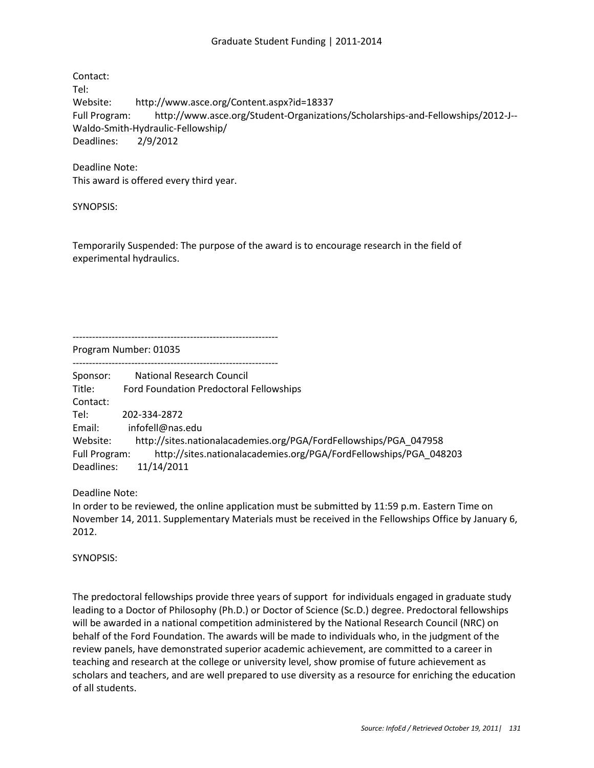Contact:
Tel:
Website: http://www.asce.org/Content.aspx?id=18337
Full Program: http://www.asce.org/Student-Organizations/Scholarships-and-Fellowships/2012-J--Waldo-Smith-Hydraulic-Fellowship/
Deadlines: 2/9/2012

Deadline Note:
This award is offered every third year.

SYNOPSIS:

Temporarily Suspended: The purpose of the award is to encourage research in the field of experimental hydraulics.

---------------------------------------------------------------
Program Number: 01035
---------------------------------------------------------------
Sponsor: National Research Council
Title: Ford Foundation Predoctoral Fellowships
Contact:
Tel: 202-334-2872
Email: infofell@nas.edu
Website: http://sites.nationalacademies.org/PGA/FordFellowships/PGA_047958
Full Program: http://sites.nationalacademies.org/PGA/FordFellowships/PGA_048203
Deadlines: 11/14/2011

Deadline Note:
In order to be reviewed, the online application must be submitted by 11:59 p.m. Eastern Time on November 14, 2011. Supplementary Materials must be received in the Fellowships Office by January 6, 2012.

SYNOPSIS:

The predoctoral fellowships provide three years of support for individuals engaged in graduate study leading to a Doctor of Philosophy (Ph.D.) or Doctor of Science (Sc.D.) degree. Predoctoral fellowships will be awarded in a national competition administered by the National Research Council (NRC) on behalf of the Ford Foundation. The awards will be made to individuals who, in the judgment of the review panels, have demonstrated superior academic achievement, are committed to a career in teaching and research at the college or university level, show promise of future achievement as scholars and teachers, and are well prepared to use diversity as a resource for enriching the education of all students.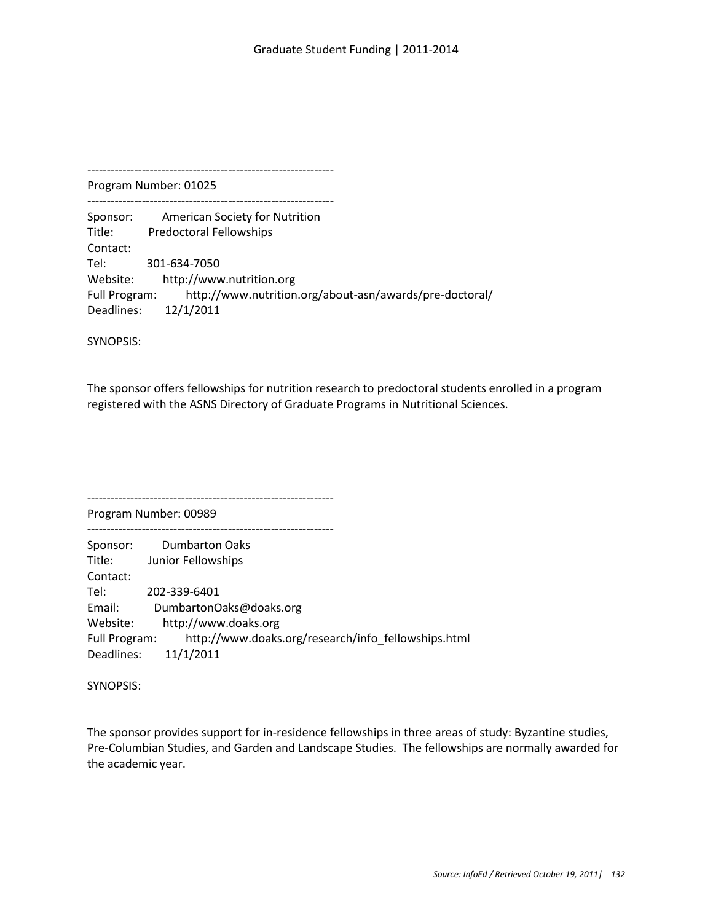---------------------------------------------------------------

Program Number: 01025

---------------------------------------------------------------

Sponsor: American Society for Nutrition
Title: Predoctoral Fellowships
Contact:
Tel: 301-634-7050
Website: http://www.nutrition.org
Full Program: http://www.nutrition.org/about-asn/awards/pre-doctoral/
Deadlines: 12/1/2011

SYNOPSIS:

The sponsor offers fellowships for nutrition research to predoctoral students enrolled in a program registered with the ASNS Directory of Graduate Programs in Nutritional Sciences.

---------------------------------------------------------------

Program Number: 00989

---------------------------------------------------------------

Sponsor: Dumbarton Oaks
Title: Junior Fellowships
Contact:
Tel: 202-339-6401
Email: DumbartonOaks@doaks.org
Website: http://www.doaks.org
Full Program: http://www.doaks.org/research/info_fellowships.html
Deadlines: 11/1/2011

SYNOPSIS:

The sponsor provides support for in-residence fellowships in three areas of study: Byzantine studies, Pre-Columbian Studies, and Garden and Landscape Studies. The fellowships are normally awarded for the academic year.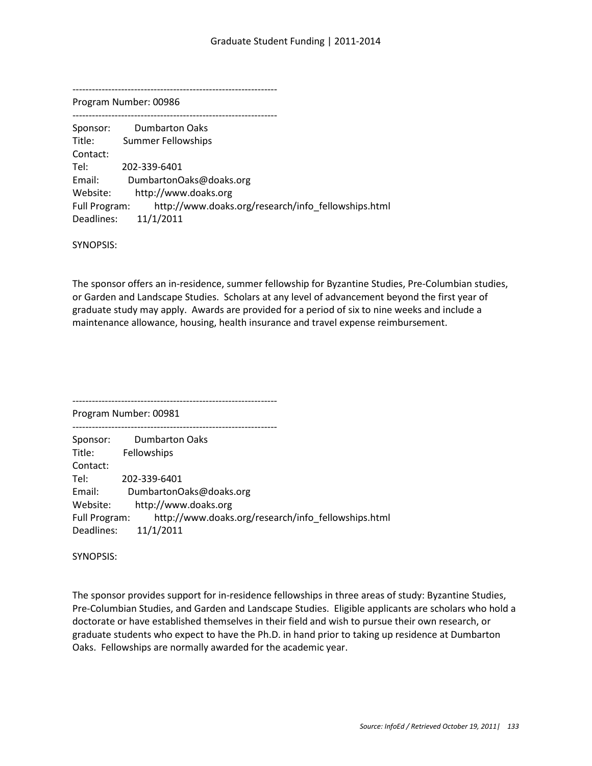---------------------------------------------------------------

Program Number: 00986

---------------------------------------------------------------

Sponsor: Dumbarton Oaks
Title: Summer Fellowships
Contact:
Tel: 202-339-6401
Email: DumbartonOaks@doaks.org
Website: http://www.doaks.org
Full Program: http://www.doaks.org/research/info_fellowships.html
Deadlines: 11/1/2011

SYNOPSIS:

The sponsor offers an in-residence, summer fellowship for Byzantine Studies, Pre-Columbian studies, or Garden and Landscape Studies. Scholars at any level of advancement beyond the first year of graduate study may apply. Awards are provided for a period of six to nine weeks and include a maintenance allowance, housing, health insurance and travel expense reimbursement.

---------------------------------------------------------------

Program Number: 00981

---------------------------------------------------------------

Sponsor: Dumbarton Oaks
Title: Fellowships
Contact:
Tel: 202-339-6401
Email: DumbartonOaks@doaks.org
Website: http://www.doaks.org
Full Program: http://www.doaks.org/research/info_fellowships.html
Deadlines: 11/1/2011

SYNOPSIS:

The sponsor provides support for in-residence fellowships in three areas of study: Byzantine Studies, Pre-Columbian Studies, and Garden and Landscape Studies. Eligible applicants are scholars who hold a doctorate or have established themselves in their field and wish to pursue their own research, or graduate students who expect to have the Ph.D. in hand prior to taking up residence at Dumbarton Oaks. Fellowships are normally awarded for the academic year.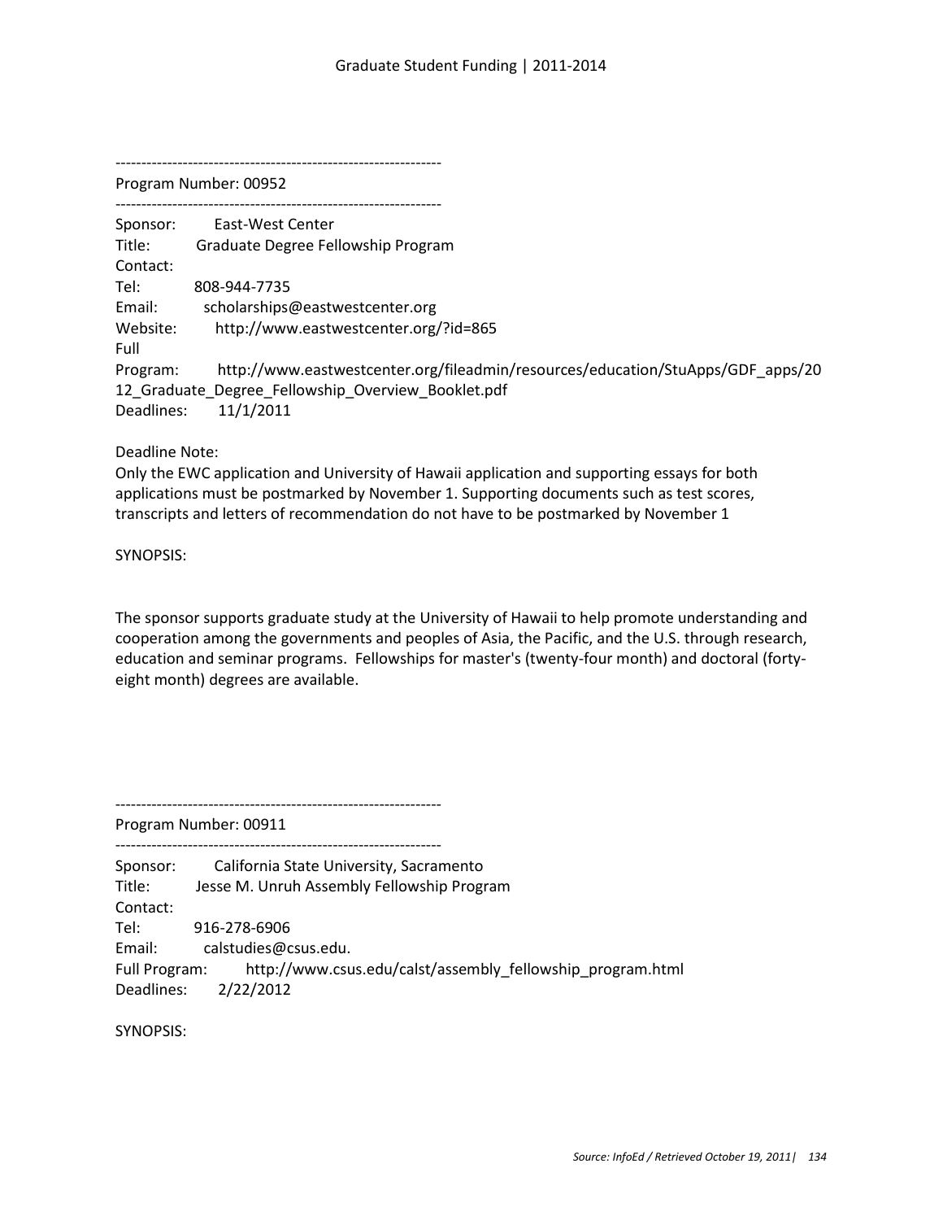---------------------------------------------------------------

Program Number: 00952

---------------------------------------------------------------

Sponsor: East-West Center
Title: Graduate Degree Fellowship Program
Contact:
Tel: 808-944-7735
Email: scholarships@eastwestcenter.org
Website: http://www.eastwestcenter.org/?id=865
Full
Program: http://www.eastwestcenter.org/fileadmin/resources/education/StuApps/GDF_apps/2012_Graduate_Degree_Fellowship_Overview_Booklet.pdf
Deadlines: 11/1/2011

Deadline Note:
Only the EWC application and University of Hawaii application and supporting essays for both applications must be postmarked by November 1. Supporting documents such as test scores, transcripts and letters of recommendation do not have to be postmarked by November 1

SYNOPSIS:

The sponsor supports graduate study at the University of Hawaii to help promote understanding and cooperation among the governments and peoples of Asia, the Pacific, and the U.S. through research, education and seminar programs. Fellowships for master's (twenty-four month) and doctoral (forty-eight month) degrees are available.

---------------------------------------------------------------

Program Number: 00911

---------------------------------------------------------------

Sponsor: California State University, Sacramento
Title: Jesse M. Unruh Assembly Fellowship Program
Contact:
Tel: 916-278-6906
Email: calstudies@csus.edu.
Full Program: http://www.csus.edu/calst/assembly_fellowship_program.html
Deadlines: 2/22/2012

SYNOPSIS: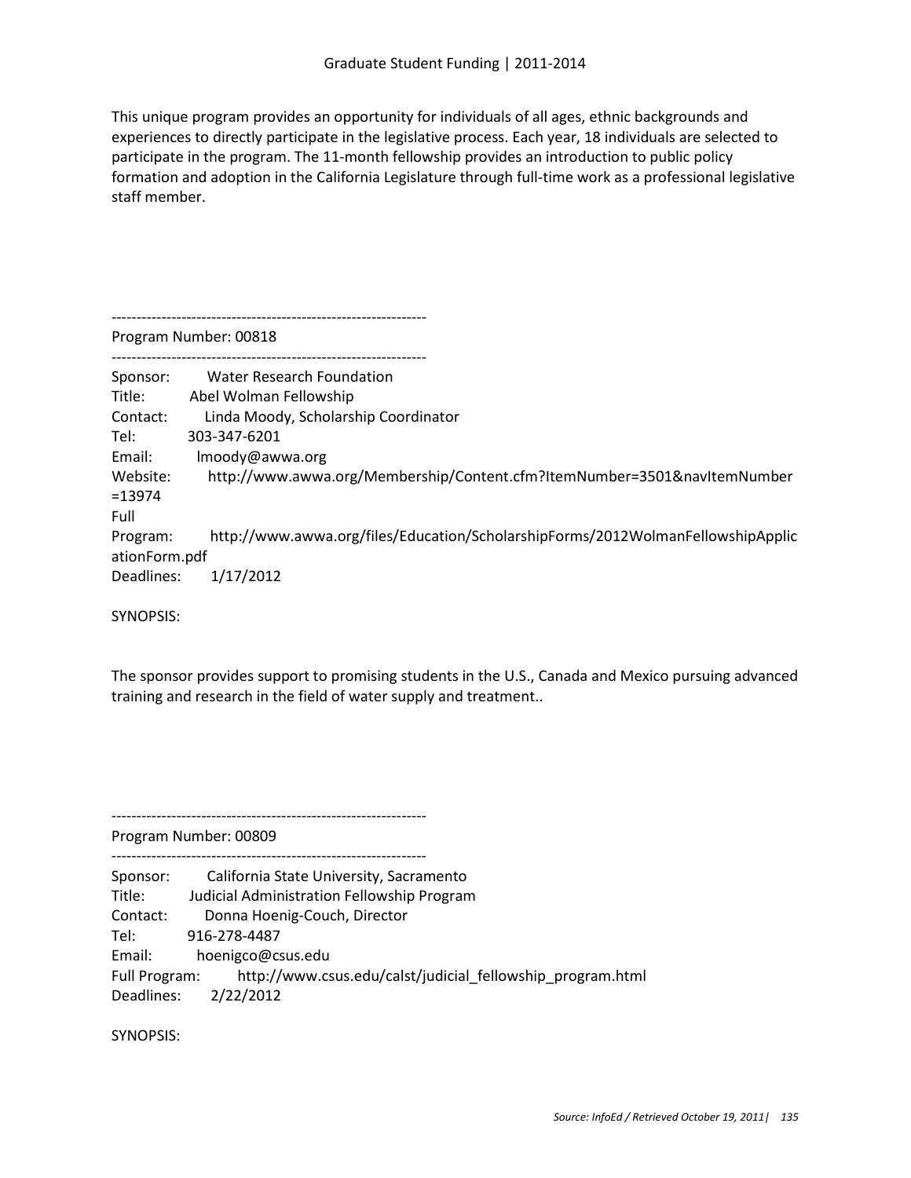This unique program provides an opportunity for individuals of all ages, ethnic backgrounds and experiences to directly participate in the legislative process. Each year, 18 individuals are selected to participate in the program. The 11-month fellowship provides an introduction to public policy formation and adoption in the California Legislature through full-time work as a professional legislative staff member.

---------------------------------------------------------------

Program Number: 00818

---------------------------------------------------------------

Sponsor: Water Research Foundation
Title: Abel Wolman Fellowship
Contact: Linda Moody, Scholarship Coordinator
Tel: 303-347-6201
Email: lmoody@awwa.org
Website: http://www.awwa.org/Membership/Content.cfm?ItemNumber=3501&navItemNumber=13974
Full Program: http://www.awwa.org/files/Education/ScholarshipForms/2012WolmanFellowshipApplicationForm.pdf
Deadlines: 1/17/2012

SYNOPSIS:

The sponsor provides support to promising students in the U.S., Canada and Mexico pursuing advanced training and research in the field of water supply and treatment..

---------------------------------------------------------------

Program Number: 00809

---------------------------------------------------------------

Sponsor: California State University, Sacramento
Title: Judicial Administration Fellowship Program
Contact: Donna Hoenig-Couch, Director
Tel: 916-278-4487
Email: hoenigco@csus.edu
Full Program: http://www.csus.edu/calst/judicial_fellowship_program.html
Deadlines: 2/22/2012

SYNOPSIS: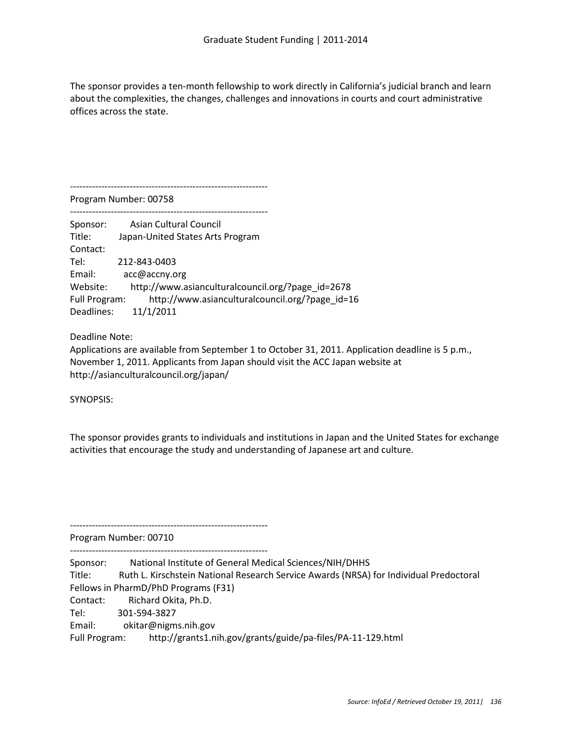The sponsor provides a ten-month fellowship to work directly in California's judicial branch and learn about the complexities, the changes, challenges and innovations in courts and court administrative offices across the state.

---------------------------------------------------------------
Program Number: 00758
---------------------------------------------------------------

Sponsor: Asian Cultural Council
Title: Japan-United States Arts Program
Contact:
Tel: 212-843-0403
Email: acc@accny.org
Website: http://www.asianculturalcouncil.org/?page_id=2678
Full Program: http://www.asianculturalcouncil.org/?page_id=16
Deadlines: 11/1/2011

Deadline Note:
Applications are available from September 1 to October 31, 2011. Application deadline is 5 p.m., November 1, 2011. Applicants from Japan should visit the ACC Japan website at http://asianculturalcouncil.org/japan/

SYNOPSIS:

The sponsor provides grants to individuals and institutions in Japan and the United States for exchange activities that encourage the study and understanding of Japanese art and culture.

---------------------------------------------------------------
Program Number: 00710
---------------------------------------------------------------

Sponsor: National Institute of General Medical Sciences/NIH/DHHS
Title: Ruth L. Kirschstein National Research Service Awards (NRSA) for Individual Predoctoral Fellows in PharmD/PhD Programs (F31)
Contact: Richard Okita, Ph.D.
Tel: 301-594-3827
Email: okitar@nigms.nih.gov
Full Program: http://grants1.nih.gov/grants/guide/pa-files/PA-11-129.html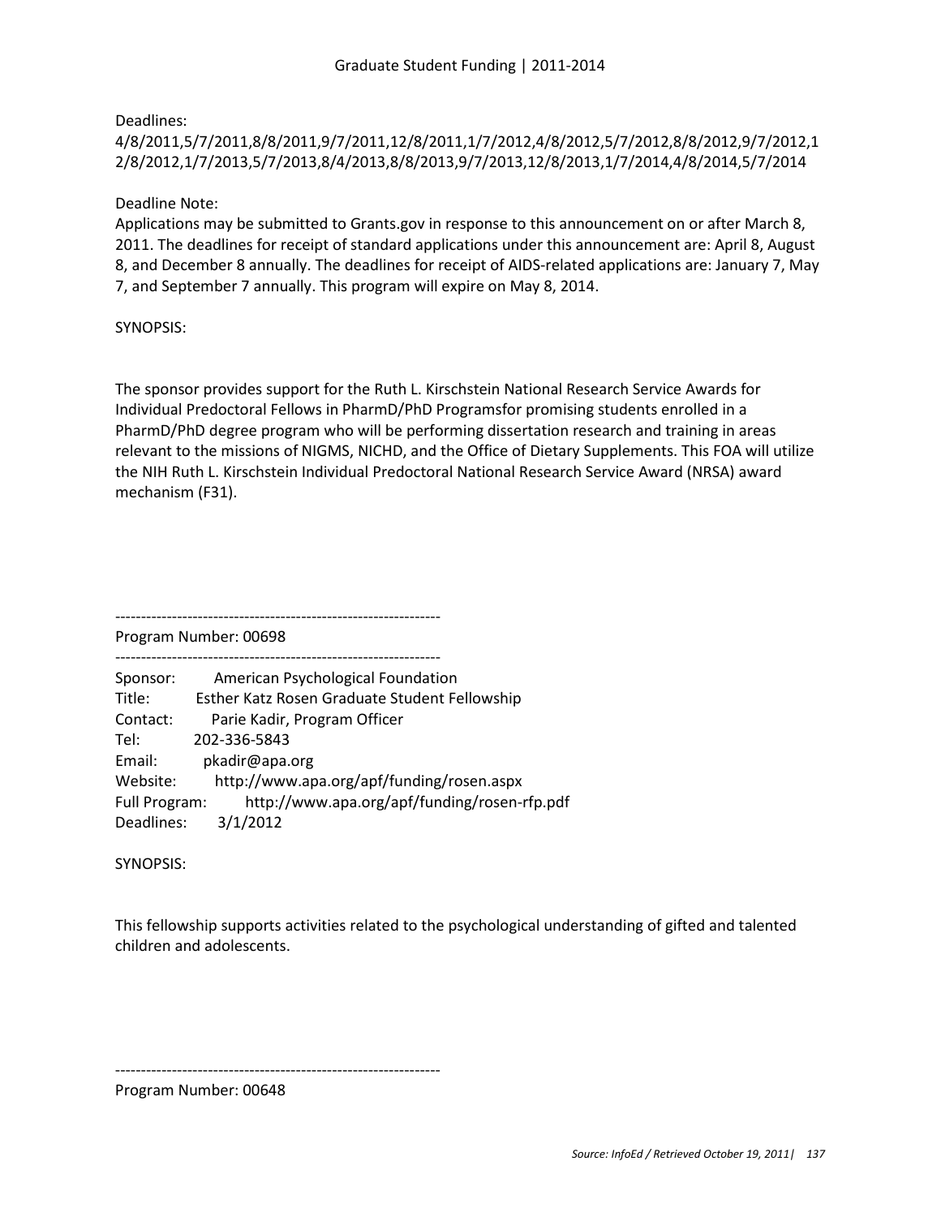Deadlines:
4/8/2011,5/7/2011,8/8/2011,9/7/2011,12/8/2011,1/7/2012,4/8/2012,5/7/2012,8/8/2012,9/7/2012,12/8/2012,1/7/2013,5/7/2013,8/4/2013,8/8/2013,9/7/2013,12/8/2013,1/7/2014,4/8/2014,5/7/2014

Deadline Note:
Applications may be submitted to Grants.gov in response to this announcement on or after March 8, 2011. The deadlines for receipt of standard applications under this announcement are: April 8, August 8, and December 8 annually. The deadlines for receipt of AIDS-related applications are: January 7, May 7, and September 7 annually. This program will expire on May 8, 2014.

SYNOPSIS:

The sponsor provides support for the Ruth L. Kirschstein National Research Service Awards for Individual Predoctoral Fellows in PharmD/PhD Programsfor promising students enrolled in a PharmD/PhD degree program who will be performing dissertation research and training in areas relevant to the missions of NIGMS, NICHD, and the Office of Dietary Supplements. This FOA will utilize the NIH Ruth L. Kirschstein Individual Predoctoral National Research Service Award (NRSA) award mechanism (F31).

---------------------------------------------------------------
Program Number: 00698
---------------------------------------------------------------

Sponsor: American Psychological Foundation
Title: Esther Katz Rosen Graduate Student Fellowship
Contact: Parie Kadir, Program Officer
Tel: 202-336-5843
Email: pkadir@apa.org
Website: http://www.apa.org/apf/funding/rosen.aspx
Full Program: http://www.apa.org/apf/funding/rosen-rfp.pdf
Deadlines: 3/1/2012

SYNOPSIS:

This fellowship supports activities related to the psychological understanding of gifted and talented children and adolescents.

---------------------------------------------------------------
Program Number: 00648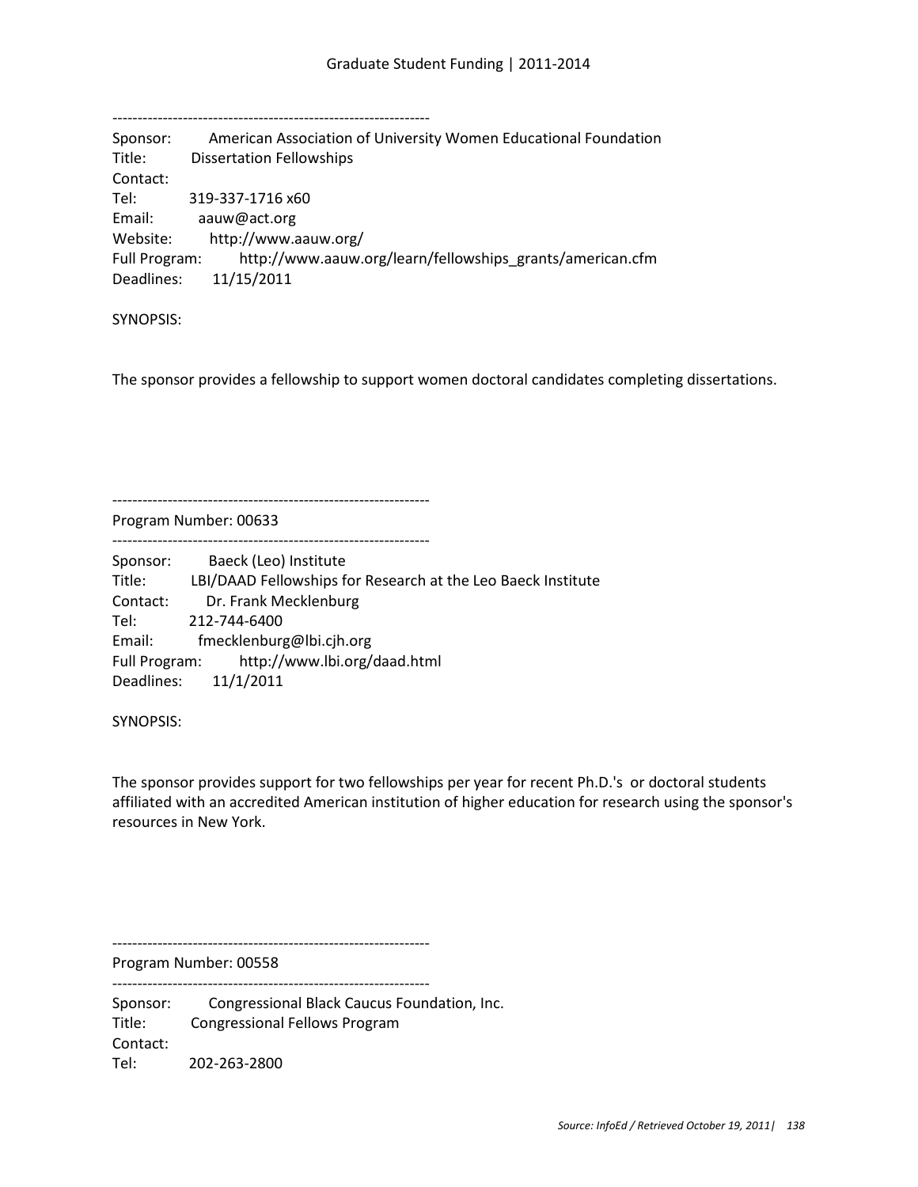---------------------------------------------------------------

Sponsor: American Association of University Women Educational Foundation
Title: Dissertation Fellowships
Contact:
Tel: 319-337-1716 x60
Email: aauw@act.org
Website: http://www.aauw.org/
Full Program: http://www.aauw.org/learn/fellowships_grants/american.cfm
Deadlines: 11/15/2011

SYNOPSIS:

The sponsor provides a fellowship to support women doctoral candidates completing dissertations.

---------------------------------------------------------------

Program Number: 00633

---------------------------------------------------------------

Sponsor: Baeck (Leo) Institute
Title: LBI/DAAD Fellowships for Research at the Leo Baeck Institute
Contact: Dr. Frank Mecklenburg
Tel: 212-744-6400
Email: fmecklenburg@lbi.cjh.org
Full Program: http://www.lbi.org/daad.html
Deadlines: 11/1/2011

SYNOPSIS:

The sponsor provides support for two fellowships per year for recent Ph.D.'s or doctoral students affiliated with an accredited American institution of higher education for research using the sponsor's resources in New York.

---------------------------------------------------------------

Program Number: 00558

---------------------------------------------------------------

Sponsor: Congressional Black Caucus Foundation, Inc.
Title: Congressional Fellows Program
Contact:
Tel: 202-263-2800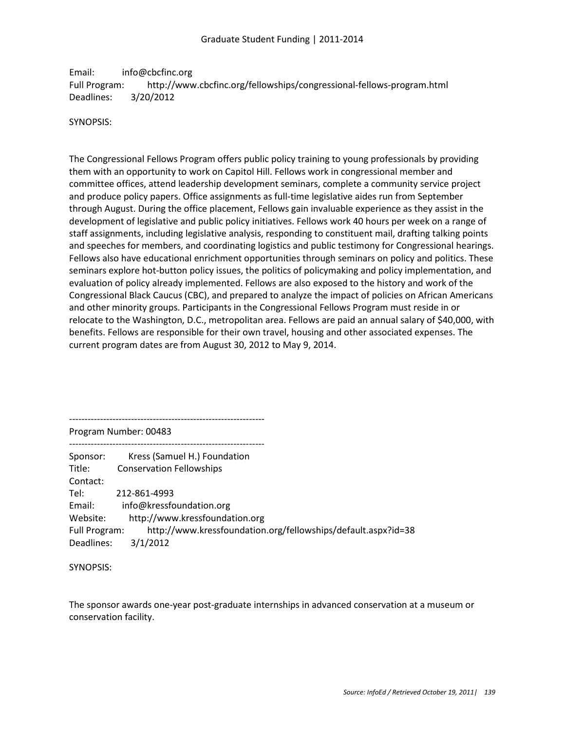Email: info@cbcfinc.org
Full Program: http://www.cbcfinc.org/fellowships/congressional-fellows-program.html
Deadlines: 3/20/2012

SYNOPSIS:

The Congressional Fellows Program offers public policy training to young professionals by providing them with an opportunity to work on Capitol Hill. Fellows work in congressional member and committee offices, attend leadership development seminars, complete a community service project and produce policy papers. Office assignments as full-time legislative aides run from September through August. During the office placement, Fellows gain invaluable experience as they assist in the development of legislative and public policy initiatives. Fellows work 40 hours per week on a range of staff assignments, including legislative analysis, responding to constituent mail, drafting talking points and speeches for members, and coordinating logistics and public testimony for Congressional hearings. Fellows also have educational enrichment opportunities through seminars on policy and politics. These seminars explore hot-button policy issues, the politics of policymaking and policy implementation, and evaluation of policy already implemented. Fellows are also exposed to the history and work of the Congressional Black Caucus (CBC), and prepared to analyze the impact of policies on African Americans and other minority groups. Participants in the Congressional Fellows Program must reside in or relocate to the Washington, D.C., metropolitan area. Fellows are paid an annual salary of $40,000, with benefits. Fellows are responsible for their own travel, housing and other associated expenses. The current program dates are from August 30, 2012 to May 9, 2014.

--------------------------------------------------------------

Program Number: 00483

--------------------------------------------------------------

Sponsor: Kress (Samuel H.) Foundation
Title: Conservation Fellowships
Contact:
Tel: 212-861-4993
Email: info@kressfoundation.org
Website: http://www.kressfoundation.org
Full Program: http://www.kressfoundation.org/fellowships/default.aspx?id=38
Deadlines: 3/1/2012

SYNOPSIS:

The sponsor awards one-year post-graduate internships in advanced conservation at a museum or conservation facility.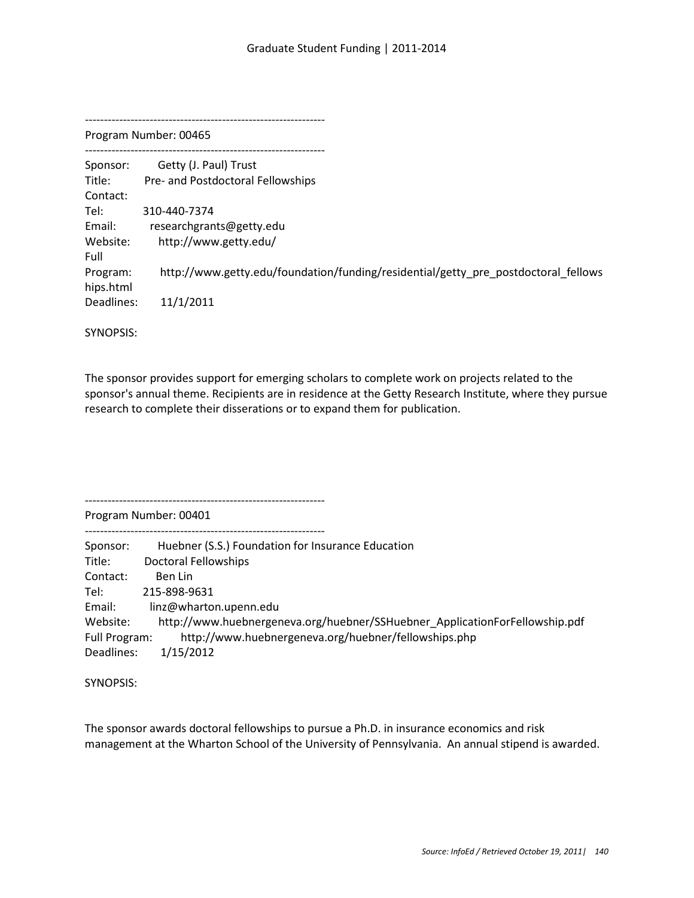---------------------------------------------------------------

Program Number: 00465

---------------------------------------------------------------

Sponsor: Getty (J. Paul) Trust
Title: Pre- and Postdoctoral Fellowships
Contact:
Tel: 310-440-7374
Email: researchgrants@getty.edu
Website: http://www.getty.edu/
Full Program: http://www.getty.edu/foundation/funding/residential/getty_pre_postdoctoral_fellowships.html
Deadlines: 11/1/2011

SYNOPSIS:

The sponsor provides support for emerging scholars to complete work on projects related to the sponsor's annual theme. Recipients are in residence at the Getty Research Institute, where they pursue research to complete their disserations or to expand them for publication.

---------------------------------------------------------------

Program Number: 00401

---------------------------------------------------------------

Sponsor: Huebner (S.S.) Foundation for Insurance Education
Title: Doctoral Fellowships
Contact: Ben Lin
Tel: 215-898-9631
Email: linz@wharton.upenn.edu
Website: http://www.huebnergeneva.org/huebner/SSHuebner_ApplicationForFellowship.pdf
Full Program: http://www.huebnergeneva.org/huebner/fellowships.php
Deadlines: 1/15/2012

SYNOPSIS:

The sponsor awards doctoral fellowships to pursue a Ph.D. in insurance economics and risk management at the Wharton School of the University of Pennsylvania. An annual stipend is awarded.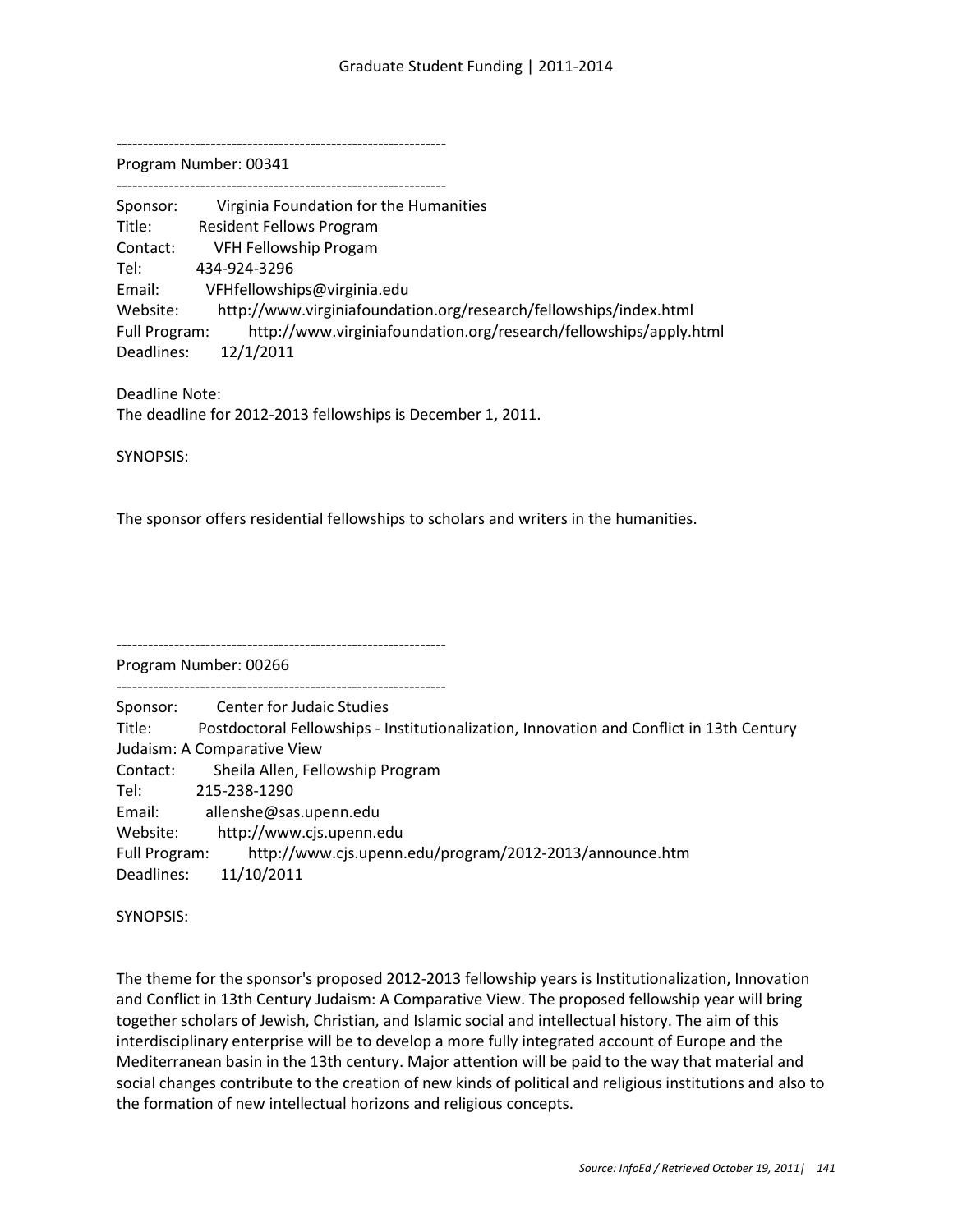---------------------------------------------------------------

Program Number: 00341

---------------------------------------------------------------

Sponsor: Virginia Foundation for the Humanities
Title: Resident Fellows Program
Contact: VFH Fellowship Progam
Tel: 434-924-3296
Email: VFHfellowships@virginia.edu
Website: http://www.virginiafoundation.org/research/fellowships/index.html
Full Program: http://www.virginiafoundation.org/research/fellowships/apply.html
Deadlines: 12/1/2011

Deadline Note:
The deadline for 2012-2013 fellowships is December 1, 2011.

SYNOPSIS:

The sponsor offers residential fellowships to scholars and writers in the humanities.

---------------------------------------------------------------

Program Number: 00266

---------------------------------------------------------------

Sponsor: Center for Judaic Studies
Title: Postdoctoral Fellowships - Institutionalization, Innovation and Conflict in 13th Century Judaism: A Comparative View
Contact: Sheila Allen, Fellowship Program
Tel: 215-238-1290
Email: allenshe@sas.upenn.edu
Website: http://www.cjs.upenn.edu
Full Program: http://www.cjs.upenn.edu/program/2012-2013/announce.htm
Deadlines: 11/10/2011

SYNOPSIS:

The theme for the sponsor's proposed 2012-2013 fellowship years is Institutionalization, Innovation and Conflict in 13th Century Judaism: A Comparative View. The proposed fellowship year will bring together scholars of Jewish, Christian, and Islamic social and intellectual history. The aim of this interdisciplinary enterprise will be to develop a more fully integrated account of Europe and the Mediterranean basin in the 13th century. Major attention will be paid to the way that material and social changes contribute to the creation of new kinds of political and religious institutions and also to the formation of new intellectual horizons and religious concepts.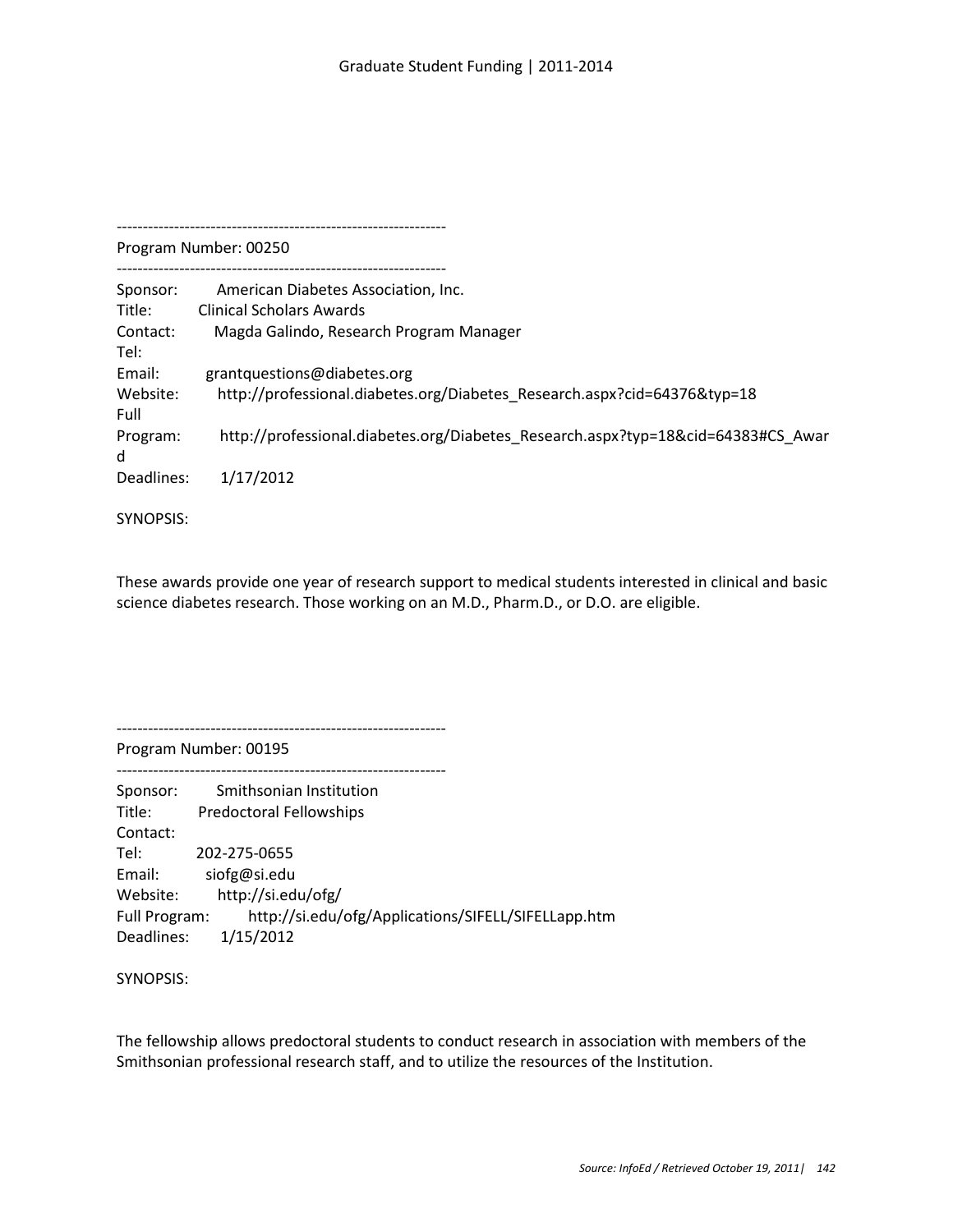---------------------------------------------------------------

Program Number: 00250

---------------------------------------------------------------

Sponsor: American Diabetes Association, Inc.
Title: Clinical Scholars Awards
Contact: Magda Galindo, Research Program Manager
Tel:
Email: grantquestions@diabetes.org
Website: http://professional.diabetes.org/Diabetes_Research.aspx?cid=64376&typ=18
Full Program: http://professional.diabetes.org/Diabetes_Research.aspx?typ=18&cid=64383#CS_Award
Deadlines: 1/17/2012

SYNOPSIS:

These awards provide one year of research support to medical students interested in clinical and basic science diabetes research. Those working on an M.D., Pharm.D., or D.O. are eligible.

---------------------------------------------------------------

Program Number: 00195

---------------------------------------------------------------

Sponsor: Smithsonian Institution
Title: Predoctoral Fellowships
Contact:
Tel: 202-275-0655
Email: siofg@si.edu
Website: http://si.edu/ofg/
Full Program: http://si.edu/ofg/Applications/SIFELL/SIFELLapp.htm
Deadlines: 1/15/2012

SYNOPSIS:

The fellowship allows predoctoral students to conduct research in association with members of the Smithsonian professional research staff, and to utilize the resources of the Institution.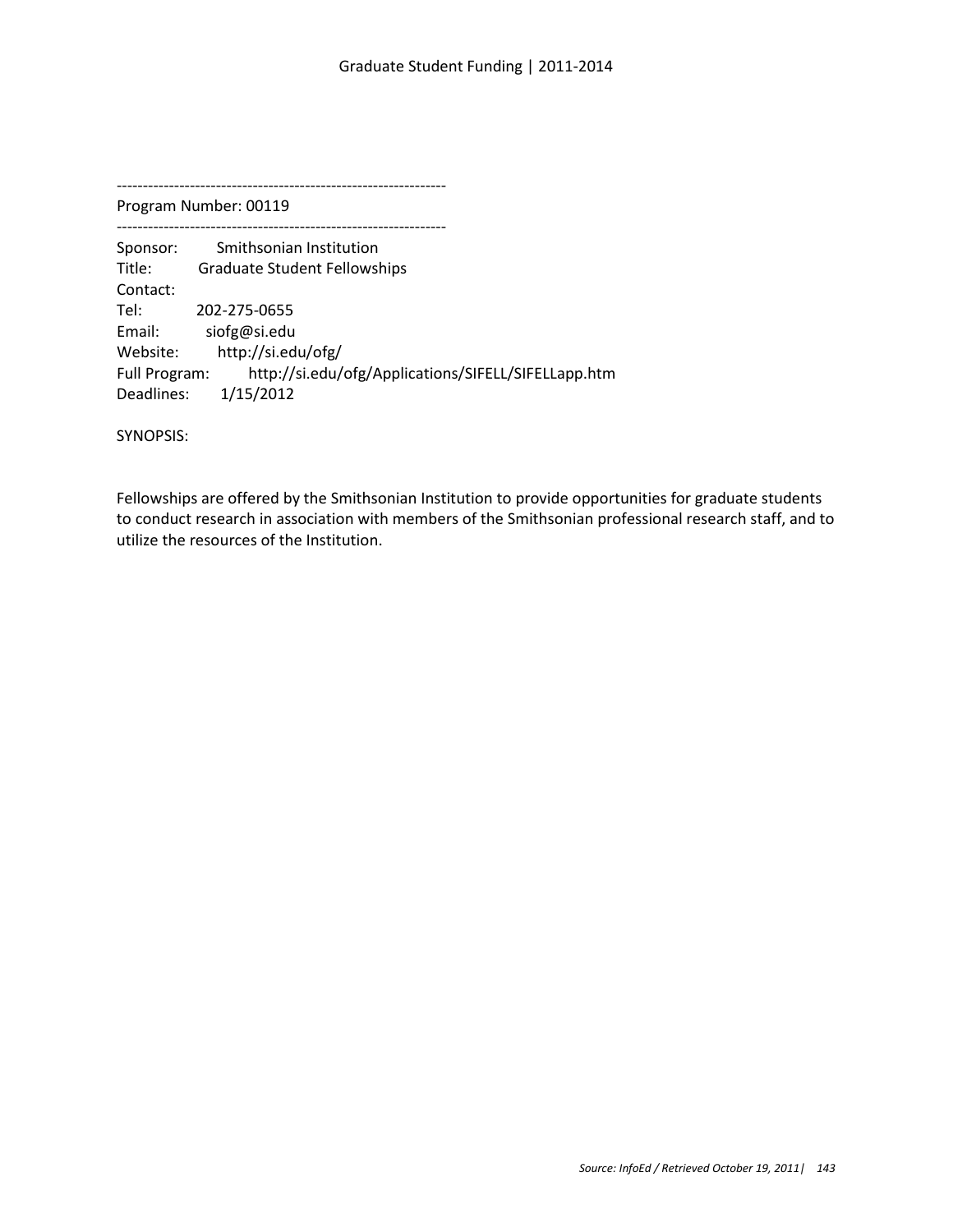---------------------------------------------------------------
Program Number: 00119
---------------------------------------------------------------

Sponsor: Smithsonian Institution
Title: Graduate Student Fellowships
Contact:
Tel: 202-275-0655
Email: siofg@si.edu
Website: http://si.edu/ofg/
Full Program: http://si.edu/ofg/Applications/SIFELL/SIFELLapp.htm
Deadlines: 1/15/2012

SYNOPSIS:

Fellowships are offered by the Smithsonian Institution to provide opportunities for graduate students to conduct research in association with members of the Smithsonian professional research staff, and to utilize the resources of the Institution.

*Source: InfoEd / Retrieved October 19, 2011|*